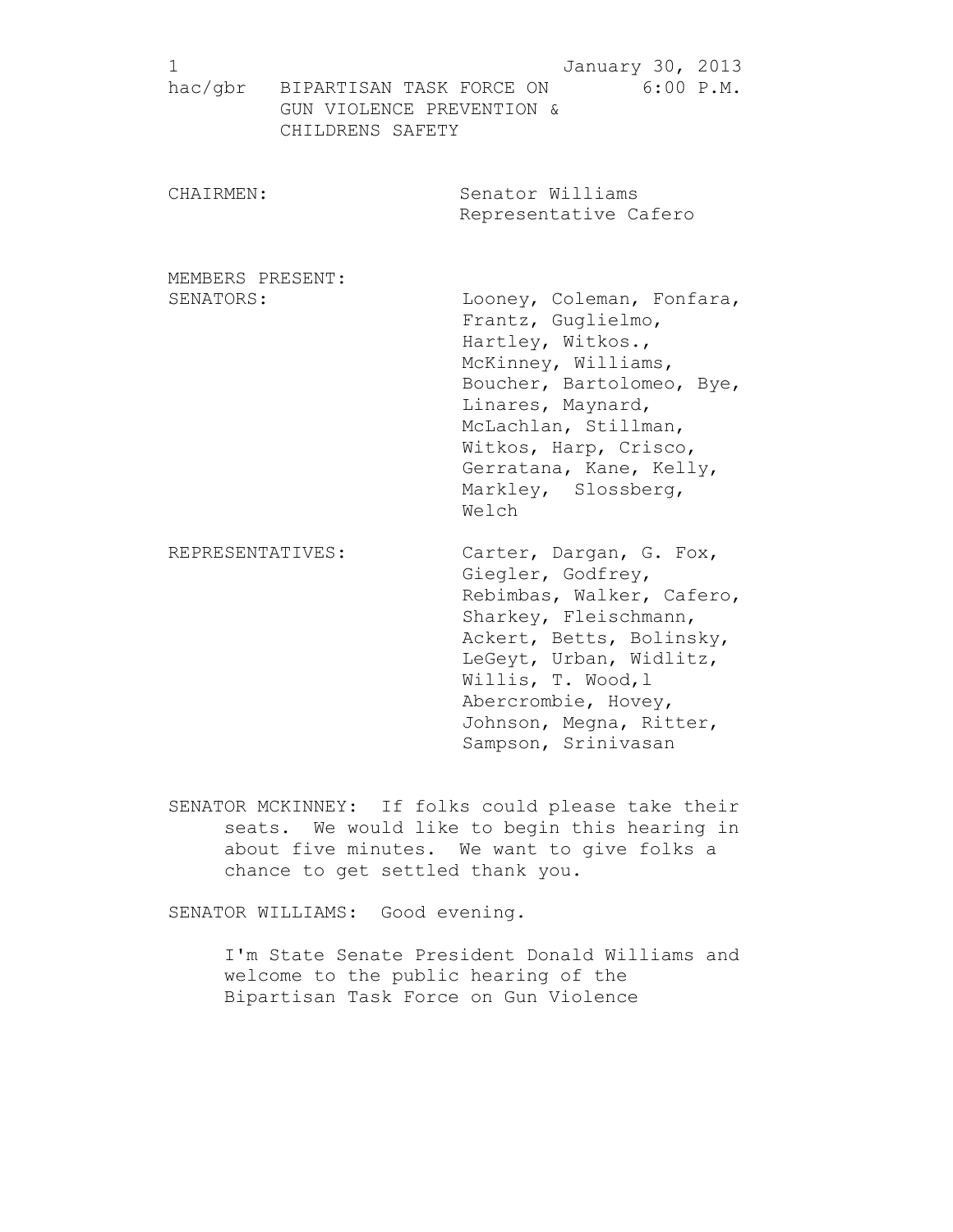hac/gbr BIPARTISAN TASK FORCE ON GUN VIOLENCE PREVENTION & CHILDRENS SAFETY

January 30, 2013
6:00 P.M.

CHAIRMEN: Senator Williams
Representative Cafero

MEMBERS PRESENT:

SENATORS: Looney, Coleman, Fonfara, Frantz, Guglielmo, Hartley, Witkos., McKinney, Williams, Boucher, Bartolomeo, Bye, Linares, Maynard, McLachlan, Stillman, Witkos, Harp, Crisco, Gerratana, Kane, Kelly, Markley, Slossberg, Welch

REPRESENTATIVES: Carter, Dargan, G. Fox, Giegler, Godfrey, Rebimbas, Walker, Cafero, Sharkey, Fleischmann, Ackert, Betts, Bolinsky, LeGeyt, Urban, Widlitz, Willis, T. Wood,l Abercrombie, Hovey, Johnson, Megna, Ritter, Sampson, Srinivasan

SENATOR MCKINNEY: If folks could please take their seats. We would like to begin this hearing in about five minutes. We want to give folks a chance to get settled thank you.

SENATOR WILLIAMS: Good evening.

I'm State Senate President Donald Williams and welcome to the public hearing of the Bipartisan Task Force on Gun Violence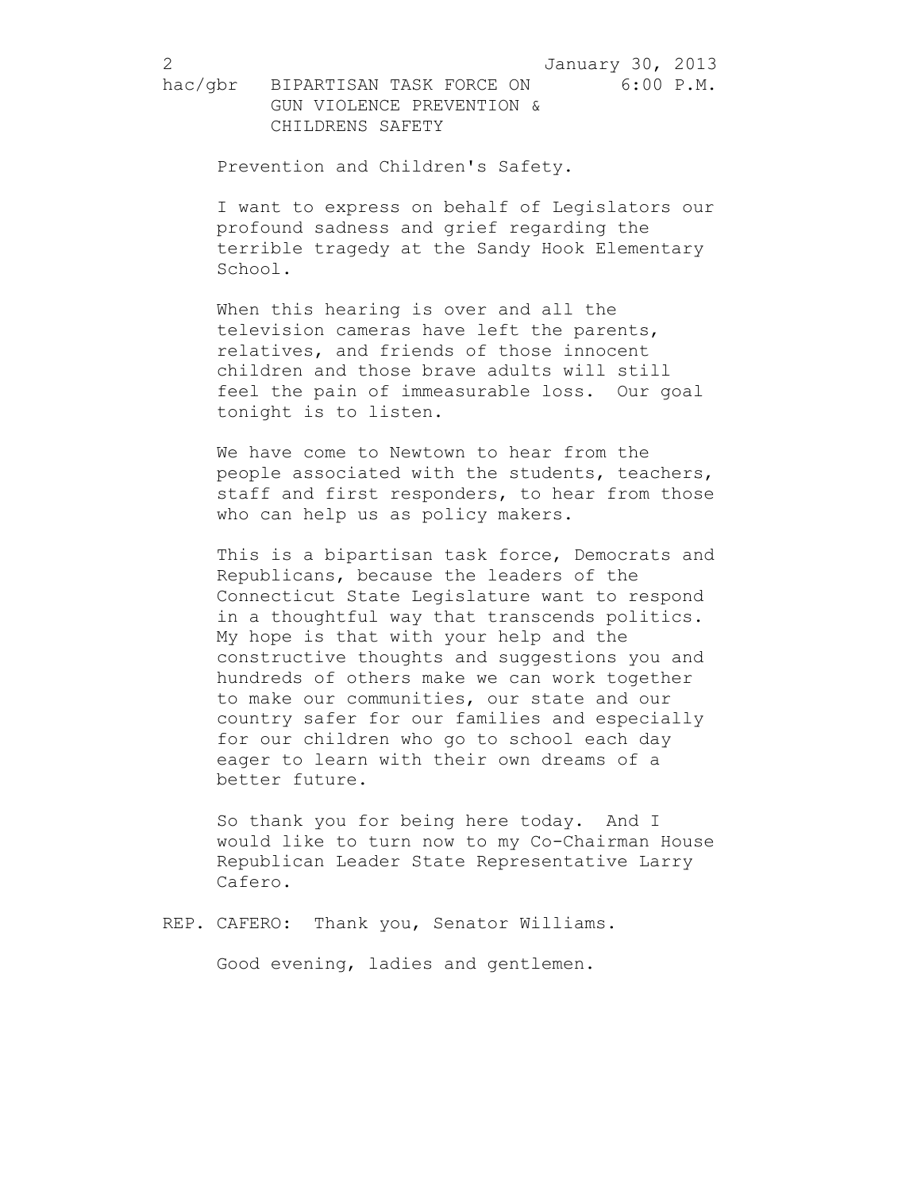Prevention and Children's Safety.

I want to express on behalf of Legislators our profound sadness and grief regarding the terrible tragedy at the Sandy Hook Elementary School.

When this hearing is over and all the television cameras have left the parents, relatives, and friends of those innocent children and those brave adults will still feel the pain of immeasurable loss. Our goal tonight is to listen.

We have come to Newtown to hear from the people associated with the students, teachers, staff and first responders, to hear from those who can help us as policy makers.

This is a bipartisan task force, Democrats and Republicans, because the leaders of the Connecticut State Legislature want to respond in a thoughtful way that transcends politics. My hope is that with your help and the constructive thoughts and suggestions you and hundreds of others make we can work together to make our communities, our state and our country safer for our families and especially for our children who go to school each day eager to learn with their own dreams of a better future.

So thank you for being here today. And I would like to turn now to my Co-Chairman House Republican Leader State Representative Larry Cafero.

REP. CAFERO: Thank you, Senator Williams.

Good evening, ladies and gentlemen.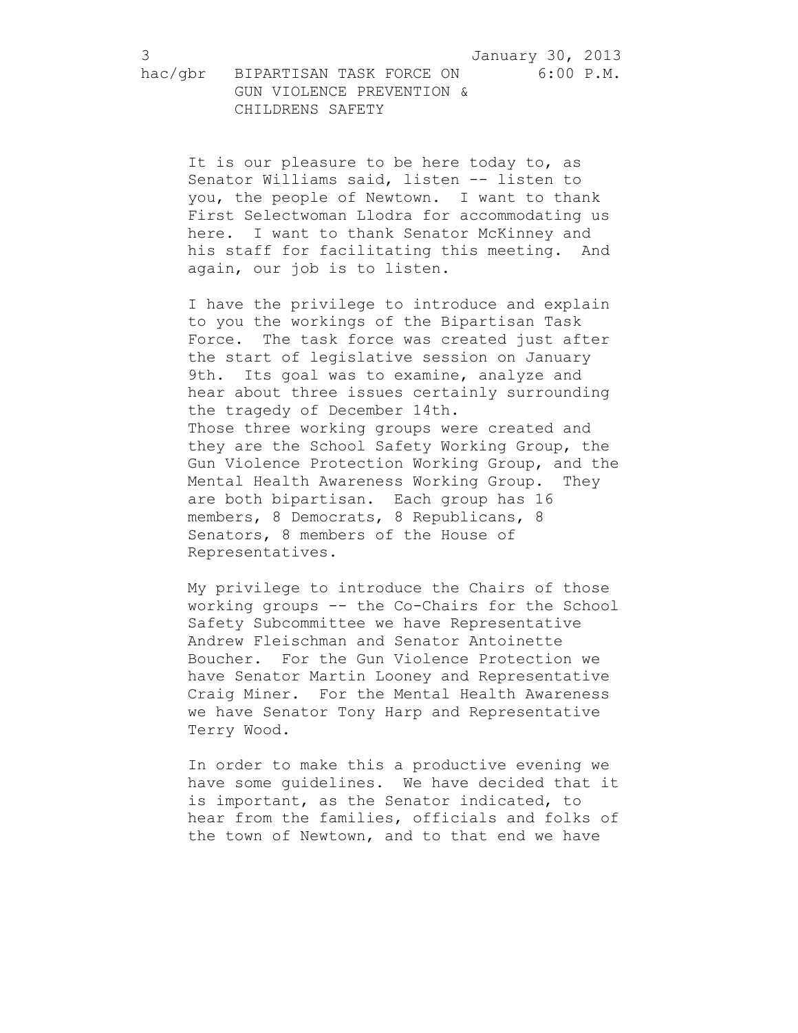It is our pleasure to be here today to, as Senator Williams said, listen -- listen to you, the people of Newtown. I want to thank First Selectwoman Llodra for accommodating us here. I want to thank Senator McKinney and his staff for facilitating this meeting. And again, our job is to listen.

I have the privilege to introduce and explain to you the workings of the Bipartisan Task Force. The task force was created just after the start of legislative session on January 9th. Its goal was to examine, analyze and hear about three issues certainly surrounding the tragedy of December 14th.
Those three working groups were created and they are the School Safety Working Group, the Gun Violence Protection Working Group, and the Mental Health Awareness Working Group. They are both bipartisan. Each group has 16 members, 8 Democrats, 8 Republicans, 8 Senators, 8 members of the House of Representatives.

My privilege to introduce the Chairs of those working groups -- the Co-Chairs for the School Safety Subcommittee we have Representative Andrew Fleischman and Senator Antoinette Boucher. For the Gun Violence Protection we have Senator Martin Looney and Representative Craig Miner. For the Mental Health Awareness we have Senator Tony Harp and Representative Terry Wood.

In order to make this a productive evening we have some guidelines. We have decided that it is important, as the Senator indicated, to hear from the families, officials and folks of the town of Newtown, and to that end we have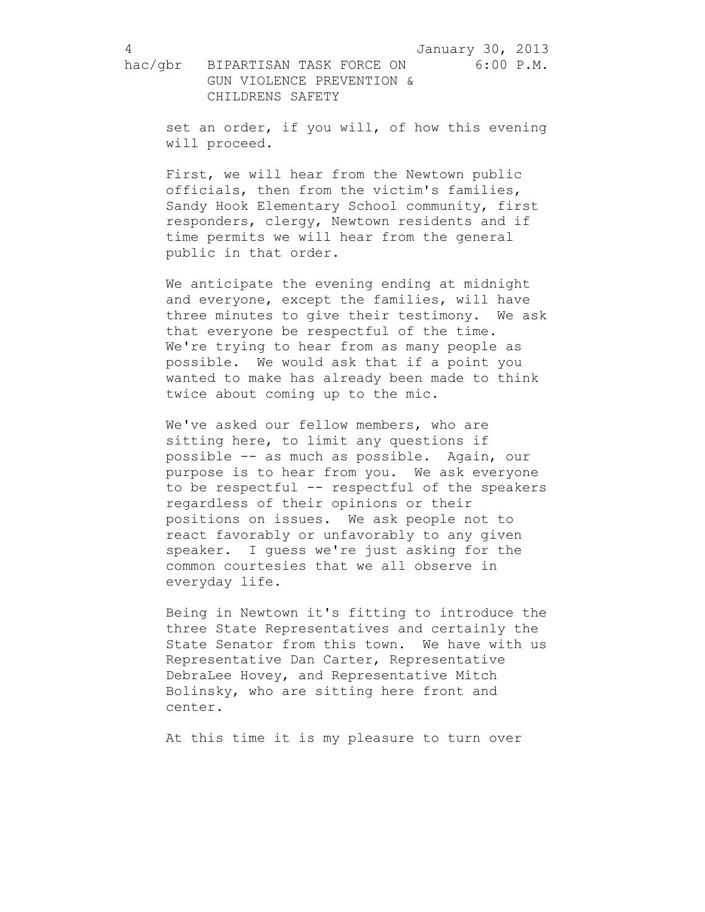set an order, if you will, of how this evening will proceed.

First, we will hear from the Newtown public officials, then from the victim's families, Sandy Hook Elementary School community, first responders, clergy, Newtown residents and if time permits we will hear from the general public in that order.

We anticipate the evening ending at midnight and everyone, except the families, will have three minutes to give their testimony. We ask that everyone be respectful of the time. We're trying to hear from as many people as possible. We would ask that if a point you wanted to make has already been made to think twice about coming up to the mic.

We've asked our fellow members, who are sitting here, to limit any questions if possible -- as much as possible. Again, our purpose is to hear from you. We ask everyone to be respectful -- respectful of the speakers regardless of their opinions or their positions on issues. We ask people not to react favorably or unfavorably to any given speaker. I guess we're just asking for the common courtesies that we all observe in everyday life.

Being in Newtown it's fitting to introduce the three State Representatives and certainly the State Senator from this town. We have with us Representative Dan Carter, Representative DebraLee Hovey, and Representative Mitch Bolinsky, who are sitting here front and center.

At this time it is my pleasure to turn over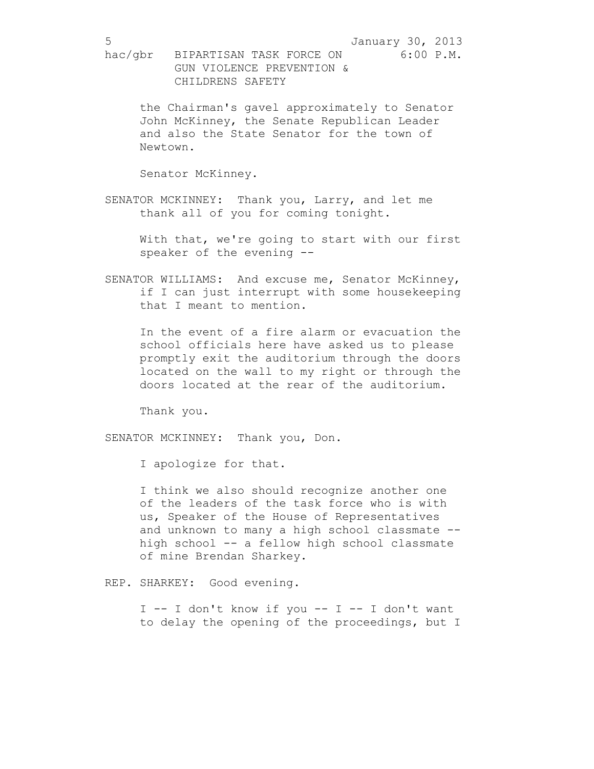the Chairman's gavel approximately to Senator John McKinney, the Senate Republican Leader and also the State Senator for the town of Newtown.

Senator McKinney.

SENATOR MCKINNEY: Thank you, Larry, and let me thank all of you for coming tonight.

With that, we're going to start with our first speaker of the evening --

SENATOR WILLIAMS: And excuse me, Senator McKinney, if I can just interrupt with some housekeeping that I meant to mention.

In the event of a fire alarm or evacuation the school officials here have asked us to please promptly exit the auditorium through the doors located on the wall to my right or through the doors located at the rear of the auditorium.

Thank you.

SENATOR MCKINNEY: Thank you, Don.

I apologize for that.

I think we also should recognize another one of the leaders of the task force who is with us, Speaker of the House of Representatives and unknown to many a high school classmate -- high school -- a fellow high school classmate of mine Brendan Sharkey.

REP. SHARKEY: Good evening.

I -- I don't know if you -- I -- I don't want to delay the opening of the proceedings, but I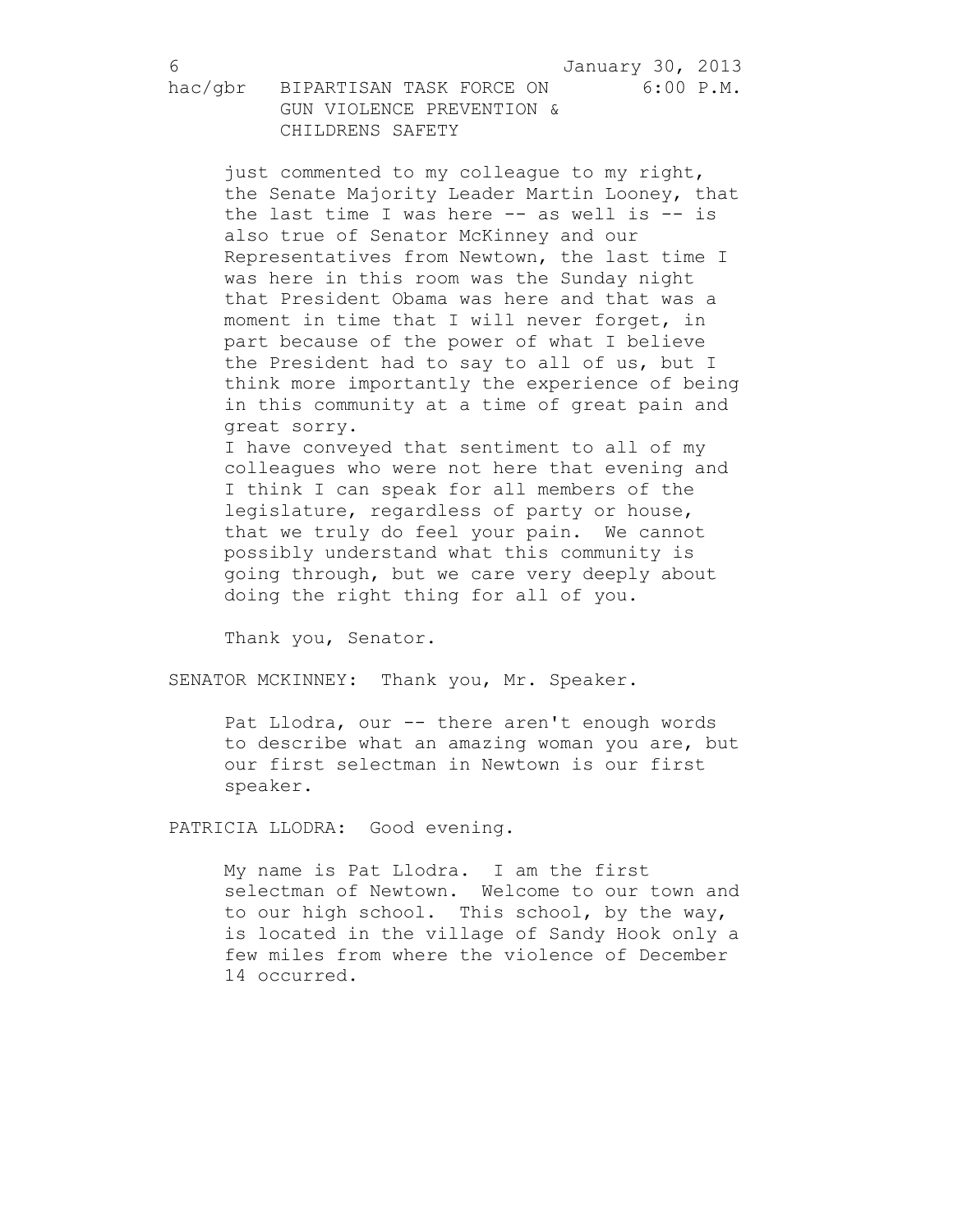just commented to my colleague to my right, the Senate Majority Leader Martin Looney, that the last time I was here -- as well is -- is also true of Senator McKinney and our Representatives from Newtown, the last time I was here in this room was the Sunday night that President Obama was here and that was a moment in time that I will never forget, in part because of the power of what I believe the President had to say to all of us, but I think more importantly the experience of being in this community at a time of great pain and great sorry.

I have conveyed that sentiment to all of my colleagues who were not here that evening and I think I can speak for all members of the legislature, regardless of party or house, that we truly do feel your pain. We cannot possibly understand what this community is going through, but we care very deeply about doing the right thing for all of you.

Thank you, Senator.

SENATOR MCKINNEY: Thank you, Mr. Speaker.

Pat Llodra, our -- there aren't enough words to describe what an amazing woman you are, but our first selectman in Newtown is our first speaker.

PATRICIA LLODRA: Good evening.

My name is Pat Llodra. I am the first selectman of Newtown. Welcome to our town and to our high school. This school, by the way, is located in the village of Sandy Hook only a few miles from where the violence of December 14 occurred.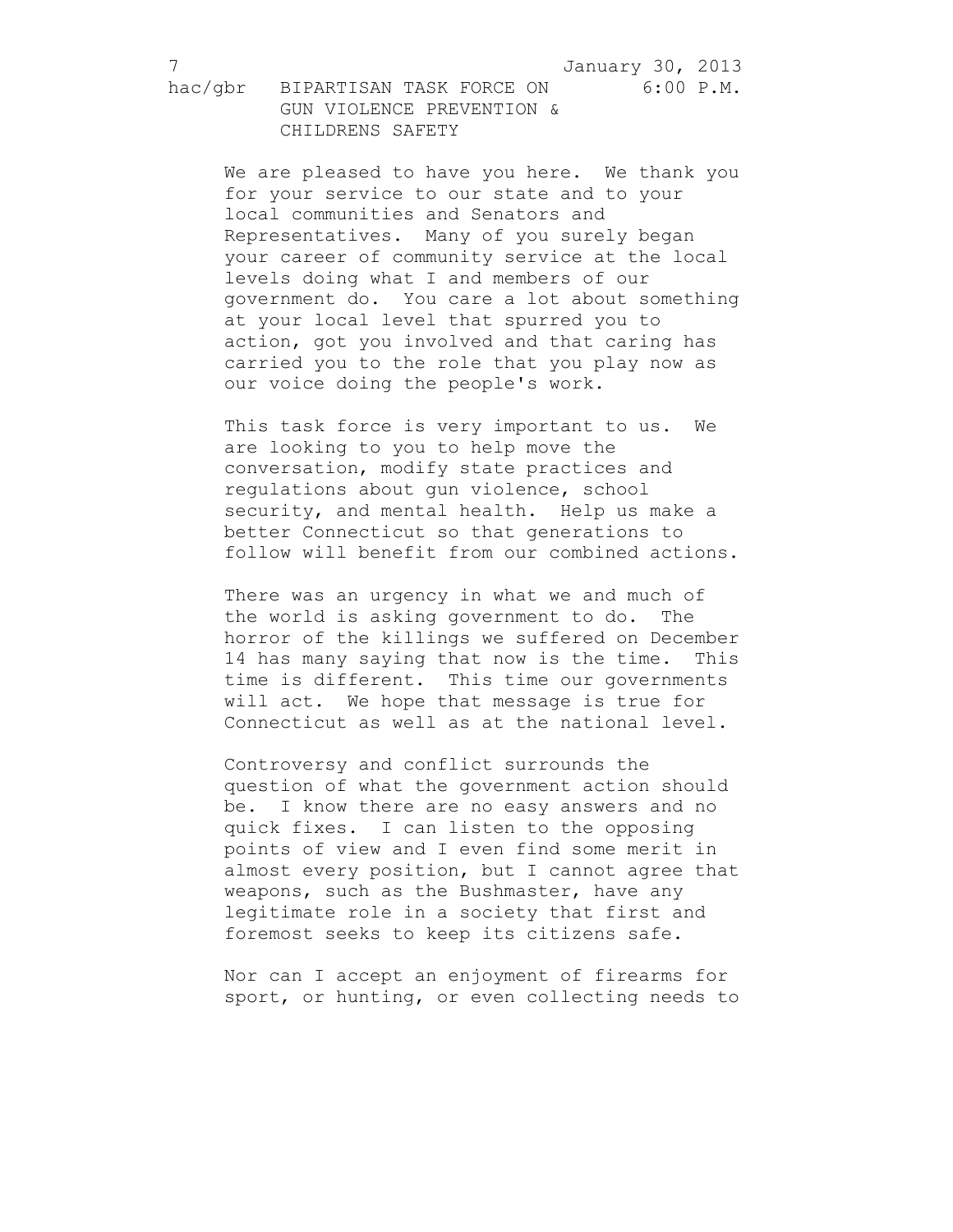We are pleased to have you here. We thank you for your service to our state and to your local communities and Senators and Representatives. Many of you surely began your career of community service at the local levels doing what I and members of our government do. You care a lot about something at your local level that spurred you to action, got you involved and that caring has carried you to the role that you play now as our voice doing the people's work.

This task force is very important to us. We are looking to you to help move the conversation, modify state practices and regulations about gun violence, school security, and mental health. Help us make a better Connecticut so that generations to follow will benefit from our combined actions.

There was an urgency in what we and much of the world is asking government to do. The horror of the killings we suffered on December 14 has many saying that now is the time. This time is different. This time our governments will act. We hope that message is true for Connecticut as well as at the national level.

Controversy and conflict surrounds the question of what the government action should be. I know there are no easy answers and no quick fixes. I can listen to the opposing points of view and I even find some merit in almost every position, but I cannot agree that weapons, such as the Bushmaster, have any legitimate role in a society that first and foremost seeks to keep its citizens safe.

Nor can I accept an enjoyment of firearms for sport, or hunting, or even collecting needs to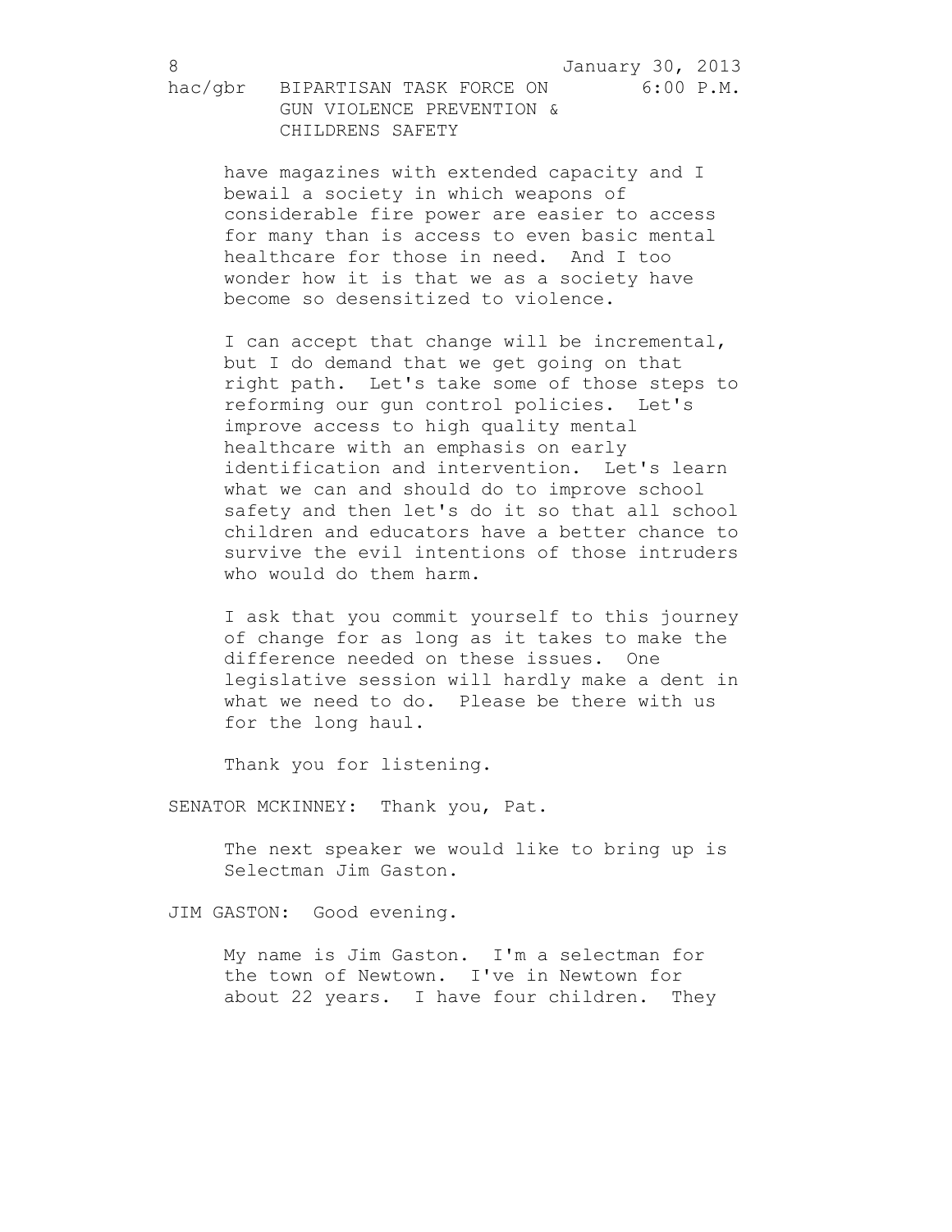have magazines with extended capacity and I bewail a society in which weapons of considerable fire power are easier to access for many than is access to even basic mental healthcare for those in need. And I too wonder how it is that we as a society have become so desensitized to violence.

I can accept that change will be incremental, but I do demand that we get going on that right path. Let's take some of those steps to reforming our gun control policies. Let's improve access to high quality mental healthcare with an emphasis on early identification and intervention. Let's learn what we can and should do to improve school safety and then let's do it so that all school children and educators have a better chance to survive the evil intentions of those intruders who would do them harm.

I ask that you commit yourself to this journey of change for as long as it takes to make the difference needed on these issues. One legislative session will hardly make a dent in what we need to do. Please be there with us for the long haul.

Thank you for listening.

SENATOR MCKINNEY: Thank you, Pat.

The next speaker we would like to bring up is Selectman Jim Gaston.

JIM GASTON: Good evening.

My name is Jim Gaston. I'm a selectman for the town of Newtown. I've in Newtown for about 22 years. I have four children. They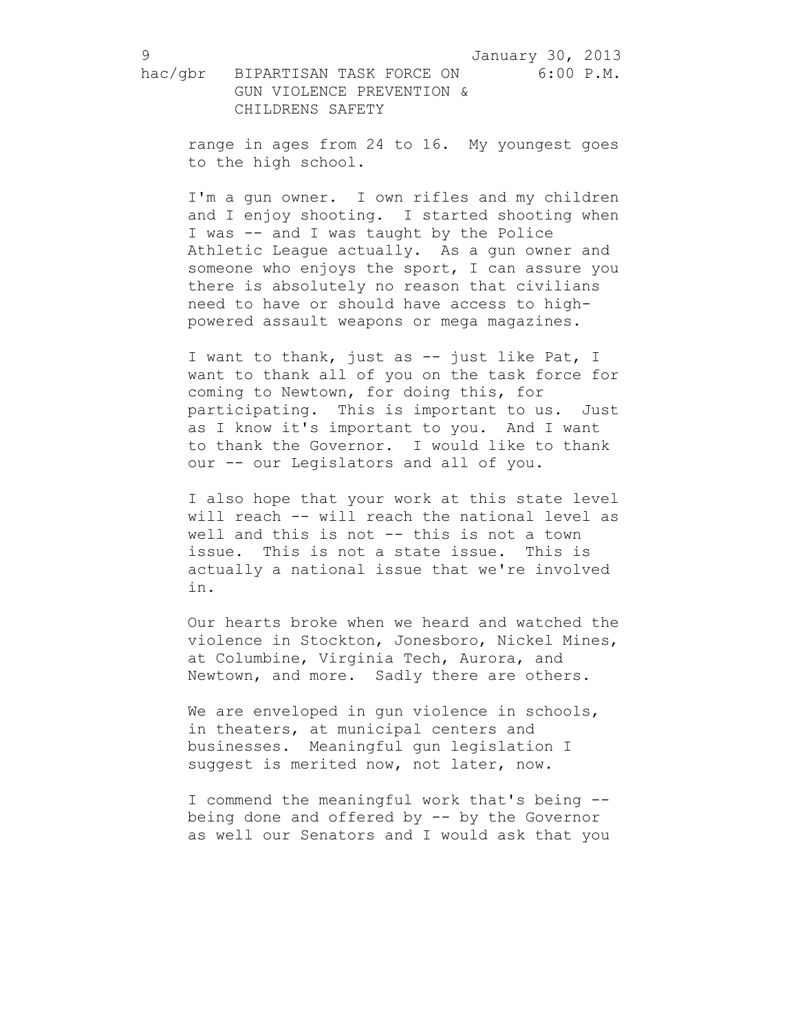range in ages from 24 to 16. My youngest goes to the high school.

I'm a gun owner. I own rifles and my children and I enjoy shooting. I started shooting when I was -- and I was taught by the Police Athletic League actually. As a gun owner and someone who enjoys the sport, I can assure you there is absolutely no reason that civilians need to have or should have access to high-powered assault weapons or mega magazines.

I want to thank, just as -- just like Pat, I want to thank all of you on the task force for coming to Newtown, for doing this, for participating. This is important to us. Just as I know it's important to you. And I want to thank the Governor. I would like to thank our -- our Legislators and all of you.

I also hope that your work at this state level will reach -- will reach the national level as well and this is not -- this is not a town issue. This is not a state issue. This is actually a national issue that we're involved in.

Our hearts broke when we heard and watched the violence in Stockton, Jonesboro, Nickel Mines, at Columbine, Virginia Tech, Aurora, and Newtown, and more. Sadly there are others.

We are enveloped in gun violence in schools, in theaters, at municipal centers and businesses. Meaningful gun legislation I suggest is merited now, not later, now.

I commend the meaningful work that's being -- being done and offered by -- by the Governor as well our Senators and I would ask that you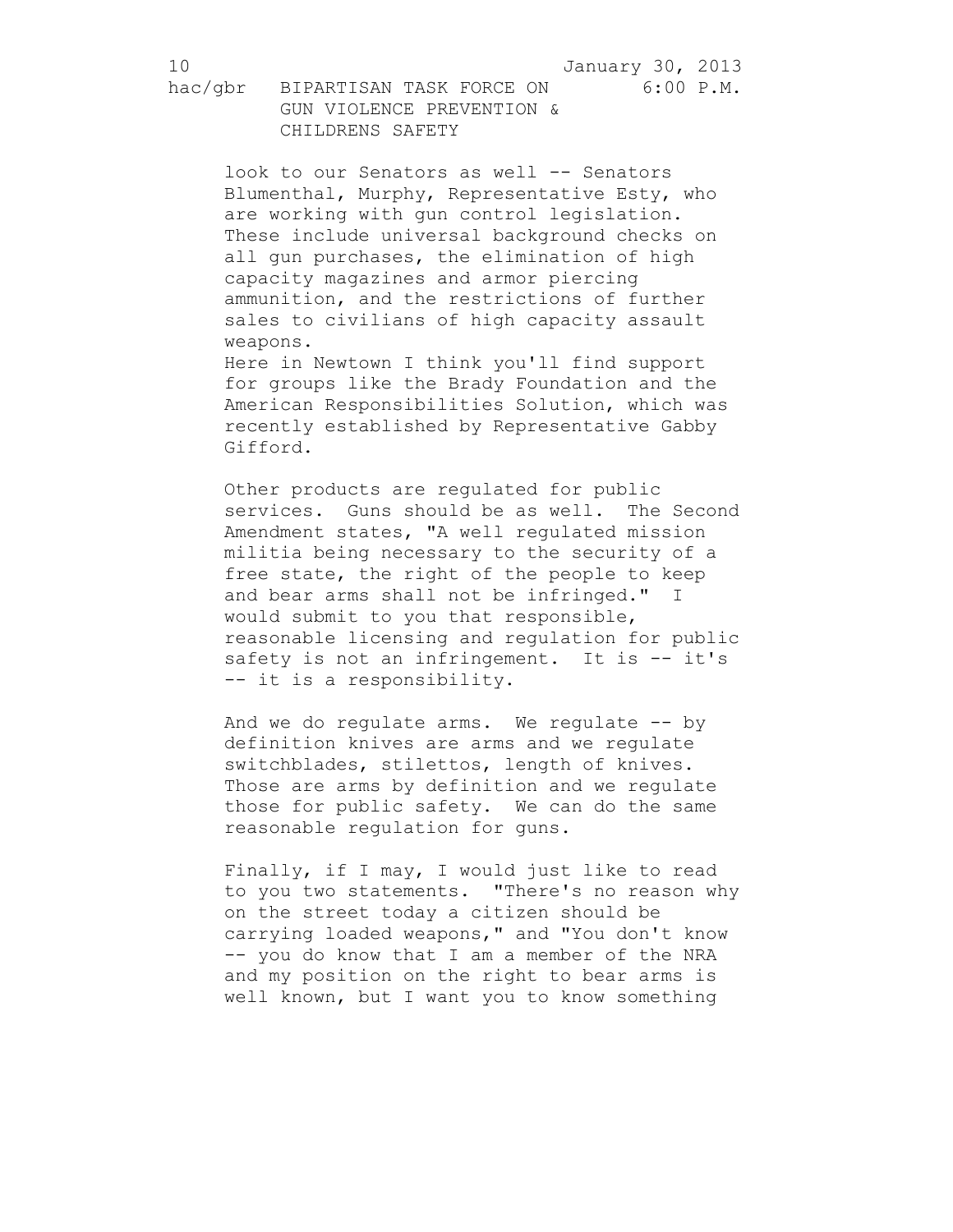look to our Senators as well -- Senators Blumenthal, Murphy, Representative Esty, who are working with gun control legislation. These include universal background checks on all gun purchases, the elimination of high capacity magazines and armor piercing ammunition, and the restrictions of further sales to civilians of high capacity assault weapons.

Here in Newtown I think you'll find support for groups like the Brady Foundation and the American Responsibilities Solution, which was recently established by Representative Gabby Gifford.

Other products are regulated for public services. Guns should be as well. The Second Amendment states, "A well regulated mission militia being necessary to the security of a free state, the right of the people to keep and bear arms shall not be infringed." I would submit to you that responsible, reasonable licensing and regulation for public safety is not an infringement. It is -- it's -- it is a responsibility.

And we do regulate arms. We regulate -- by definition knives are arms and we regulate switchblades, stilettos, length of knives. Those are arms by definition and we regulate those for public safety. We can do the same reasonable regulation for guns.

Finally, if I may, I would just like to read to you two statements. "There's no reason why on the street today a citizen should be carrying loaded weapons," and "You don't know -- you do know that I am a member of the NRA and my position on the right to bear arms is well known, but I want you to know something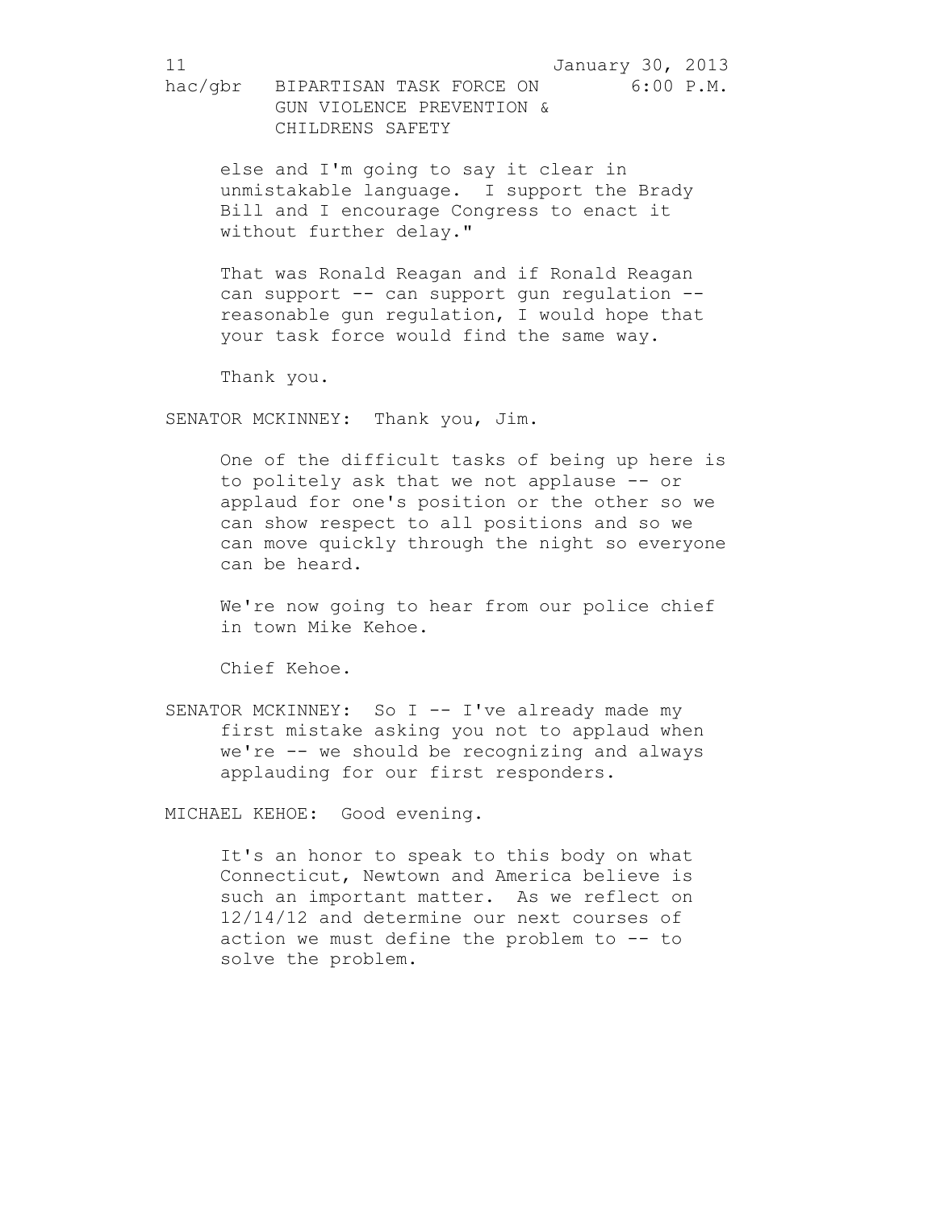else and I'm going to say it clear in unmistakable language. I support the Brady Bill and I encourage Congress to enact it without further delay."

That was Ronald Reagan and if Ronald Reagan can support -- can support gun regulation -- reasonable gun regulation, I would hope that your task force would find the same way.

Thank you.

SENATOR MCKINNEY: Thank you, Jim.

One of the difficult tasks of being up here is to politely ask that we not applause -- or applaud for one's position or the other so we can show respect to all positions and so we can move quickly through the night so everyone can be heard.

We're now going to hear from our police chief in town Mike Kehoe.

Chief Kehoe.

SENATOR MCKINNEY: So I -- I've already made my first mistake asking you not to applaud when we're -- we should be recognizing and always applauding for our first responders.

MICHAEL KEHOE: Good evening.

It's an honor to speak to this body on what Connecticut, Newtown and America believe is such an important matter. As we reflect on 12/14/12 and determine our next courses of action we must define the problem to -- to solve the problem.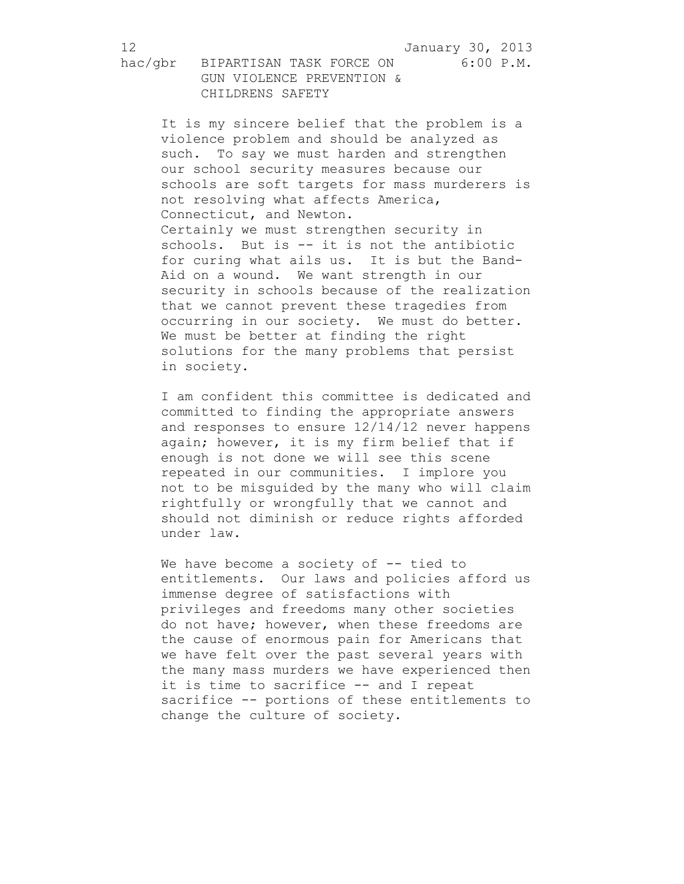It is my sincere belief that the problem is a violence problem and should be analyzed as such. To say we must harden and strengthen our school security measures because our schools are soft targets for mass murderers is not resolving what affects America, Connecticut, and Newton.
Certainly we must strengthen security in schools. But is -- it is not the antibiotic for curing what ails us. It is but the Band-Aid on a wound. We want strength in our security in schools because of the realization that we cannot prevent these tragedies from occurring in our society. We must do better. We must be better at finding the right solutions for the many problems that persist in society.

I am confident this committee is dedicated and committed to finding the appropriate answers and responses to ensure 12/14/12 never happens again; however, it is my firm belief that if enough is not done we will see this scene repeated in our communities. I implore you not to be misguided by the many who will claim rightfully or wrongfully that we cannot and should not diminish or reduce rights afforded under law.

We have become a society of -- tied to entitlements. Our laws and policies afford us immense degree of satisfactions with privileges and freedoms many other societies do not have; however, when these freedoms are the cause of enormous pain for Americans that we have felt over the past several years with the many mass murders we have experienced then it is time to sacrifice -- and I repeat sacrifice -- portions of these entitlements to change the culture of society.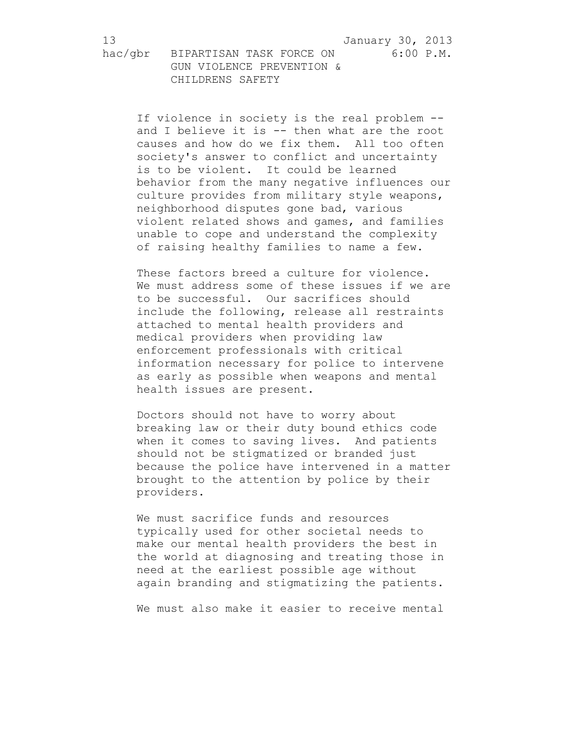If violence in society is the real problem -- and I believe it is -- then what are the root causes and how do we fix them. All too often society's answer to conflict and uncertainty is to be violent. It could be learned behavior from the many negative influences our culture provides from military style weapons, neighborhood disputes gone bad, various violent related shows and games, and families unable to cope and understand the complexity of raising healthy families to name a few.

These factors breed a culture for violence. We must address some of these issues if we are to be successful. Our sacrifices should include the following, release all restraints attached to mental health providers and medical providers when providing law enforcement professionals with critical information necessary for police to intervene as early as possible when weapons and mental health issues are present.

Doctors should not have to worry about breaking law or their duty bound ethics code when it comes to saving lives. And patients should not be stigmatized or branded just because the police have intervened in a matter brought to the attention by police by their providers.

We must sacrifice funds and resources typically used for other societal needs to make our mental health providers the best in the world at diagnosing and treating those in need at the earliest possible age without again branding and stigmatizing the patients.

We must also make it easier to receive mental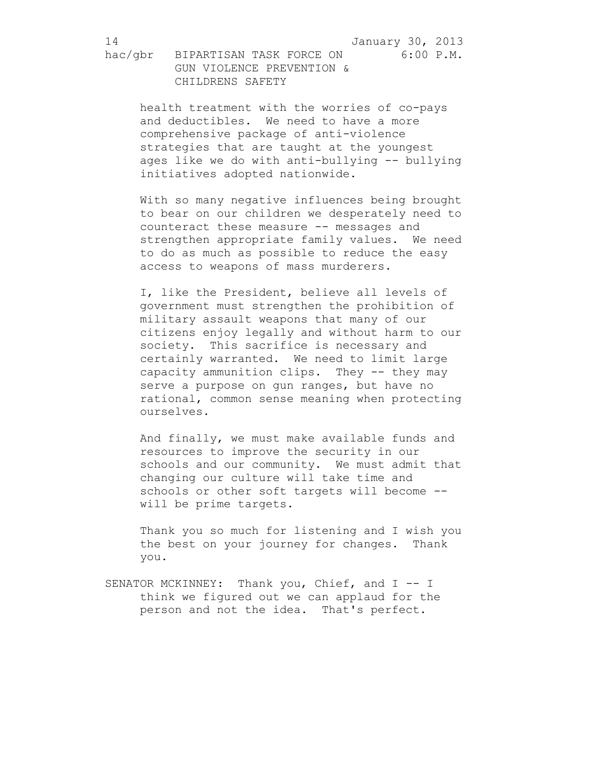health treatment with the worries of co-pays and deductibles. We need to have a more comprehensive package of anti-violence strategies that are taught at the youngest ages like we do with anti-bullying -- bullying initiatives adopted nationwide.

With so many negative influences being brought to bear on our children we desperately need to counteract these measure -- messages and strengthen appropriate family values. We need to do as much as possible to reduce the easy access to weapons of mass murderers.

I, like the President, believe all levels of government must strengthen the prohibition of military assault weapons that many of our citizens enjoy legally and without harm to our society. This sacrifice is necessary and certainly warranted. We need to limit large capacity ammunition clips. They -- they may serve a purpose on gun ranges, but have no rational, common sense meaning when protecting ourselves.

And finally, we must make available funds and resources to improve the security in our schools and our community. We must admit that changing our culture will take time and schools or other soft targets will become -- will be prime targets.

Thank you so much for listening and I wish you the best on your journey for changes. Thank you.

SENATOR MCKINNEY: Thank you, Chief, and I -- I think we figured out we can applaud for the person and not the idea. That's perfect.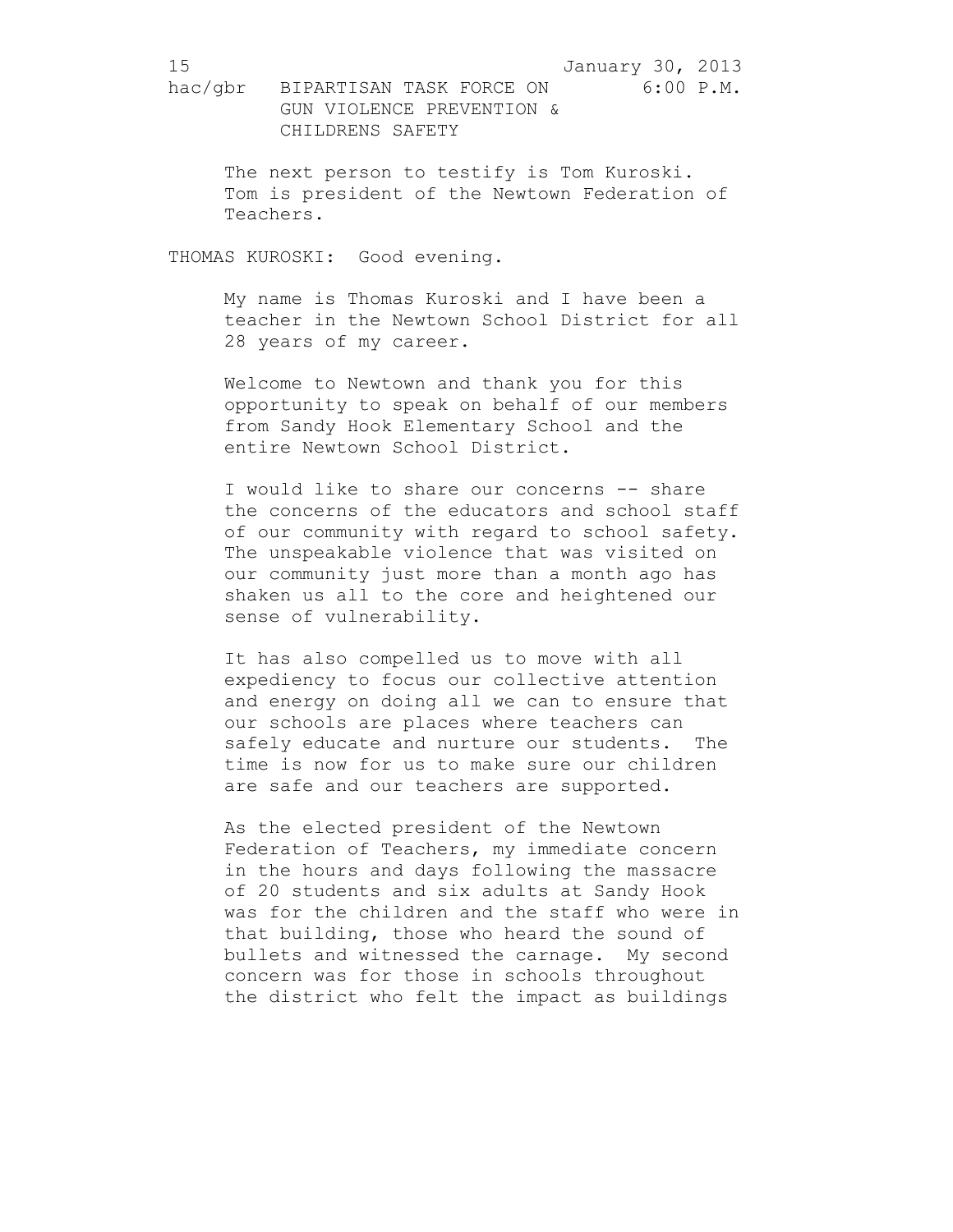The next person to testify is Tom Kuroski. Tom is president of the Newtown Federation of Teachers.

THOMAS KUROSKI: Good evening.

My name is Thomas Kuroski and I have been a teacher in the Newtown School District for all 28 years of my career.

Welcome to Newtown and thank you for this opportunity to speak on behalf of our members from Sandy Hook Elementary School and the entire Newtown School District.

I would like to share our concerns -- share the concerns of the educators and school staff of our community with regard to school safety. The unspeakable violence that was visited on our community just more than a month ago has shaken us all to the core and heightened our sense of vulnerability.

It has also compelled us to move with all expediency to focus our collective attention and energy on doing all we can to ensure that our schools are places where teachers can safely educate and nurture our students. The time is now for us to make sure our children are safe and our teachers are supported.

As the elected president of the Newtown Federation of Teachers, my immediate concern in the hours and days following the massacre of 20 students and six adults at Sandy Hook was for the children and the staff who were in that building, those who heard the sound of bullets and witnessed the carnage. My second concern was for those in schools throughout the district who felt the impact as buildings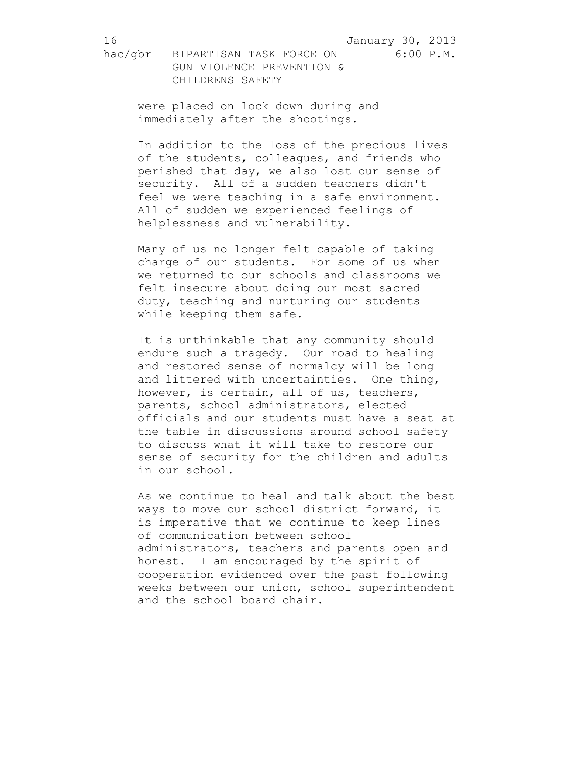were placed on lock down during and immediately after the shootings.

In addition to the loss of the precious lives of the students, colleagues, and friends who perished that day, we also lost our sense of security. All of a sudden teachers didn't feel we were teaching in a safe environment. All of sudden we experienced feelings of helplessness and vulnerability.

Many of us no longer felt capable of taking charge of our students. For some of us when we returned to our schools and classrooms we felt insecure about doing our most sacred duty, teaching and nurturing our students while keeping them safe.

It is unthinkable that any community should endure such a tragedy. Our road to healing and restored sense of normalcy will be long and littered with uncertainties. One thing, however, is certain, all of us, teachers, parents, school administrators, elected officials and our students must have a seat at the table in discussions around school safety to discuss what it will take to restore our sense of security for the children and adults in our school.

As we continue to heal and talk about the best ways to move our school district forward, it is imperative that we continue to keep lines of communication between school administrators, teachers and parents open and honest. I am encouraged by the spirit of cooperation evidenced over the past following weeks between our union, school superintendent and the school board chair.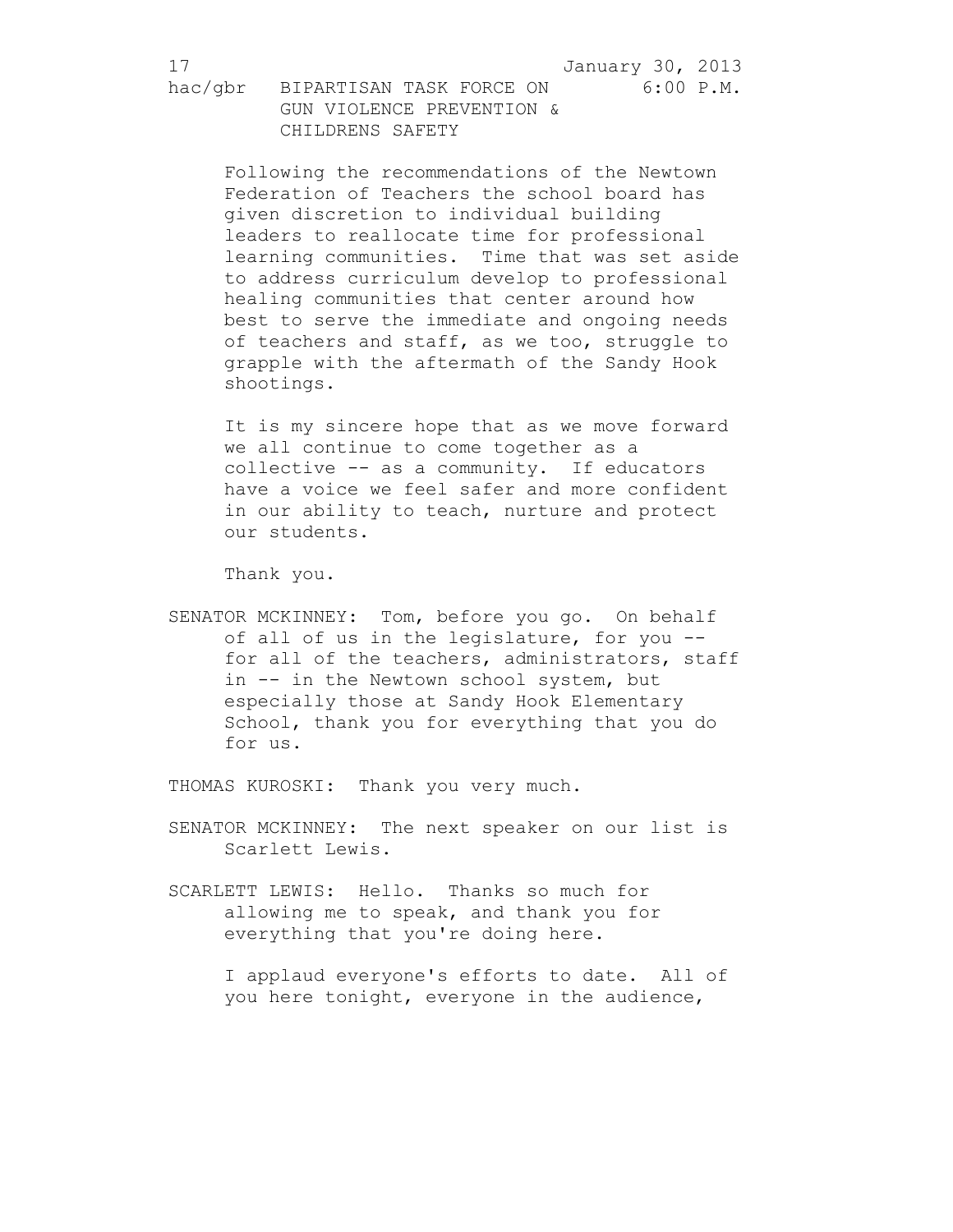Following the recommendations of the Newtown Federation of Teachers the school board has given discretion to individual building leaders to reallocate time for professional learning communities. Time that was set aside to address curriculum develop to professional healing communities that center around how best to serve the immediate and ongoing needs of teachers and staff, as we too, struggle to grapple with the aftermath of the Sandy Hook shootings.

It is my sincere hope that as we move forward we all continue to come together as a collective -- as a community. If educators have a voice we feel safer and more confident in our ability to teach, nurture and protect our students.

Thank you.

SENATOR MCKINNEY: Tom, before you go. On behalf of all of us in the legislature, for you -- for all of the teachers, administrators, staff in -- in the Newtown school system, but especially those at Sandy Hook Elementary School, thank you for everything that you do for us.

THOMAS KUROSKI: Thank you very much.

SENATOR MCKINNEY: The next speaker on our list is Scarlett Lewis.

SCARLETT LEWIS: Hello. Thanks so much for allowing me to speak, and thank you for everything that you're doing here.

I applaud everyone's efforts to date. All of you here tonight, everyone in the audience,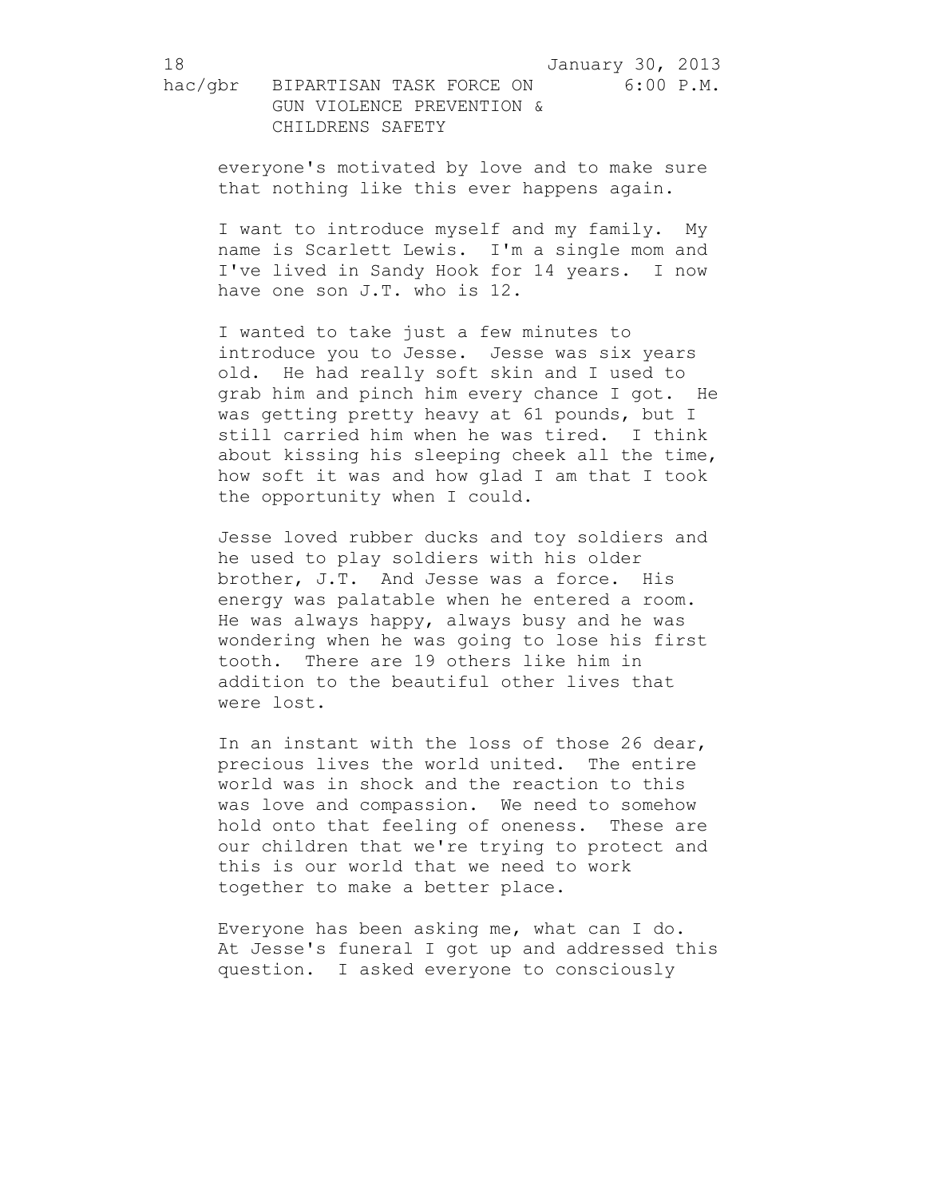everyone's motivated by love and to make sure that nothing like this ever happens again.

I want to introduce myself and my family. My name is Scarlett Lewis. I'm a single mom and I've lived in Sandy Hook for 14 years. I now have one son J.T. who is 12.

I wanted to take just a few minutes to introduce you to Jesse. Jesse was six years old. He had really soft skin and I used to grab him and pinch him every chance I got. He was getting pretty heavy at 61 pounds, but I still carried him when he was tired. I think about kissing his sleeping cheek all the time, how soft it was and how glad I am that I took the opportunity when I could.

Jesse loved rubber ducks and toy soldiers and he used to play soldiers with his older brother, J.T. And Jesse was a force. His energy was palatable when he entered a room. He was always happy, always busy and he was wondering when he was going to lose his first tooth. There are 19 others like him in addition to the beautiful other lives that were lost.

In an instant with the loss of those 26 dear, precious lives the world united. The entire world was in shock and the reaction to this was love and compassion. We need to somehow hold onto that feeling of oneness. These are our children that we're trying to protect and this is our world that we need to work together to make a better place.

Everyone has been asking me, what can I do. At Jesse's funeral I got up and addressed this question. I asked everyone to consciously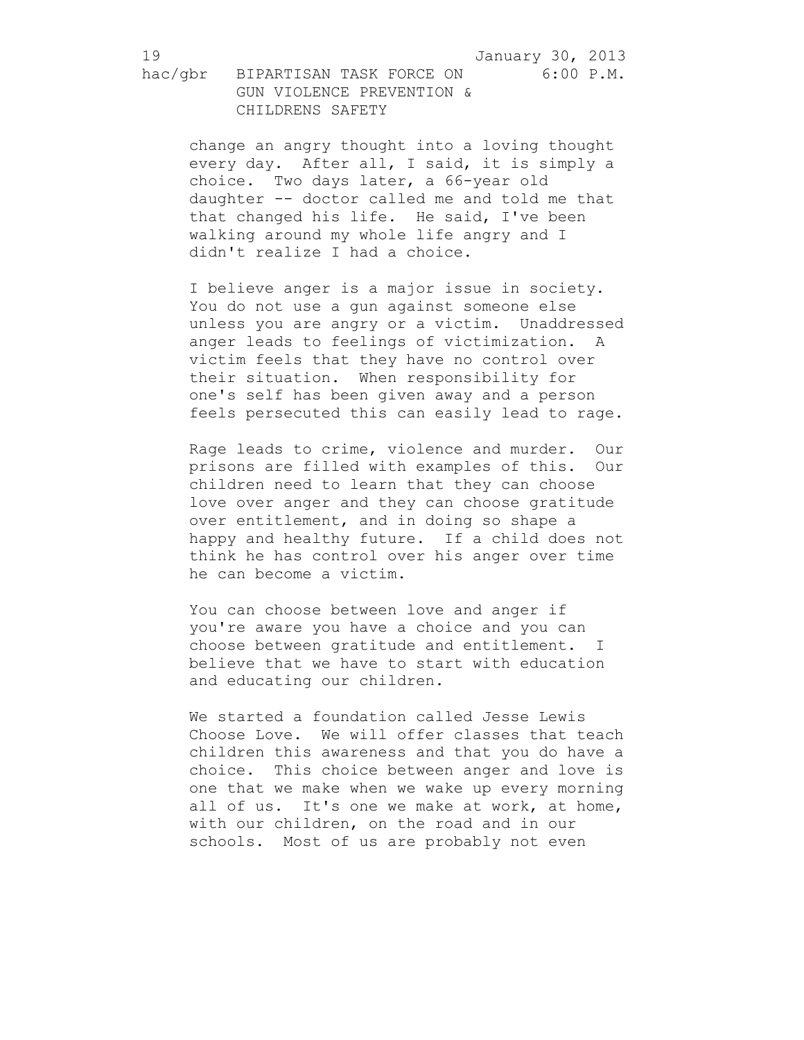change an angry thought into a loving thought every day. After all, I said, it is simply a choice. Two days later, a 66-year old daughter -- doctor called me and told me that that changed his life. He said, I've been walking around my whole life angry and I didn't realize I had a choice.

I believe anger is a major issue in society. You do not use a gun against someone else unless you are angry or a victim. Unaddressed anger leads to feelings of victimization. A victim feels that they have no control over their situation. When responsibility for one's self has been given away and a person feels persecuted this can easily lead to rage.

Rage leads to crime, violence and murder. Our prisons are filled with examples of this. Our children need to learn that they can choose love over anger and they can choose gratitude over entitlement, and in doing so shape a happy and healthy future. If a child does not think he has control over his anger over time he can become a victim.

You can choose between love and anger if you're aware you have a choice and you can choose between gratitude and entitlement. I believe that we have to start with education and educating our children.

We started a foundation called Jesse Lewis Choose Love. We will offer classes that teach children this awareness and that you do have a choice. This choice between anger and love is one that we make when we wake up every morning all of us. It's one we make at work, at home, with our children, on the road and in our schools. Most of us are probably not even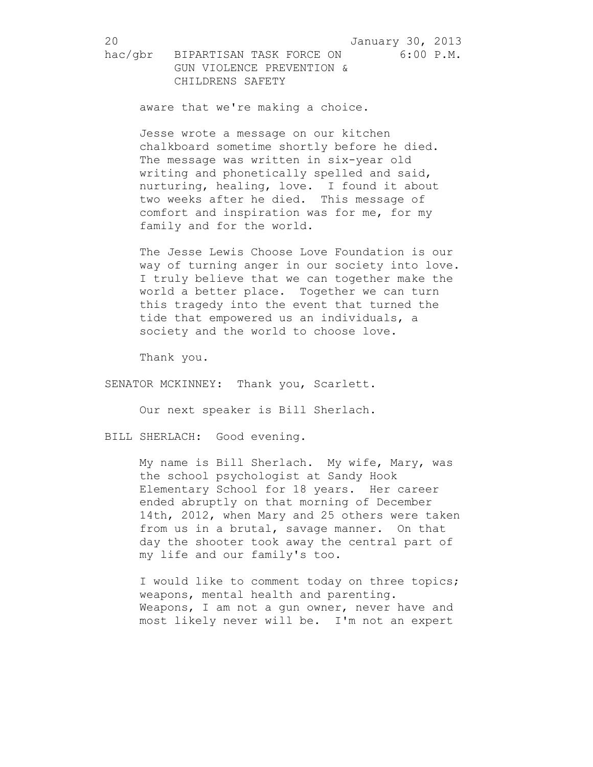aware that we're making a choice.

Jesse wrote a message on our kitchen chalkboard sometime shortly before he died. The message was written in six-year old writing and phonetically spelled and said, nurturing, healing, love. I found it about two weeks after he died. This message of comfort and inspiration was for me, for my family and for the world.

The Jesse Lewis Choose Love Foundation is our way of turning anger in our society into love. I truly believe that we can together make the world a better place. Together we can turn this tragedy into the event that turned the tide that empowered us an individuals, a society and the world to choose love.

Thank you.

SENATOR MCKINNEY: Thank you, Scarlett.

Our next speaker is Bill Sherlach.

BILL SHERLACH: Good evening.

My name is Bill Sherlach. My wife, Mary, was the school psychologist at Sandy Hook Elementary School for 18 years. Her career ended abruptly on that morning of December 14th, 2012, when Mary and 25 others were taken from us in a brutal, savage manner. On that day the shooter took away the central part of my life and our family's too.

I would like to comment today on three topics; weapons, mental health and parenting. Weapons, I am not a gun owner, never have and most likely never will be. I'm not an expert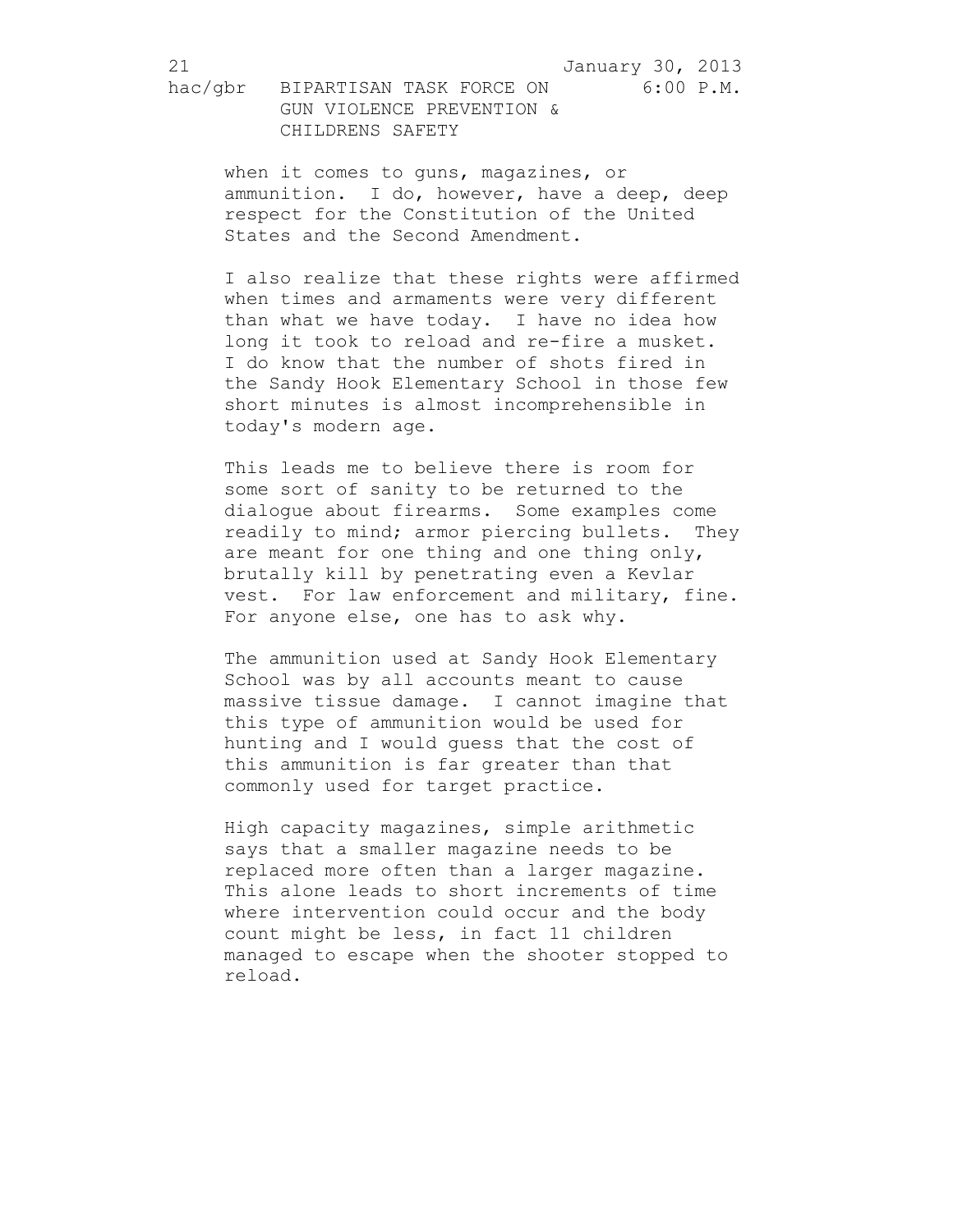when it comes to guns, magazines, or ammunition. I do, however, have a deep, deep respect for the Constitution of the United States and the Second Amendment.

I also realize that these rights were affirmed when times and armaments were very different than what we have today. I have no idea how long it took to reload and re-fire a musket. I do know that the number of shots fired in the Sandy Hook Elementary School in those few short minutes is almost incomprehensible in today's modern age.

This leads me to believe there is room for some sort of sanity to be returned to the dialogue about firearms. Some examples come readily to mind; armor piercing bullets. They are meant for one thing and one thing only, brutally kill by penetrating even a Kevlar vest. For law enforcement and military, fine. For anyone else, one has to ask why.

The ammunition used at Sandy Hook Elementary School was by all accounts meant to cause massive tissue damage. I cannot imagine that this type of ammunition would be used for hunting and I would guess that the cost of this ammunition is far greater than that commonly used for target practice.

High capacity magazines, simple arithmetic says that a smaller magazine needs to be replaced more often than a larger magazine. This alone leads to short increments of time where intervention could occur and the body count might be less, in fact 11 children managed to escape when the shooter stopped to reload.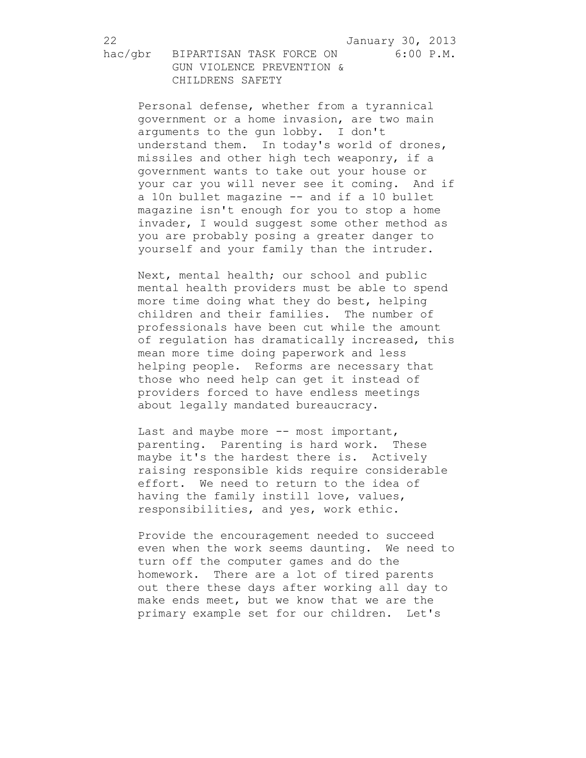Personal defense, whether from a tyrannical government or a home invasion, are two main arguments to the gun lobby. I don't understand them. In today's world of drones, missiles and other high tech weaponry, if a government wants to take out your house or your car you will never see it coming. And if a 10n bullet magazine -- and if a 10 bullet magazine isn't enough for you to stop a home invader, I would suggest some other method as you are probably posing a greater danger to yourself and your family than the intruder.

Next, mental health; our school and public mental health providers must be able to spend more time doing what they do best, helping children and their families. The number of professionals have been cut while the amount of regulation has dramatically increased, this mean more time doing paperwork and less helping people. Reforms are necessary that those who need help can get it instead of providers forced to have endless meetings about legally mandated bureaucracy.

Last and maybe more -- most important, parenting. Parenting is hard work. These maybe it's the hardest there is. Actively raising responsible kids require considerable effort. We need to return to the idea of having the family instill love, values, responsibilities, and yes, work ethic.

Provide the encouragement needed to succeed even when the work seems daunting. We need to turn off the computer games and do the homework. There are a lot of tired parents out there these days after working all day to make ends meet, but we know that we are the primary example set for our children. Let's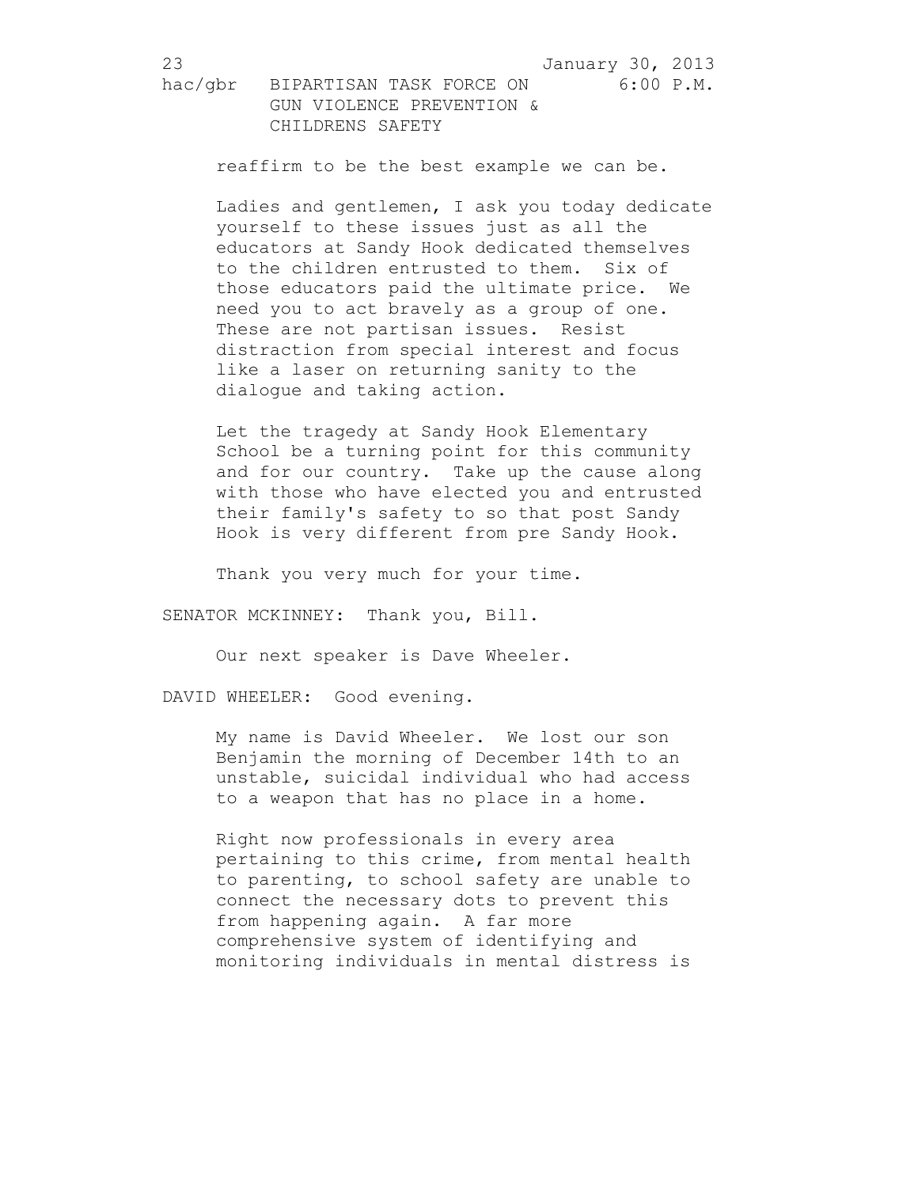reaffirm to be the best example we can be.

Ladies and gentlemen, I ask you today dedicate yourself to these issues just as all the educators at Sandy Hook dedicated themselves to the children entrusted to them. Six of those educators paid the ultimate price. We need you to act bravely as a group of one. These are not partisan issues. Resist distraction from special interest and focus like a laser on returning sanity to the dialogue and taking action.

Let the tragedy at Sandy Hook Elementary School be a turning point for this community and for our country. Take up the cause along with those who have elected you and entrusted their family's safety to so that post Sandy Hook is very different from pre Sandy Hook.

Thank you very much for your time.

SENATOR MCKINNEY: Thank you, Bill.

Our next speaker is Dave Wheeler.

DAVID WHEELER: Good evening.

My name is David Wheeler. We lost our son Benjamin the morning of December 14th to an unstable, suicidal individual who had access to a weapon that has no place in a home.

Right now professionals in every area pertaining to this crime, from mental health to parenting, to school safety are unable to connect the necessary dots to prevent this from happening again. A far more comprehensive system of identifying and monitoring individuals in mental distress is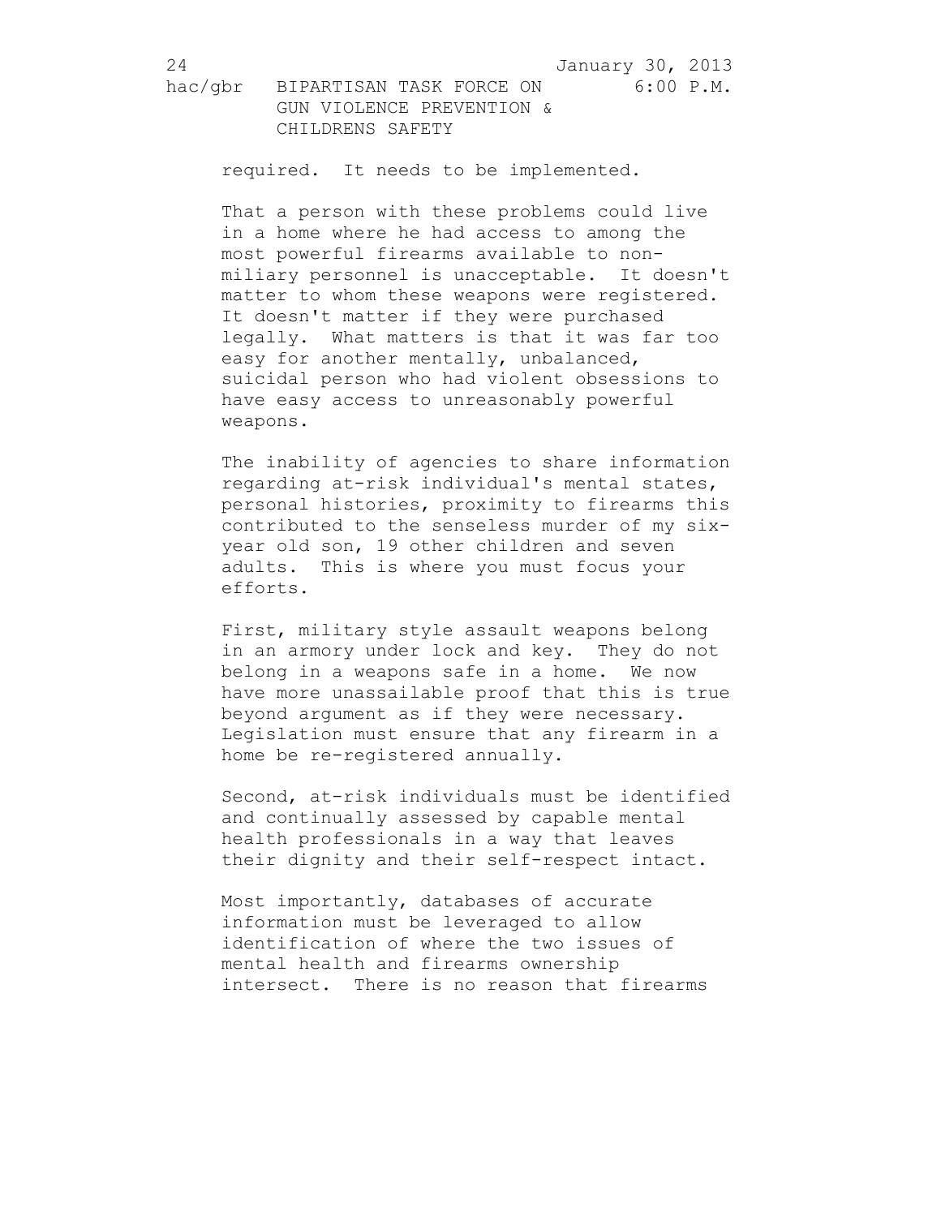required. It needs to be implemented.

That a person with these problems could live in a home where he had access to among the most powerful firearms available to non-miliary personnel is unacceptable. It doesn't matter to whom these weapons were registered. It doesn't matter if they were purchased legally. What matters is that it was far too easy for another mentally, unbalanced, suicidal person who had violent obsessions to have easy access to unreasonably powerful weapons.

The inability of agencies to share information regarding at-risk individual's mental states, personal histories, proximity to firearms this contributed to the senseless murder of my six-year old son, 19 other children and seven adults. This is where you must focus your efforts.

First, military style assault weapons belong in an armory under lock and key. They do not belong in a weapons safe in a home. We now have more unassailable proof that this is true beyond argument as if they were necessary. Legislation must ensure that any firearm in a home be re-registered annually.

Second, at-risk individuals must be identified and continually assessed by capable mental health professionals in a way that leaves their dignity and their self-respect intact.

Most importantly, databases of accurate information must be leveraged to allow identification of where the two issues of mental health and firearms ownership intersect. There is no reason that firearms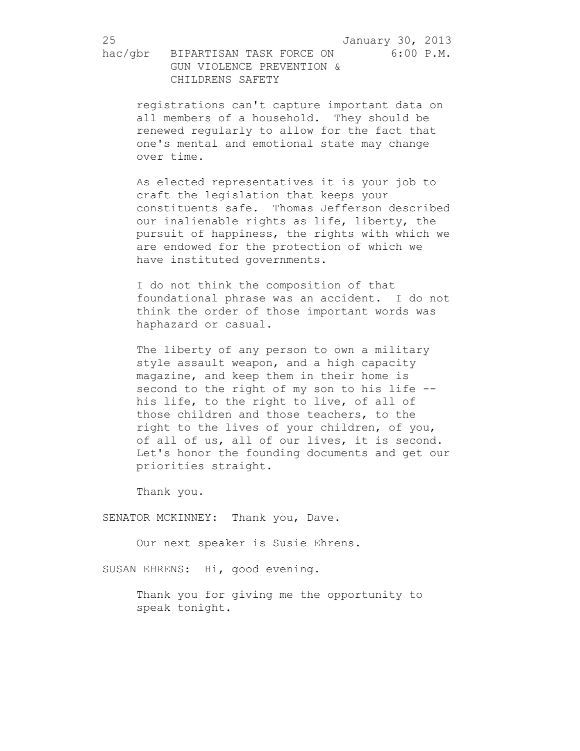registrations can't capture important data on all members of a household. They should be renewed regularly to allow for the fact that one's mental and emotional state may change over time.

As elected representatives it is your job to craft the legislation that keeps your constituents safe. Thomas Jefferson described our inalienable rights as life, liberty, the pursuit of happiness, the rights with which we are endowed for the protection of which we have instituted governments.

I do not think the composition of that foundational phrase was an accident. I do not think the order of those important words was haphazard or casual.

The liberty of any person to own a military style assault weapon, and a high capacity magazine, and keep them in their home is second to the right of my son to his life -- his life, to the right to live, of all of those children and those teachers, to the right to the lives of your children, of you, of all of us, all of our lives, it is second. Let's honor the founding documents and get our priorities straight.

Thank you.

SENATOR MCKINNEY: Thank you, Dave.

Our next speaker is Susie Ehrens.

SUSAN EHRENS: Hi, good evening.

Thank you for giving me the opportunity to speak tonight.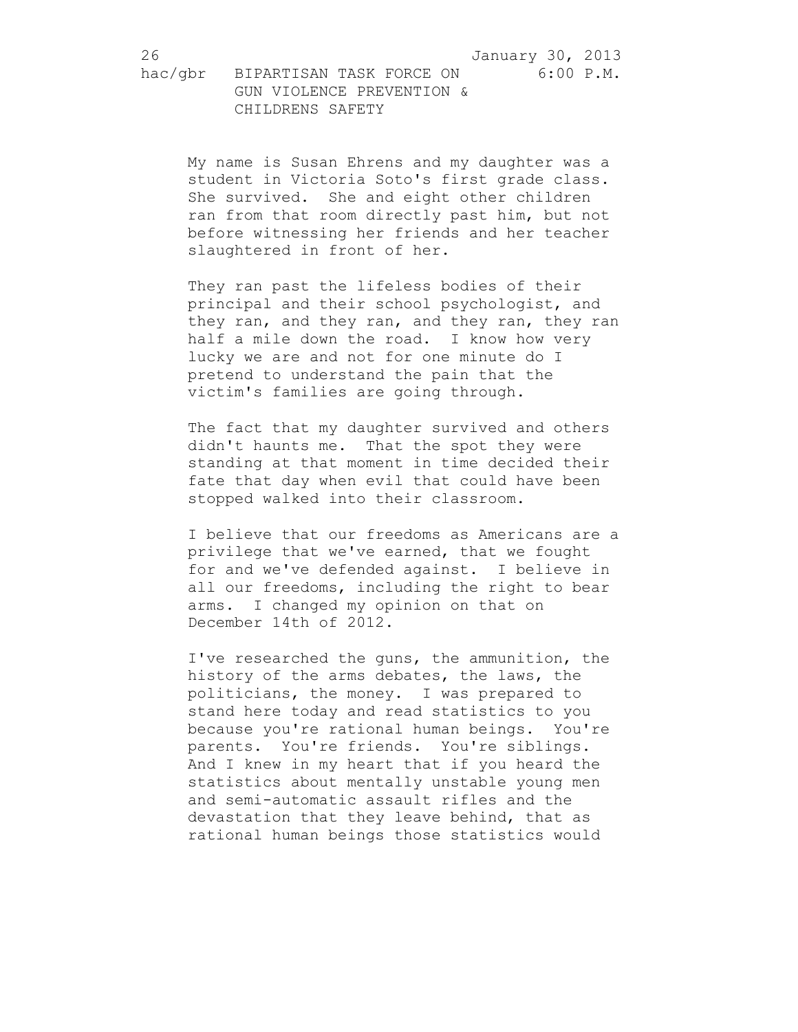My name is Susan Ehrens and my daughter was a student in Victoria Soto's first grade class. She survived. She and eight other children ran from that room directly past him, but not before witnessing her friends and her teacher slaughtered in front of her.

They ran past the lifeless bodies of their principal and their school psychologist, and they ran, and they ran, and they ran, they ran half a mile down the road. I know how very lucky we are and not for one minute do I pretend to understand the pain that the victim's families are going through.

The fact that my daughter survived and others didn't haunts me. That the spot they were standing at that moment in time decided their fate that day when evil that could have been stopped walked into their classroom.

I believe that our freedoms as Americans are a privilege that we've earned, that we fought for and we've defended against. I believe in all our freedoms, including the right to bear arms. I changed my opinion on that on December 14th of 2012.

I've researched the guns, the ammunition, the history of the arms debates, the laws, the politicians, the money. I was prepared to stand here today and read statistics to you because you're rational human beings. You're parents. You're friends. You're siblings. And I knew in my heart that if you heard the statistics about mentally unstable young men and semi-automatic assault rifles and the devastation that they leave behind, that as rational human beings those statistics would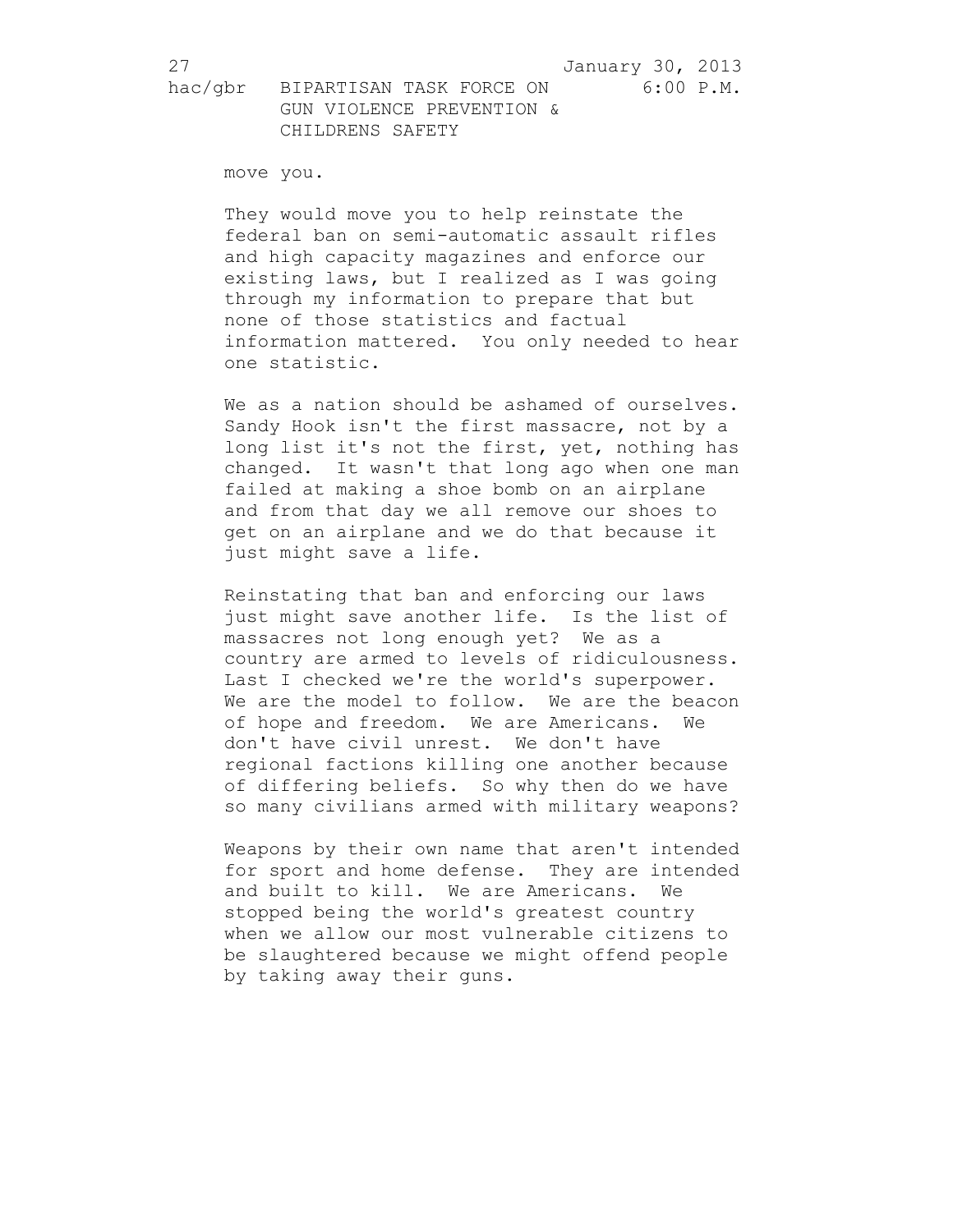move you.

They would move you to help reinstate the federal ban on semi-automatic assault rifles and high capacity magazines and enforce our existing laws, but I realized as I was going through my information to prepare that but none of those statistics and factual information mattered. You only needed to hear one statistic.

We as a nation should be ashamed of ourselves. Sandy Hook isn't the first massacre, not by a long list it's not the first, yet, nothing has changed. It wasn't that long ago when one man failed at making a shoe bomb on an airplane and from that day we all remove our shoes to get on an airplane and we do that because it just might save a life.

Reinstating that ban and enforcing our laws just might save another life. Is the list of massacres not long enough yet? We as a country are armed to levels of ridiculousness. Last I checked we're the world's superpower. We are the model to follow. We are the beacon of hope and freedom. We are Americans. We don't have civil unrest. We don't have regional factions killing one another because of differing beliefs. So why then do we have so many civilians armed with military weapons?

Weapons by their own name that aren't intended for sport and home defense. They are intended and built to kill. We are Americans. We stopped being the world's greatest country when we allow our most vulnerable citizens to be slaughtered because we might offend people by taking away their guns.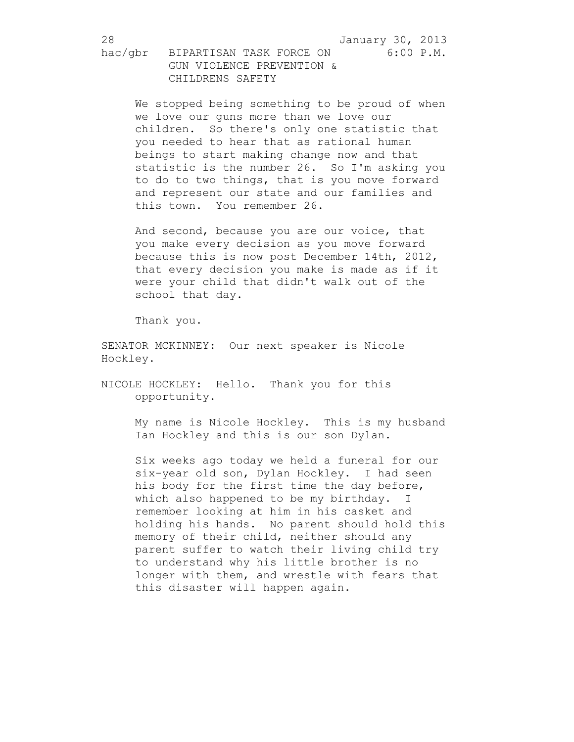We stopped being something to be proud of when we love our guns more than we love our children. So there's only one statistic that you needed to hear that as rational human beings to start making change now and that statistic is the number 26. So I'm asking you to do to two things, that is you move forward and represent our state and our families and this town. You remember 26.

And second, because you are our voice, that you make every decision as you move forward because this is now post December 14th, 2012, that every decision you make is made as if it were your child that didn't walk out of the school that day.

Thank you.

SENATOR MCKINNEY: Our next speaker is Nicole Hockley.

NICOLE HOCKLEY: Hello. Thank you for this opportunity.

My name is Nicole Hockley. This is my husband Ian Hockley and this is our son Dylan.

Six weeks ago today we held a funeral for our six-year old son, Dylan Hockley. I had seen his body for the first time the day before, which also happened to be my birthday. I remember looking at him in his casket and holding his hands. No parent should hold this memory of their child, neither should any parent suffer to watch their living child try to understand why his little brother is no longer with them, and wrestle with fears that this disaster will happen again.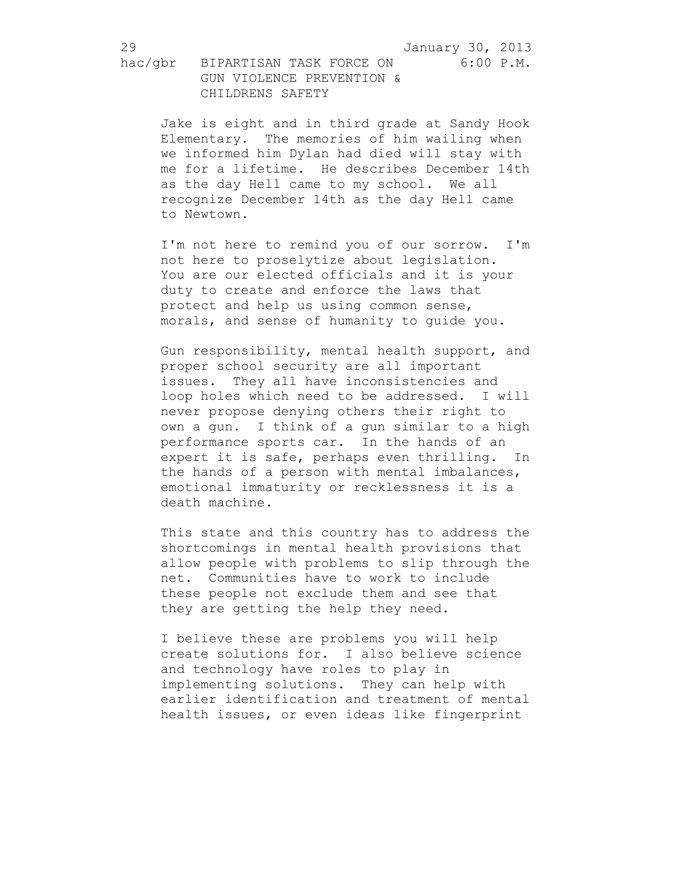Jake is eight and in third grade at Sandy Hook Elementary. The memories of him wailing when we informed him Dylan had died will stay with me for a lifetime. He describes December 14th as the day Hell came to my school. We all recognize December 14th as the day Hell came to Newtown.

I'm not here to remind you of our sorrow. I'm not here to proselytize about legislation. You are our elected officials and it is your duty to create and enforce the laws that protect and help us using common sense, morals, and sense of humanity to guide you.

Gun responsibility, mental health support, and proper school security are all important issues. They all have inconsistencies and loop holes which need to be addressed. I will never propose denying others their right to own a gun. I think of a gun similar to a high performance sports car. In the hands of an expert it is safe, perhaps even thrilling. In the hands of a person with mental imbalances, emotional immaturity or recklessness it is a death machine.

This state and this country has to address the shortcomings in mental health provisions that allow people with problems to slip through the net. Communities have to work to include these people not exclude them and see that they are getting the help they need.

I believe these are problems you will help create solutions for. I also believe science and technology have roles to play in implementing solutions. They can help with earlier identification and treatment of mental health issues, or even ideas like fingerprint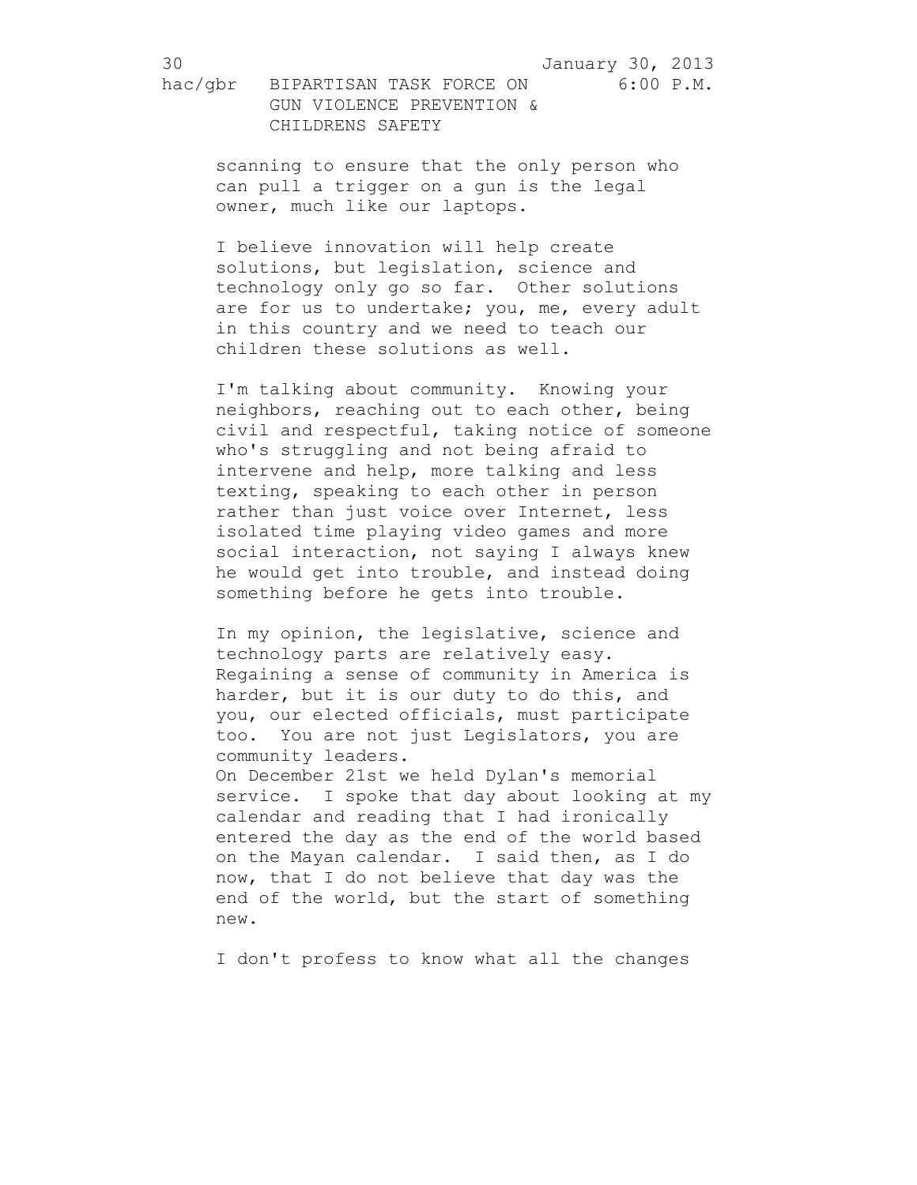scanning to ensure that the only person who can pull a trigger on a gun is the legal owner, much like our laptops.

I believe innovation will help create solutions, but legislation, science and technology only go so far. Other solutions are for us to undertake; you, me, every adult in this country and we need to teach our children these solutions as well.

I'm talking about community. Knowing your neighbors, reaching out to each other, being civil and respectful, taking notice of someone who's struggling and not being afraid to intervene and help, more talking and less texting, speaking to each other in person rather than just voice over Internet, less isolated time playing video games and more social interaction, not saying I always knew he would get into trouble, and instead doing something before he gets into trouble.

In my opinion, the legislative, science and technology parts are relatively easy. Regaining a sense of community in America is harder, but it is our duty to do this, and you, our elected officials, must participate too. You are not just Legislators, you are community leaders.

On December 21st we held Dylan's memorial service. I spoke that day about looking at my calendar and reading that I had ironically entered the day as the end of the world based on the Mayan calendar. I said then, as I do now, that I do not believe that day was the end of the world, but the start of something new.

I don't profess to know what all the changes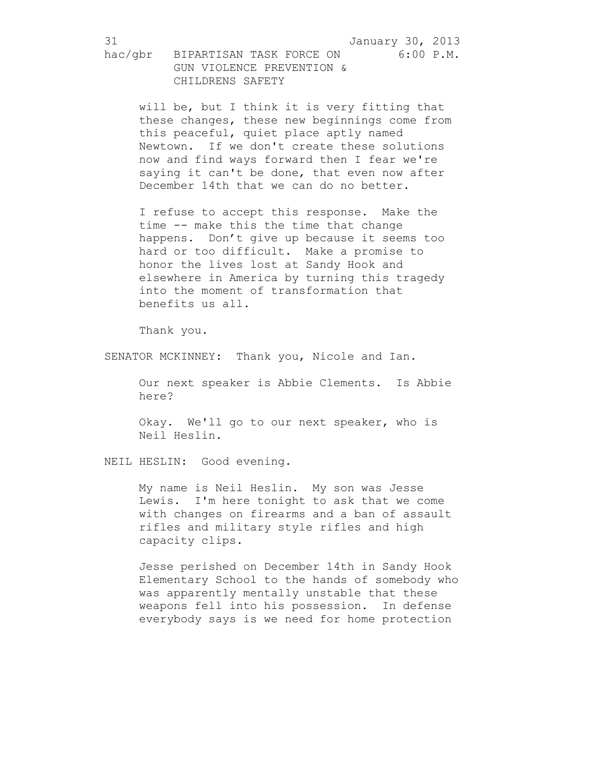will be, but I think it is very fitting that these changes, these new beginnings come from this peaceful, quiet place aptly named Newtown. If we don't create these solutions now and find ways forward then I fear we're saying it can't be done, that even now after December 14th that we can do no better.

I refuse to accept this response. Make the time -- make this the time that change happens. Don’t give up because it seems too hard or too difficult. Make a promise to honor the lives lost at Sandy Hook and elsewhere in America by turning this tragedy into the moment of transformation that benefits us all.

Thank you.

SENATOR MCKINNEY: Thank you, Nicole and Ian.

Our next speaker is Abbie Clements. Is Abbie here?

Okay. We'll go to our next speaker, who is Neil Heslin.

NEIL HESLIN: Good evening.

My name is Neil Heslin. My son was Jesse Lewis. I'm here tonight to ask that we come with changes on firearms and a ban of assault rifles and military style rifles and high capacity clips.

Jesse perished on December 14th in Sandy Hook Elementary School to the hands of somebody who was apparently mentally unstable that these weapons fell into his possession. In defense everybody says is we need for home protection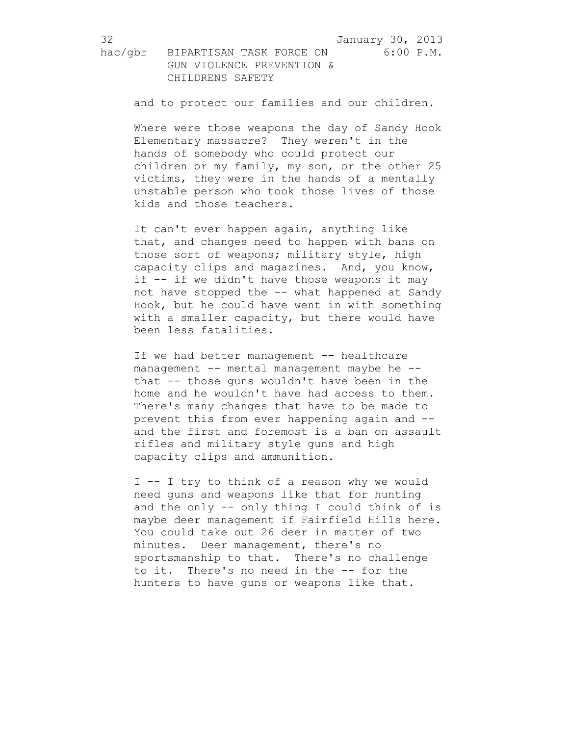and to protect our families and our children.

Where were those weapons the day of Sandy Hook Elementary massacre? They weren't in the hands of somebody who could protect our children or my family, my son, or the other 25 victims, they were in the hands of a mentally unstable person who took those lives of those kids and those teachers.

It can't ever happen again, anything like that, and changes need to happen with bans on those sort of weapons; military style, high capacity clips and magazines. And, you know, if -- if we didn't have those weapons it may not have stopped the -- what happened at Sandy Hook, but he could have went in with something with a smaller capacity, but there would have been less fatalities.

If we had better management -- healthcare management -- mental management maybe he -- that -- those guns wouldn't have been in the home and he wouldn't have had access to them. There's many changes that have to be made to prevent this from ever happening again and -- and the first and foremost is a ban on assault rifles and military style guns and high capacity clips and ammunition.

I -- I try to think of a reason why we would need guns and weapons like that for hunting and the only -- only thing I could think of is maybe deer management if Fairfield Hills here. You could take out 26 deer in matter of two minutes. Deer management, there's no sportsmanship to that. There's no challenge to it. There's no need in the -- for the hunters to have guns or weapons like that.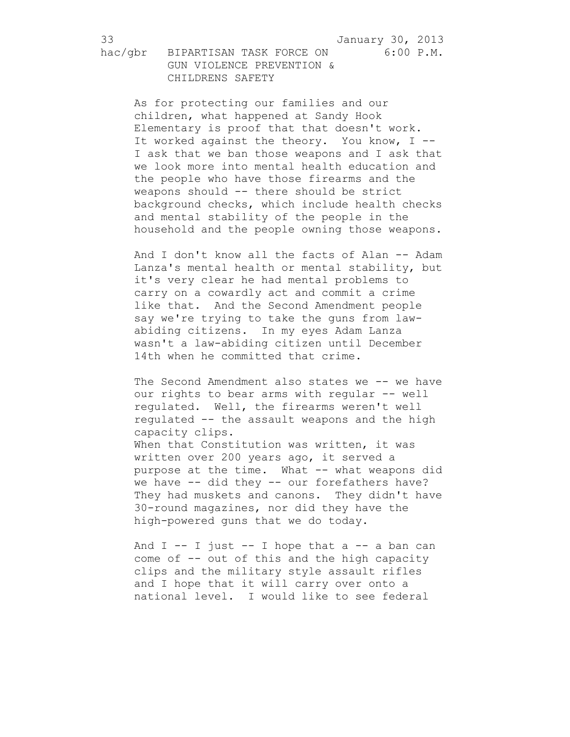As for protecting our families and our children, what happened at Sandy Hook Elementary is proof that that doesn't work. It worked against the theory. You know, I -- I ask that we ban those weapons and I ask that we look more into mental health education and the people who have those firearms and the weapons should -- there should be strict background checks, which include health checks and mental stability of the people in the household and the people owning those weapons.

And I don't know all the facts of Alan -- Adam Lanza's mental health or mental stability, but it's very clear he had mental problems to carry on a cowardly act and commit a crime like that. And the Second Amendment people say we're trying to take the guns from law-abiding citizens. In my eyes Adam Lanza wasn't a law-abiding citizen until December 14th when he committed that crime.

The Second Amendment also states we -- we have our rights to bear arms with regular -- well regulated. Well, the firearms weren't well regulated -- the assault weapons and the high capacity clips.
When that Constitution was written, it was written over 200 years ago, it served a purpose at the time. What -- what weapons did we have -- did they -- our forefathers have? They had muskets and canons. They didn't have 30-round magazines, nor did they have the high-powered guns that we do today.

And I -- I just -- I hope that a -- a ban can come of -- out of this and the high capacity clips and the military style assault rifles and I hope that it will carry over onto a national level. I would like to see federal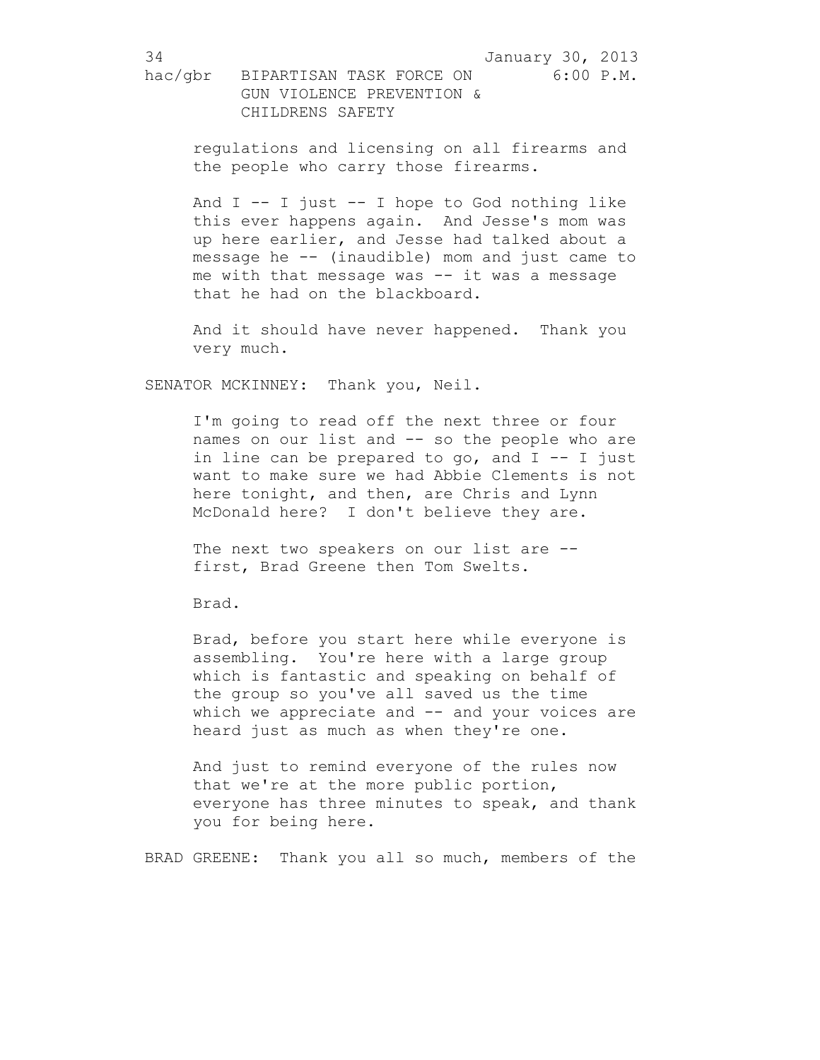regulations and licensing on all firearms and the people who carry those firearms.

And I -- I just -- I hope to God nothing like this ever happens again. And Jesse's mom was up here earlier, and Jesse had talked about a message he -- (inaudible) mom and just came to me with that message was -- it was a message that he had on the blackboard.

And it should have never happened. Thank you very much.

SENATOR MCKINNEY: Thank you, Neil.

I'm going to read off the next three or four names on our list and -- so the people who are in line can be prepared to go, and I -- I just want to make sure we had Abbie Clements is not here tonight, and then, are Chris and Lynn McDonald here? I don't believe they are.

The next two speakers on our list are -- first, Brad Greene then Tom Swelts.

Brad.

Brad, before you start here while everyone is assembling. You're here with a large group which is fantastic and speaking on behalf of the group so you've all saved us the time which we appreciate and -- and your voices are heard just as much as when they're one.

And just to remind everyone of the rules now that we're at the more public portion, everyone has three minutes to speak, and thank you for being here.

BRAD GREENE: Thank you all so much, members of the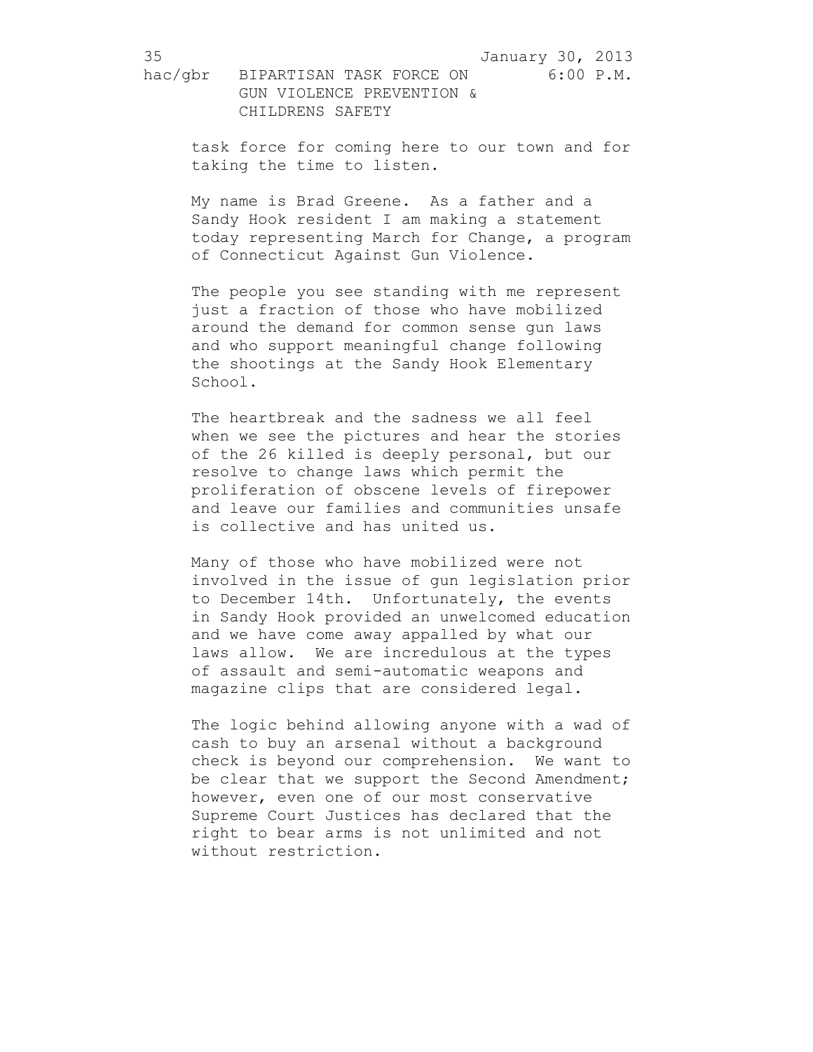task force for coming here to our town and for taking the time to listen.

My name is Brad Greene. As a father and a Sandy Hook resident I am making a statement today representing March for Change, a program of Connecticut Against Gun Violence.

The people you see standing with me represent just a fraction of those who have mobilized around the demand for common sense gun laws and who support meaningful change following the shootings at the Sandy Hook Elementary School.

The heartbreak and the sadness we all feel when we see the pictures and hear the stories of the 26 killed is deeply personal, but our resolve to change laws which permit the proliferation of obscene levels of firepower and leave our families and communities unsafe is collective and has united us.

Many of those who have mobilized were not involved in the issue of gun legislation prior to December 14th. Unfortunately, the events in Sandy Hook provided an unwelcomed education and we have come away appalled by what our laws allow. We are incredulous at the types of assault and semi-automatic weapons and magazine clips that are considered legal.

The logic behind allowing anyone with a wad of cash to buy an arsenal without a background check is beyond our comprehension. We want to be clear that we support the Second Amendment; however, even one of our most conservative Supreme Court Justices has declared that the right to bear arms is not unlimited and not without restriction.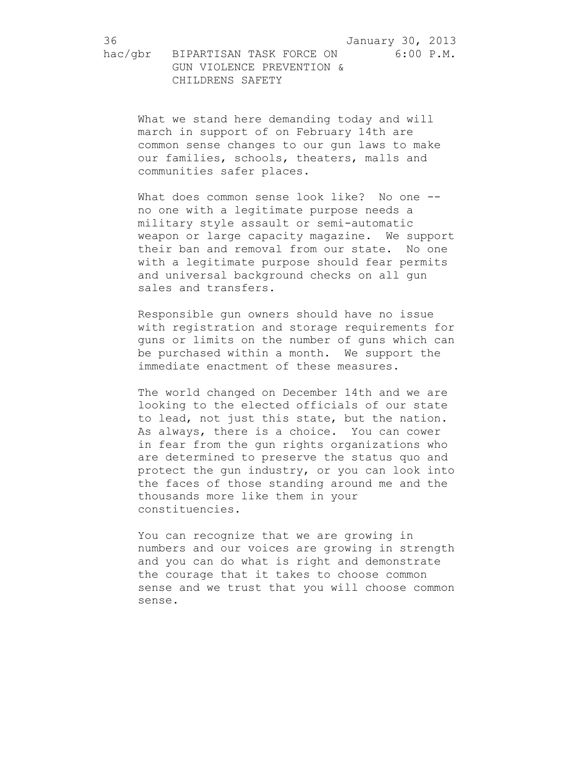What we stand here demanding today and will march in support of on February 14th are common sense changes to our gun laws to make our families, schools, theaters, malls and communities safer places.

What does common sense look like? No one -- no one with a legitimate purpose needs a military style assault or semi-automatic weapon or large capacity magazine. We support their ban and removal from our state. No one with a legitimate purpose should fear permits and universal background checks on all gun sales and transfers.

Responsible gun owners should have no issue with registration and storage requirements for guns or limits on the number of guns which can be purchased within a month. We support the immediate enactment of these measures.

The world changed on December 14th and we are looking to the elected officials of our state to lead, not just this state, but the nation. As always, there is a choice. You can cower in fear from the gun rights organizations who are determined to preserve the status quo and protect the gun industry, or you can look into the faces of those standing around me and the thousands more like them in your constituencies.

You can recognize that we are growing in numbers and our voices are growing in strength and you can do what is right and demonstrate the courage that it takes to choose common sense and we trust that you will choose common sense.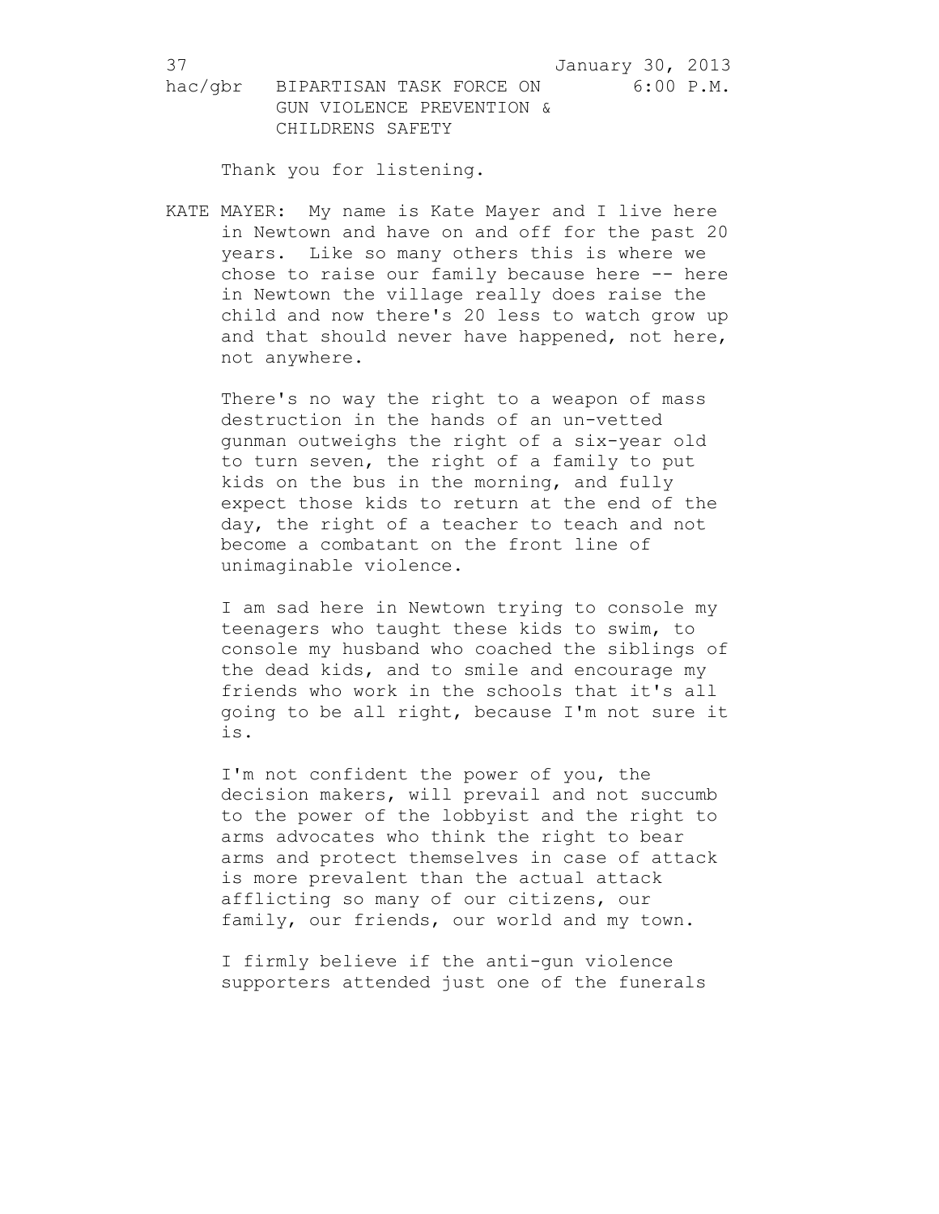Thank you for listening.

KATE MAYER: My name is Kate Mayer and I live here in Newtown and have on and off for the past 20 years. Like so many others this is where we chose to raise our family because here -- here in Newtown the village really does raise the child and now there's 20 less to watch grow up and that should never have happened, not here, not anywhere.

There's no way the right to a weapon of mass destruction in the hands of an un-vetted gunman outweighs the right of a six-year old to turn seven, the right of a family to put kids on the bus in the morning, and fully expect those kids to return at the end of the day, the right of a teacher to teach and not become a combatant on the front line of unimaginable violence.

I am sad here in Newtown trying to console my teenagers who taught these kids to swim, to console my husband who coached the siblings of the dead kids, and to smile and encourage my friends who work in the schools that it's all going to be all right, because I'm not sure it is.

I'm not confident the power of you, the decision makers, will prevail and not succumb to the power of the lobbyist and the right to arms advocates who think the right to bear arms and protect themselves in case of attack is more prevalent than the actual attack afflicting so many of our citizens, our family, our friends, our world and my town.

I firmly believe if the anti-gun violence supporters attended just one of the funerals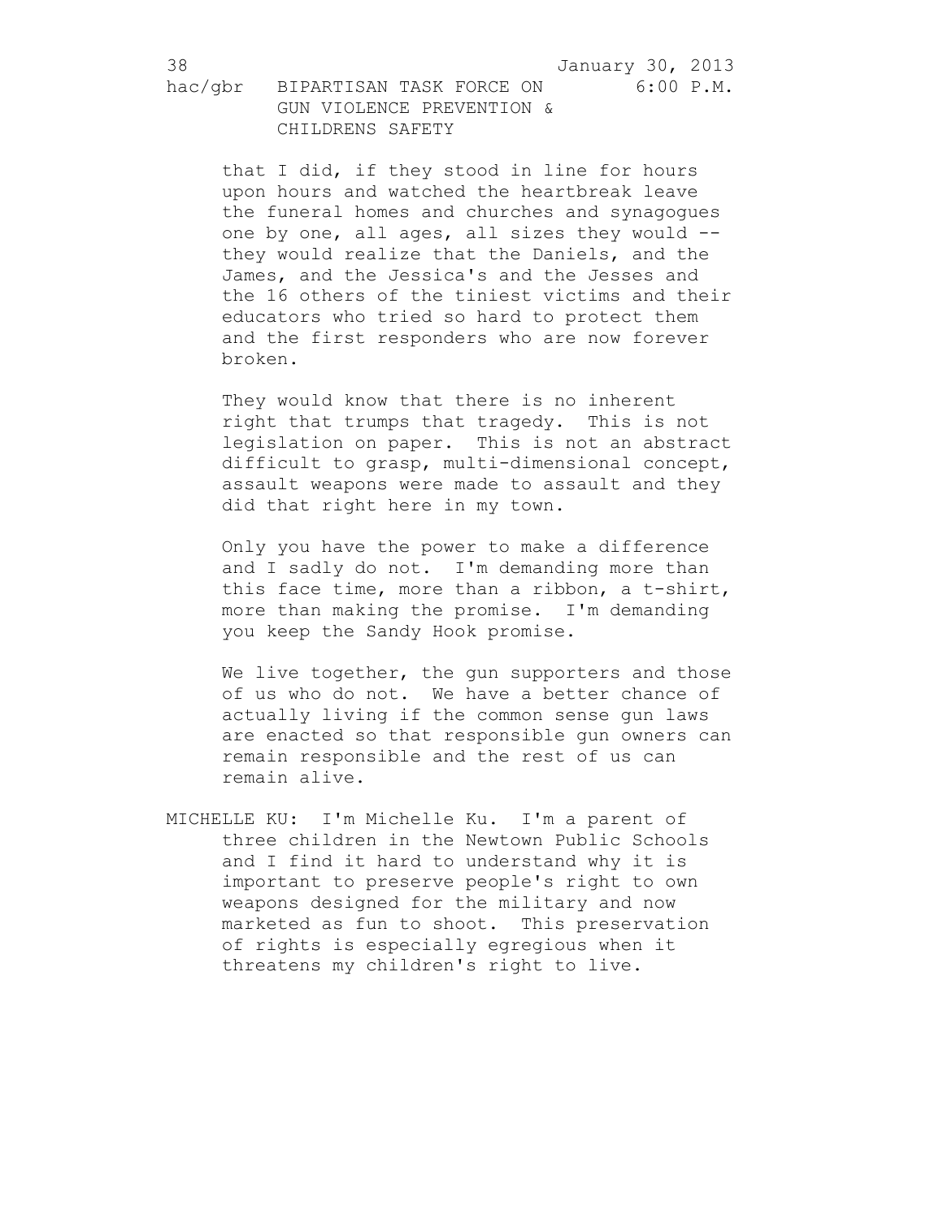that I did, if they stood in line for hours upon hours and watched the heartbreak leave the funeral homes and churches and synagogues one by one, all ages, all sizes they would -- they would realize that the Daniels, and the James, and the Jessica's and the Jesses and the 16 others of the tiniest victims and their educators who tried so hard to protect them and the first responders who are now forever broken.

They would know that there is no inherent right that trumps that tragedy. This is not legislation on paper. This is not an abstract difficult to grasp, multi-dimensional concept, assault weapons were made to assault and they did that right here in my town.

Only you have the power to make a difference and I sadly do not. I'm demanding more than this face time, more than a ribbon, a t-shirt, more than making the promise. I'm demanding you keep the Sandy Hook promise.

We live together, the gun supporters and those of us who do not. We have a better chance of actually living if the common sense gun laws are enacted so that responsible gun owners can remain responsible and the rest of us can remain alive.

MICHELLE KU: I'm Michelle Ku. I'm a parent of three children in the Newtown Public Schools and I find it hard to understand why it is important to preserve people's right to own weapons designed for the military and now marketed as fun to shoot. This preservation of rights is especially egregious when it threatens my children's right to live.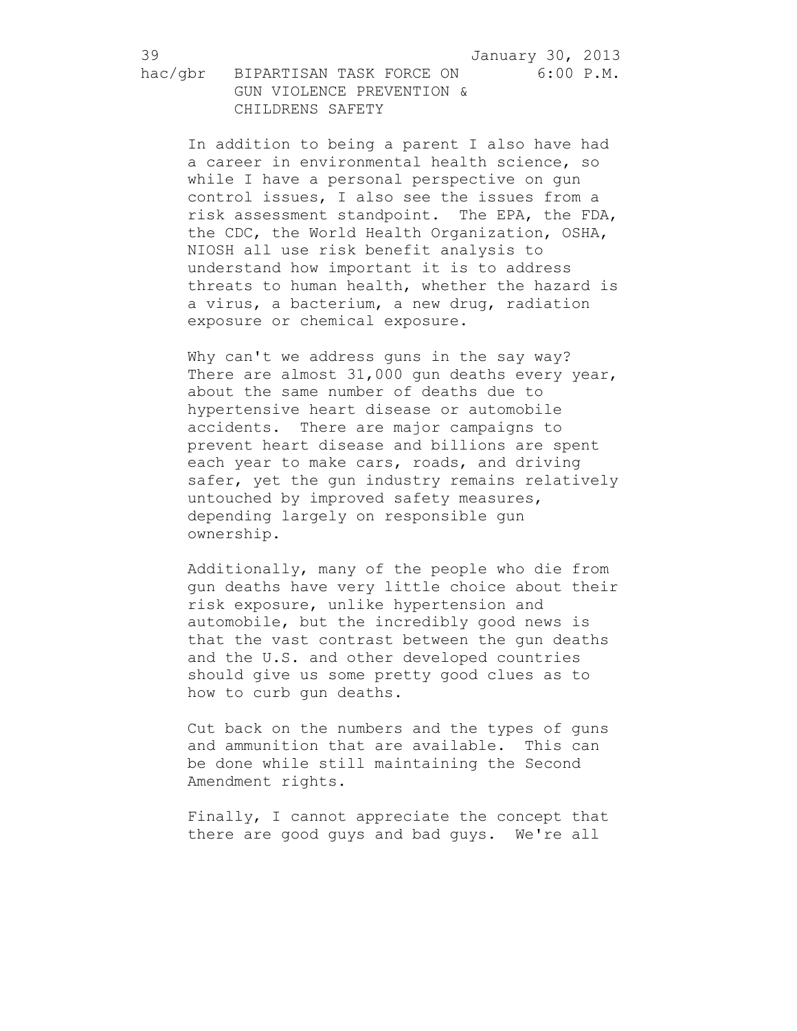In addition to being a parent I also have had a career in environmental health science, so while I have a personal perspective on gun control issues, I also see the issues from a risk assessment standpoint. The EPA, the FDA, the CDC, the World Health Organization, OSHA, NIOSH all use risk benefit analysis to understand how important it is to address threats to human health, whether the hazard is a virus, a bacterium, a new drug, radiation exposure or chemical exposure.

Why can't we address guns in the say way? There are almost 31,000 gun deaths every year, about the same number of deaths due to hypertensive heart disease or automobile accidents. There are major campaigns to prevent heart disease and billions are spent each year to make cars, roads, and driving safer, yet the gun industry remains relatively untouched by improved safety measures, depending largely on responsible gun ownership.

Additionally, many of the people who die from gun deaths have very little choice about their risk exposure, unlike hypertension and automobile, but the incredibly good news is that the vast contrast between the gun deaths and the U.S. and other developed countries should give us some pretty good clues as to how to curb gun deaths.

Cut back on the numbers and the types of guns and ammunition that are available. This can be done while still maintaining the Second Amendment rights.

Finally, I cannot appreciate the concept that there are good guys and bad guys. We're all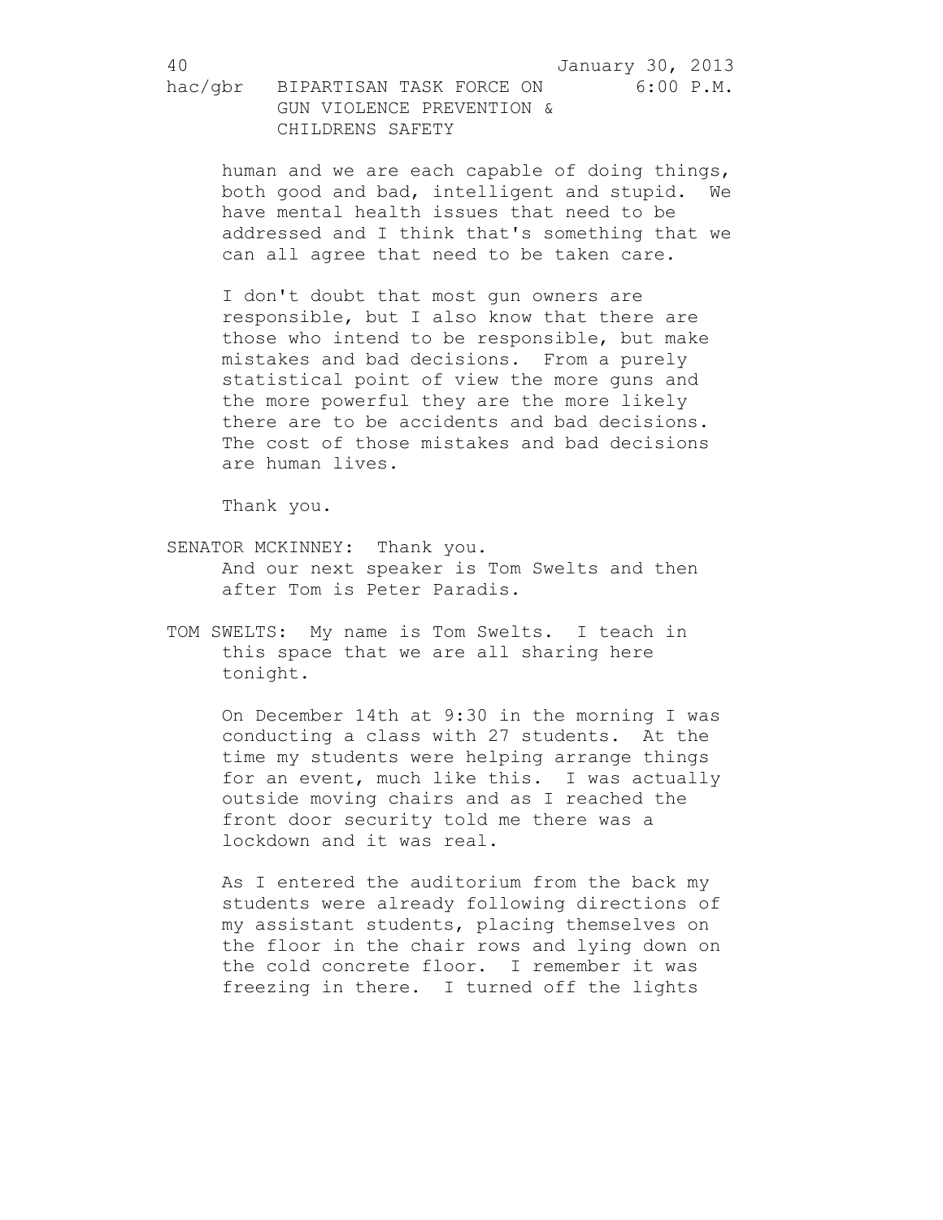human and we are each capable of doing things, both good and bad, intelligent and stupid. We have mental health issues that need to be addressed and I think that's something that we can all agree that need to be taken care.

I don't doubt that most gun owners are responsible, but I also know that there are those who intend to be responsible, but make mistakes and bad decisions. From a purely statistical point of view the more guns and the more powerful they are the more likely there are to be accidents and bad decisions. The cost of those mistakes and bad decisions are human lives.

Thank you.

SENATOR MCKINNEY: Thank you.
And our next speaker is Tom Swelts and then after Tom is Peter Paradis.

TOM SWELTS: My name is Tom Swelts. I teach in this space that we are all sharing here tonight.

On December 14th at 9:30 in the morning I was conducting a class with 27 students. At the time my students were helping arrange things for an event, much like this. I was actually outside moving chairs and as I reached the front door security told me there was a lockdown and it was real.

As I entered the auditorium from the back my students were already following directions of my assistant students, placing themselves on the floor in the chair rows and lying down on the cold concrete floor. I remember it was freezing in there. I turned off the lights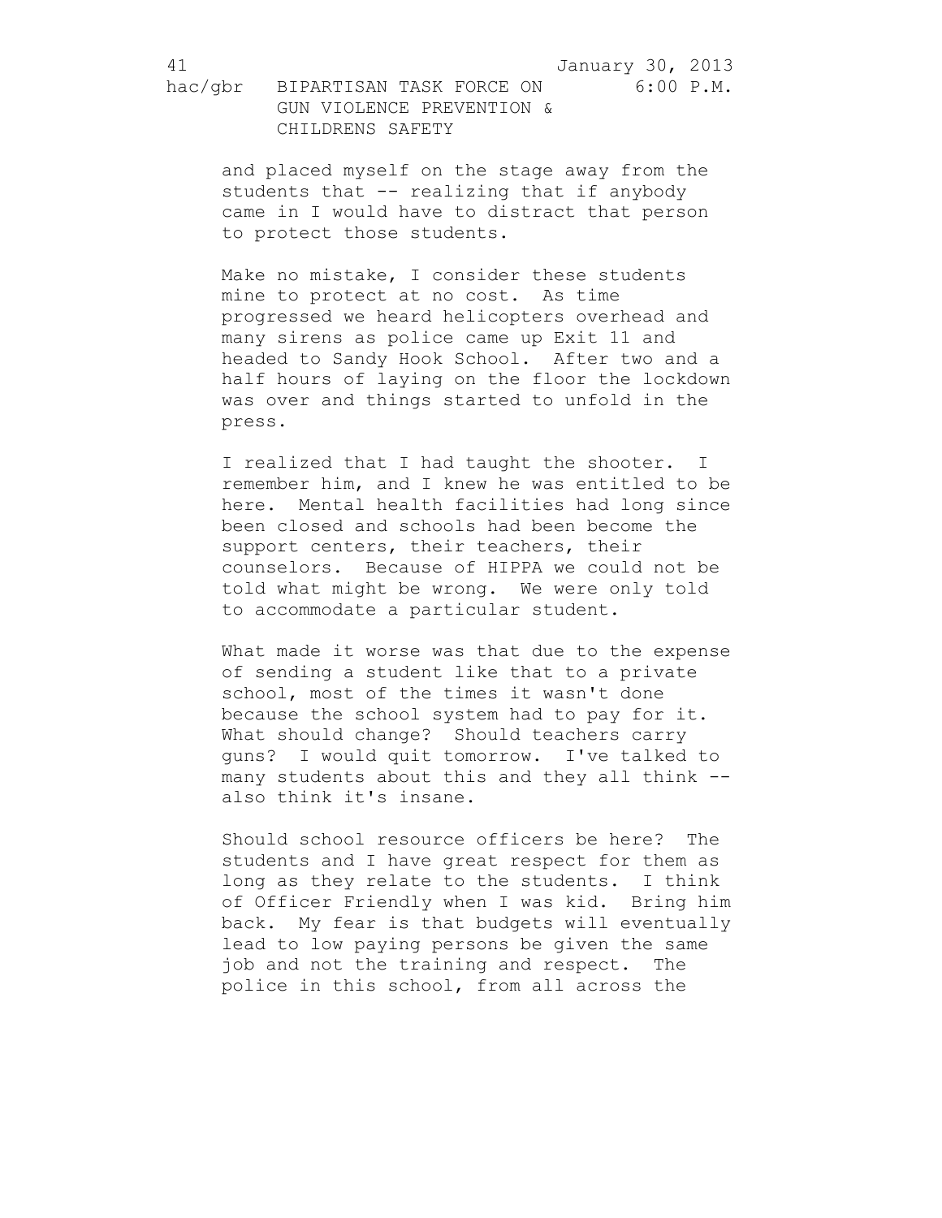and placed myself on the stage away from the students that -- realizing that if anybody came in I would have to distract that person to protect those students.

Make no mistake, I consider these students mine to protect at no cost. As time progressed we heard helicopters overhead and many sirens as police came up Exit 11 and headed to Sandy Hook School. After two and a half hours of laying on the floor the lockdown was over and things started to unfold in the press.

I realized that I had taught the shooter. I remember him, and I knew he was entitled to be here. Mental health facilities had long since been closed and schools had been become the support centers, their teachers, their counselors. Because of HIPPA we could not be told what might be wrong. We were only told to accommodate a particular student.

What made it worse was that due to the expense of sending a student like that to a private school, most of the times it wasn't done because the school system had to pay for it. What should change? Should teachers carry guns? I would quit tomorrow. I've talked to many students about this and they all think -- also think it's insane.

Should school resource officers be here? The students and I have great respect for them as long as they relate to the students. I think of Officer Friendly when I was kid. Bring him back. My fear is that budgets will eventually lead to low paying persons be given the same job and not the training and respect. The police in this school, from all across the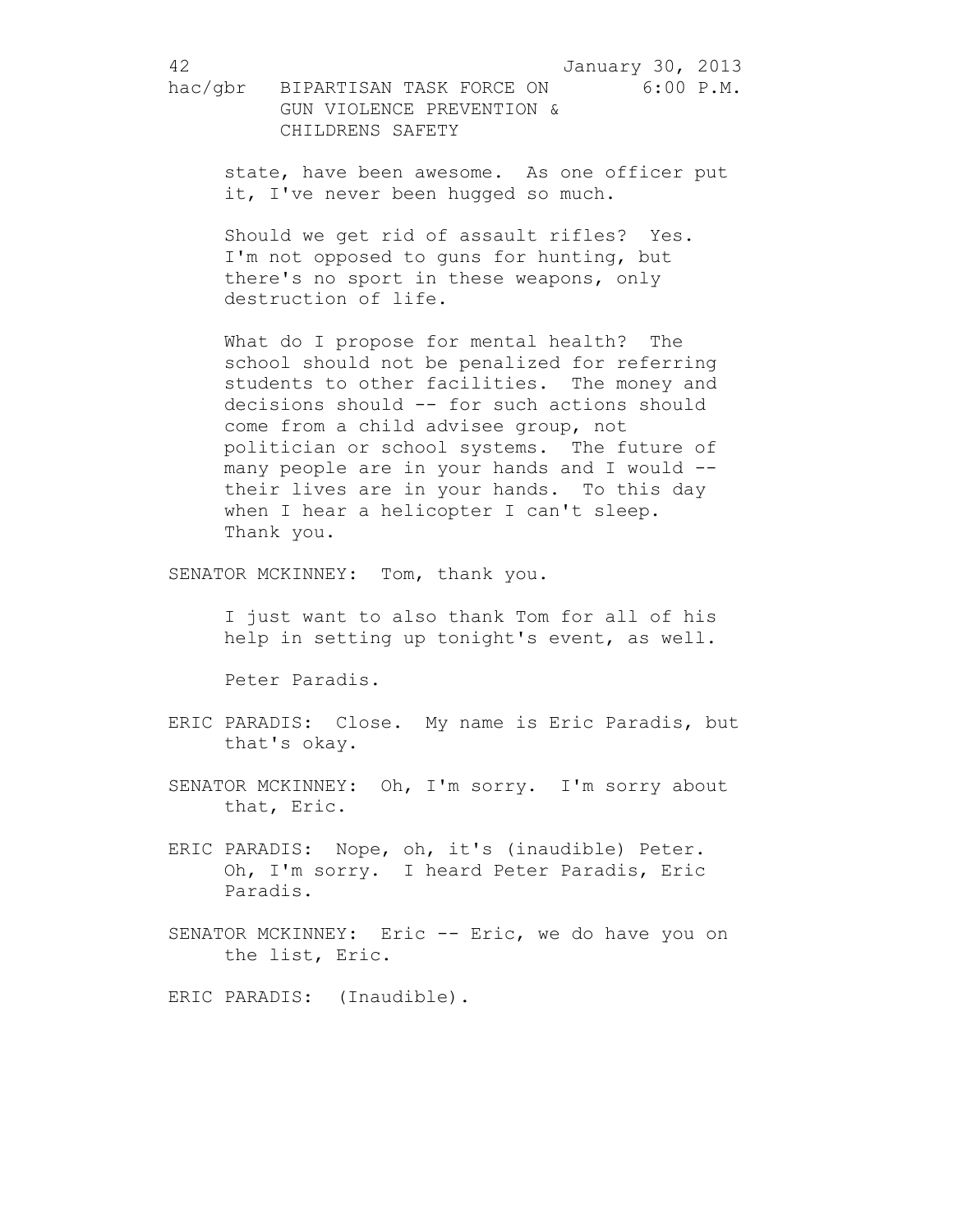state, have been awesome. As one officer put it, I've never been hugged so much.

Should we get rid of assault rifles? Yes. I'm not opposed to guns for hunting, but there's no sport in these weapons, only destruction of life.

What do I propose for mental health? The school should not be penalized for referring students to other facilities. The money and decisions should -- for such actions should come from a child advisee group, not politician or school systems. The future of many people are in your hands and I would -- their lives are in your hands. To this day when I hear a helicopter I can't sleep. Thank you.

SENATOR MCKINNEY: Tom, thank you.

I just want to also thank Tom for all of his help in setting up tonight's event, as well.

Peter Paradis.

ERIC PARADIS: Close. My name is Eric Paradis, but that's okay.

SENATOR MCKINNEY: Oh, I'm sorry. I'm sorry about that, Eric.

ERIC PARADIS: Nope, oh, it's (inaudible) Peter. Oh, I'm sorry. I heard Peter Paradis, Eric Paradis.

SENATOR MCKINNEY: Eric -- Eric, we do have you on the list, Eric.

ERIC PARADIS: (Inaudible).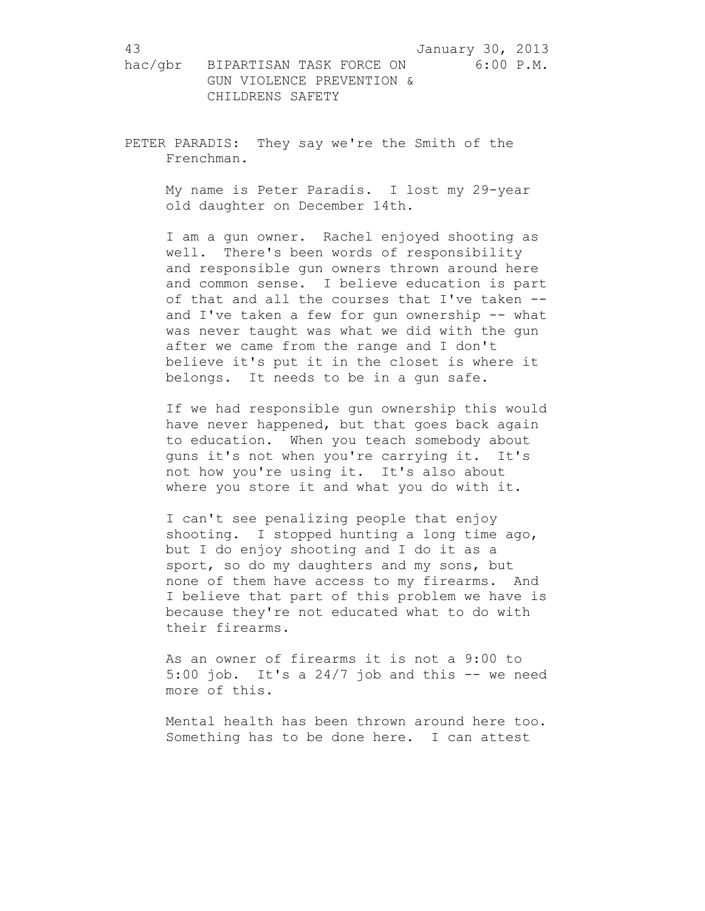PETER PARADIS: They say we're the Smith of the Frenchman.

My name is Peter Paradis. I lost my 29-year old daughter on December 14th.

I am a gun owner. Rachel enjoyed shooting as well. There's been words of responsibility and responsible gun owners thrown around here and common sense. I believe education is part of that and all the courses that I've taken -- and I've taken a few for gun ownership -- what was never taught was what we did with the gun after we came from the range and I don't believe it's put it in the closet is where it belongs. It needs to be in a gun safe.

If we had responsible gun ownership this would have never happened, but that goes back again to education. When you teach somebody about guns it's not when you're carrying it. It's not how you're using it. It's also about where you store it and what you do with it.

I can't see penalizing people that enjoy shooting. I stopped hunting a long time ago, but I do enjoy shooting and I do it as a sport, so do my daughters and my sons, but none of them have access to my firearms. And I believe that part of this problem we have is because they're not educated what to do with their firearms.

As an owner of firearms it is not a 9:00 to 5:00 job. It's a 24/7 job and this -- we need more of this.

Mental health has been thrown around here too. Something has to be done here. I can attest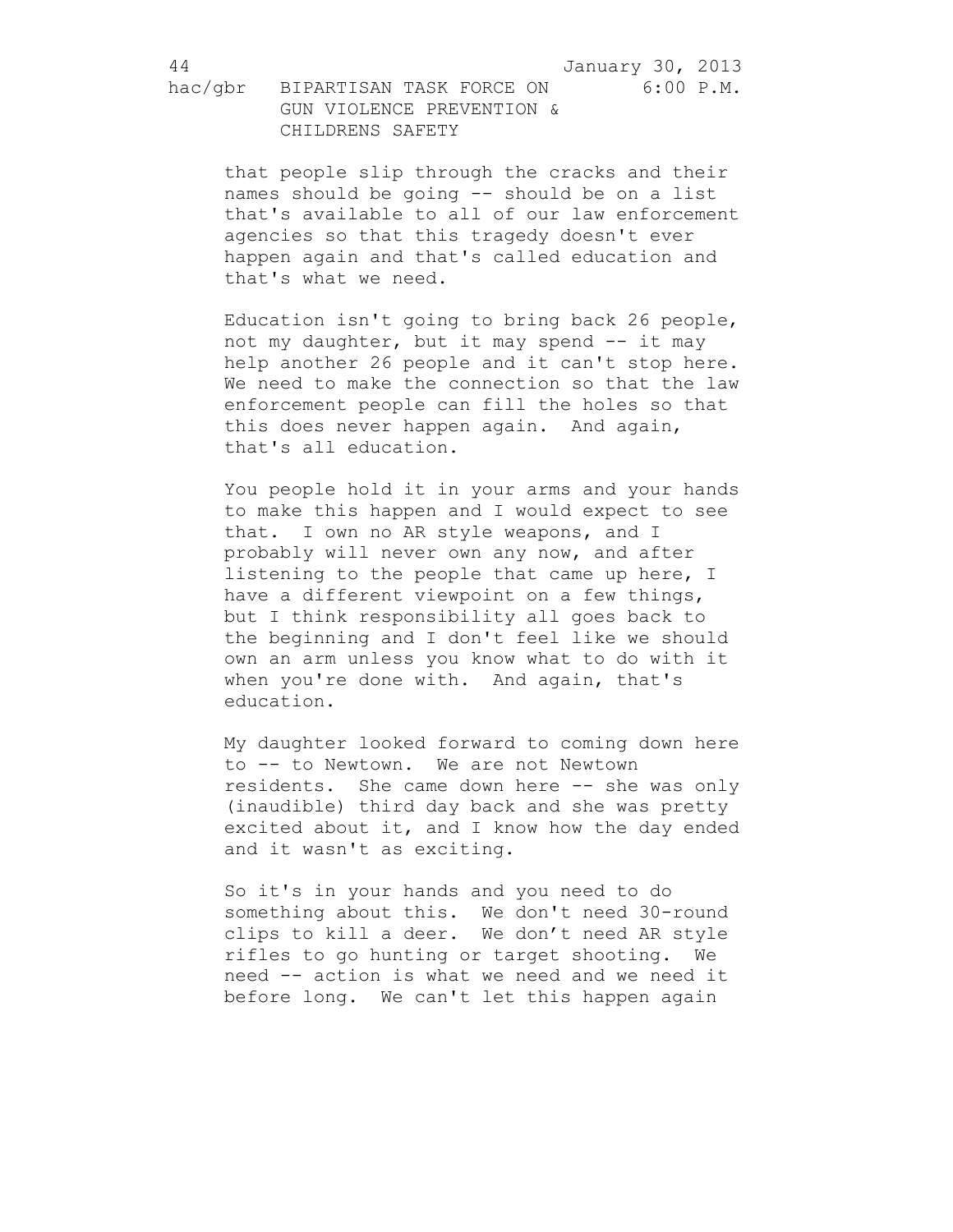that people slip through the cracks and their names should be going -- should be on a list that's available to all of our law enforcement agencies so that this tragedy doesn't ever happen again and that's called education and that's what we need.

Education isn't going to bring back 26 people, not my daughter, but it may spend -- it may help another 26 people and it can't stop here. We need to make the connection so that the law enforcement people can fill the holes so that this does never happen again. And again, that's all education.

You people hold it in your arms and your hands to make this happen and I would expect to see that. I own no AR style weapons, and I probably will never own any now, and after listening to the people that came up here, I have a different viewpoint on a few things, but I think responsibility all goes back to the beginning and I don't feel like we should own an arm unless you know what to do with it when you're done with. And again, that's education.

My daughter looked forward to coming down here to -- to Newtown. We are not Newtown residents. She came down here -- she was only (inaudible) third day back and she was pretty excited about it, and I know how the day ended and it wasn't as exciting.

So it's in your hands and you need to do something about this. We don't need 30-round clips to kill a deer. We don't need AR style rifles to go hunting or target shooting. We need -- action is what we need and we need it before long. We can't let this happen again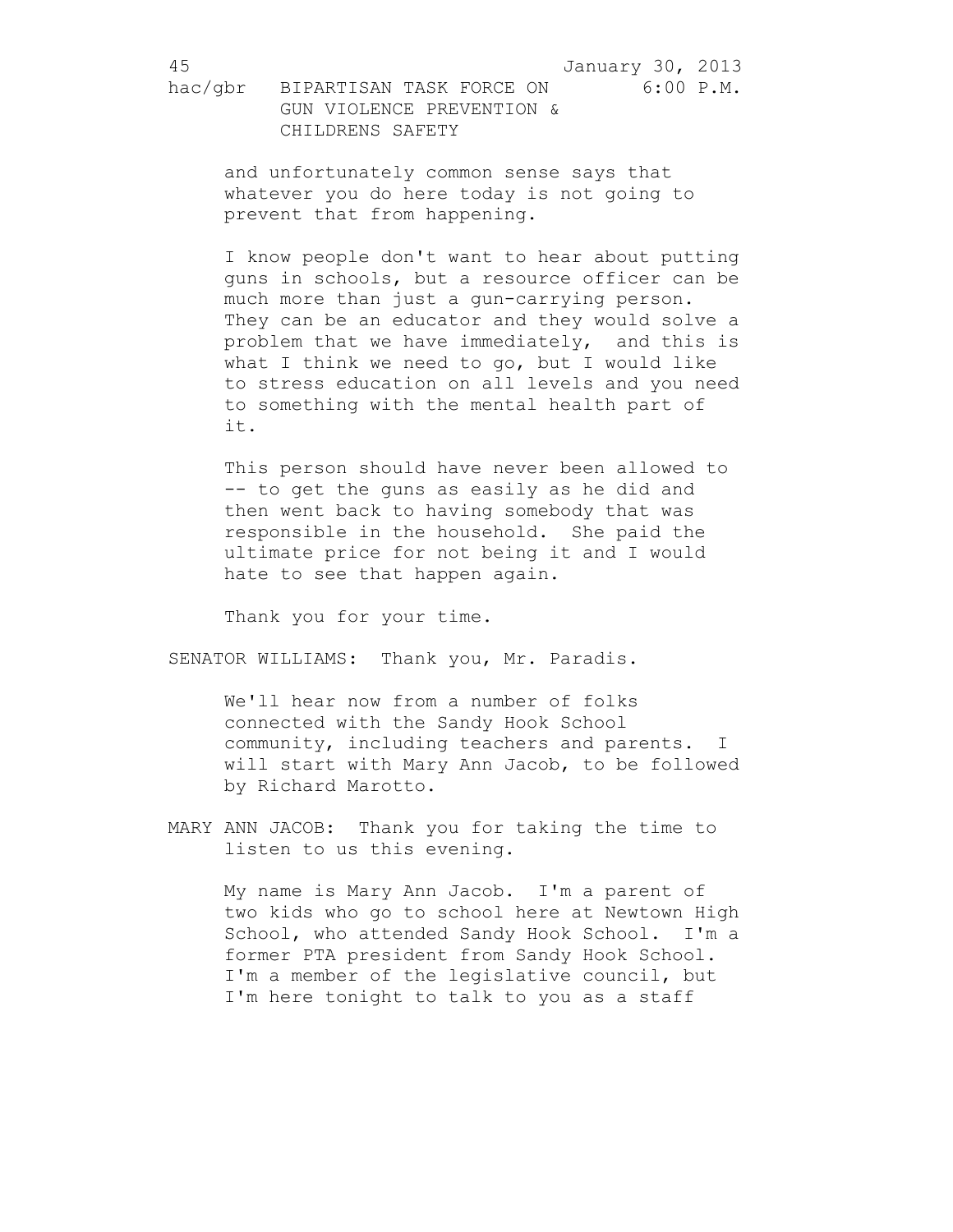and unfortunately common sense says that whatever you do here today is not going to prevent that from happening.

I know people don't want to hear about putting guns in schools, but a resource officer can be much more than just a gun-carrying person. They can be an educator and they would solve a problem that we have immediately, and this is what I think we need to go, but I would like to stress education on all levels and you need to something with the mental health part of it.

This person should have never been allowed to -- to get the guns as easily as he did and then went back to having somebody that was responsible in the household. She paid the ultimate price for not being it and I would hate to see that happen again.

Thank you for your time.

SENATOR WILLIAMS: Thank you, Mr. Paradis.

We'll hear now from a number of folks connected with the Sandy Hook School community, including teachers and parents. I will start with Mary Ann Jacob, to be followed by Richard Marotto.

MARY ANN JACOB: Thank you for taking the time to listen to us this evening.

My name is Mary Ann Jacob. I'm a parent of two kids who go to school here at Newtown High School, who attended Sandy Hook School. I'm a former PTA president from Sandy Hook School. I'm a member of the legislative council, but I'm here tonight to talk to you as a staff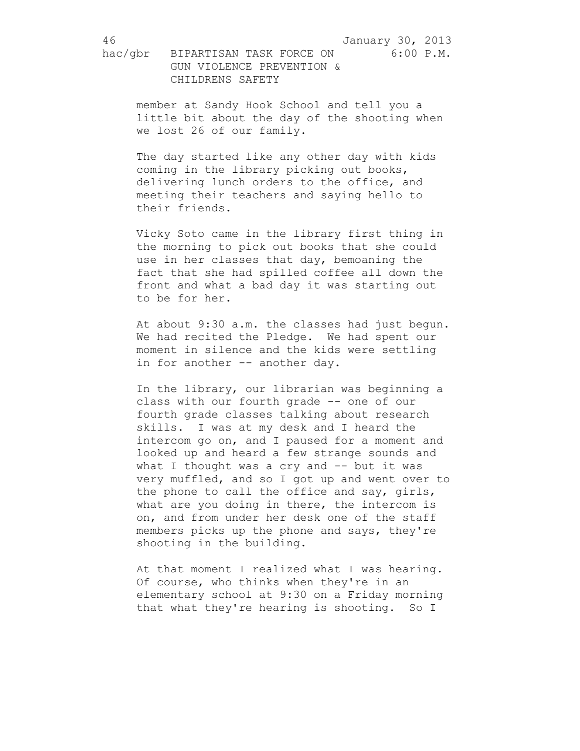member at Sandy Hook School and tell you a little bit about the day of the shooting when we lost 26 of our family.

The day started like any other day with kids coming in the library picking out books, delivering lunch orders to the office, and meeting their teachers and saying hello to their friends.

Vicky Soto came in the library first thing in the morning to pick out books that she could use in her classes that day, bemoaning the fact that she had spilled coffee all down the front and what a bad day it was starting out to be for her.

At about 9:30 a.m. the classes had just begun. We had recited the Pledge. We had spent our moment in silence and the kids were settling in for another -- another day.

In the library, our librarian was beginning a class with our fourth grade -- one of our fourth grade classes talking about research skills. I was at my desk and I heard the intercom go on, and I paused for a moment and looked up and heard a few strange sounds and what I thought was a cry and -- but it was very muffled, and so I got up and went over to the phone to call the office and say, girls, what are you doing in there, the intercom is on, and from under her desk one of the staff members picks up the phone and says, they're shooting in the building.

At that moment I realized what I was hearing. Of course, who thinks when they're in an elementary school at 9:30 on a Friday morning that what they're hearing is shooting. So I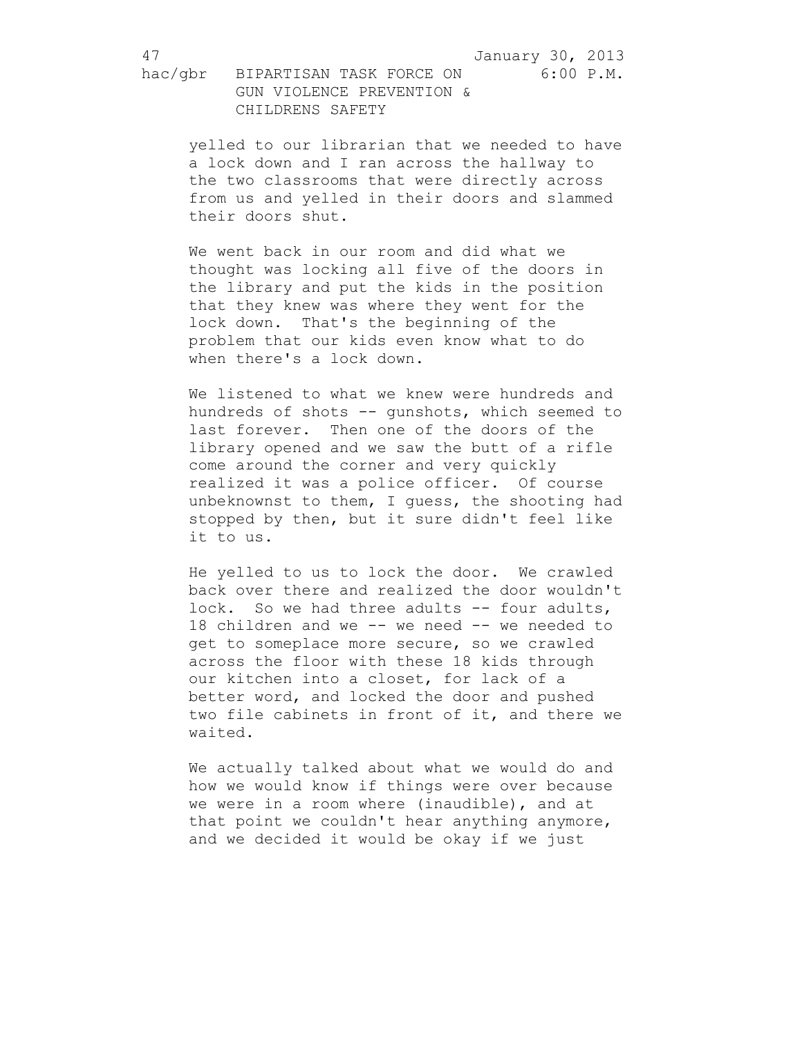yelled to our librarian that we needed to have a lock down and I ran across the hallway to the two classrooms that were directly across from us and yelled in their doors and slammed their doors shut.

We went back in our room and did what we thought was locking all five of the doors in the library and put the kids in the position that they knew was where they went for the lock down. That's the beginning of the problem that our kids even know what to do when there's a lock down.

We listened to what we knew were hundreds and hundreds of shots -- gunshots, which seemed to last forever. Then one of the doors of the library opened and we saw the butt of a rifle come around the corner and very quickly realized it was a police officer. Of course unbeknownst to them, I guess, the shooting had stopped by then, but it sure didn't feel like it to us.

He yelled to us to lock the door. We crawled back over there and realized the door wouldn't lock. So we had three adults -- four adults, 18 children and we -- we need -- we needed to get to someplace more secure, so we crawled across the floor with these 18 kids through our kitchen into a closet, for lack of a better word, and locked the door and pushed two file cabinets in front of it, and there we waited.

We actually talked about what we would do and how we would know if things were over because we were in a room where (inaudible), and at that point we couldn't hear anything anymore, and we decided it would be okay if we just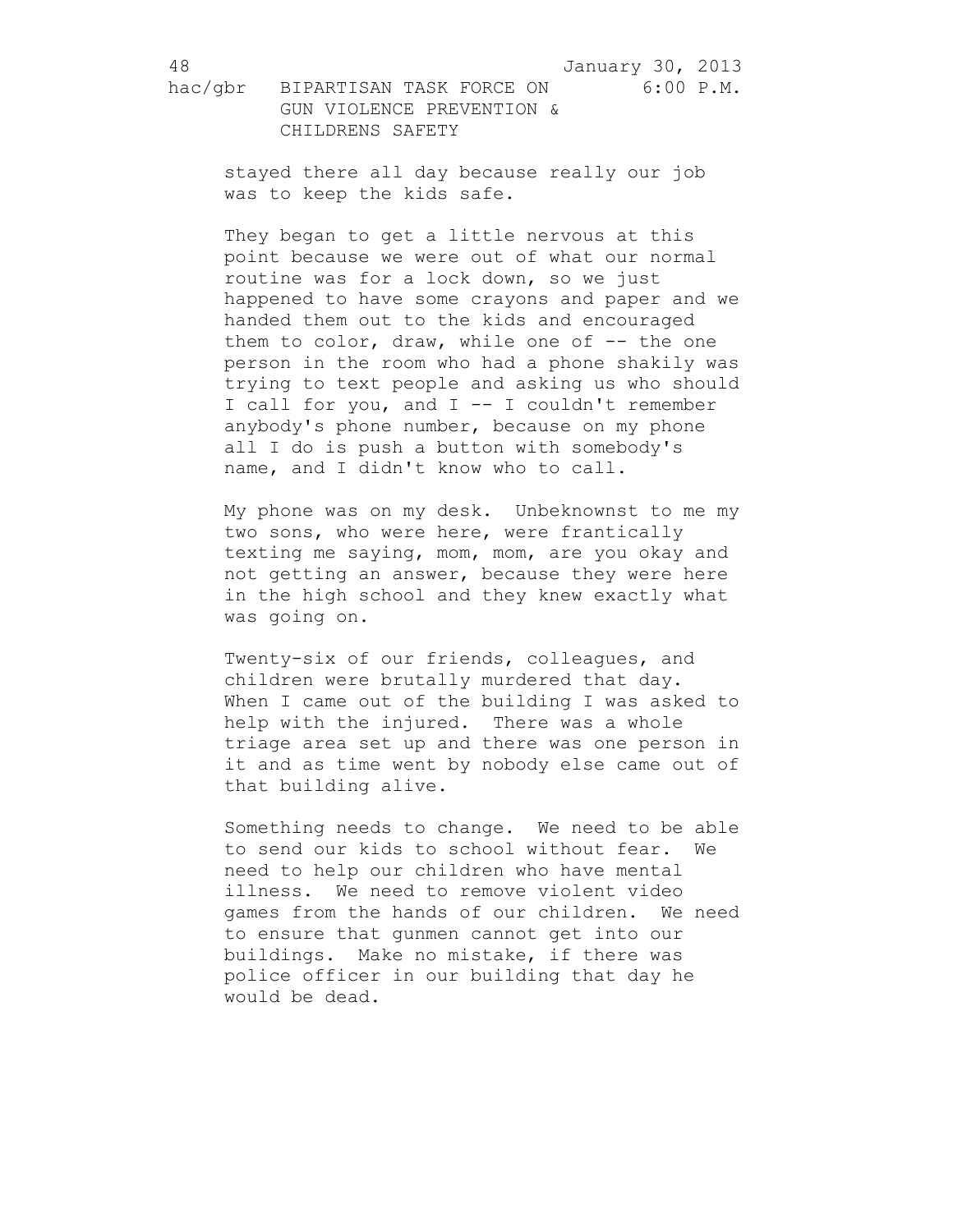stayed there all day because really our job was to keep the kids safe.

They began to get a little nervous at this point because we were out of what our normal routine was for a lock down, so we just happened to have some crayons and paper and we handed them out to the kids and encouraged them to color, draw, while one of -- the one person in the room who had a phone shakily was trying to text people and asking us who should I call for you, and I -- I couldn't remember anybody's phone number, because on my phone all I do is push a button with somebody's name, and I didn't know who to call.

My phone was on my desk. Unbeknownst to me my two sons, who were here, were frantically texting me saying, mom, mom, are you okay and not getting an answer, because they were here in the high school and they knew exactly what was going on.

Twenty-six of our friends, colleagues, and children were brutally murdered that day. When I came out of the building I was asked to help with the injured. There was a whole triage area set up and there was one person in it and as time went by nobody else came out of that building alive.

Something needs to change. We need to be able to send our kids to school without fear. We need to help our children who have mental illness. We need to remove violent video games from the hands of our children. We need to ensure that gunmen cannot get into our buildings. Make no mistake, if there was police officer in our building that day he would be dead.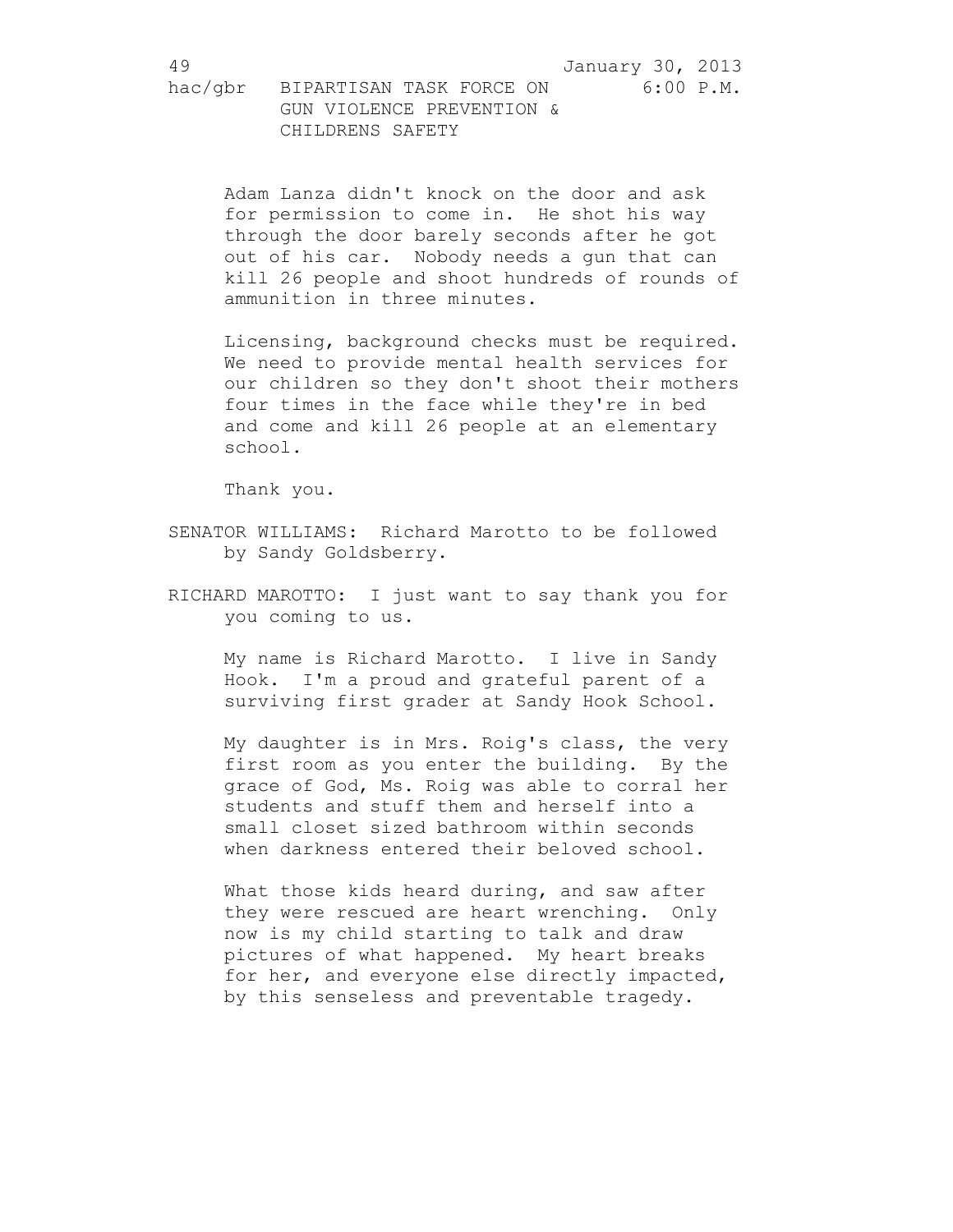Adam Lanza didn't knock on the door and ask for permission to come in. He shot his way through the door barely seconds after he got out of his car. Nobody needs a gun that can kill 26 people and shoot hundreds of rounds of ammunition in three minutes.

Licensing, background checks must be required. We need to provide mental health services for our children so they don't shoot their mothers four times in the face while they're in bed and come and kill 26 people at an elementary school.

Thank you.

SENATOR WILLIAMS: Richard Marotto to be followed by Sandy Goldsberry.

RICHARD MAROTTO: I just want to say thank you for you coming to us.

My name is Richard Marotto. I live in Sandy Hook. I'm a proud and grateful parent of a surviving first grader at Sandy Hook School.

My daughter is in Mrs. Roig's class, the very first room as you enter the building. By the grace of God, Ms. Roig was able to corral her students and stuff them and herself into a small closet sized bathroom within seconds when darkness entered their beloved school.

What those kids heard during, and saw after they were rescued are heart wrenching. Only now is my child starting to talk and draw pictures of what happened. My heart breaks for her, and everyone else directly impacted, by this senseless and preventable tragedy.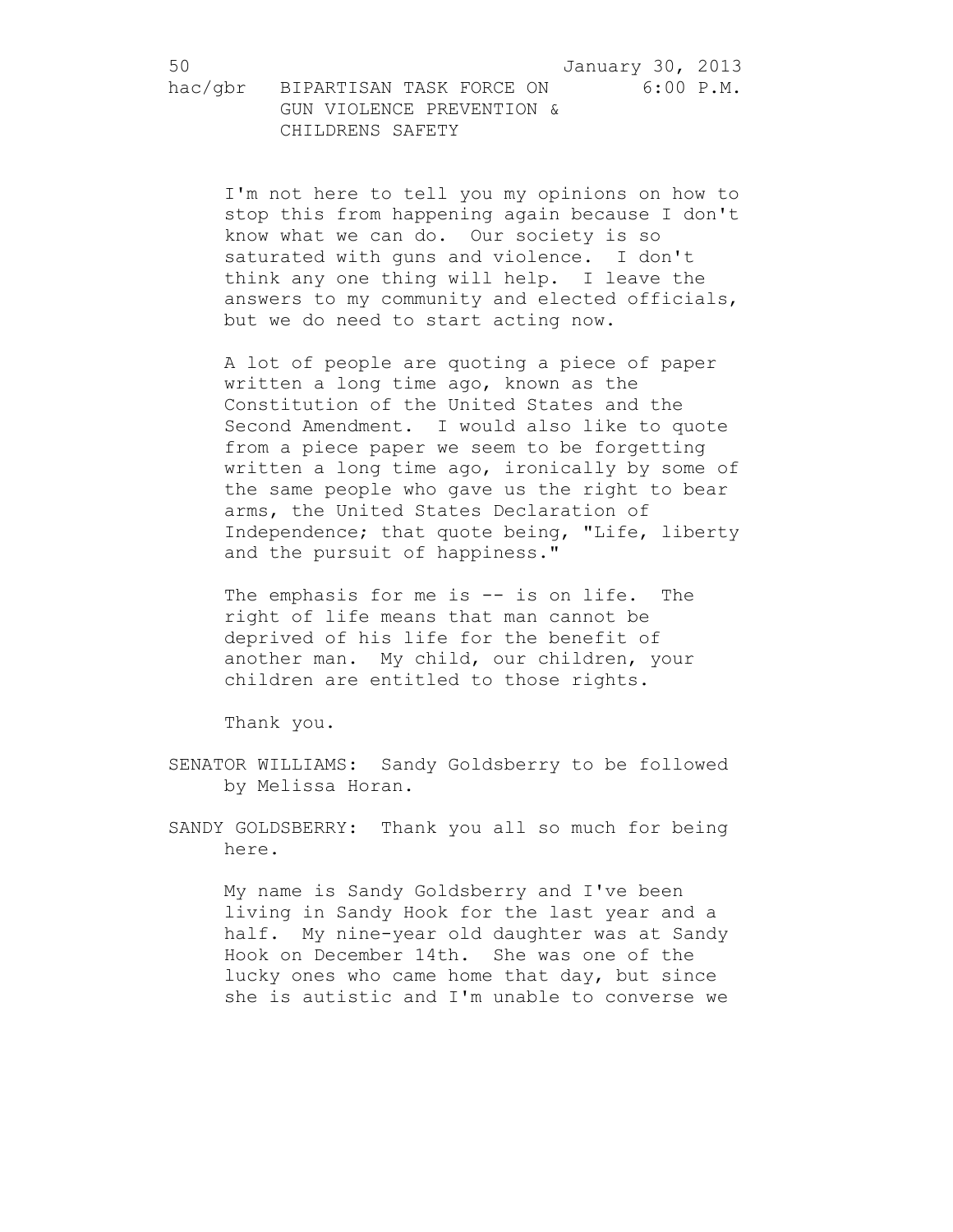I'm not here to tell you my opinions on how to stop this from happening again because I don't know what we can do. Our society is so saturated with guns and violence. I don't think any one thing will help. I leave the answers to my community and elected officials, but we do need to start acting now.

A lot of people are quoting a piece of paper written a long time ago, known as the Constitution of the United States and the Second Amendment. I would also like to quote from a piece paper we seem to be forgetting written a long time ago, ironically by some of the same people who gave us the right to bear arms, the United States Declaration of Independence; that quote being, "Life, liberty and the pursuit of happiness."

The emphasis for me is -- is on life. The right of life means that man cannot be deprived of his life for the benefit of another man. My child, our children, your children are entitled to those rights.

Thank you.

SENATOR WILLIAMS: Sandy Goldsberry to be followed by Melissa Horan.

SANDY GOLDSBERRY: Thank you all so much for being here.

My name is Sandy Goldsberry and I've been living in Sandy Hook for the last year and a half. My nine-year old daughter was at Sandy Hook on December 14th. She was one of the lucky ones who came home that day, but since she is autistic and I'm unable to converse we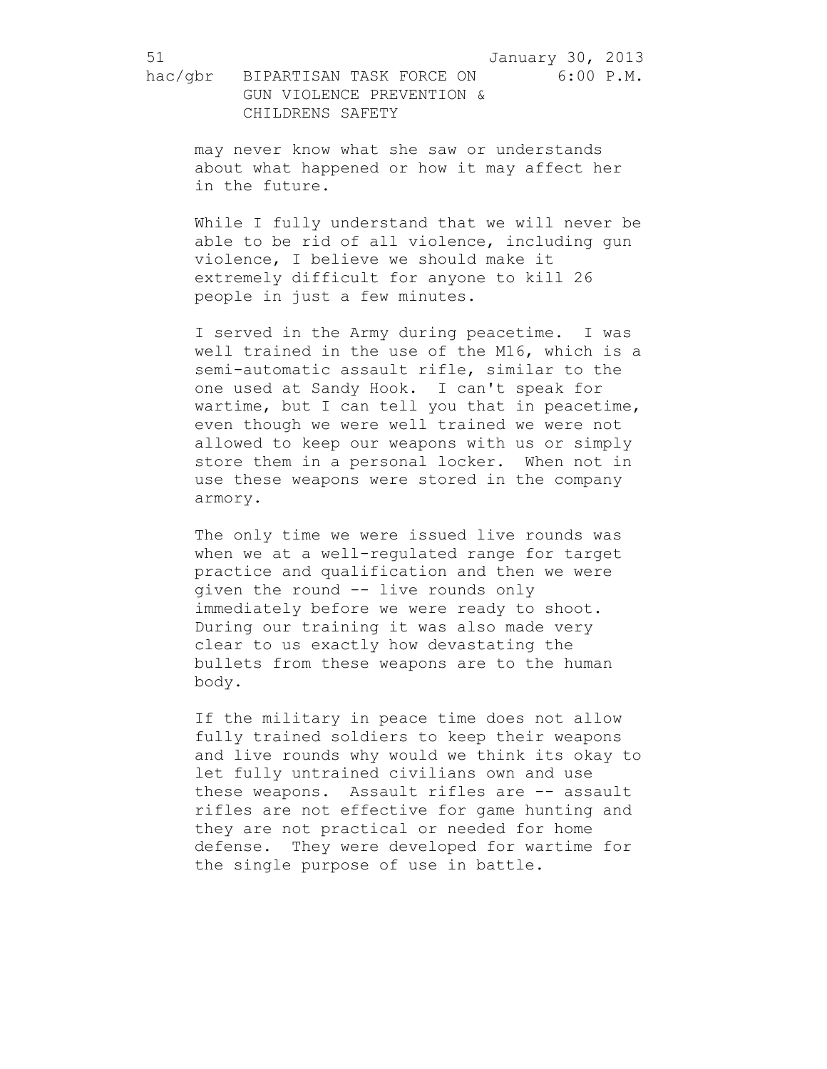may never know what she saw or understands about what happened or how it may affect her in the future.

While I fully understand that we will never be able to be rid of all violence, including gun violence, I believe we should make it extremely difficult for anyone to kill 26 people in just a few minutes.

I served in the Army during peacetime. I was well trained in the use of the M16, which is a semi-automatic assault rifle, similar to the one used at Sandy Hook. I can't speak for wartime, but I can tell you that in peacetime, even though we were well trained we were not allowed to keep our weapons with us or simply store them in a personal locker. When not in use these weapons were stored in the company armory.

The only time we were issued live rounds was when we at a well-regulated range for target practice and qualification and then we were given the round -- live rounds only immediately before we were ready to shoot. During our training it was also made very clear to us exactly how devastating the bullets from these weapons are to the human body.

If the military in peace time does not allow fully trained soldiers to keep their weapons and live rounds why would we think its okay to let fully untrained civilians own and use these weapons. Assault rifles are -- assault rifles are not effective for game hunting and they are not practical or needed for home defense. They were developed for wartime for the single purpose of use in battle.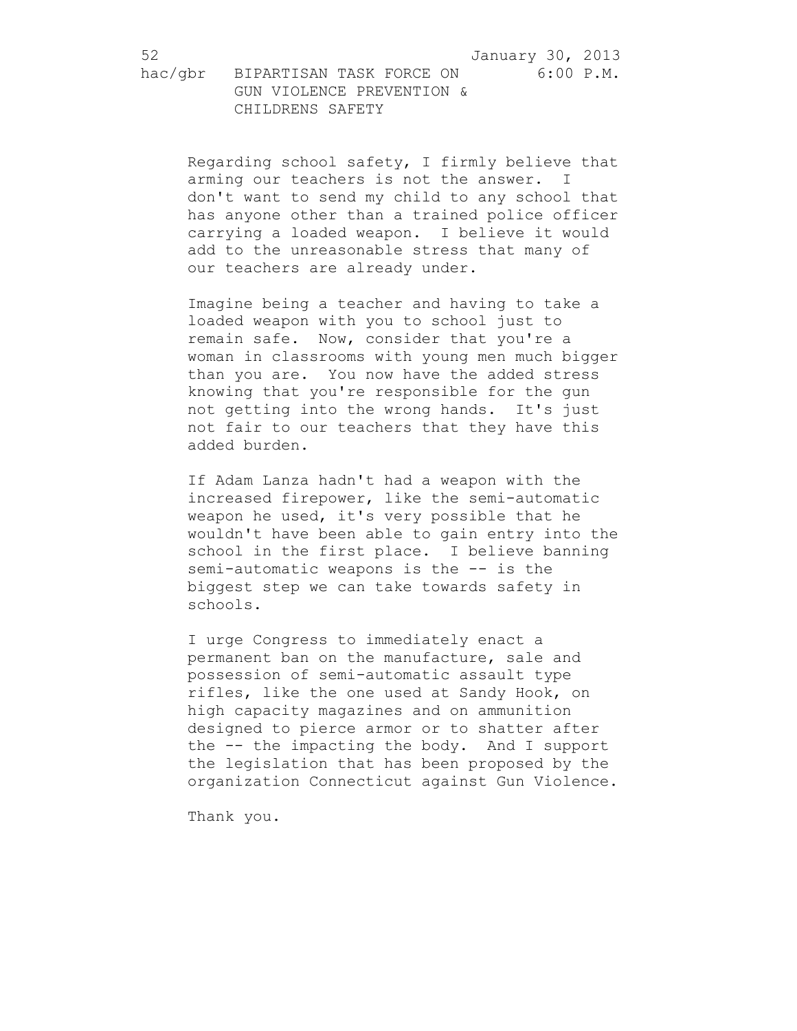Regarding school safety, I firmly believe that arming our teachers is not the answer. I don't want to send my child to any school that has anyone other than a trained police officer carrying a loaded weapon. I believe it would add to the unreasonable stress that many of our teachers are already under.

Imagine being a teacher and having to take a loaded weapon with you to school just to remain safe. Now, consider that you're a woman in classrooms with young men much bigger than you are. You now have the added stress knowing that you're responsible for the gun not getting into the wrong hands. It's just not fair to our teachers that they have this added burden.

If Adam Lanza hadn't had a weapon with the increased firepower, like the semi-automatic weapon he used, it's very possible that he wouldn't have been able to gain entry into the school in the first place. I believe banning semi-automatic weapons is the -- is the biggest step we can take towards safety in schools.

I urge Congress to immediately enact a permanent ban on the manufacture, sale and possession of semi-automatic assault type rifles, like the one used at Sandy Hook, on high capacity magazines and on ammunition designed to pierce armor or to shatter after the -- the impacting the body. And I support the legislation that has been proposed by the organization Connecticut against Gun Violence.

Thank you.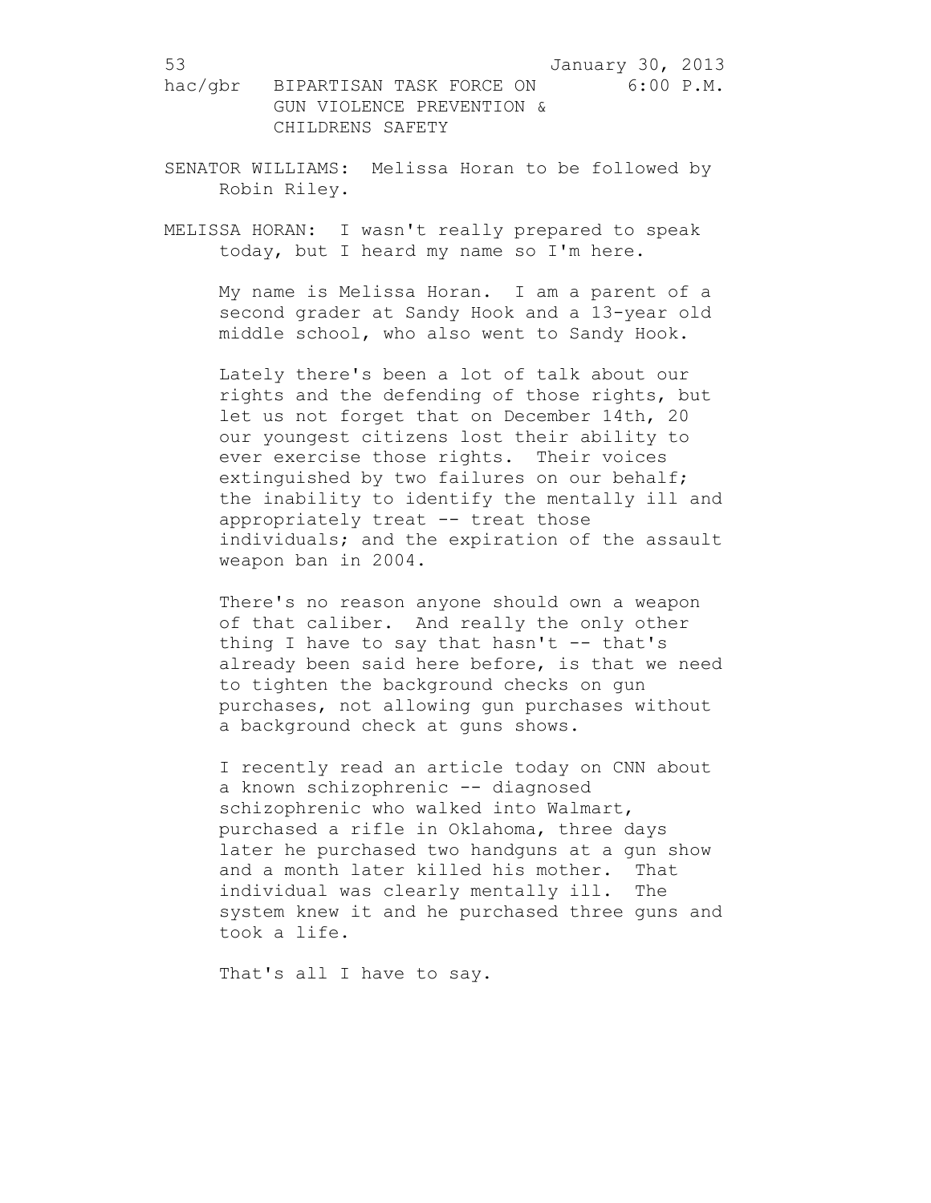SENATOR WILLIAMS: Melissa Horan to be followed by Robin Riley.

MELISSA HORAN: I wasn't really prepared to speak today, but I heard my name so I'm here.

My name is Melissa Horan. I am a parent of a second grader at Sandy Hook and a 13-year old middle school, who also went to Sandy Hook.

Lately there's been a lot of talk about our rights and the defending of those rights, but let us not forget that on December 14th, 20 our youngest citizens lost their ability to ever exercise those rights. Their voices extinguished by two failures on our behalf; the inability to identify the mentally ill and appropriately treat -- treat those individuals; and the expiration of the assault weapon ban in 2004.

There's no reason anyone should own a weapon of that caliber. And really the only other thing I have to say that hasn't -- that's already been said here before, is that we need to tighten the background checks on gun purchases, not allowing gun purchases without a background check at guns shows.

I recently read an article today on CNN about a known schizophrenic -- diagnosed schizophrenic who walked into Walmart, purchased a rifle in Oklahoma, three days later he purchased two handguns at a gun show and a month later killed his mother. That individual was clearly mentally ill. The system knew it and he purchased three guns and took a life.

That's all I have to say.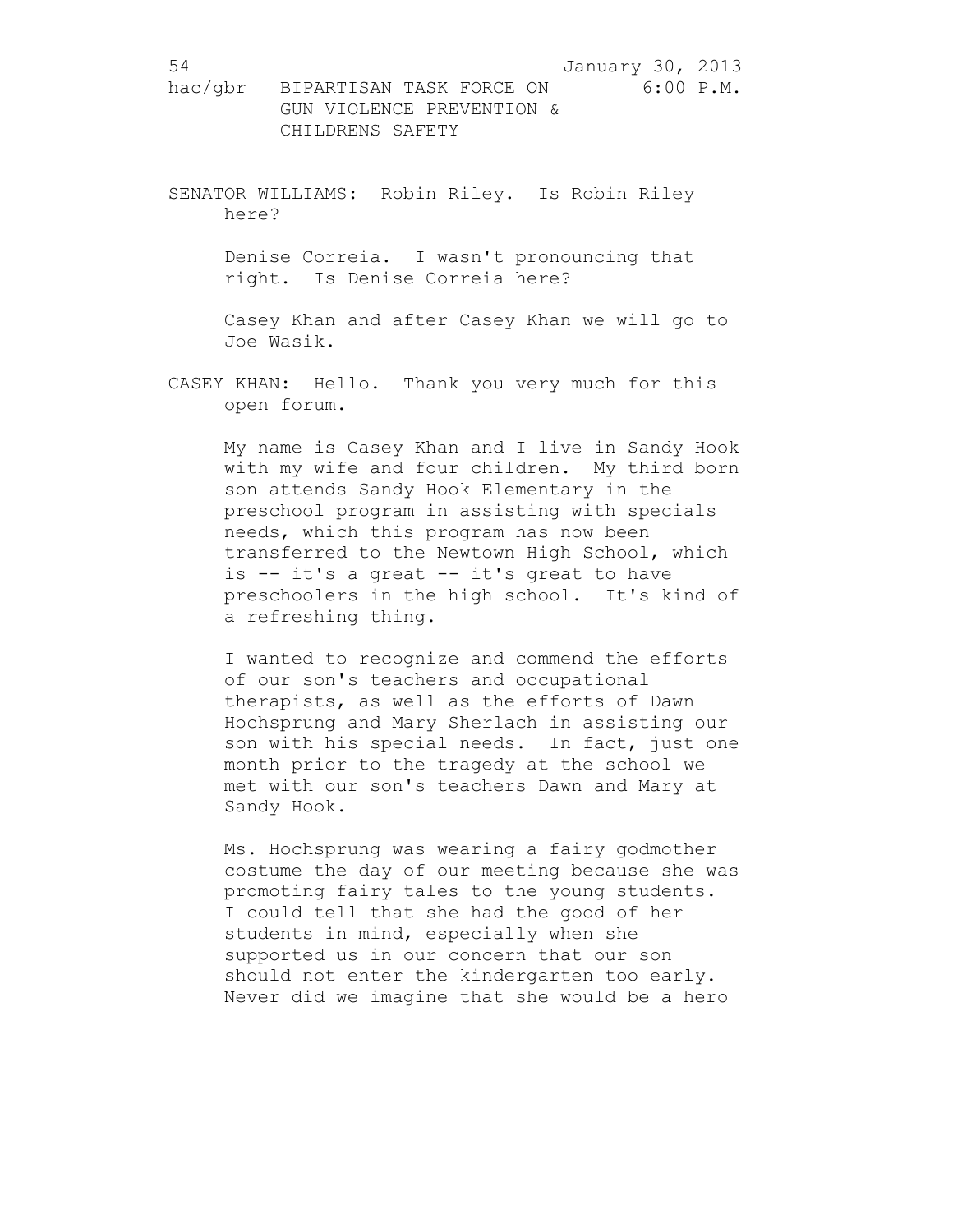SENATOR WILLIAMS: Robin Riley. Is Robin Riley here?

Denise Correia. I wasn't pronouncing that right. Is Denise Correia here?

Casey Khan and after Casey Khan we will go to Joe Wasik.

CASEY KHAN: Hello. Thank you very much for this open forum.

My name is Casey Khan and I live in Sandy Hook with my wife and four children. My third born son attends Sandy Hook Elementary in the preschool program in assisting with specials needs, which this program has now been transferred to the Newtown High School, which is -- it's a great -- it's great to have preschoolers in the high school. It's kind of a refreshing thing.

I wanted to recognize and commend the efforts of our son's teachers and occupational therapists, as well as the efforts of Dawn Hochsprung and Mary Sherlach in assisting our son with his special needs. In fact, just one month prior to the tragedy at the school we met with our son's teachers Dawn and Mary at Sandy Hook.

Ms. Hochsprung was wearing a fairy godmother costume the day of our meeting because she was promoting fairy tales to the young students. I could tell that she had the good of her students in mind, especially when she supported us in our concern that our son should not enter the kindergarten too early. Never did we imagine that she would be a hero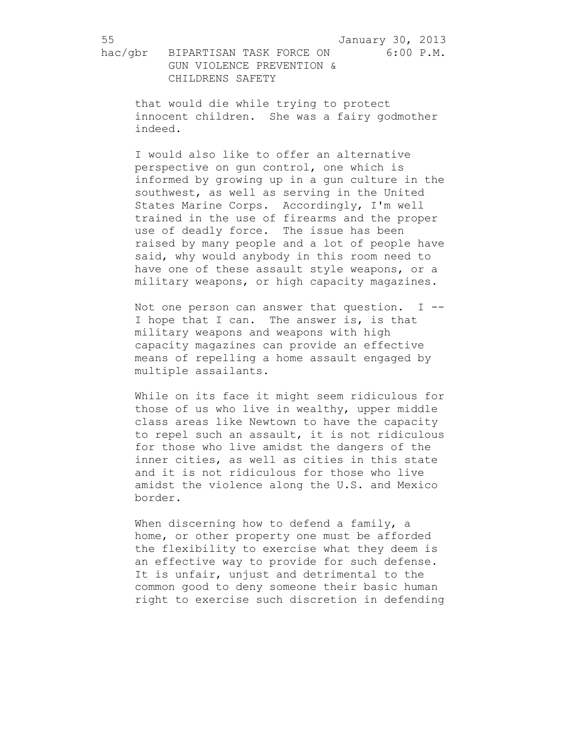that would die while trying to protect innocent children. She was a fairy godmother indeed.

I would also like to offer an alternative perspective on gun control, one which is informed by growing up in a gun culture in the southwest, as well as serving in the United States Marine Corps. Accordingly, I'm well trained in the use of firearms and the proper use of deadly force. The issue has been raised by many people and a lot of people have said, why would anybody in this room need to have one of these assault style weapons, or a military weapons, or high capacity magazines.

Not one person can answer that question. I -- I hope that I can. The answer is, is that military weapons and weapons with high capacity magazines can provide an effective means of repelling a home assault engaged by multiple assailants.

While on its face it might seem ridiculous for those of us who live in wealthy, upper middle class areas like Newtown to have the capacity to repel such an assault, it is not ridiculous for those who live amidst the dangers of the inner cities, as well as cities in this state and it is not ridiculous for those who live amidst the violence along the U.S. and Mexico border.

When discerning how to defend a family, a home, or other property one must be afforded the flexibility to exercise what they deem is an effective way to provide for such defense. It is unfair, unjust and detrimental to the common good to deny someone their basic human right to exercise such discretion in defending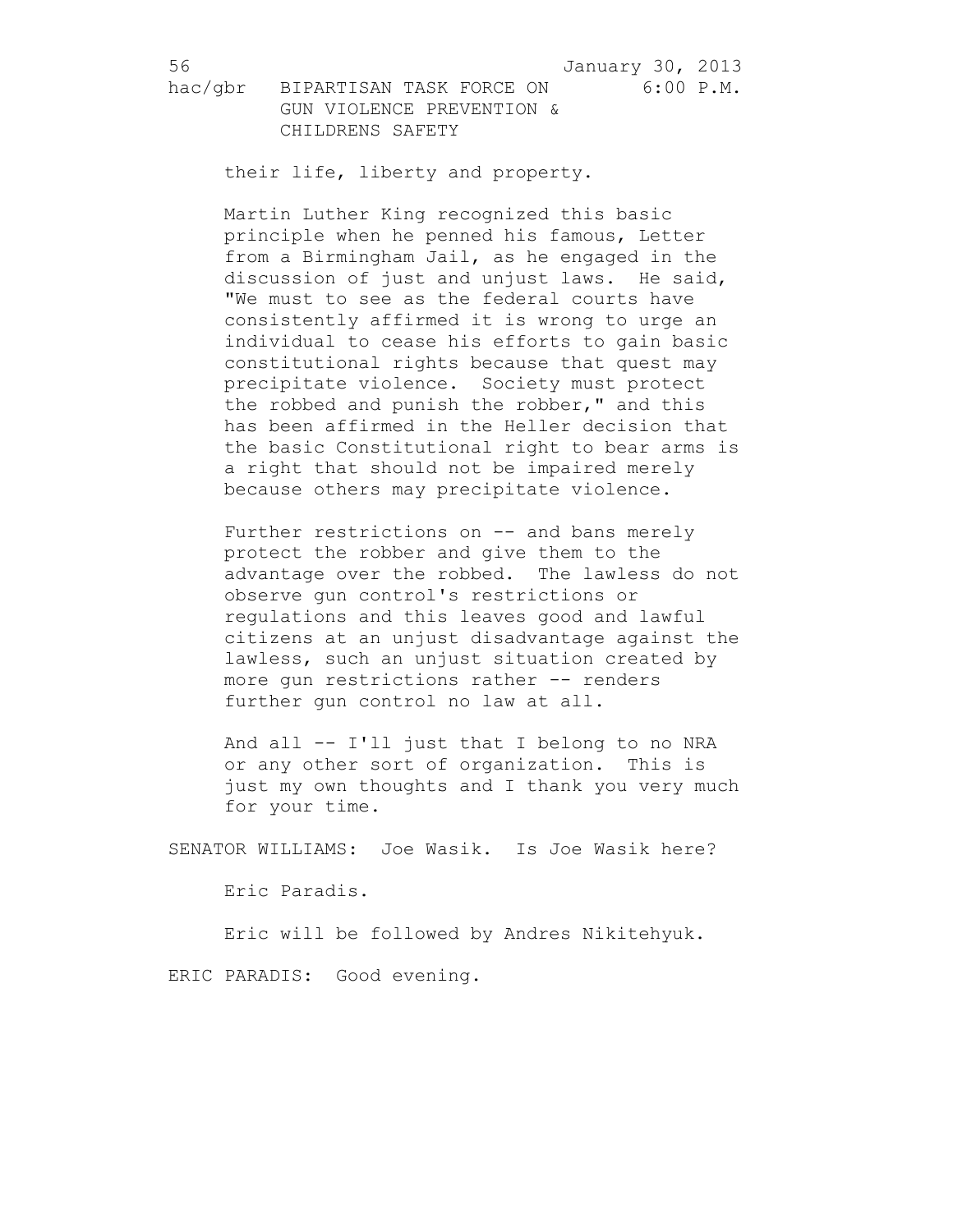their life, liberty and property.

Martin Luther King recognized this basic principle when he penned his famous, Letter from a Birmingham Jail, as he engaged in the discussion of just and unjust laws. He said, "We must to see as the federal courts have consistently affirmed it is wrong to urge an individual to cease his efforts to gain basic constitutional rights because that quest may precipitate violence. Society must protect the robbed and punish the robber," and this has been affirmed in the Heller decision that the basic Constitutional right to bear arms is a right that should not be impaired merely because others may precipitate violence.

Further restrictions on -- and bans merely protect the robber and give them to the advantage over the robbed. The lawless do not observe gun control's restrictions or regulations and this leaves good and lawful citizens at an unjust disadvantage against the lawless, such an unjust situation created by more gun restrictions rather -- renders further gun control no law at all.

And all -- I'll just that I belong to no NRA or any other sort of organization. This is just my own thoughts and I thank you very much for your time.

SENATOR WILLIAMS: Joe Wasik. Is Joe Wasik here?

Eric Paradis.

Eric will be followed by Andres Nikitehyuk.

ERIC PARADIS: Good evening.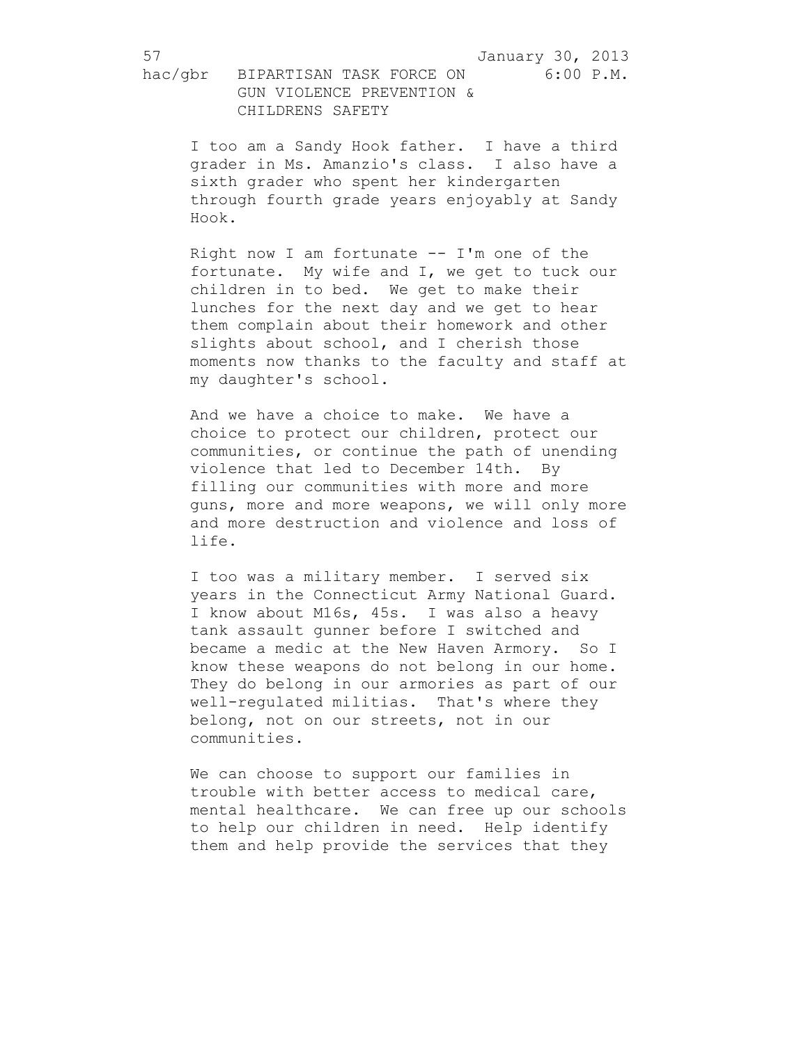I too am a Sandy Hook father. I have a third grader in Ms. Amanzio's class. I also have a sixth grader who spent her kindergarten through fourth grade years enjoyably at Sandy Hook.

Right now I am fortunate -- I'm one of the fortunate. My wife and I, we get to tuck our children in to bed. We get to make their lunches for the next day and we get to hear them complain about their homework and other slights about school, and I cherish those moments now thanks to the faculty and staff at my daughter's school.

And we have a choice to make. We have a choice to protect our children, protect our communities, or continue the path of unending violence that led to December 14th. By filling our communities with more and more guns, more and more weapons, we will only more and more destruction and violence and loss of life.

I too was a military member. I served six years in the Connecticut Army National Guard. I know about M16s, 45s. I was also a heavy tank assault gunner before I switched and became a medic at the New Haven Armory. So I know these weapons do not belong in our home. They do belong in our armories as part of our well-regulated militias. That's where they belong, not on our streets, not in our communities.

We can choose to support our families in trouble with better access to medical care, mental healthcare. We can free up our schools to help our children in need. Help identify them and help provide the services that they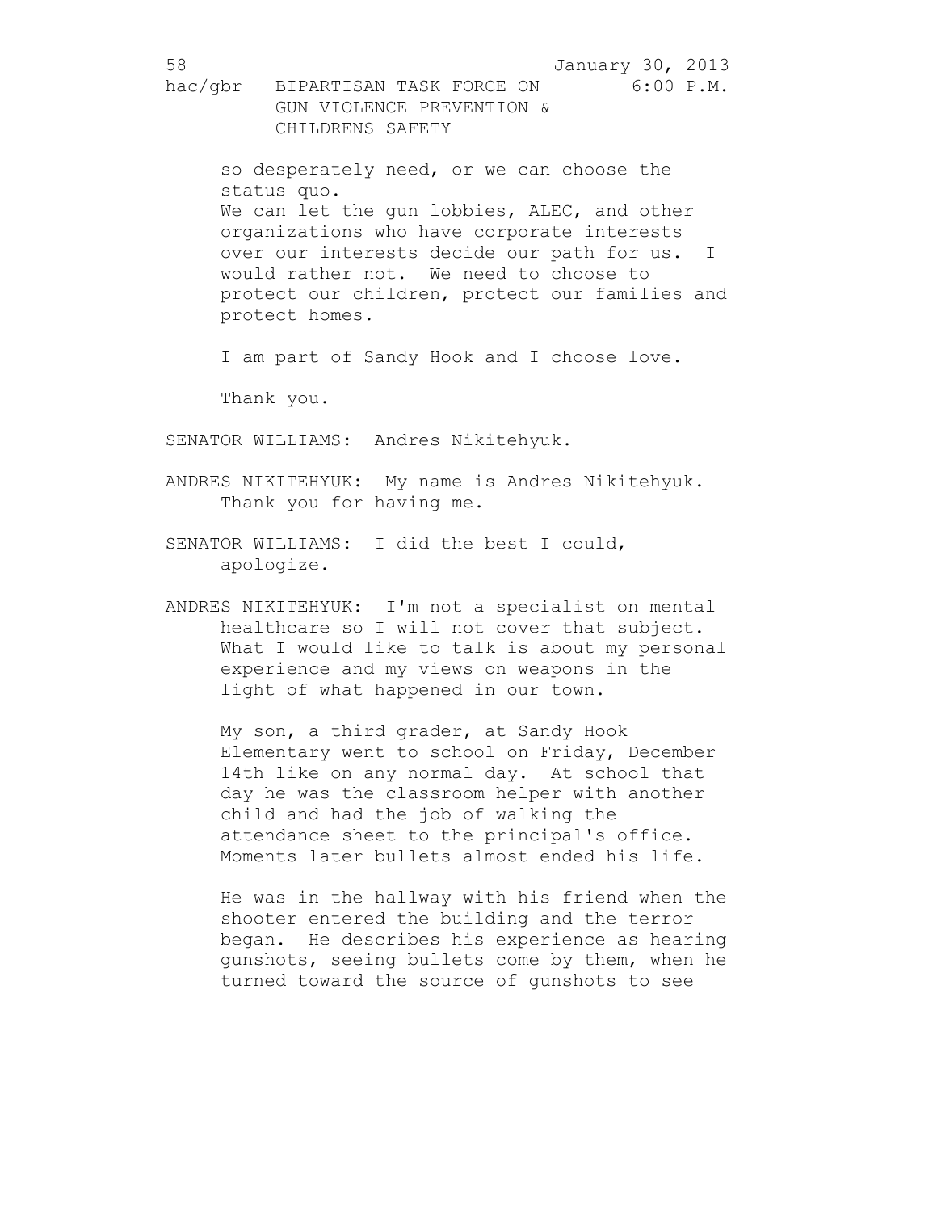so desperately need, or we can choose the status quo.

We can let the gun lobbies, ALEC, and other organizations who have corporate interests over our interests decide our path for us. I would rather not. We need to choose to protect our children, protect our families and protect homes.

I am part of Sandy Hook and I choose love.

Thank you.

SENATOR WILLIAMS: Andres Nikitehyuk.

ANDRES NIKITEHYUK: My name is Andres Nikitehyuk. Thank you for having me.

SENATOR WILLIAMS: I did the best I could, apologize.

ANDRES NIKITEHYUK: I'm not a specialist on mental healthcare so I will not cover that subject. What I would like to talk is about my personal experience and my views on weapons in the light of what happened in our town.

My son, a third grader, at Sandy Hook Elementary went to school on Friday, December 14th like on any normal day. At school that day he was the classroom helper with another child and had the job of walking the attendance sheet to the principal's office. Moments later bullets almost ended his life.

He was in the hallway with his friend when the shooter entered the building and the terror began. He describes his experience as hearing gunshots, seeing bullets come by them, when he turned toward the source of gunshots to see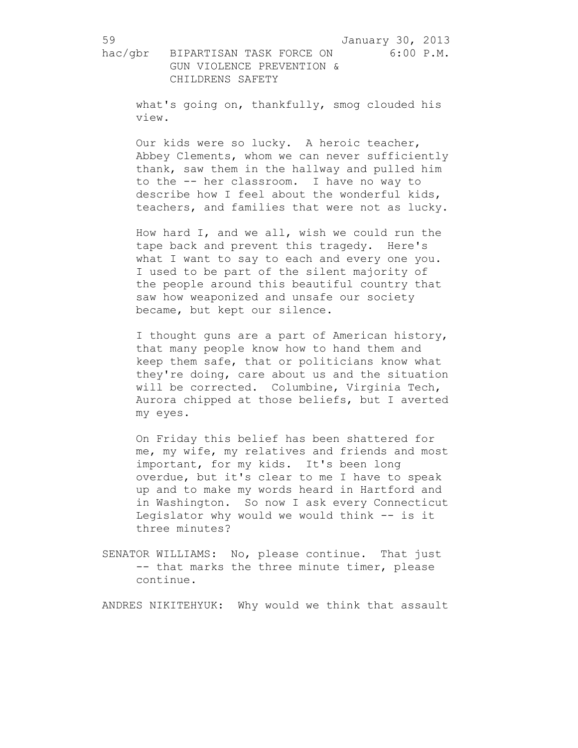what's going on, thankfully, smog clouded his view.

Our kids were so lucky. A heroic teacher, Abbey Clements, whom we can never sufficiently thank, saw them in the hallway and pulled him to the -- her classroom. I have no way to describe how I feel about the wonderful kids, teachers, and families that were not as lucky.

How hard I, and we all, wish we could run the tape back and prevent this tragedy. Here's what I want to say to each and every one you. I used to be part of the silent majority of the people around this beautiful country that saw how weaponized and unsafe our society became, but kept our silence.

I thought guns are a part of American history, that many people know how to hand them and keep them safe, that or politicians know what they're doing, care about us and the situation will be corrected. Columbine, Virginia Tech, Aurora chipped at those beliefs, but I averted my eyes.

On Friday this belief has been shattered for me, my wife, my relatives and friends and most important, for my kids. It's been long overdue, but it's clear to me I have to speak up and to make my words heard in Hartford and in Washington. So now I ask every Connecticut Legislator why would we would think -- is it three minutes?

SENATOR WILLIAMS: No, please continue. That just -- that marks the three minute timer, please continue.

ANDRES NIKITEHYUK: Why would we think that assault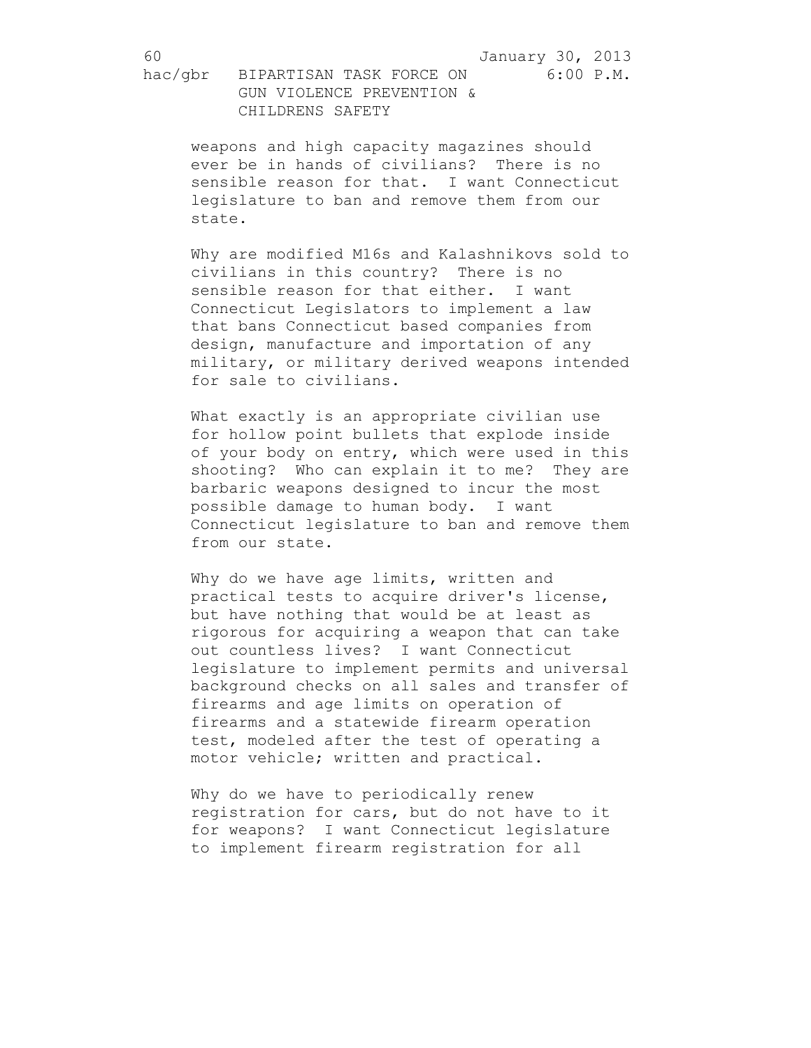weapons and high capacity magazines should ever be in hands of civilians? There is no sensible reason for that. I want Connecticut legislature to ban and remove them from our state.

Why are modified M16s and Kalashnikovs sold to civilians in this country? There is no sensible reason for that either. I want Connecticut Legislators to implement a law that bans Connecticut based companies from design, manufacture and importation of any military, or military derived weapons intended for sale to civilians.

What exactly is an appropriate civilian use for hollow point bullets that explode inside of your body on entry, which were used in this shooting? Who can explain it to me? They are barbaric weapons designed to incur the most possible damage to human body. I want Connecticut legislature to ban and remove them from our state.

Why do we have age limits, written and practical tests to acquire driver's license, but have nothing that would be at least as rigorous for acquiring a weapon that can take out countless lives? I want Connecticut legislature to implement permits and universal background checks on all sales and transfer of firearms and age limits on operation of firearms and a statewide firearm operation test, modeled after the test of operating a motor vehicle; written and practical.

Why do we have to periodically renew registration for cars, but do not have to it for weapons? I want Connecticut legislature to implement firearm registration for all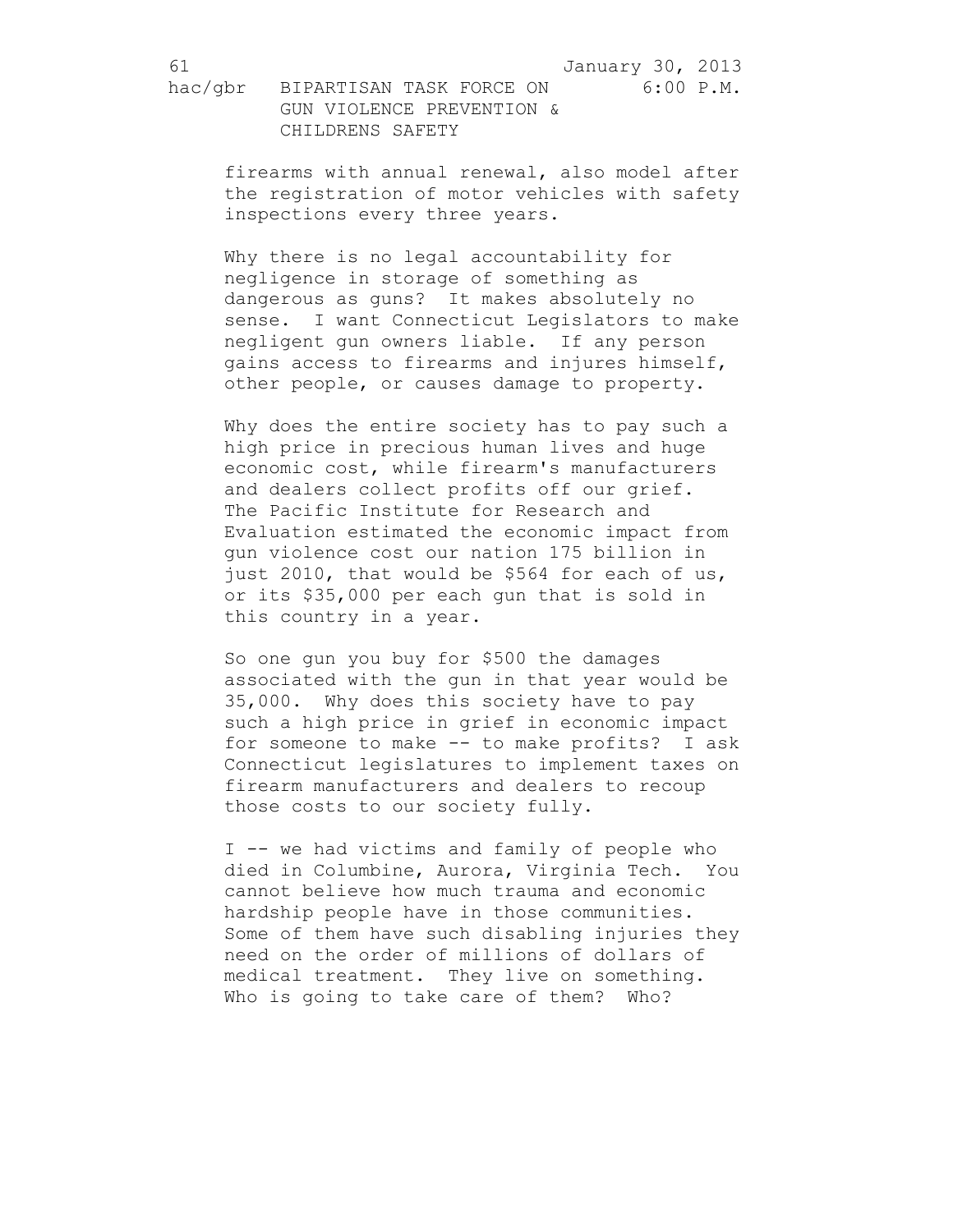firearms with annual renewal, also model after the registration of motor vehicles with safety inspections every three years.

Why there is no legal accountability for negligence in storage of something as dangerous as guns? It makes absolutely no sense. I want Connecticut Legislators to make negligent gun owners liable. If any person gains access to firearms and injures himself, other people, or causes damage to property.

Why does the entire society has to pay such a high price in precious human lives and huge economic cost, while firearm's manufacturers and dealers collect profits off our grief. The Pacific Institute for Research and Evaluation estimated the economic impact from gun violence cost our nation 175 billion in just 2010, that would be $564 for each of us, or its $35,000 per each gun that is sold in this country in a year.

So one gun you buy for $500 the damages associated with the gun in that year would be 35,000. Why does this society have to pay such a high price in grief in economic impact for someone to make -- to make profits? I ask Connecticut legislatures to implement taxes on firearm manufacturers and dealers to recoup those costs to our society fully.

I -- we had victims and family of people who died in Columbine, Aurora, Virginia Tech. You cannot believe how much trauma and economic hardship people have in those communities. Some of them have such disabling injuries they need on the order of millions of dollars of medical treatment. They live on something. Who is going to take care of them? Who?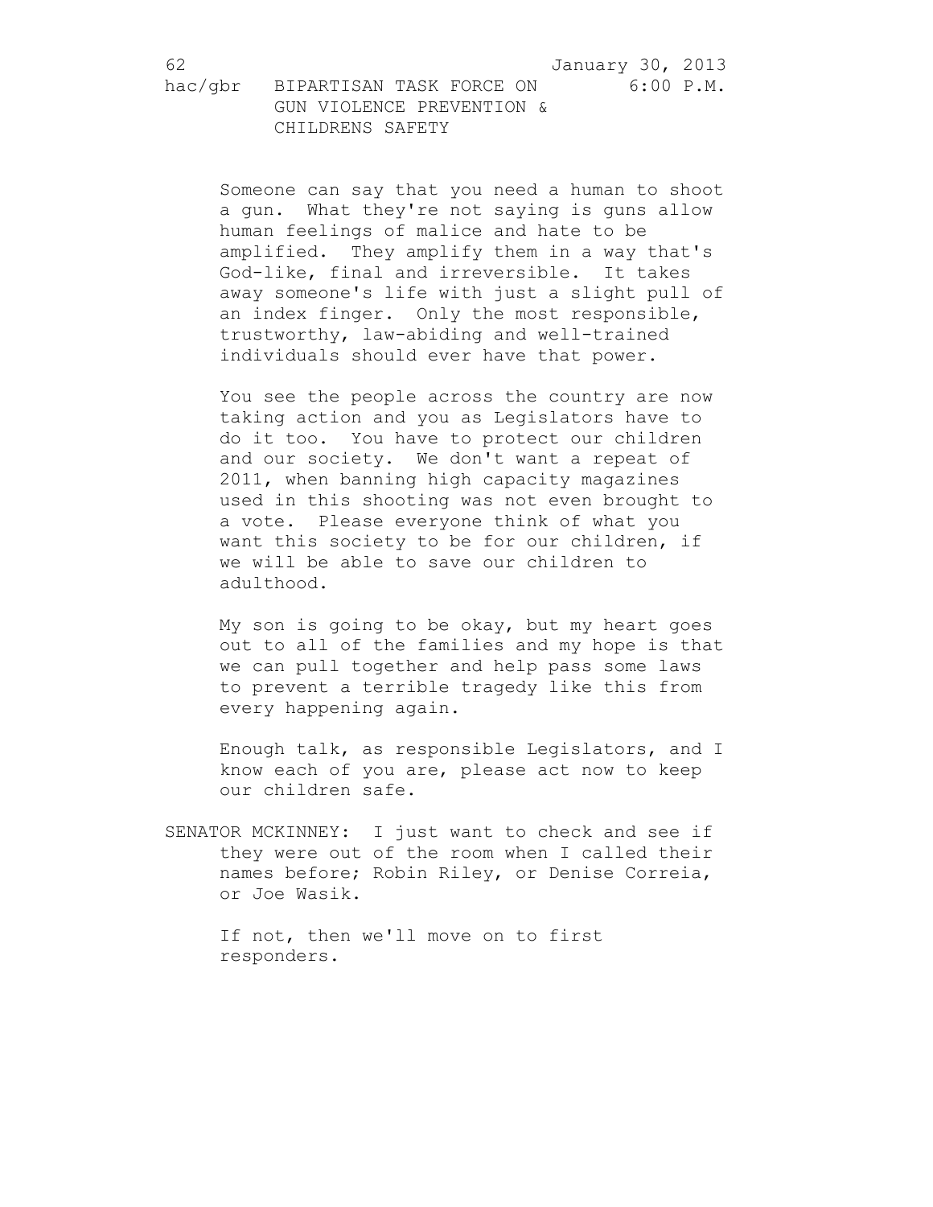Someone can say that you need a human to shoot a gun. What they're not saying is guns allow human feelings of malice and hate to be amplified. They amplify them in a way that's God-like, final and irreversible. It takes away someone's life with just a slight pull of an index finger. Only the most responsible, trustworthy, law-abiding and well-trained individuals should ever have that power.

You see the people across the country are now taking action and you as Legislators have to do it too. You have to protect our children and our society. We don't want a repeat of 2011, when banning high capacity magazines used in this shooting was not even brought to a vote. Please everyone think of what you want this society to be for our children, if we will be able to save our children to adulthood.

My son is going to be okay, but my heart goes out to all of the families and my hope is that we can pull together and help pass some laws to prevent a terrible tragedy like this from every happening again.

Enough talk, as responsible Legislators, and I know each of you are, please act now to keep our children safe.

SENATOR MCKINNEY: I just want to check and see if they were out of the room when I called their names before; Robin Riley, or Denise Correia, or Joe Wasik.

If not, then we'll move on to first responders.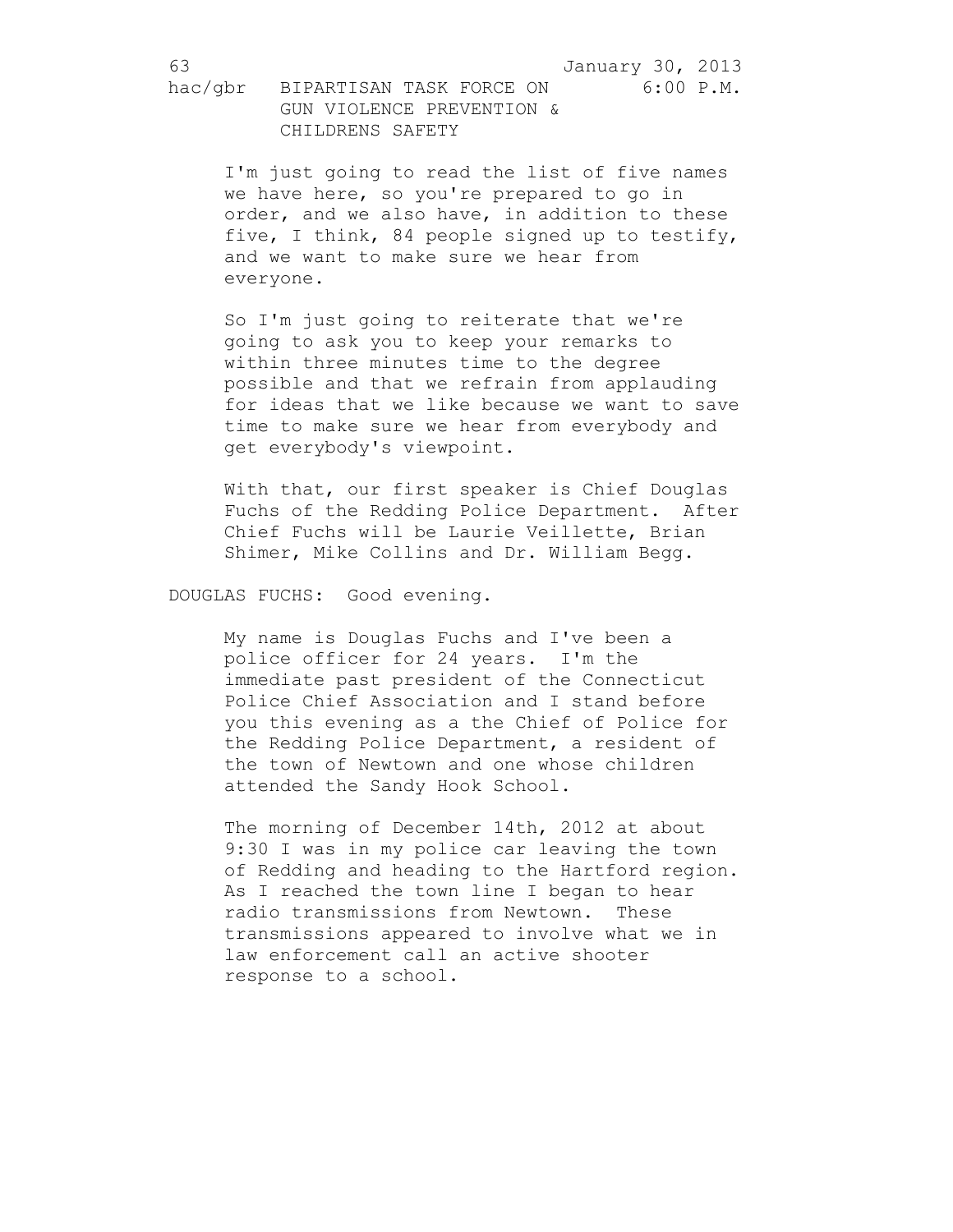I'm just going to read the list of five names we have here, so you're prepared to go in order, and we also have, in addition to these five, I think, 84 people signed up to testify, and we want to make sure we hear from everyone.

So I'm just going to reiterate that we're going to ask you to keep your remarks to within three minutes time to the degree possible and that we refrain from applauding for ideas that we like because we want to save time to make sure we hear from everybody and get everybody's viewpoint.

With that, our first speaker is Chief Douglas Fuchs of the Redding Police Department. After Chief Fuchs will be Laurie Veillette, Brian Shimer, Mike Collins and Dr. William Begg.

DOUGLAS FUCHS: Good evening.

My name is Douglas Fuchs and I've been a police officer for 24 years. I'm the immediate past president of the Connecticut Police Chief Association and I stand before you this evening as a the Chief of Police for the Redding Police Department, a resident of the town of Newtown and one whose children attended the Sandy Hook School.

The morning of December 14th, 2012 at about 9:30 I was in my police car leaving the town of Redding and heading to the Hartford region. As I reached the town line I began to hear radio transmissions from Newtown. These transmissions appeared to involve what we in law enforcement call an active shooter response to a school.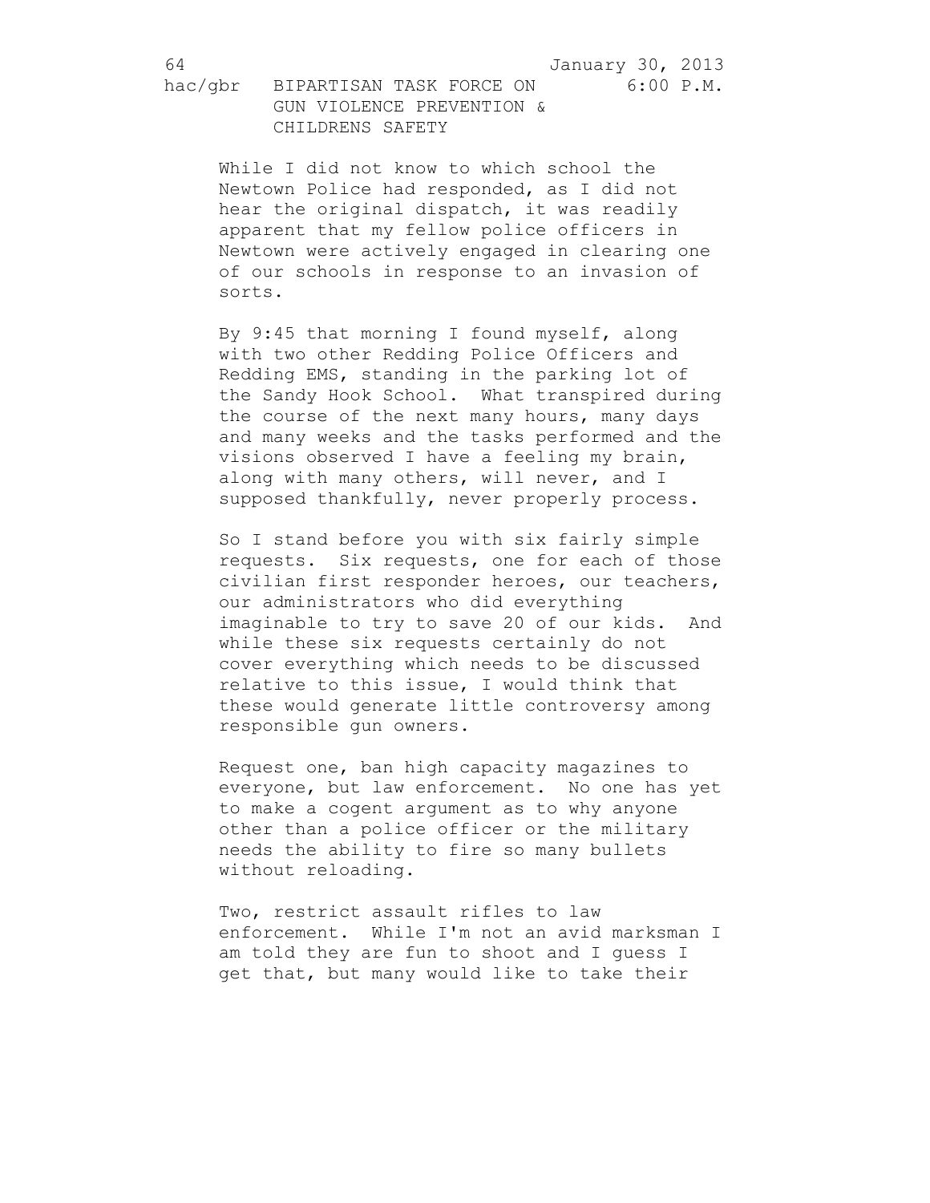While I did not know to which school the Newtown Police had responded, as I did not hear the original dispatch, it was readily apparent that my fellow police officers in Newtown were actively engaged in clearing one of our schools in response to an invasion of sorts.

By 9:45 that morning I found myself, along with two other Redding Police Officers and Redding EMS, standing in the parking lot of the Sandy Hook School. What transpired during the course of the next many hours, many days and many weeks and the tasks performed and the visions observed I have a feeling my brain, along with many others, will never, and I supposed thankfully, never properly process.

So I stand before you with six fairly simple requests. Six requests, one for each of those civilian first responder heroes, our teachers, our administrators who did everything imaginable to try to save 20 of our kids. And while these six requests certainly do not cover everything which needs to be discussed relative to this issue, I would think that these would generate little controversy among responsible gun owners.

Request one, ban high capacity magazines to everyone, but law enforcement. No one has yet to make a cogent argument as to why anyone other than a police officer or the military needs the ability to fire so many bullets without reloading.

Two, restrict assault rifles to law enforcement. While I'm not an avid marksman I am told they are fun to shoot and I guess I get that, but many would like to take their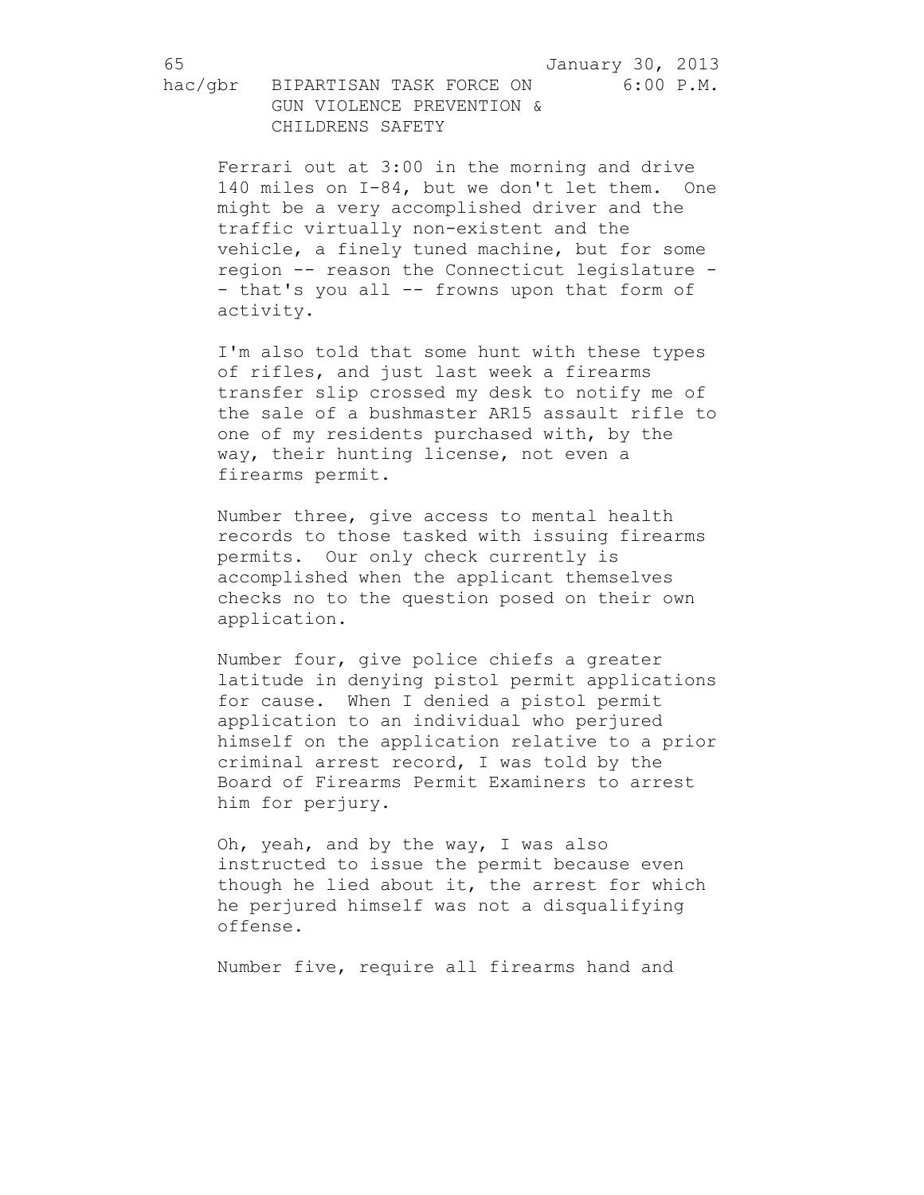Ferrari out at 3:00 in the morning and drive 140 miles on I-84, but we don't let them. One might be a very accomplished driver and the traffic virtually non-existent and the vehicle, a finely tuned machine, but for some region -- reason the Connecticut legislature -- that's you all -- frowns upon that form of activity.

I'm also told that some hunt with these types of rifles, and just last week a firearms transfer slip crossed my desk to notify me of the sale of a bushmaster AR15 assault rifle to one of my residents purchased with, by the way, their hunting license, not even a firearms permit.

Number three, give access to mental health records to those tasked with issuing firearms permits. Our only check currently is accomplished when the applicant themselves checks no to the question posed on their own application.

Number four, give police chiefs a greater latitude in denying pistol permit applications for cause. When I denied a pistol permit application to an individual who perjured himself on the application relative to a prior criminal arrest record, I was told by the Board of Firearms Permit Examiners to arrest him for perjury.

Oh, yeah, and by the way, I was also instructed to issue the permit because even though he lied about it, the arrest for which he perjured himself was not a disqualifying offense.

Number five, require all firearms hand and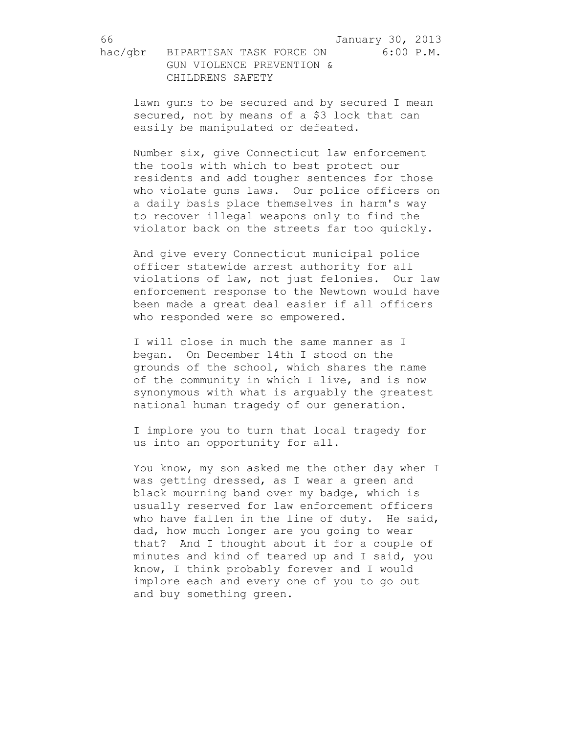lawn guns to be secured and by secured I mean secured, not by means of a $3 lock that can easily be manipulated or defeated.

Number six, give Connecticut law enforcement the tools with which to best protect our residents and add tougher sentences for those who violate guns laws. Our police officers on a daily basis place themselves in harm's way to recover illegal weapons only to find the violator back on the streets far too quickly.

And give every Connecticut municipal police officer statewide arrest authority for all violations of law, not just felonies. Our law enforcement response to the Newtown would have been made a great deal easier if all officers who responded were so empowered.

I will close in much the same manner as I began. On December 14th I stood on the grounds of the school, which shares the name of the community in which I live, and is now synonymous with what is arguably the greatest national human tragedy of our generation.

I implore you to turn that local tragedy for us into an opportunity for all.

You know, my son asked me the other day when I was getting dressed, as I wear a green and black mourning band over my badge, which is usually reserved for law enforcement officers who have fallen in the line of duty. He said, dad, how much longer are you going to wear that? And I thought about it for a couple of minutes and kind of teared up and I said, you know, I think probably forever and I would implore each and every one of you to go out and buy something green.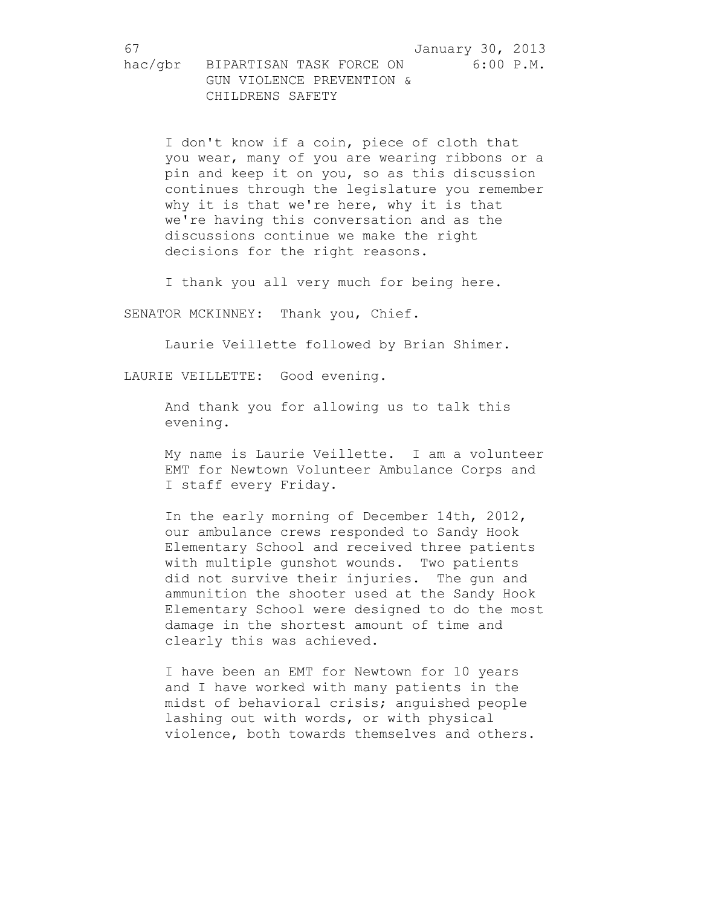I don't know if a coin, piece of cloth that you wear, many of you are wearing ribbons or a pin and keep it on you, so as this discussion continues through the legislature you remember why it is that we're here, why it is that we're having this conversation and as the discussions continue we make the right decisions for the right reasons.

I thank you all very much for being here.

SENATOR MCKINNEY: Thank you, Chief.

Laurie Veillette followed by Brian Shimer.

LAURIE VEILLETTE: Good evening.

And thank you for allowing us to talk this evening.

My name is Laurie Veillette. I am a volunteer EMT for Newtown Volunteer Ambulance Corps and I staff every Friday.

In the early morning of December 14th, 2012, our ambulance crews responded to Sandy Hook Elementary School and received three patients with multiple gunshot wounds. Two patients did not survive their injuries. The gun and ammunition the shooter used at the Sandy Hook Elementary School were designed to do the most damage in the shortest amount of time and clearly this was achieved.

I have been an EMT for Newtown for 10 years and I have worked with many patients in the midst of behavioral crisis; anguished people lashing out with words, or with physical violence, both towards themselves and others.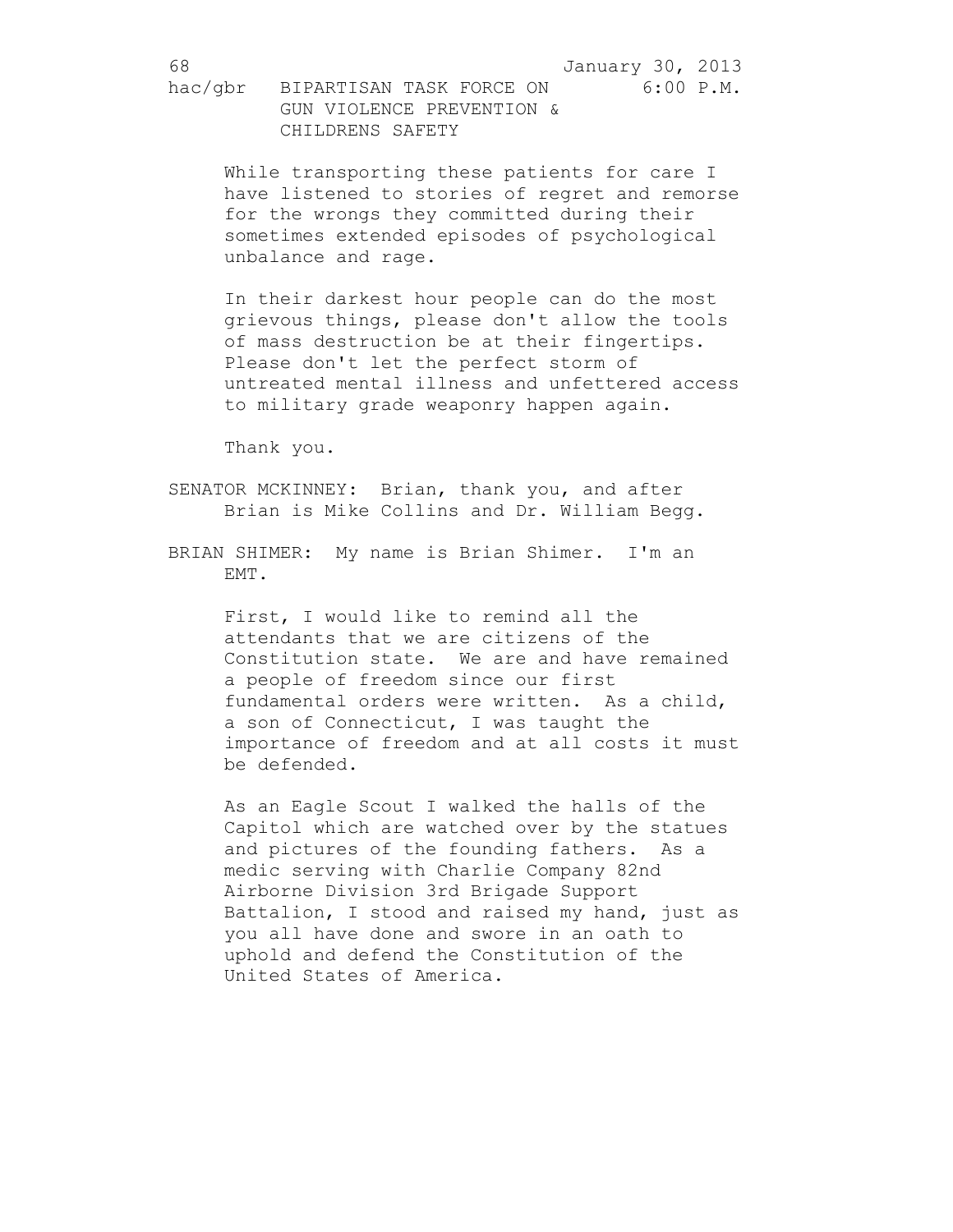While transporting these patients for care I have listened to stories of regret and remorse for the wrongs they committed during their sometimes extended episodes of psychological unbalance and rage.

In their darkest hour people can do the most grievous things, please don't allow the tools of mass destruction be at their fingertips. Please don't let the perfect storm of untreated mental illness and unfettered access to military grade weaponry happen again.

Thank you.

SENATOR MCKINNEY: Brian, thank you, and after Brian is Mike Collins and Dr. William Begg.

BRIAN SHIMER: My name is Brian Shimer. I'm an EMT.

First, I would like to remind all the attendants that we are citizens of the Constitution state. We are and have remained a people of freedom since our first fundamental orders were written. As a child, a son of Connecticut, I was taught the importance of freedom and at all costs it must be defended.

As an Eagle Scout I walked the halls of the Capitol which are watched over by the statues and pictures of the founding fathers. As a medic serving with Charlie Company 82nd Airborne Division 3rd Brigade Support Battalion, I stood and raised my hand, just as you all have done and swore in an oath to uphold and defend the Constitution of the United States of America.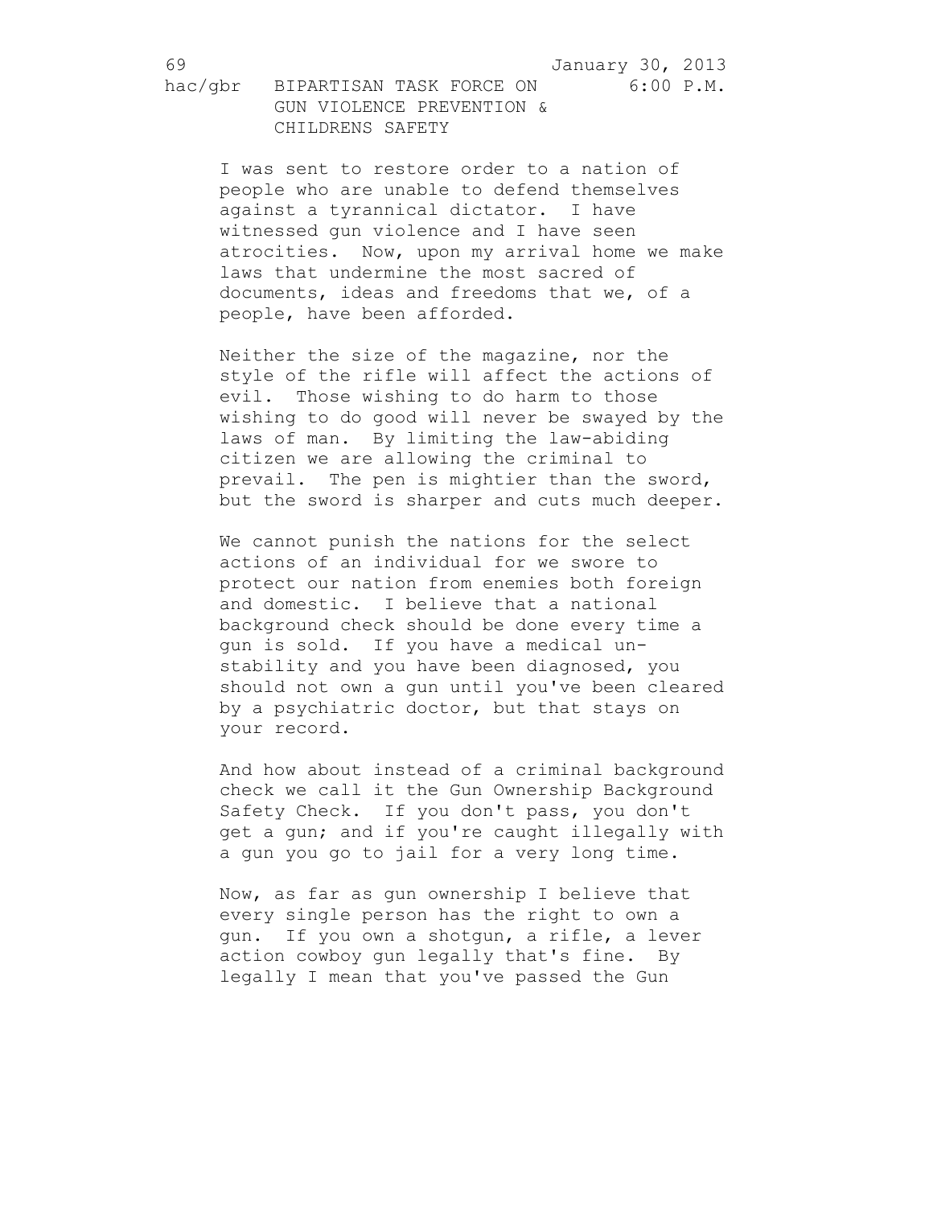I was sent to restore order to a nation of people who are unable to defend themselves against a tyrannical dictator. I have witnessed gun violence and I have seen atrocities. Now, upon my arrival home we make laws that undermine the most sacred of documents, ideas and freedoms that we, of a people, have been afforded.

Neither the size of the magazine, nor the style of the rifle will affect the actions of evil. Those wishing to do harm to those wishing to do good will never be swayed by the laws of man. By limiting the law-abiding citizen we are allowing the criminal to prevail. The pen is mightier than the sword, but the sword is sharper and cuts much deeper.

We cannot punish the nations for the select actions of an individual for we swore to protect our nation from enemies both foreign and domestic. I believe that a national background check should be done every time a gun is sold. If you have a medical un-stability and you have been diagnosed, you should not own a gun until you've been cleared by a psychiatric doctor, but that stays on your record.

And how about instead of a criminal background check we call it the Gun Ownership Background Safety Check. If you don't pass, you don't get a gun; and if you're caught illegally with a gun you go to jail for a very long time.

Now, as far as gun ownership I believe that every single person has the right to own a gun. If you own a shotgun, a rifle, a lever action cowboy gun legally that's fine. By legally I mean that you've passed the Gun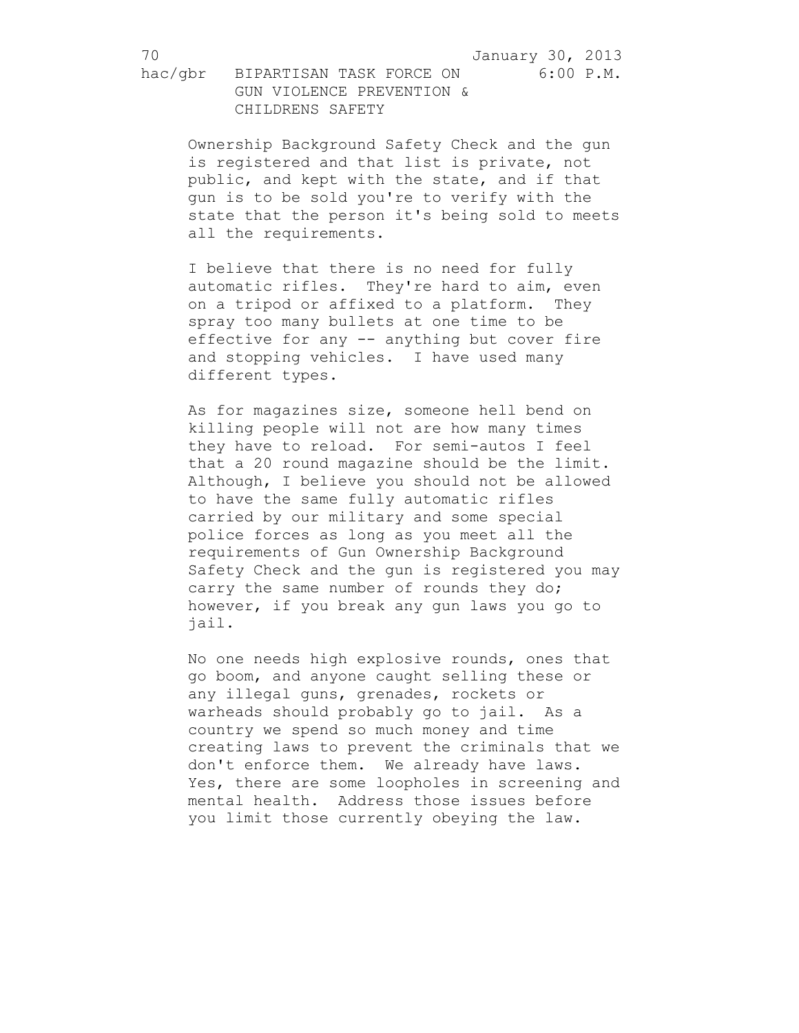Ownership Background Safety Check and the gun is registered and that list is private, not public, and kept with the state, and if that gun is to be sold you're to verify with the state that the person it's being sold to meets all the requirements.

I believe that there is no need for fully automatic rifles. They're hard to aim, even on a tripod or affixed to a platform. They spray too many bullets at one time to be effective for any -- anything but cover fire and stopping vehicles. I have used many different types.

As for magazines size, someone hell bend on killing people will not are how many times they have to reload. For semi-autos I feel that a 20 round magazine should be the limit. Although, I believe you should not be allowed to have the same fully automatic rifles carried by our military and some special police forces as long as you meet all the requirements of Gun Ownership Background Safety Check and the gun is registered you may carry the same number of rounds they do; however, if you break any gun laws you go to jail.

No one needs high explosive rounds, ones that go boom, and anyone caught selling these or any illegal guns, grenades, rockets or warheads should probably go to jail. As a country we spend so much money and time creating laws to prevent the criminals that we don't enforce them. We already have laws. Yes, there are some loopholes in screening and mental health. Address those issues before you limit those currently obeying the law.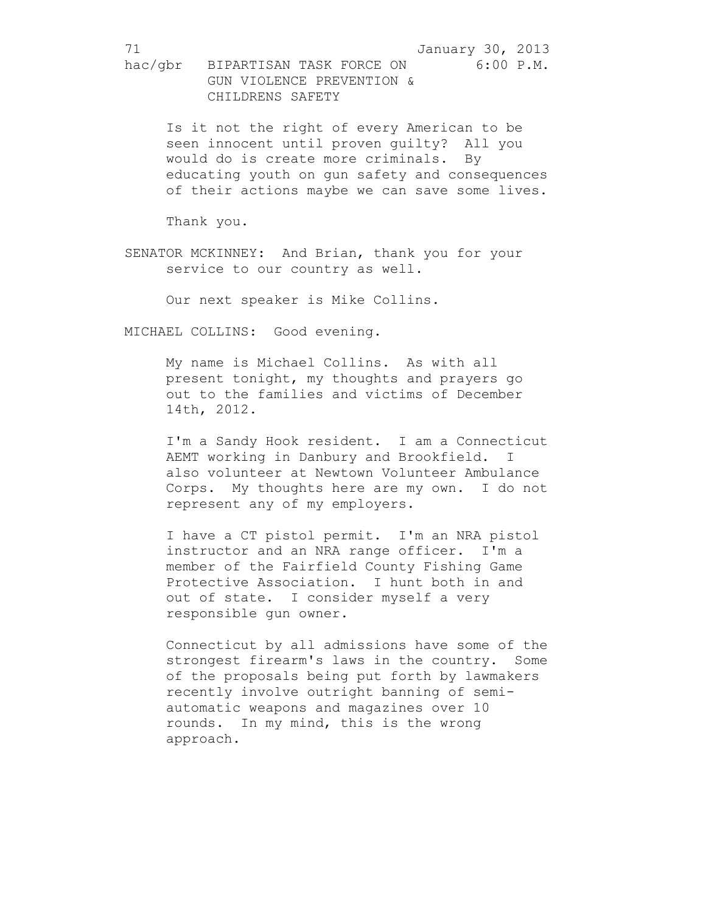Is it not the right of every American to be seen innocent until proven guilty? All you would do is create more criminals. By educating youth on gun safety and consequences of their actions maybe we can save some lives.

Thank you.

SENATOR MCKINNEY: And Brian, thank you for your service to our country as well.

Our next speaker is Mike Collins.

MICHAEL COLLINS: Good evening.

My name is Michael Collins. As with all present tonight, my thoughts and prayers go out to the families and victims of December 14th, 2012.

I'm a Sandy Hook resident. I am a Connecticut AEMT working in Danbury and Brookfield. I also volunteer at Newtown Volunteer Ambulance Corps. My thoughts here are my own. I do not represent any of my employers.

I have a CT pistol permit. I'm an NRA pistol instructor and an NRA range officer. I'm a member of the Fairfield County Fishing Game Protective Association. I hunt both in and out of state. I consider myself a very responsible gun owner.

Connecticut by all admissions have some of the strongest firearm's laws in the country. Some of the proposals being put forth by lawmakers recently involve outright banning of semi-automatic weapons and magazines over 10 rounds. In my mind, this is the wrong approach.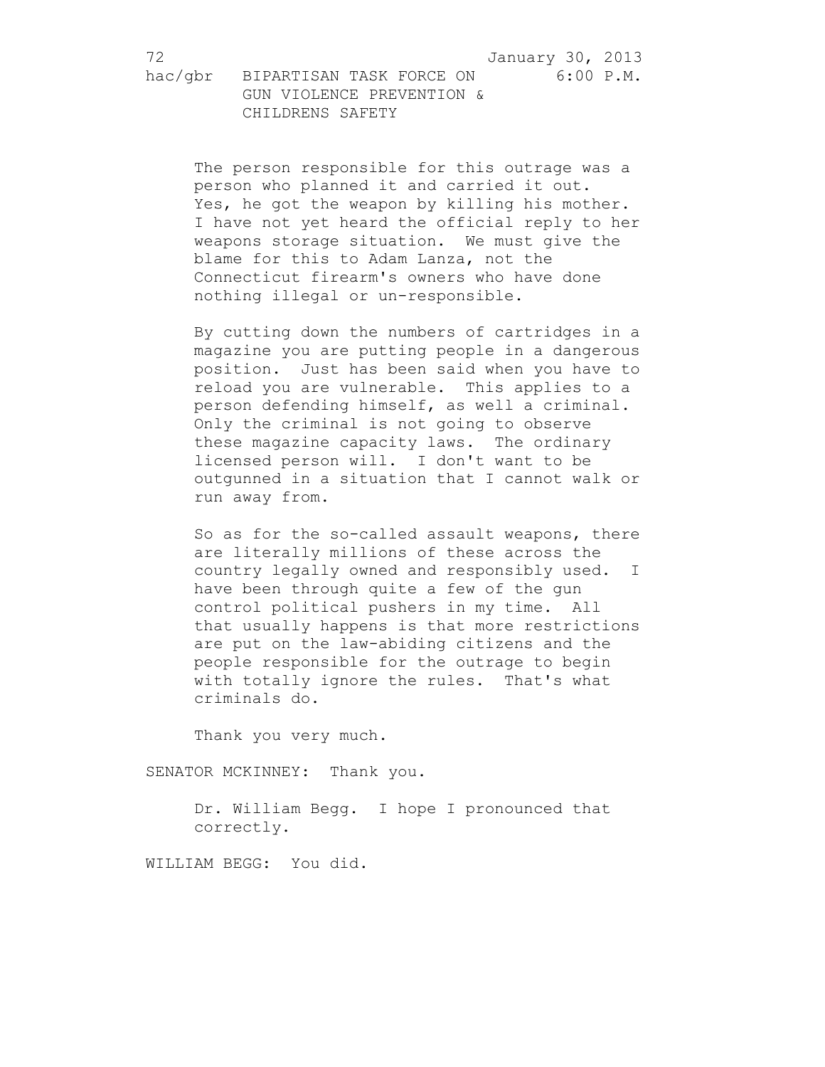The person responsible for this outrage was a person who planned it and carried it out. Yes, he got the weapon by killing his mother. I have not yet heard the official reply to her weapons storage situation. We must give the blame for this to Adam Lanza, not the Connecticut firearm's owners who have done nothing illegal or un-responsible.

By cutting down the numbers of cartridges in a magazine you are putting people in a dangerous position. Just has been said when you have to reload you are vulnerable. This applies to a person defending himself, as well a criminal. Only the criminal is not going to observe these magazine capacity laws. The ordinary licensed person will. I don't want to be outgunned in a situation that I cannot walk or run away from.

So as for the so-called assault weapons, there are literally millions of these across the country legally owned and responsibly used. I have been through quite a few of the gun control political pushers in my time. All that usually happens is that more restrictions are put on the law-abiding citizens and the people responsible for the outrage to begin with totally ignore the rules. That's what criminals do.

Thank you very much.

SENATOR MCKINNEY: Thank you.

Dr. William Begg. I hope I pronounced that correctly.

WILLIAM BEGG: You did.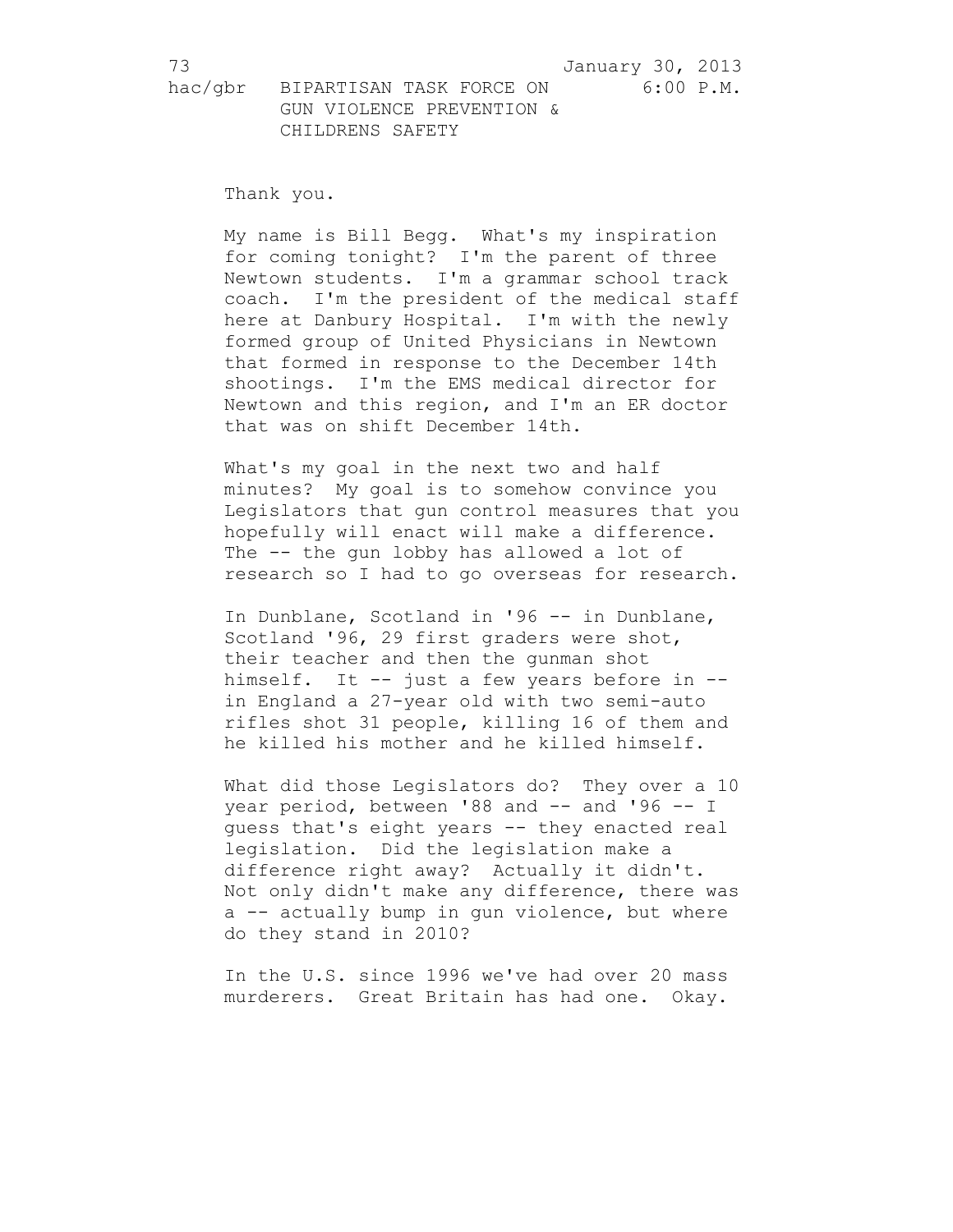Thank you.

My name is Bill Begg. What's my inspiration for coming tonight? I'm the parent of three Newtown students. I'm a grammar school track coach. I'm the president of the medical staff here at Danbury Hospital. I'm with the newly formed group of United Physicians in Newtown that formed in response to the December 14th shootings. I'm the EMS medical director for Newtown and this region, and I'm an ER doctor that was on shift December 14th.

What's my goal in the next two and half minutes? My goal is to somehow convince you Legislators that gun control measures that you hopefully will enact will make a difference. The -- the gun lobby has allowed a lot of research so I had to go overseas for research.

In Dunblane, Scotland in '96 -- in Dunblane, Scotland '96, 29 first graders were shot, their teacher and then the gunman shot himself. It -- just a few years before in -- in England a 27-year old with two semi-auto rifles shot 31 people, killing 16 of them and he killed his mother and he killed himself.

What did those Legislators do? They over a 10 year period, between '88 and -- and '96 -- I guess that's eight years -- they enacted real legislation. Did the legislation make a difference right away? Actually it didn't. Not only didn't make any difference, there was a -- actually bump in gun violence, but where do they stand in 2010?

In the U.S. since 1996 we've had over 20 mass murderers. Great Britain has had one. Okay.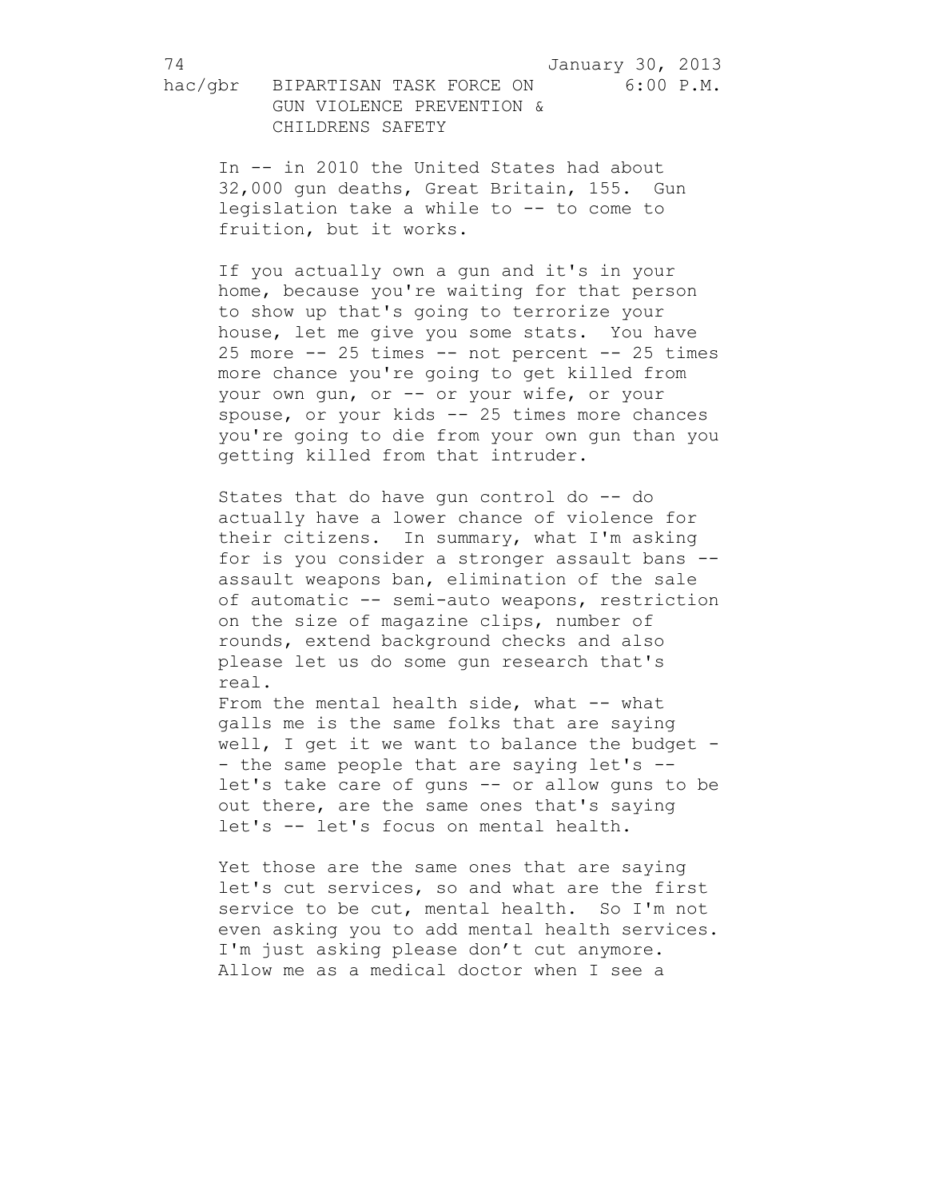In -- in 2010 the United States had about 32,000 gun deaths, Great Britain, 155. Gun legislation take a while to -- to come to fruition, but it works.

If you actually own a gun and it's in your home, because you're waiting for that person to show up that's going to terrorize your house, let me give you some stats. You have 25 more -- 25 times -- not percent -- 25 times more chance you're going to get killed from your own gun, or -- or your wife, or your spouse, or your kids -- 25 times more chances you're going to die from your own gun than you getting killed from that intruder.

States that do have gun control do -- do actually have a lower chance of violence for their citizens. In summary, what I'm asking for is you consider a stronger assault bans -- assault weapons ban, elimination of the sale of automatic -- semi-auto weapons, restriction on the size of magazine clips, number of rounds, extend background checks and also please let us do some gun research that's real.

From the mental health side, what -- what galls me is the same folks that are saying well, I get it we want to balance the budget -- the same people that are saying let's -- let's take care of guns -- or allow guns to be out there, are the same ones that's saying let's -- let's focus on mental health.

Yet those are the same ones that are saying let's cut services, so and what are the first service to be cut, mental health. So I'm not even asking you to add mental health services. I'm just asking please don't cut anymore. Allow me as a medical doctor when I see a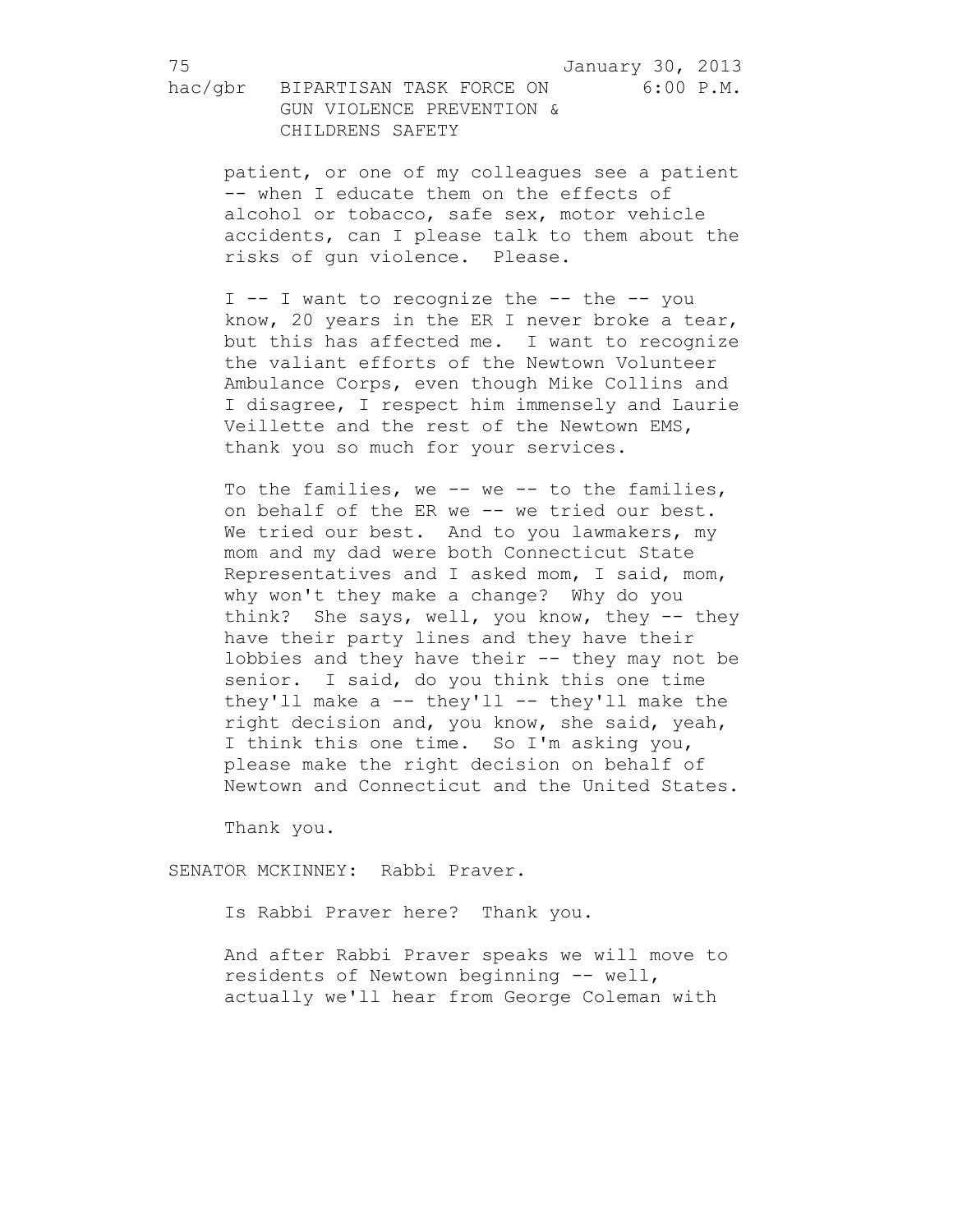patient, or one of my colleagues see a patient -- when I educate them on the effects of alcohol or tobacco, safe sex, motor vehicle accidents, can I please talk to them about the risks of gun violence. Please.

I -- I want to recognize the -- the -- you know, 20 years in the ER I never broke a tear, but this has affected me. I want to recognize the valiant efforts of the Newtown Volunteer Ambulance Corps, even though Mike Collins and I disagree, I respect him immensely and Laurie Veillette and the rest of the Newtown EMS, thank you so much for your services.

To the families, we -- we -- to the families, on behalf of the ER we -- we tried our best. We tried our best. And to you lawmakers, my mom and my dad were both Connecticut State Representatives and I asked mom, I said, mom, why won't they make a change? Why do you think? She says, well, you know, they -- they have their party lines and they have their lobbies and they have their -- they may not be senior. I said, do you think this one time they'll make a -- they'll -- they'll make the right decision and, you know, she said, yeah, I think this one time. So I'm asking you, please make the right decision on behalf of Newtown and Connecticut and the United States.

Thank you.

SENATOR MCKINNEY: Rabbi Praver.

Is Rabbi Praver here? Thank you.

And after Rabbi Praver speaks we will move to residents of Newtown beginning -- well, actually we'll hear from George Coleman with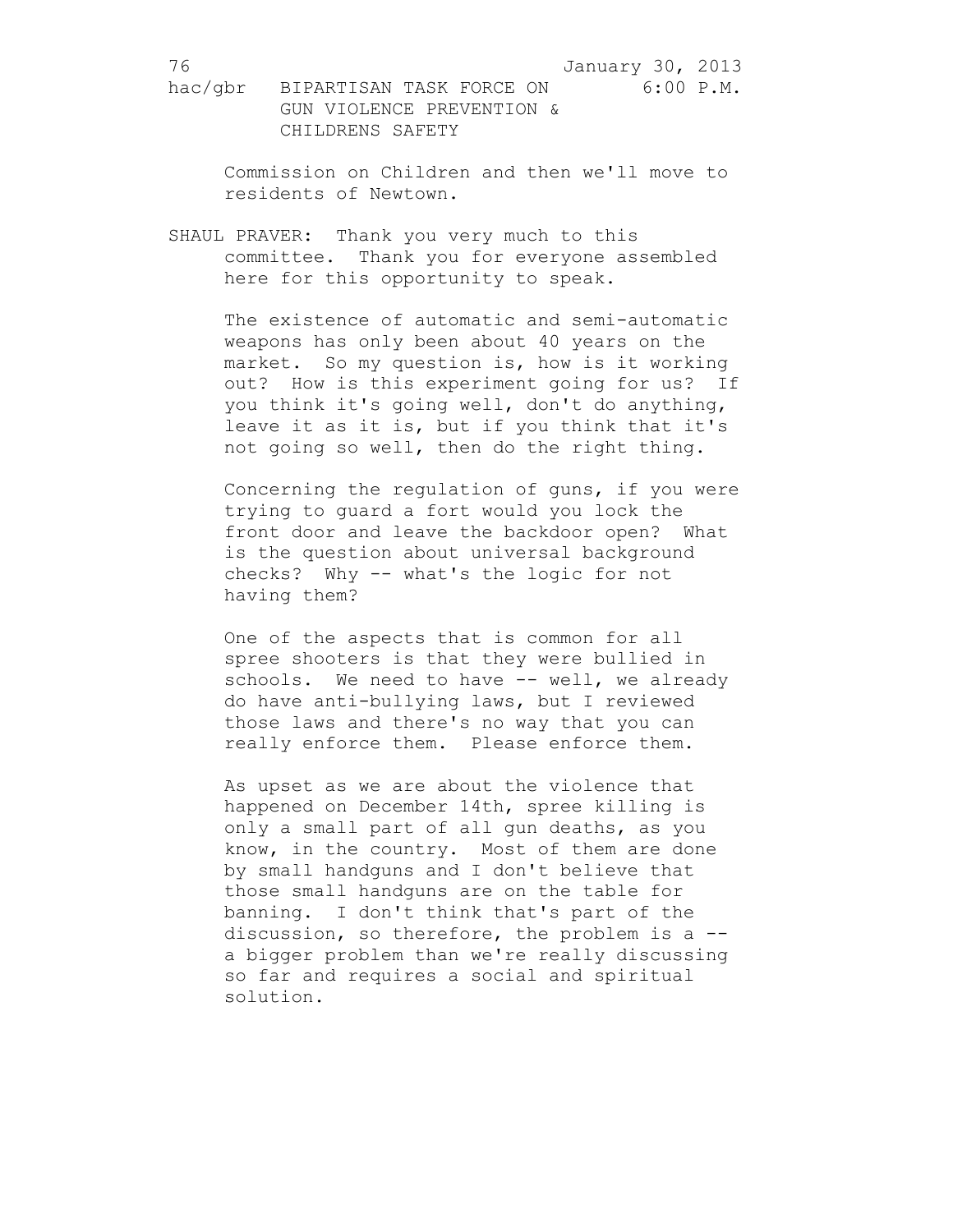Commission on Children and then we'll move to residents of Newtown.

SHAUL PRAVER: Thank you very much to this committee. Thank you for everyone assembled here for this opportunity to speak.

The existence of automatic and semi-automatic weapons has only been about 40 years on the market. So my question is, how is it working out? How is this experiment going for us? If you think it's going well, don't do anything, leave it as it is, but if you think that it's not going so well, then do the right thing.

Concerning the regulation of guns, if you were trying to guard a fort would you lock the front door and leave the backdoor open? What is the question about universal background checks? Why -- what's the logic for not having them?

One of the aspects that is common for all spree shooters is that they were bullied in schools. We need to have -- well, we already do have anti-bullying laws, but I reviewed those laws and there's no way that you can really enforce them. Please enforce them.

As upset as we are about the violence that happened on December 14th, spree killing is only a small part of all gun deaths, as you know, in the country. Most of them are done by small handguns and I don't believe that those small handguns are on the table for banning. I don't think that's part of the discussion, so therefore, the problem is a -- a bigger problem than we're really discussing so far and requires a social and spiritual solution.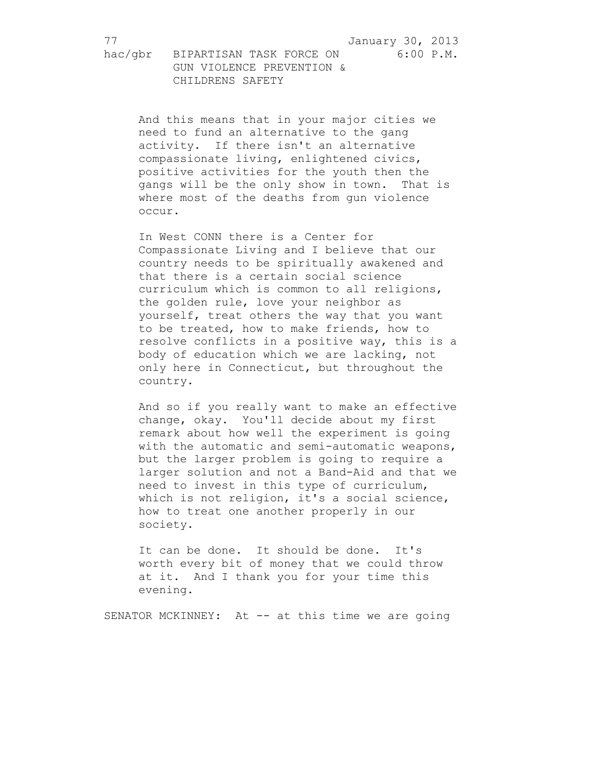And this means that in your major cities we need to fund an alternative to the gang activity. If there isn't an alternative compassionate living, enlightened civics, positive activities for the youth then the gangs will be the only show in town. That is where most of the deaths from gun violence occur.

In West CONN there is a Center for Compassionate Living and I believe that our country needs to be spiritually awakened and that there is a certain social science curriculum which is common to all religions, the golden rule, love your neighbor as yourself, treat others the way that you want to be treated, how to make friends, how to resolve conflicts in a positive way, this is a body of education which we are lacking, not only here in Connecticut, but throughout the country.

And so if you really want to make an effective change, okay. You'll decide about my first remark about how well the experiment is going with the automatic and semi-automatic weapons, but the larger problem is going to require a larger solution and not a Band-Aid and that we need to invest in this type of curriculum, which is not religion, it's a social science, how to treat one another properly in our society.

It can be done. It should be done. It's worth every bit of money that we could throw at it. And I thank you for your time this evening.

SENATOR MCKINNEY: At -- at this time we are going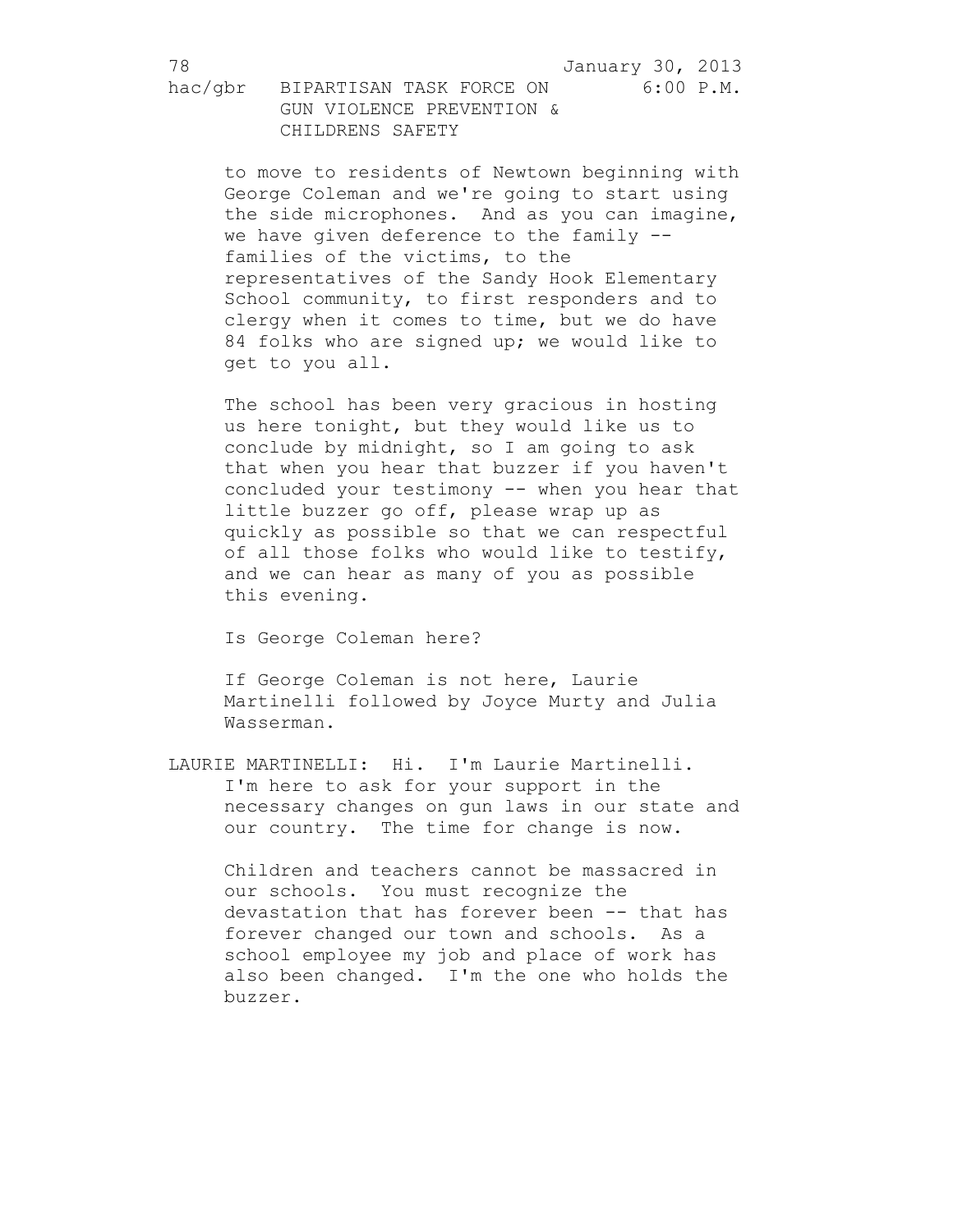to move to residents of Newtown beginning with George Coleman and we're going to start using the side microphones. And as you can imagine, we have given deference to the family -- families of the victims, to the representatives of the Sandy Hook Elementary School community, to first responders and to clergy when it comes to time, but we do have 84 folks who are signed up; we would like to get to you all.

The school has been very gracious in hosting us here tonight, but they would like us to conclude by midnight, so I am going to ask that when you hear that buzzer if you haven't concluded your testimony -- when you hear that little buzzer go off, please wrap up as quickly as possible so that we can respectful of all those folks who would like to testify, and we can hear as many of you as possible this evening.

Is George Coleman here?

If George Coleman is not here, Laurie Martinelli followed by Joyce Murty and Julia Wasserman.

LAURIE MARTINELLI: Hi. I'm Laurie Martinelli. I'm here to ask for your support in the necessary changes on gun laws in our state and our country. The time for change is now.

Children and teachers cannot be massacred in our schools. You must recognize the devastation that has forever been -- that has forever changed our town and schools. As a school employee my job and place of work has also been changed. I'm the one who holds the buzzer.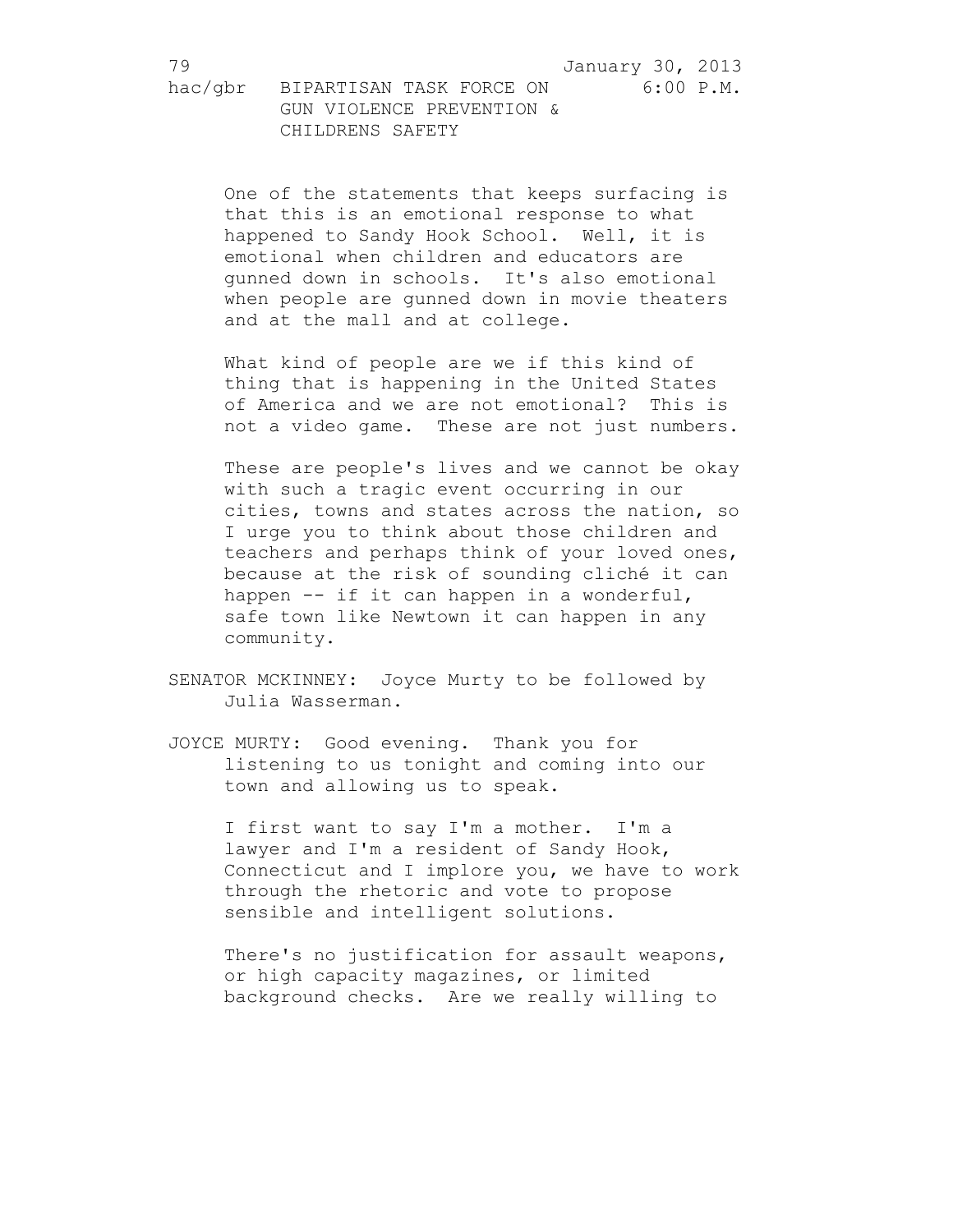One of the statements that keeps surfacing is that this is an emotional response to what happened to Sandy Hook School. Well, it is emotional when children and educators are gunned down in schools. It's also emotional when people are gunned down in movie theaters and at the mall and at college.

What kind of people are we if this kind of thing that is happening in the United States of America and we are not emotional? This is not a video game. These are not just numbers.

These are people's lives and we cannot be okay with such a tragic event occurring in our cities, towns and states across the nation, so I urge you to think about those children and teachers and perhaps think of your loved ones, because at the risk of sounding cliché it can happen -- if it can happen in a wonderful, safe town like Newtown it can happen in any community.

SENATOR MCKINNEY: Joyce Murty to be followed by Julia Wasserman.

JOYCE MURTY: Good evening. Thank you for listening to us tonight and coming into our town and allowing us to speak.

I first want to say I'm a mother. I'm a lawyer and I'm a resident of Sandy Hook, Connecticut and I implore you, we have to work through the rhetoric and vote to propose sensible and intelligent solutions.

There's no justification for assault weapons, or high capacity magazines, or limited background checks. Are we really willing to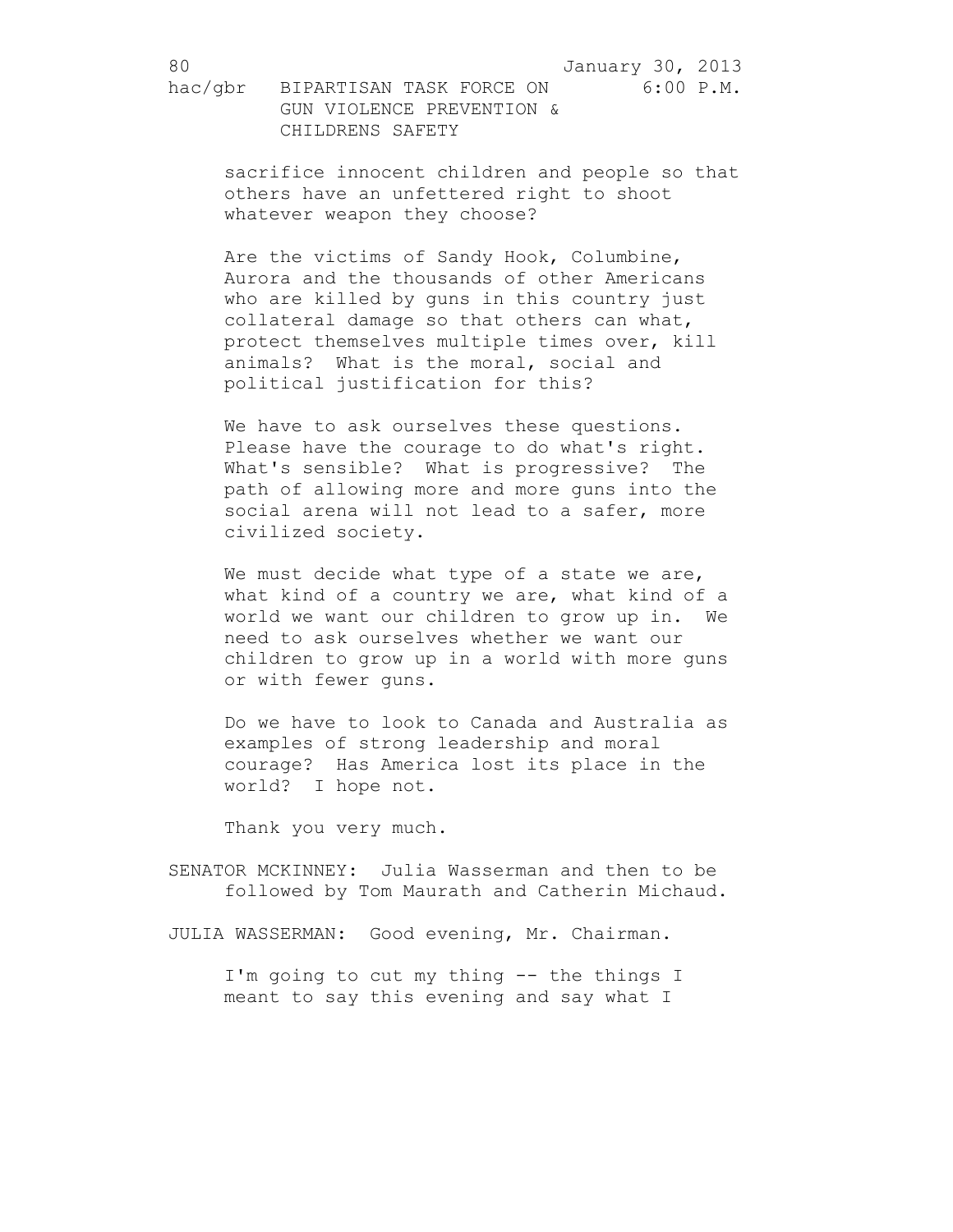sacrifice innocent children and people so that others have an unfettered right to shoot whatever weapon they choose?

Are the victims of Sandy Hook, Columbine, Aurora and the thousands of other Americans who are killed by guns in this country just collateral damage so that others can what, protect themselves multiple times over, kill animals? What is the moral, social and political justification for this?

We have to ask ourselves these questions. Please have the courage to do what's right. What's sensible? What is progressive? The path of allowing more and more guns into the social arena will not lead to a safer, more civilized society.

We must decide what type of a state we are, what kind of a country we are, what kind of a world we want our children to grow up in. We need to ask ourselves whether we want our children to grow up in a world with more guns or with fewer guns.

Do we have to look to Canada and Australia as examples of strong leadership and moral courage? Has America lost its place in the world? I hope not.

Thank you very much.

SENATOR MCKINNEY: Julia Wasserman and then to be followed by Tom Maurath and Catherin Michaud.

JULIA WASSERMAN: Good evening, Mr. Chairman.

I'm going to cut my thing -- the things I meant to say this evening and say what I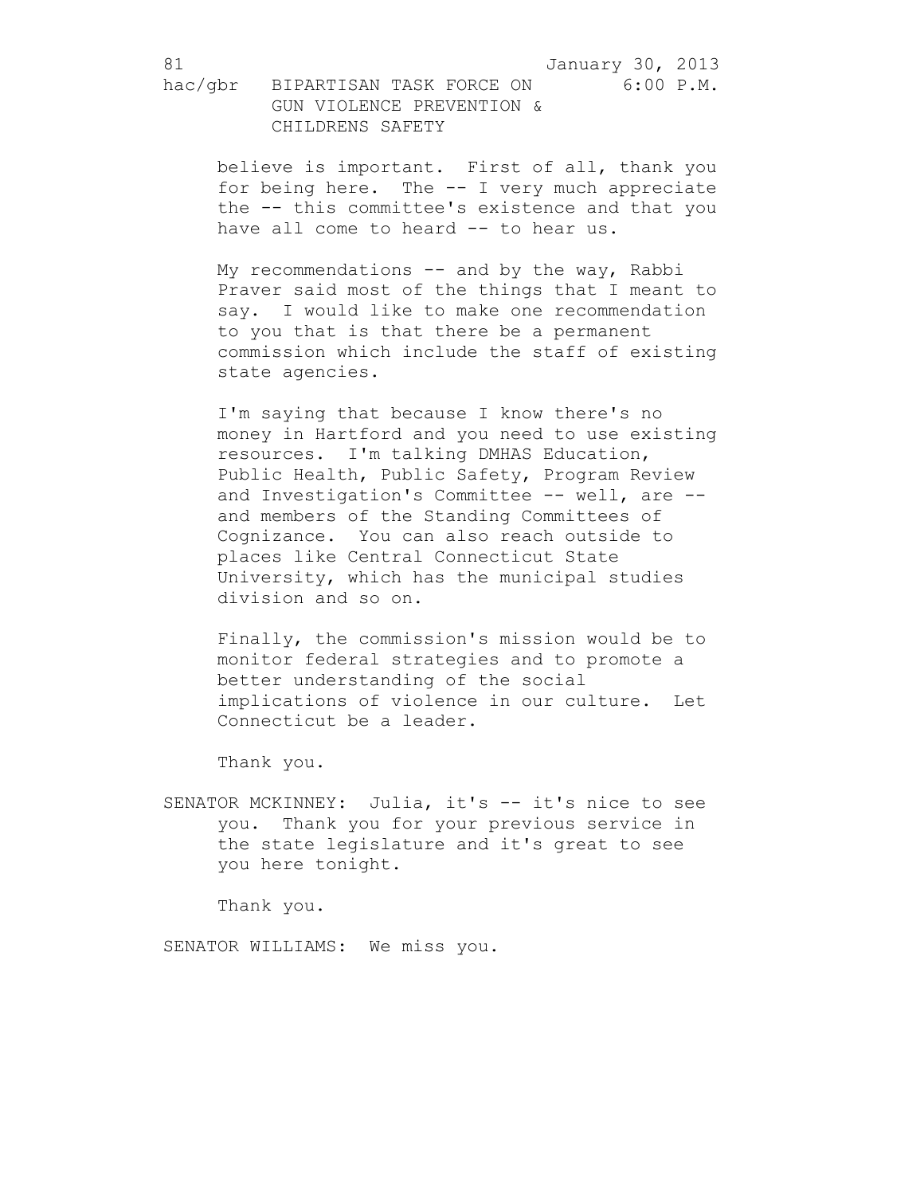believe is important. First of all, thank you for being here. The -- I very much appreciate the -- this committee's existence and that you have all come to heard -- to hear us.

My recommendations -- and by the way, Rabbi Praver said most of the things that I meant to say. I would like to make one recommendation to you that is that there be a permanent commission which include the staff of existing state agencies.

I'm saying that because I know there's no money in Hartford and you need to use existing resources. I'm talking DMHAS Education, Public Health, Public Safety, Program Review and Investigation's Committee -- well, are -- and members of the Standing Committees of Cognizance. You can also reach outside to places like Central Connecticut State University, which has the municipal studies division and so on.

Finally, the commission's mission would be to monitor federal strategies and to promote a better understanding of the social implications of violence in our culture. Let Connecticut be a leader.

Thank you.

SENATOR MCKINNEY: Julia, it's -- it's nice to see you. Thank you for your previous service in the state legislature and it's great to see you here tonight.

Thank you.

SENATOR WILLIAMS: We miss you.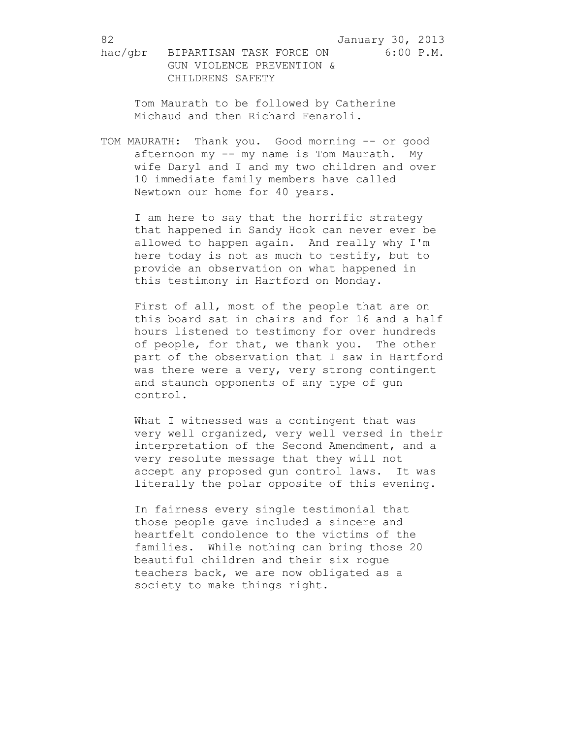Tom Maurath to be followed by Catherine Michaud and then Richard Fenaroli.

TOM MAURATH: Thank you. Good morning -- or good afternoon my -- my name is Tom Maurath. My wife Daryl and I and my two children and over 10 immediate family members have called Newtown our home for 40 years.

I am here to say that the horrific strategy that happened in Sandy Hook can never ever be allowed to happen again. And really why I'm here today is not as much to testify, but to provide an observation on what happened in this testimony in Hartford on Monday.

First of all, most of the people that are on this board sat in chairs and for 16 and a half hours listened to testimony for over hundreds of people, for that, we thank you. The other part of the observation that I saw in Hartford was there were a very, very strong contingent and staunch opponents of any type of gun control.

What I witnessed was a contingent that was very well organized, very well versed in their interpretation of the Second Amendment, and a very resolute message that they will not accept any proposed gun control laws. It was literally the polar opposite of this evening.

In fairness every single testimonial that those people gave included a sincere and heartfelt condolence to the victims of the families. While nothing can bring those 20 beautiful children and their six rogue teachers back, we are now obligated as a society to make things right.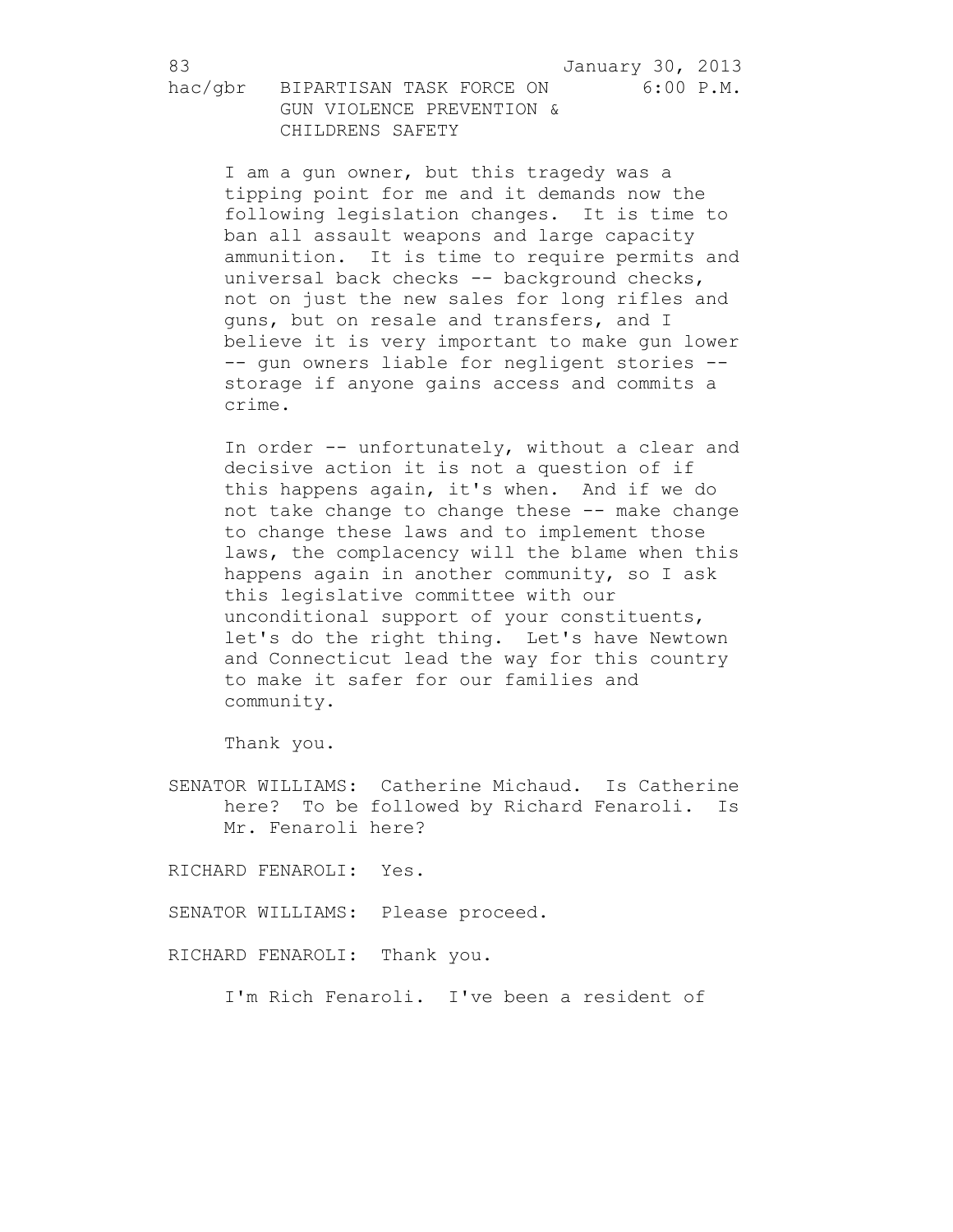I am a gun owner, but this tragedy was a tipping point for me and it demands now the following legislation changes. It is time to ban all assault weapons and large capacity ammunition. It is time to require permits and universal back checks -- background checks, not on just the new sales for long rifles and guns, but on resale and transfers, and I believe it is very important to make gun lower -- gun owners liable for negligent stories -- storage if anyone gains access and commits a crime.

In order -- unfortunately, without a clear and decisive action it is not a question of if this happens again, it's when. And if we do not take change to change these -- make change to change these laws and to implement those laws, the complacency will the blame when this happens again in another community, so I ask this legislative committee with our unconditional support of your constituents, let's do the right thing. Let's have Newtown and Connecticut lead the way for this country to make it safer for our families and community.

Thank you.

SENATOR WILLIAMS: Catherine Michaud. Is Catherine here? To be followed by Richard Fenaroli. Is Mr. Fenaroli here?

RICHARD FENAROLI: Yes.

SENATOR WILLIAMS: Please proceed.

RICHARD FENAROLI: Thank you.

I'm Rich Fenaroli. I've been a resident of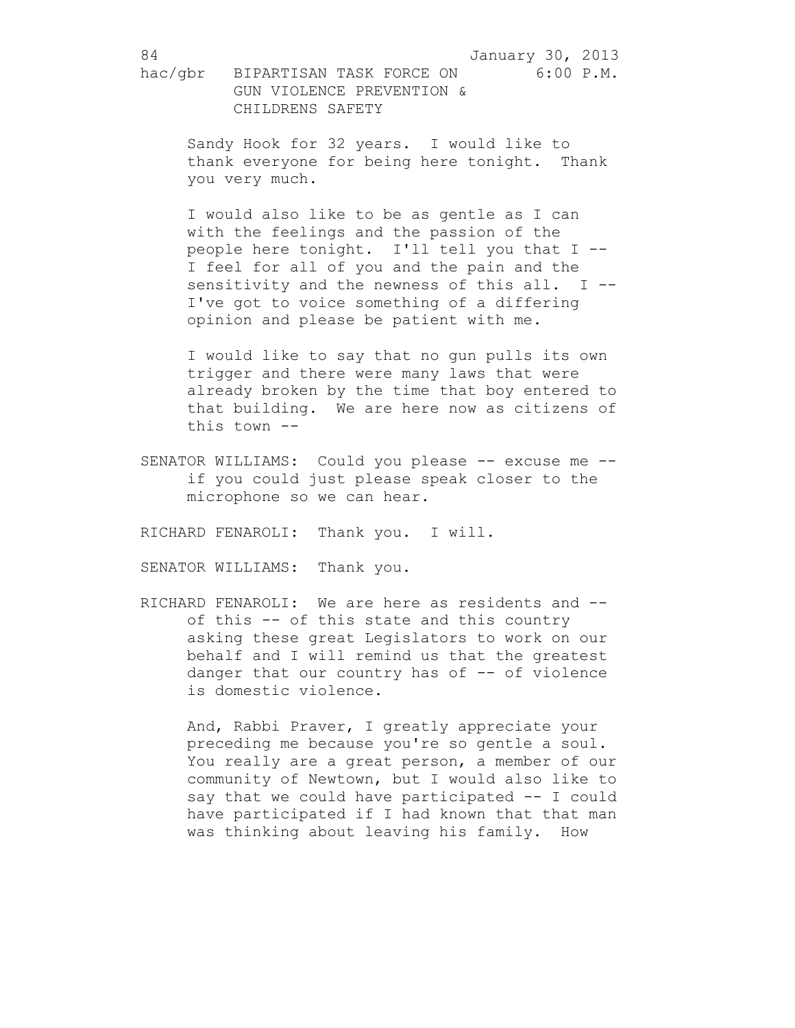Sandy Hook for 32 years. I would like to thank everyone for being here tonight. Thank you very much.

I would also like to be as gentle as I can with the feelings and the passion of the people here tonight. I'll tell you that I -- I feel for all of you and the pain and the sensitivity and the newness of this all. I -- I've got to voice something of a differing opinion and please be patient with me.

I would like to say that no gun pulls its own trigger and there were many laws that were already broken by the time that boy entered to that building. We are here now as citizens of this town --

SENATOR WILLIAMS: Could you please -- excuse me -- if you could just please speak closer to the microphone so we can hear.

RICHARD FENAROLI: Thank you. I will.

SENATOR WILLIAMS: Thank you.

RICHARD FENAROLI: We are here as residents and -- of this -- of this state and this country asking these great Legislators to work on our behalf and I will remind us that the greatest danger that our country has of -- of violence is domestic violence.

And, Rabbi Praver, I greatly appreciate your preceding me because you're so gentle a soul. You really are a great person, a member of our community of Newtown, but I would also like to say that we could have participated -- I could have participated if I had known that that man was thinking about leaving his family. How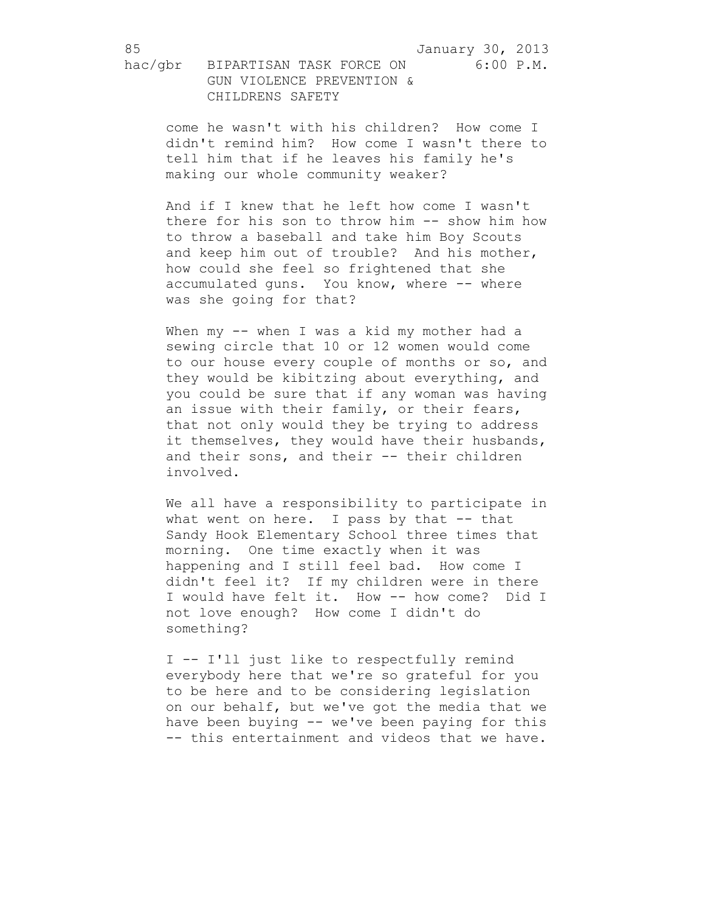come he wasn't with his children? How come I didn't remind him? How come I wasn't there to tell him that if he leaves his family he's making our whole community weaker?

And if I knew that he left how come I wasn't there for his son to throw him -- show him how to throw a baseball and take him Boy Scouts and keep him out of trouble? And his mother, how could she feel so frightened that she accumulated guns. You know, where -- where was she going for that?

When my -- when I was a kid my mother had a sewing circle that 10 or 12 women would come to our house every couple of months or so, and they would be kibitzing about everything, and you could be sure that if any woman was having an issue with their family, or their fears, that not only would they be trying to address it themselves, they would have their husbands, and their sons, and their -- their children involved.

We all have a responsibility to participate in what went on here. I pass by that -- that Sandy Hook Elementary School three times that morning. One time exactly when it was happening and I still feel bad. How come I didn't feel it? If my children were in there I would have felt it. How -- how come? Did I not love enough? How come I didn't do something?

I -- I'll just like to respectfully remind everybody here that we're so grateful for you to be here and to be considering legislation on our behalf, but we've got the media that we have been buying -- we've been paying for this -- this entertainment and videos that we have.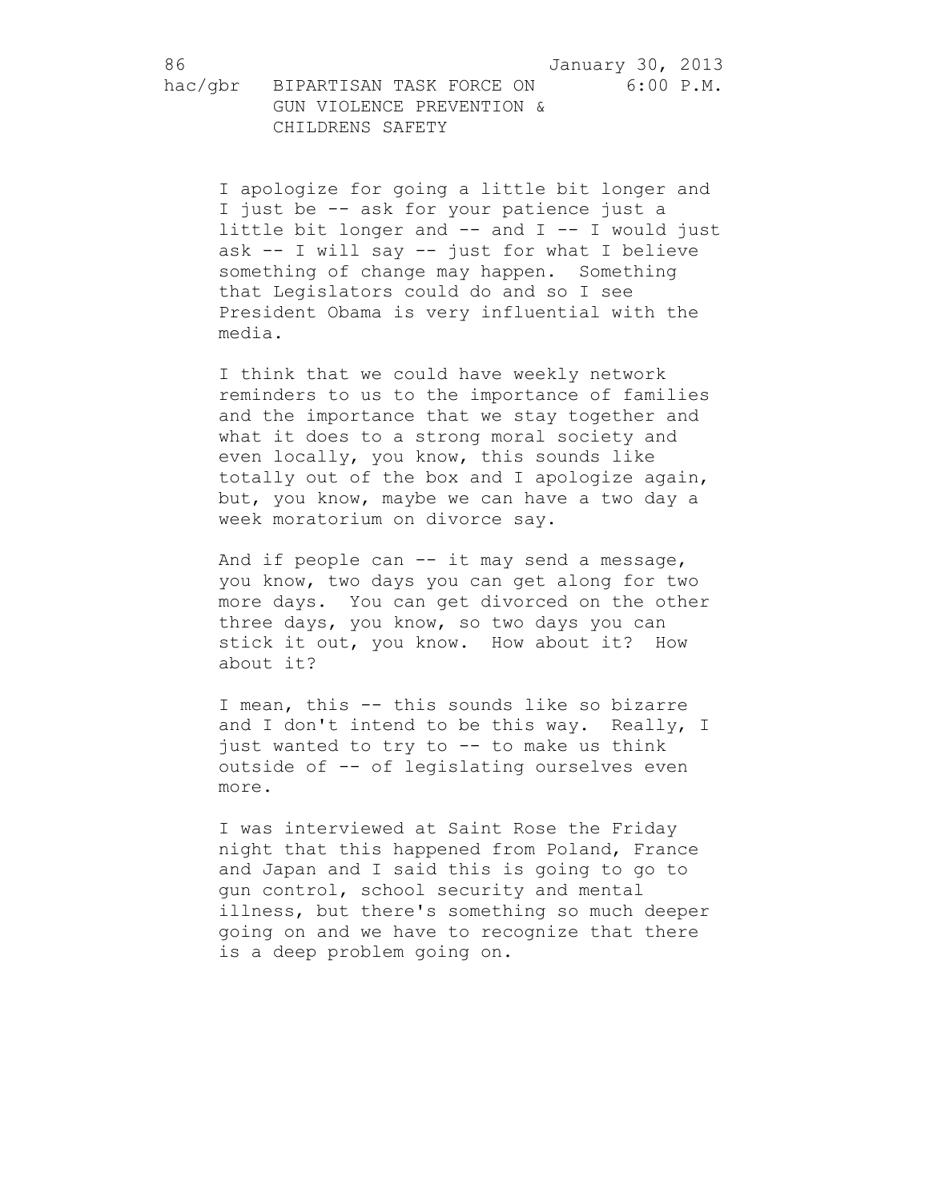I apologize for going a little bit longer and I just be -- ask for your patience just a little bit longer and -- and I -- I would just ask -- I will say -- just for what I believe something of change may happen. Something that Legislators could do and so I see President Obama is very influential with the media.

I think that we could have weekly network reminders to us to the importance of families and the importance that we stay together and what it does to a strong moral society and even locally, you know, this sounds like totally out of the box and I apologize again, but, you know, maybe we can have a two day a week moratorium on divorce say.

And if people can -- it may send a message, you know, two days you can get along for two more days. You can get divorced on the other three days, you know, so two days you can stick it out, you know. How about it? How about it?

I mean, this -- this sounds like so bizarre and I don't intend to be this way. Really, I just wanted to try to -- to make us think outside of -- of legislating ourselves even more.

I was interviewed at Saint Rose the Friday night that this happened from Poland, France and Japan and I said this is going to go to gun control, school security and mental illness, but there's something so much deeper going on and we have to recognize that there is a deep problem going on.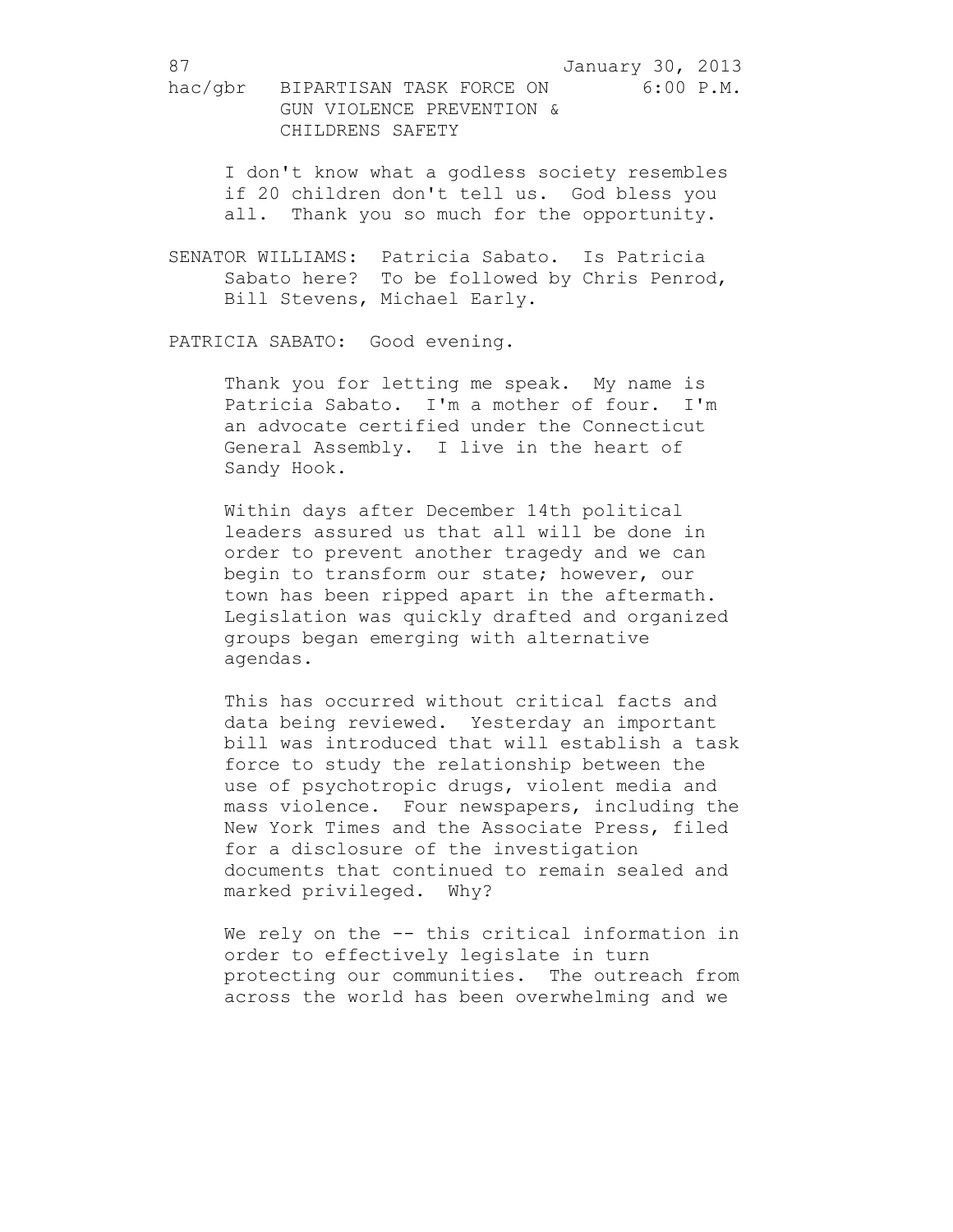I don't know what a godless society resembles if 20 children don't tell us. God bless you all. Thank you so much for the opportunity.

SENATOR WILLIAMS: Patricia Sabato. Is Patricia Sabato here? To be followed by Chris Penrod, Bill Stevens, Michael Early.

PATRICIA SABATO: Good evening.

Thank you for letting me speak. My name is Patricia Sabato. I'm a mother of four. I'm an advocate certified under the Connecticut General Assembly. I live in the heart of Sandy Hook.

Within days after December 14th political leaders assured us that all will be done in order to prevent another tragedy and we can begin to transform our state; however, our town has been ripped apart in the aftermath. Legislation was quickly drafted and organized groups began emerging with alternative agendas.

This has occurred without critical facts and data being reviewed. Yesterday an important bill was introduced that will establish a task force to study the relationship between the use of psychotropic drugs, violent media and mass violence. Four newspapers, including the New York Times and the Associate Press, filed for a disclosure of the investigation documents that continued to remain sealed and marked privileged. Why?

We rely on the -- this critical information in order to effectively legislate in turn protecting our communities. The outreach from across the world has been overwhelming and we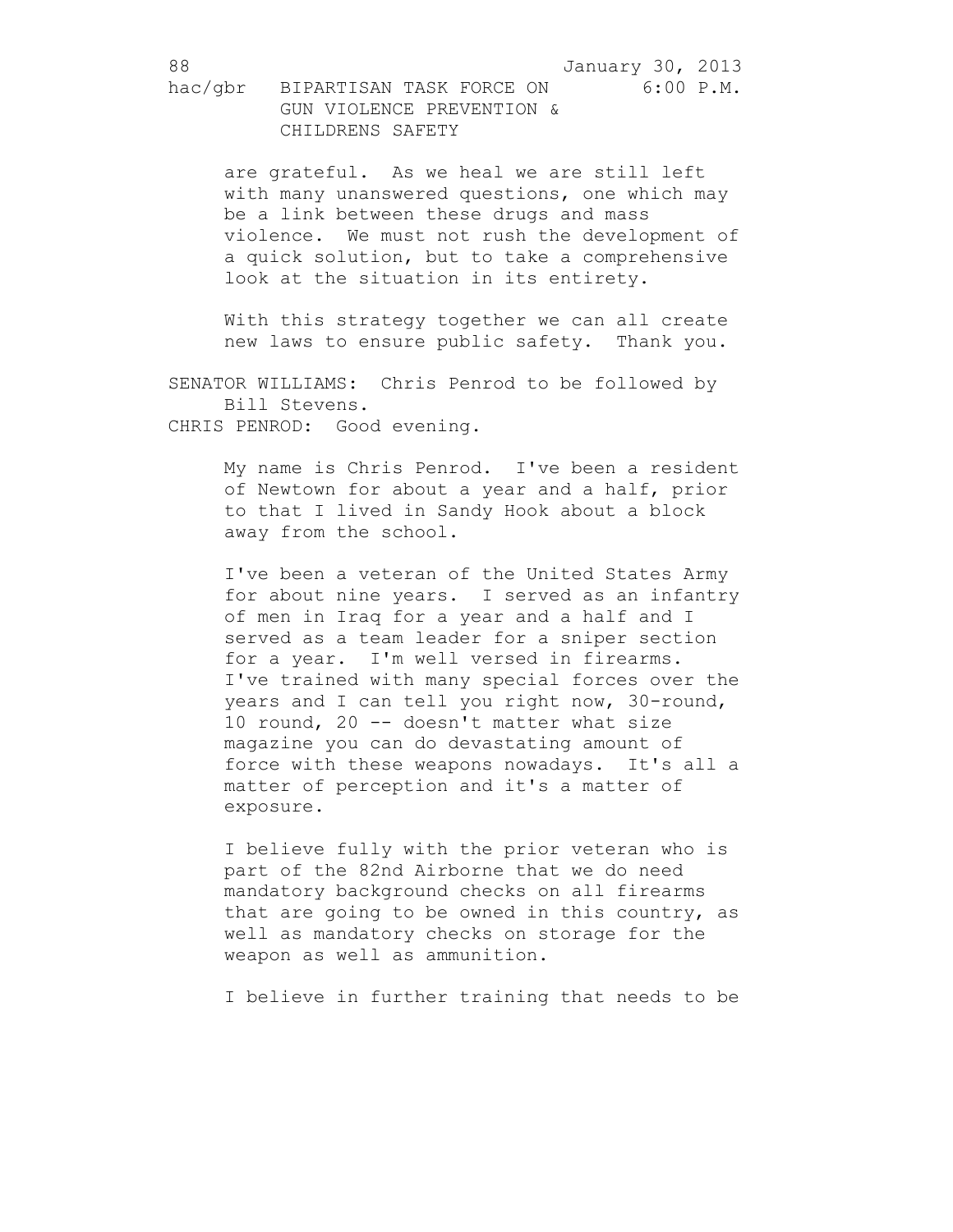are grateful. As we heal we are still left with many unanswered questions, one which may be a link between these drugs and mass violence. We must not rush the development of a quick solution, but to take a comprehensive look at the situation in its entirety.

With this strategy together we can all create new laws to ensure public safety. Thank you.

SENATOR WILLIAMS: Chris Penrod to be followed by Bill Stevens.

CHRIS PENROD: Good evening.

My name is Chris Penrod. I've been a resident of Newtown for about a year and a half, prior to that I lived in Sandy Hook about a block away from the school.

I've been a veteran of the United States Army for about nine years. I served as an infantry of men in Iraq for a year and a half and I served as a team leader for a sniper section for a year. I'm well versed in firearms. I've trained with many special forces over the years and I can tell you right now, 30-round, 10 round, 20 -- doesn't matter what size magazine you can do devastating amount of force with these weapons nowadays. It's all a matter of perception and it's a matter of exposure.

I believe fully with the prior veteran who is part of the 82nd Airborne that we do need mandatory background checks on all firearms that are going to be owned in this country, as well as mandatory checks on storage for the weapon as well as ammunition.

I believe in further training that needs to be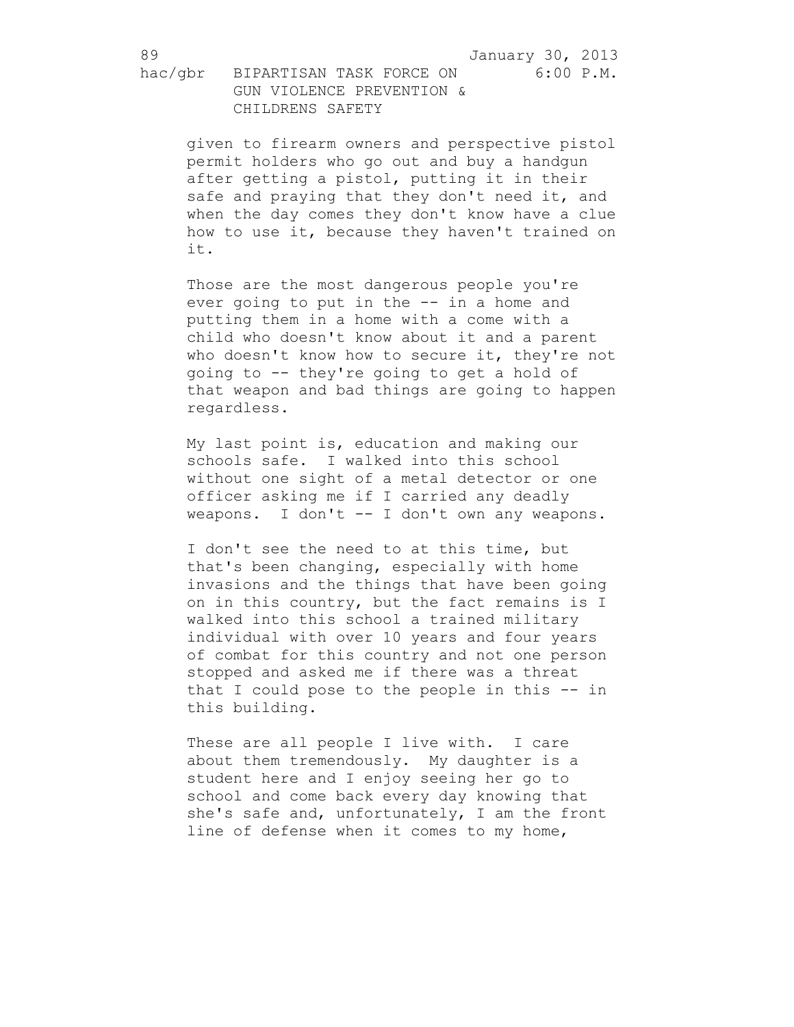given to firearm owners and perspective pistol permit holders who go out and buy a handgun after getting a pistol, putting it in their safe and praying that they don't need it, and when the day comes they don't know have a clue how to use it, because they haven't trained on it.

Those are the most dangerous people you're ever going to put in the -- in a home and putting them in a home with a come with a child who doesn't know about it and a parent who doesn't know how to secure it, they're not going to -- they're going to get a hold of that weapon and bad things are going to happen regardless.

My last point is, education and making our schools safe. I walked into this school without one sight of a metal detector or one officer asking me if I carried any deadly weapons. I don't -- I don't own any weapons.

I don't see the need to at this time, but that's been changing, especially with home invasions and the things that have been going on in this country, but the fact remains is I walked into this school a trained military individual with over 10 years and four years of combat for this country and not one person stopped and asked me if there was a threat that I could pose to the people in this -- in this building.

These are all people I live with. I care about them tremendously. My daughter is a student here and I enjoy seeing her go to school and come back every day knowing that she's safe and, unfortunately, I am the front line of defense when it comes to my home,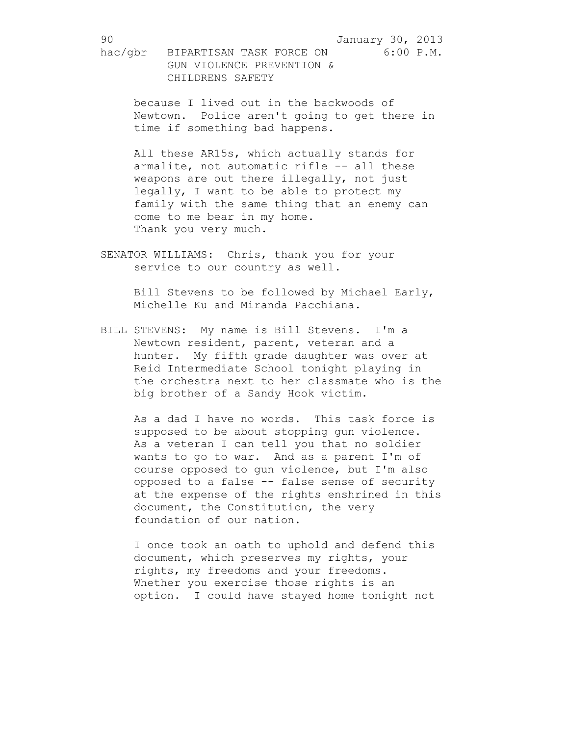because I lived out in the backwoods of Newtown. Police aren't going to get there in time if something bad happens.

All these AR15s, which actually stands for armalite, not automatic rifle -- all these weapons are out there illegally, not just legally, I want to be able to protect my family with the same thing that an enemy can come to me bear in my home.
Thank you very much.

SENATOR WILLIAMS: Chris, thank you for your service to our country as well.

Bill Stevens to be followed by Michael Early, Michelle Ku and Miranda Pacchiana.

BILL STEVENS: My name is Bill Stevens. I'm a Newtown resident, parent, veteran and a hunter. My fifth grade daughter was over at Reid Intermediate School tonight playing in the orchestra next to her classmate who is the big brother of a Sandy Hook victim.

As a dad I have no words. This task force is supposed to be about stopping gun violence. As a veteran I can tell you that no soldier wants to go to war. And as a parent I'm of course opposed to gun violence, but I'm also opposed to a false -- false sense of security at the expense of the rights enshrined in this document, the Constitution, the very foundation of our nation.

I once took an oath to uphold and defend this document, which preserves my rights, your rights, my freedoms and your freedoms. Whether you exercise those rights is an option. I could have stayed home tonight not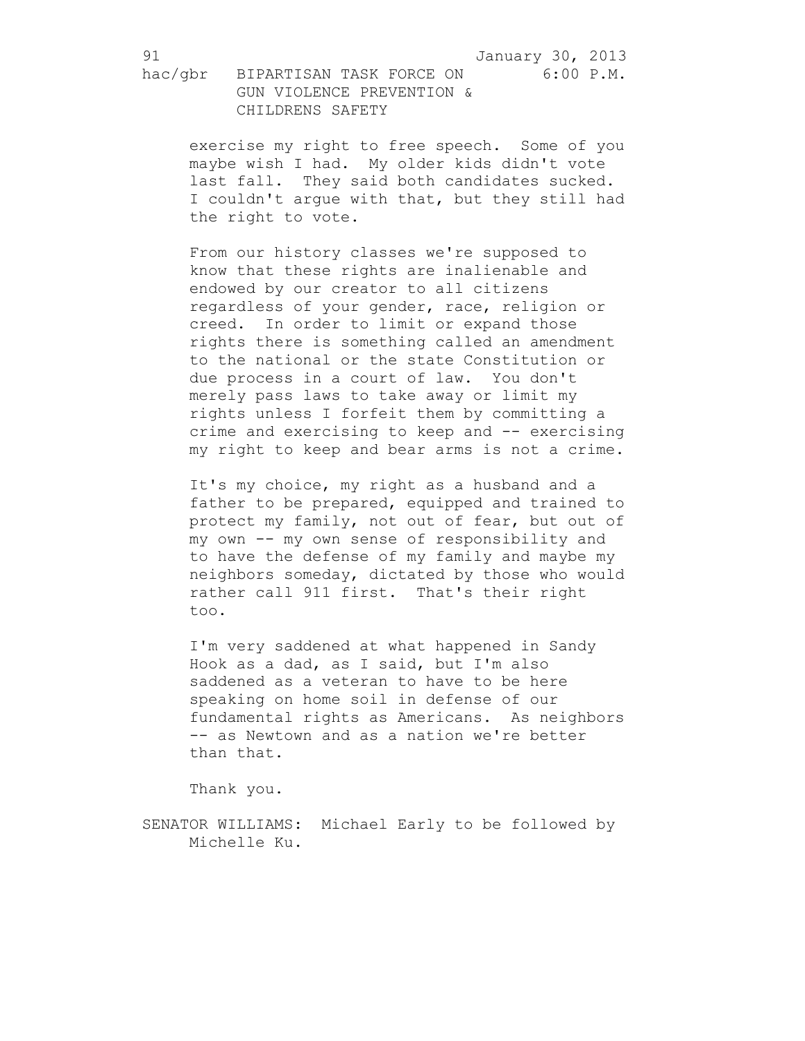exercise my right to free speech. Some of you maybe wish I had. My older kids didn't vote last fall. They said both candidates sucked. I couldn't argue with that, but they still had the right to vote.

From our history classes we're supposed to know that these rights are inalienable and endowed by our creator to all citizens regardless of your gender, race, religion or creed. In order to limit or expand those rights there is something called an amendment to the national or the state Constitution or due process in a court of law. You don't merely pass laws to take away or limit my rights unless I forfeit them by committing a crime and exercising to keep and -- exercising my right to keep and bear arms is not a crime.

It's my choice, my right as a husband and a father to be prepared, equipped and trained to protect my family, not out of fear, but out of my own -- my own sense of responsibility and to have the defense of my family and maybe my neighbors someday, dictated by those who would rather call 911 first. That's their right too.

I'm very saddened at what happened in Sandy Hook as a dad, as I said, but I'm also saddened as a veteran to have to be here speaking on home soil in defense of our fundamental rights as Americans. As neighbors -- as Newtown and as a nation we're better than that.

Thank you.

SENATOR WILLIAMS: Michael Early to be followed by Michelle Ku.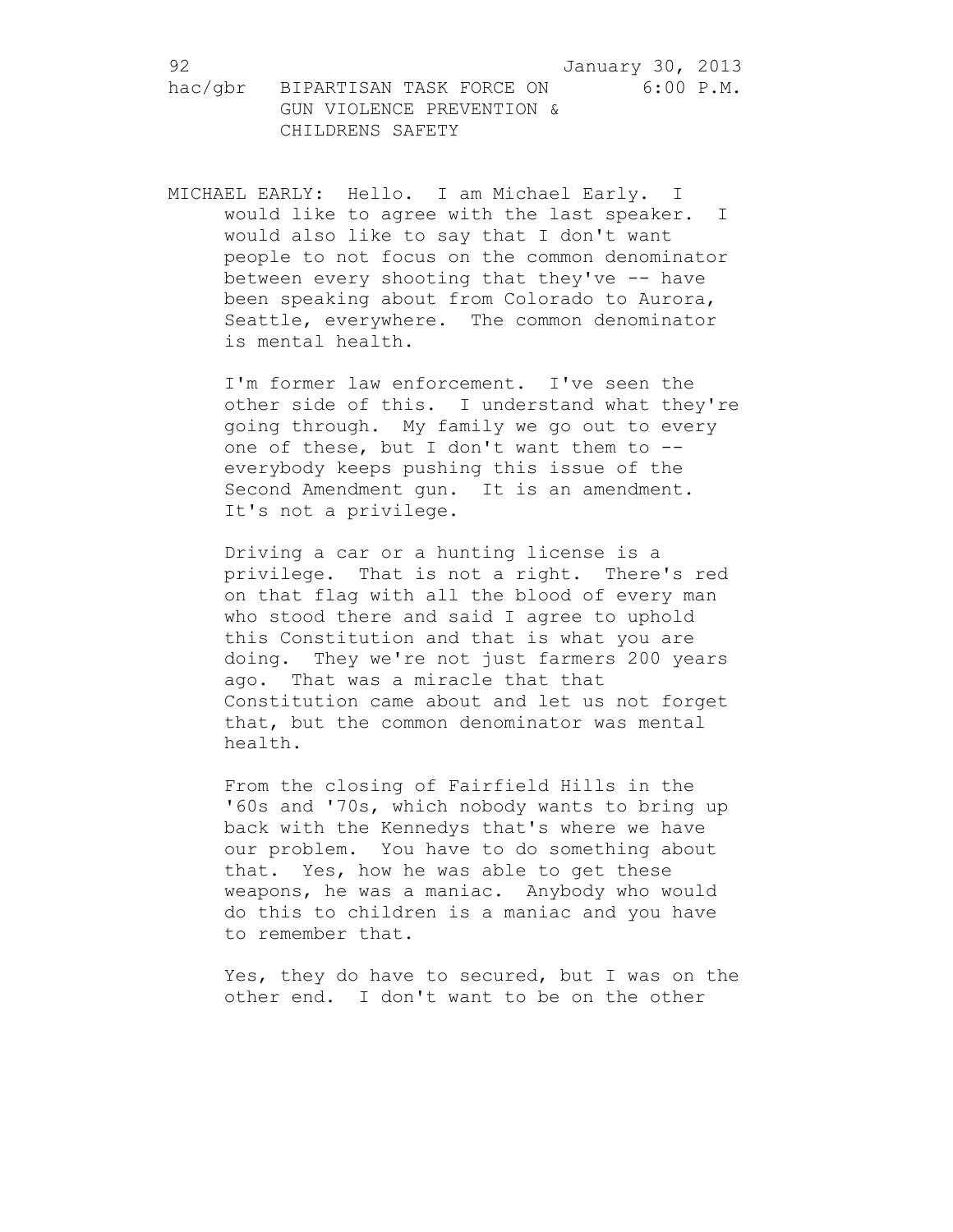MICHAEL EARLY: Hello. I am Michael Early. I would like to agree with the last speaker. I would also like to say that I don't want people to not focus on the common denominator between every shooting that they've -- have been speaking about from Colorado to Aurora, Seattle, everywhere. The common denominator is mental health.

I'm former law enforcement. I've seen the other side of this. I understand what they're going through. My family we go out to every one of these, but I don't want them to -- everybody keeps pushing this issue of the Second Amendment gun. It is an amendment. It's not a privilege.

Driving a car or a hunting license is a privilege. That is not a right. There's red on that flag with all the blood of every man who stood there and said I agree to uphold this Constitution and that is what you are doing. They we're not just farmers 200 years ago. That was a miracle that that Constitution came about and let us not forget that, but the common denominator was mental health.

From the closing of Fairfield Hills in the '60s and '70s, which nobody wants to bring up back with the Kennedys that's where we have our problem. You have to do something about that. Yes, how he was able to get these weapons, he was a maniac. Anybody who would do this to children is a maniac and you have to remember that.

Yes, they do have to secured, but I was on the other end. I don't want to be on the other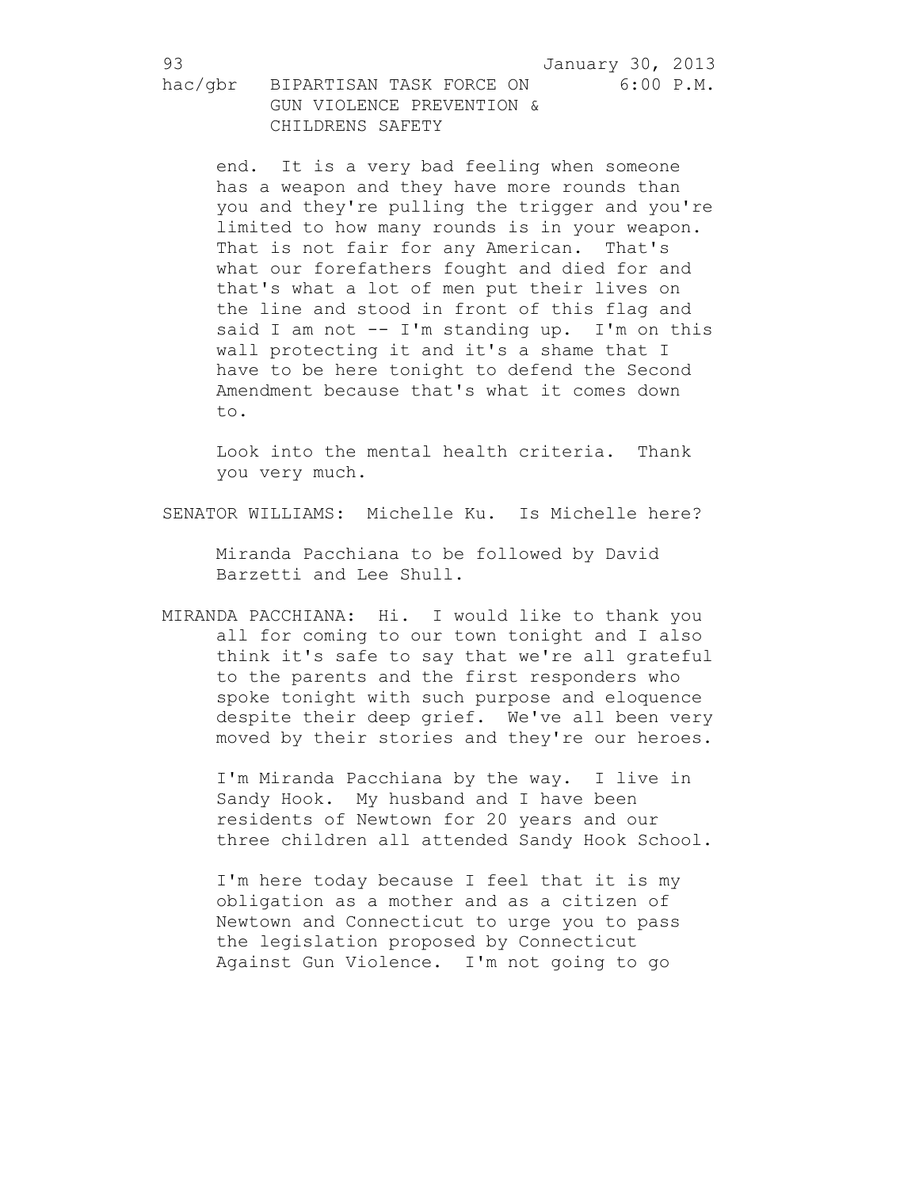end. It is a very bad feeling when someone has a weapon and they have more rounds than you and they're pulling the trigger and you're limited to how many rounds is in your weapon. That is not fair for any American. That's what our forefathers fought and died for and that's what a lot of men put their lives on the line and stood in front of this flag and said I am not -- I'm standing up. I'm on this wall protecting it and it's a shame that I have to be here tonight to defend the Second Amendment because that's what it comes down to.

Look into the mental health criteria. Thank you very much.

SENATOR WILLIAMS: Michelle Ku. Is Michelle here?

Miranda Pacchiana to be followed by David Barzetti and Lee Shull.

MIRANDA PACCHIANA: Hi. I would like to thank you all for coming to our town tonight and I also think it's safe to say that we're all grateful to the parents and the first responders who spoke tonight with such purpose and eloquence despite their deep grief. We've all been very moved by their stories and they're our heroes.

I'm Miranda Pacchiana by the way. I live in Sandy Hook. My husband and I have been residents of Newtown for 20 years and our three children all attended Sandy Hook School.

I'm here today because I feel that it is my obligation as a mother and as a citizen of Newtown and Connecticut to urge you to pass the legislation proposed by Connecticut Against Gun Violence. I'm not going to go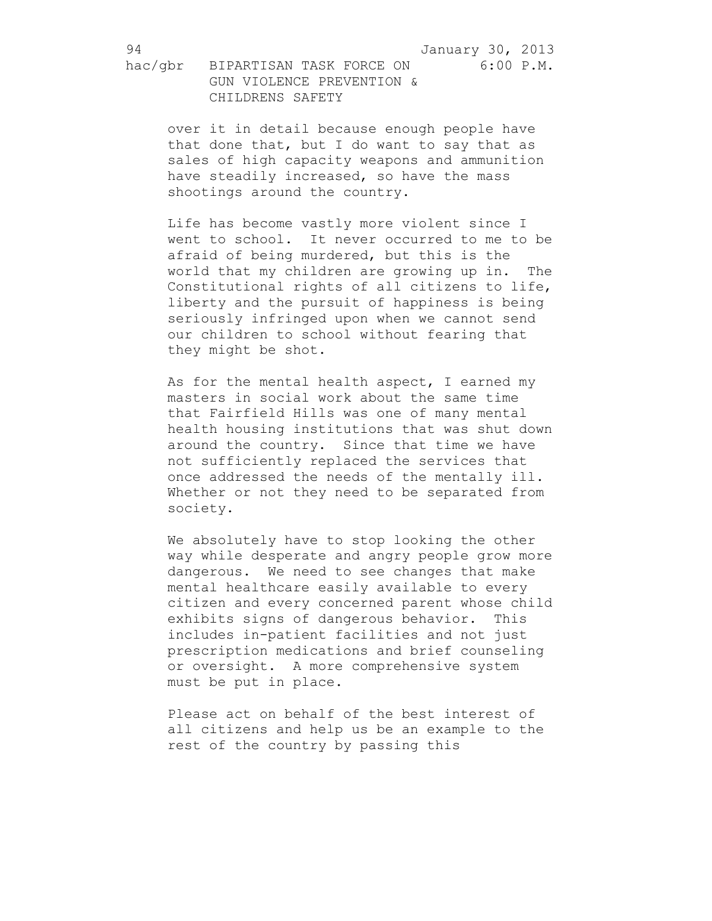over it in detail because enough people have that done that, but I do want to say that as sales of high capacity weapons and ammunition have steadily increased, so have the mass shootings around the country.

Life has become vastly more violent since I went to school. It never occurred to me to be afraid of being murdered, but this is the world that my children are growing up in. The Constitutional rights of all citizens to life, liberty and the pursuit of happiness is being seriously infringed upon when we cannot send our children to school without fearing that they might be shot.

As for the mental health aspect, I earned my masters in social work about the same time that Fairfield Hills was one of many mental health housing institutions that was shut down around the country. Since that time we have not sufficiently replaced the services that once addressed the needs of the mentally ill. Whether or not they need to be separated from society.

We absolutely have to stop looking the other way while desperate and angry people grow more dangerous. We need to see changes that make mental healthcare easily available to every citizen and every concerned parent whose child exhibits signs of dangerous behavior. This includes in-patient facilities and not just prescription medications and brief counseling or oversight. A more comprehensive system must be put in place.

Please act on behalf of the best interest of all citizens and help us be an example to the rest of the country by passing this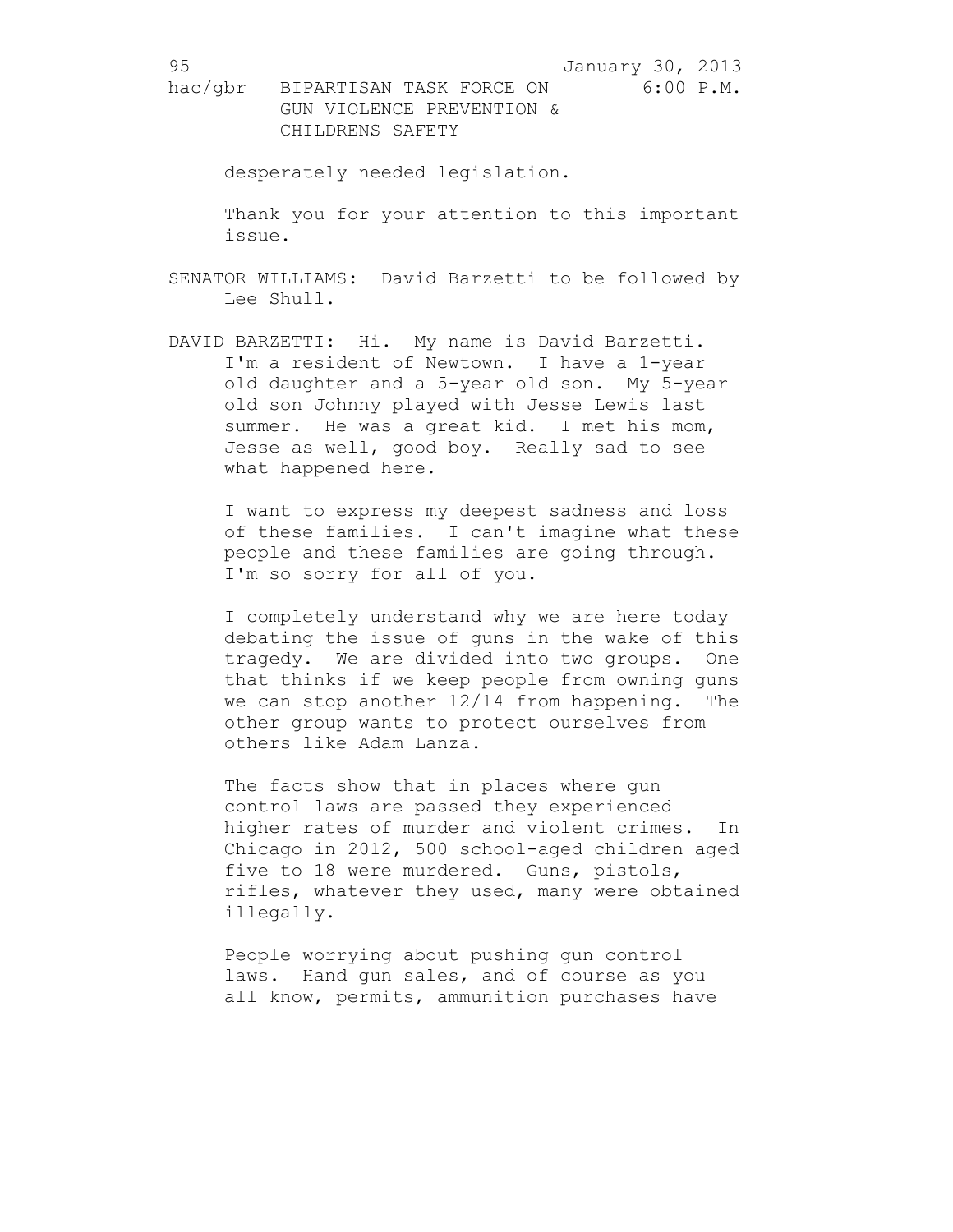desperately needed legislation.

Thank you for your attention to this important issue.

SENATOR WILLIAMS: David Barzetti to be followed by Lee Shull.

DAVID BARZETTI: Hi. My name is David Barzetti. I'm a resident of Newtown. I have a 1-year old daughter and a 5-year old son. My 5-year old son Johnny played with Jesse Lewis last summer. He was a great kid. I met his mom, Jesse as well, good boy. Really sad to see what happened here.

I want to express my deepest sadness and loss of these families. I can't imagine what these people and these families are going through. I'm so sorry for all of you.

I completely understand why we are here today debating the issue of guns in the wake of this tragedy. We are divided into two groups. One that thinks if we keep people from owning guns we can stop another 12/14 from happening. The other group wants to protect ourselves from others like Adam Lanza.

The facts show that in places where gun control laws are passed they experienced higher rates of murder and violent crimes. In Chicago in 2012, 500 school-aged children aged five to 18 were murdered. Guns, pistols, rifles, whatever they used, many were obtained illegally.

People worrying about pushing gun control laws. Hand gun sales, and of course as you all know, permits, ammunition purchases have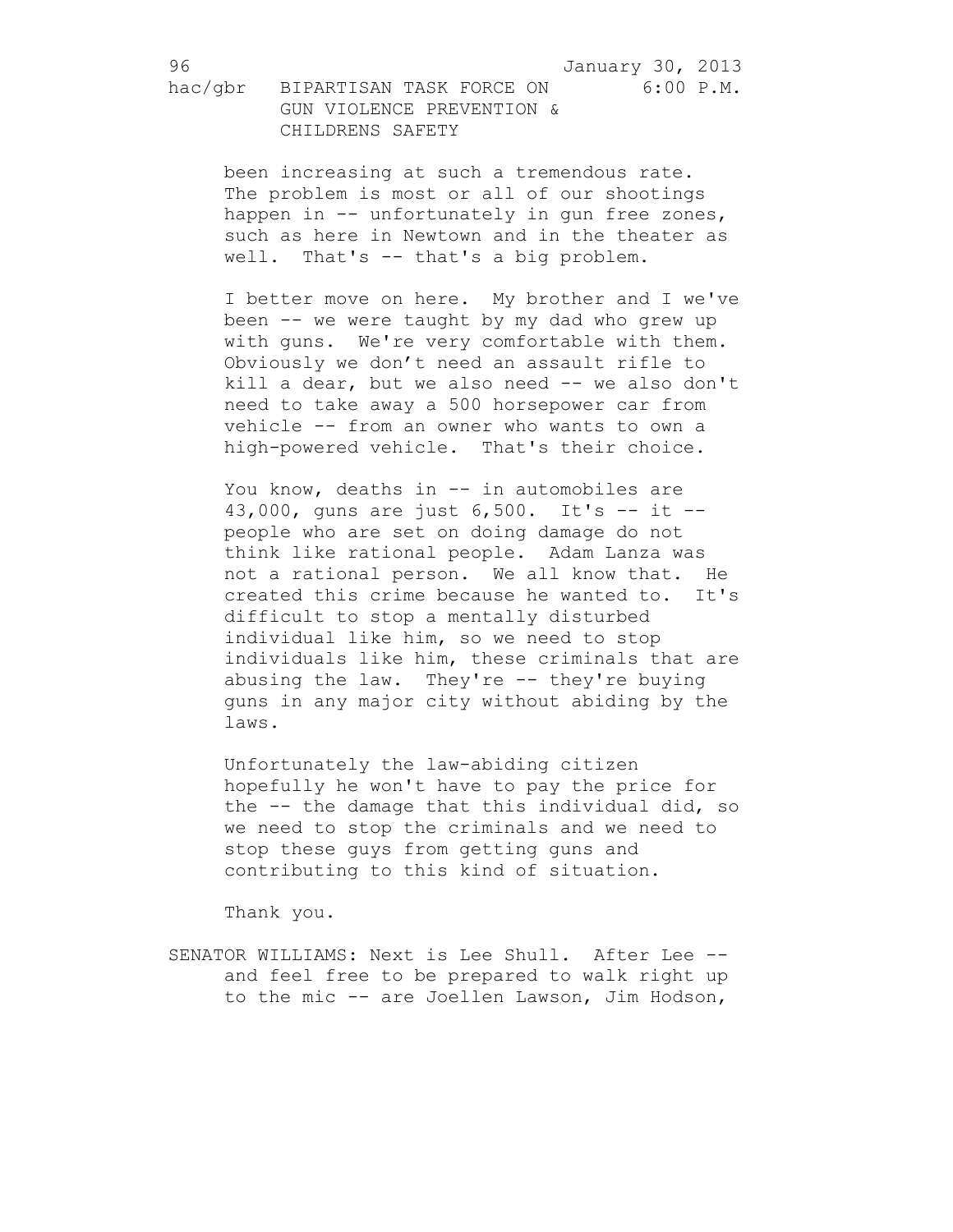been increasing at such a tremendous rate. The problem is most or all of our shootings happen in -- unfortunately in gun free zones, such as here in Newtown and in the theater as well. That's -- that's a big problem.

I better move on here. My brother and I we've been -- we were taught by my dad who grew up with guns. We're very comfortable with them. Obviously we don't need an assault rifle to kill a dear, but we also need -- we also don't need to take away a 500 horsepower car from vehicle -- from an owner who wants to own a high-powered vehicle. That's their choice.

You know, deaths in -- in automobiles are 43,000, guns are just 6,500. It's -- it -- people who are set on doing damage do not think like rational people. Adam Lanza was not a rational person. We all know that. He created this crime because he wanted to. It's difficult to stop a mentally disturbed individual like him, so we need to stop individuals like him, these criminals that are abusing the law. They're -- they're buying guns in any major city without abiding by the laws.

Unfortunately the law-abiding citizen hopefully he won't have to pay the price for the -- the damage that this individual did, so we need to stop the criminals and we need to stop these guys from getting guns and contributing to this kind of situation.

Thank you.

SENATOR WILLIAMS: Next is Lee Shull. After Lee -- and feel free to be prepared to walk right up to the mic -- are Joellen Lawson, Jim Hodson,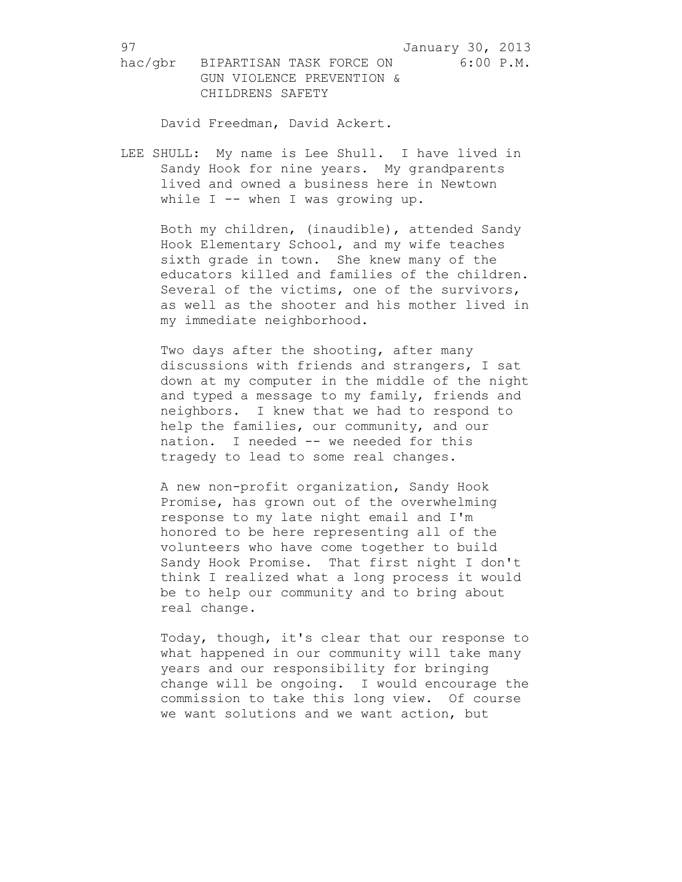David Freedman, David Ackert.

LEE SHULL: My name is Lee Shull. I have lived in Sandy Hook for nine years. My grandparents lived and owned a business here in Newtown while I -- when I was growing up.

Both my children, (inaudible), attended Sandy Hook Elementary School, and my wife teaches sixth grade in town. She knew many of the educators killed and families of the children. Several of the victims, one of the survivors, as well as the shooter and his mother lived in my immediate neighborhood.

Two days after the shooting, after many discussions with friends and strangers, I sat down at my computer in the middle of the night and typed a message to my family, friends and neighbors. I knew that we had to respond to help the families, our community, and our nation. I needed -- we needed for this tragedy to lead to some real changes.

A new non-profit organization, Sandy Hook Promise, has grown out of the overwhelming response to my late night email and I'm honored to be here representing all of the volunteers who have come together to build Sandy Hook Promise. That first night I don't think I realized what a long process it would be to help our community and to bring about real change.

Today, though, it's clear that our response to what happened in our community will take many years and our responsibility for bringing change will be ongoing. I would encourage the commission to take this long view. Of course we want solutions and we want action, but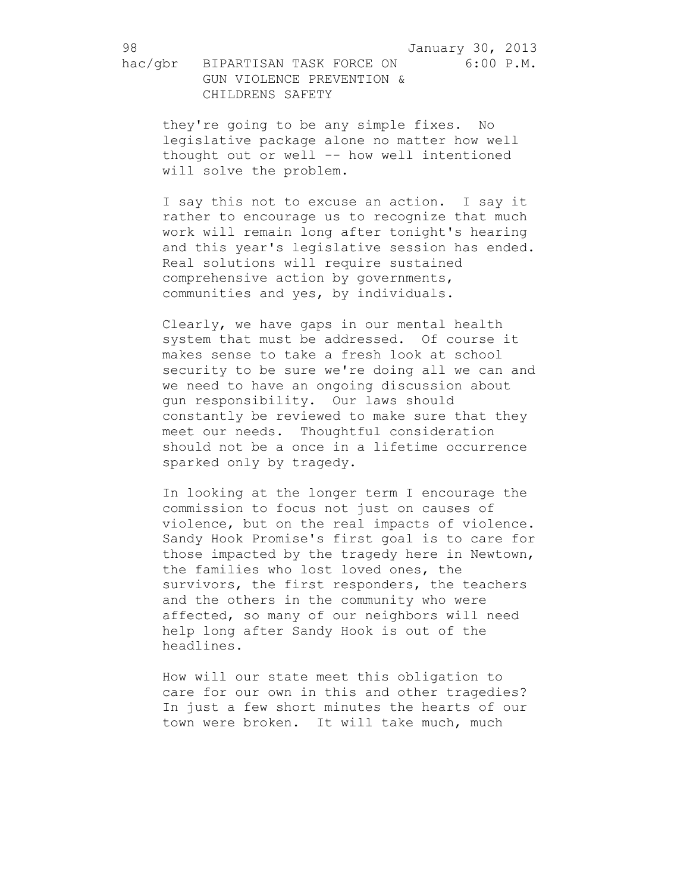they're going to be any simple fixes. No legislative package alone no matter how well thought out or well -- how well intentioned will solve the problem.

I say this not to excuse an action. I say it rather to encourage us to recognize that much work will remain long after tonight's hearing and this year's legislative session has ended. Real solutions will require sustained comprehensive action by governments, communities and yes, by individuals.

Clearly, we have gaps in our mental health system that must be addressed. Of course it makes sense to take a fresh look at school security to be sure we're doing all we can and we need to have an ongoing discussion about gun responsibility. Our laws should constantly be reviewed to make sure that they meet our needs. Thoughtful consideration should not be a once in a lifetime occurrence sparked only by tragedy.

In looking at the longer term I encourage the commission to focus not just on causes of violence, but on the real impacts of violence. Sandy Hook Promise's first goal is to care for those impacted by the tragedy here in Newtown, the families who lost loved ones, the survivors, the first responders, the teachers and the others in the community who were affected, so many of our neighbors will need help long after Sandy Hook is out of the headlines.

How will our state meet this obligation to care for our own in this and other tragedies? In just a few short minutes the hearts of our town were broken. It will take much, much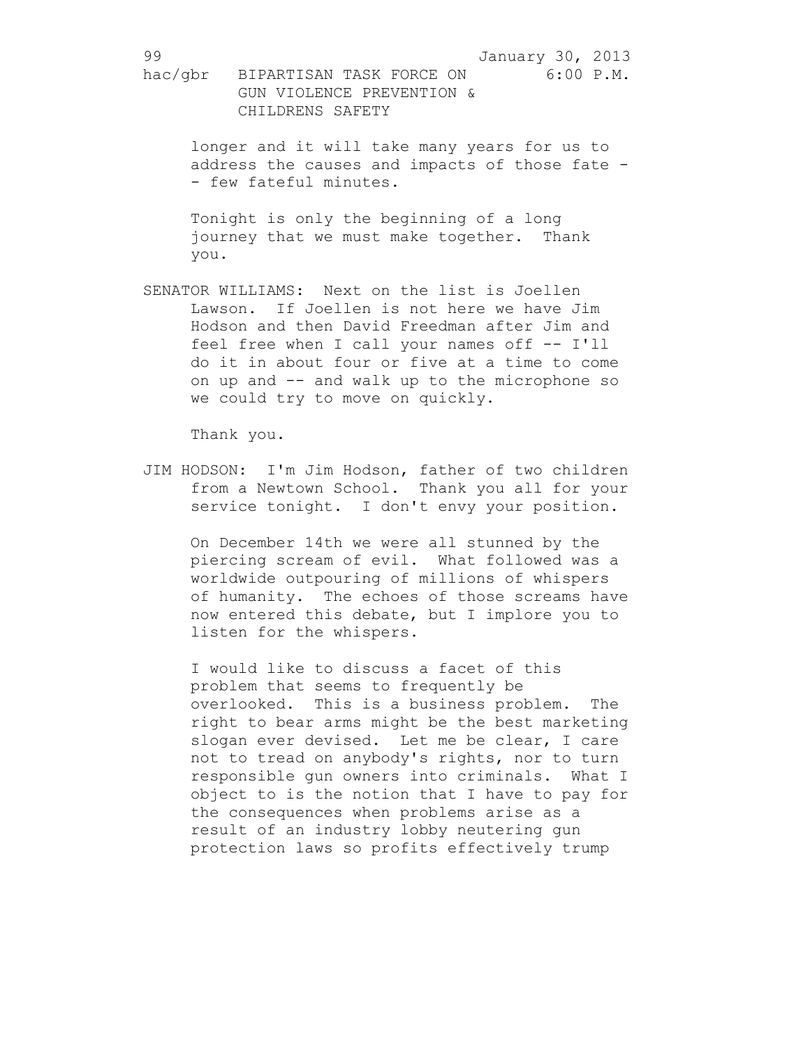longer and it will take many years for us to address the causes and impacts of those fate -- few fateful minutes.

Tonight is only the beginning of a long journey that we must make together. Thank you.

SENATOR WILLIAMS: Next on the list is Joellen Lawson. If Joellen is not here we have Jim Hodson and then David Freedman after Jim and feel free when I call your names off -- I'll do it in about four or five at a time to come on up and -- and walk up to the microphone so we could try to move on quickly.

Thank you.

JIM HODSON: I'm Jim Hodson, father of two children from a Newtown School. Thank you all for your service tonight. I don't envy your position.

On December 14th we were all stunned by the piercing scream of evil. What followed was a worldwide outpouring of millions of whispers of humanity. The echoes of those screams have now entered this debate, but I implore you to listen for the whispers.

I would like to discuss a facet of this problem that seems to frequently be overlooked. This is a business problem. The right to bear arms might be the best marketing slogan ever devised. Let me be clear, I care not to tread on anybody's rights, nor to turn responsible gun owners into criminals. What I object to is the notion that I have to pay for the consequences when problems arise as a result of an industry lobby neutering gun protection laws so profits effectively trump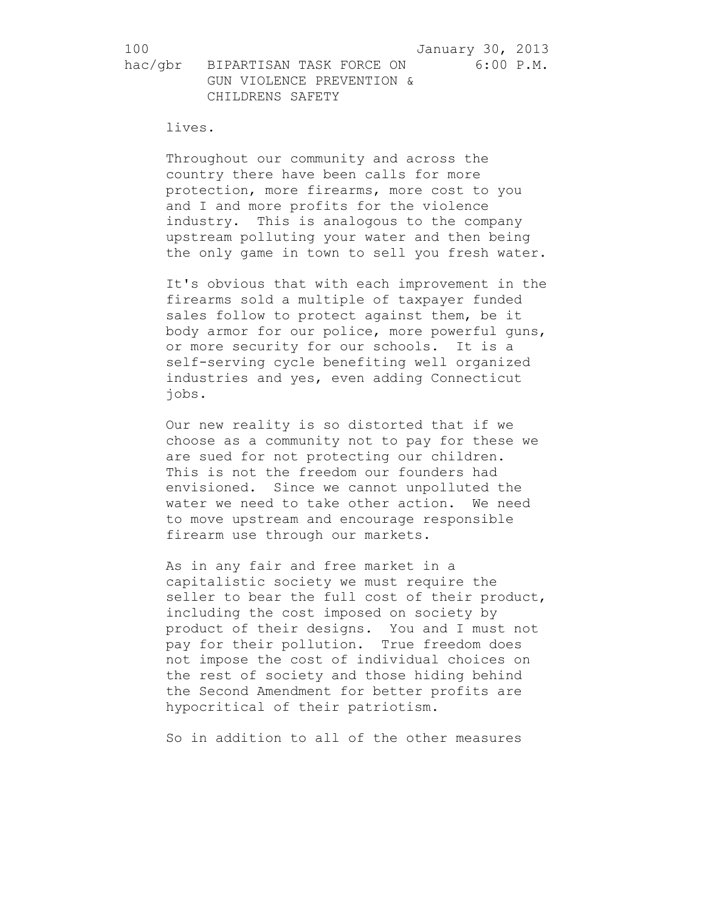lives.

Throughout our community and across the country there have been calls for more protection, more firearms, more cost to you and I and more profits for the violence industry. This is analogous to the company upstream polluting your water and then being the only game in town to sell you fresh water.

It's obvious that with each improvement in the firearms sold a multiple of taxpayer funded sales follow to protect against them, be it body armor for our police, more powerful guns, or more security for our schools. It is a self-serving cycle benefiting well organized industries and yes, even adding Connecticut jobs.

Our new reality is so distorted that if we choose as a community not to pay for these we are sued for not protecting our children. This is not the freedom our founders had envisioned. Since we cannot unpolluted the water we need to take other action. We need to move upstream and encourage responsible firearm use through our markets.

As in any fair and free market in a capitalistic society we must require the seller to bear the full cost of their product, including the cost imposed on society by product of their designs. You and I must not pay for their pollution. True freedom does not impose the cost of individual choices on the rest of society and those hiding behind the Second Amendment for better profits are hypocritical of their patriotism.

So in addition to all of the other measures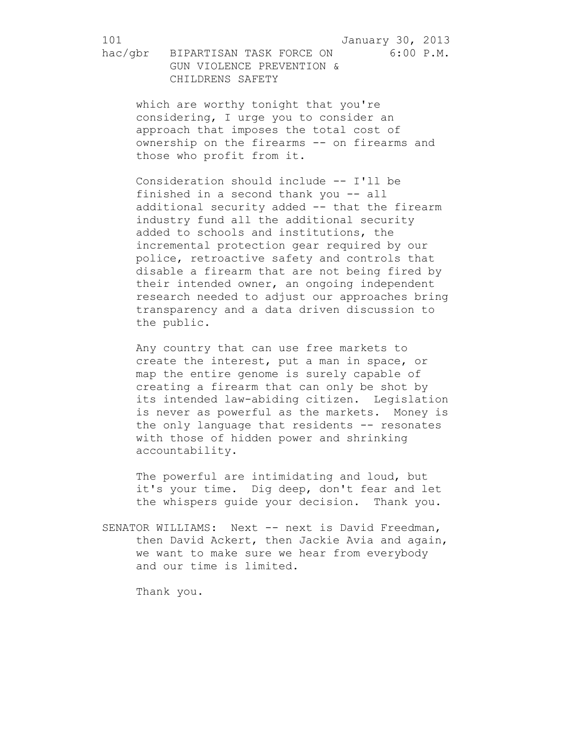which are worthy tonight that you're considering, I urge you to consider an approach that imposes the total cost of ownership on the firearms -- on firearms and those who profit from it.

Consideration should include -- I'll be finished in a second thank you -- all additional security added -- that the firearm industry fund all the additional security added to schools and institutions, the incremental protection gear required by our police, retroactive safety and controls that disable a firearm that are not being fired by their intended owner, an ongoing independent research needed to adjust our approaches bring transparency and a data driven discussion to the public.

Any country that can use free markets to create the interest, put a man in space, or map the entire genome is surely capable of creating a firearm that can only be shot by its intended law-abiding citizen. Legislation is never as powerful as the markets. Money is the only language that residents -- resonates with those of hidden power and shrinking accountability.

The powerful are intimidating and loud, but it's your time. Dig deep, don't fear and let the whispers guide your decision. Thank you.

SENATOR WILLIAMS: Next -- next is David Freedman, then David Ackert, then Jackie Avia and again, we want to make sure we hear from everybody and our time is limited.

Thank you.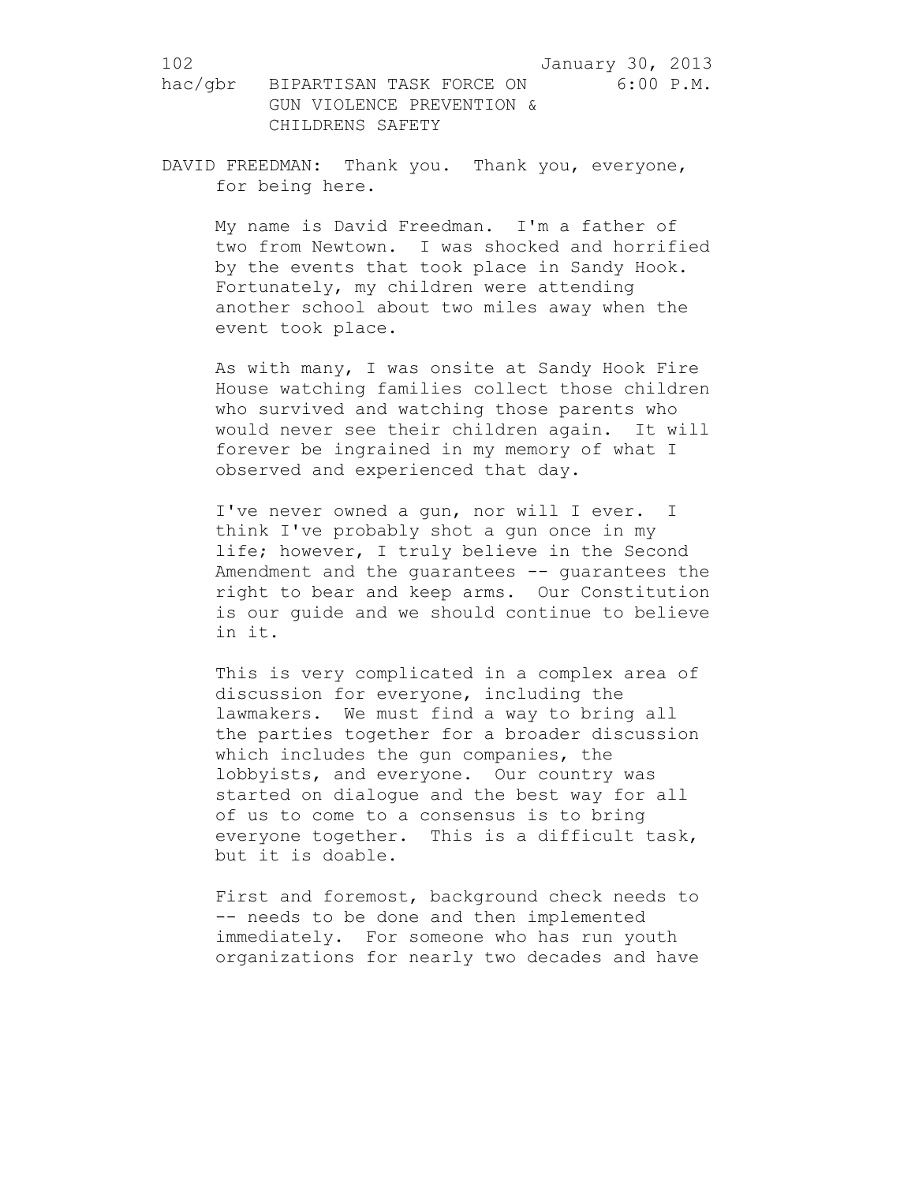DAVID FREEDMAN: Thank you. Thank you, everyone, for being here.

My name is David Freedman. I'm a father of two from Newtown. I was shocked and horrified by the events that took place in Sandy Hook. Fortunately, my children were attending another school about two miles away when the event took place.

As with many, I was onsite at Sandy Hook Fire House watching families collect those children who survived and watching those parents who would never see their children again. It will forever be ingrained in my memory of what I observed and experienced that day.

I've never owned a gun, nor will I ever. I think I've probably shot a gun once in my life; however, I truly believe in the Second Amendment and the guarantees -- guarantees the right to bear and keep arms. Our Constitution is our guide and we should continue to believe in it.

This is very complicated in a complex area of discussion for everyone, including the lawmakers. We must find a way to bring all the parties together for a broader discussion which includes the gun companies, the lobbyists, and everyone. Our country was started on dialogue and the best way for all of us to come to a consensus is to bring everyone together. This is a difficult task, but it is doable.

First and foremost, background check needs to -- needs to be done and then implemented immediately. For someone who has run youth organizations for nearly two decades and have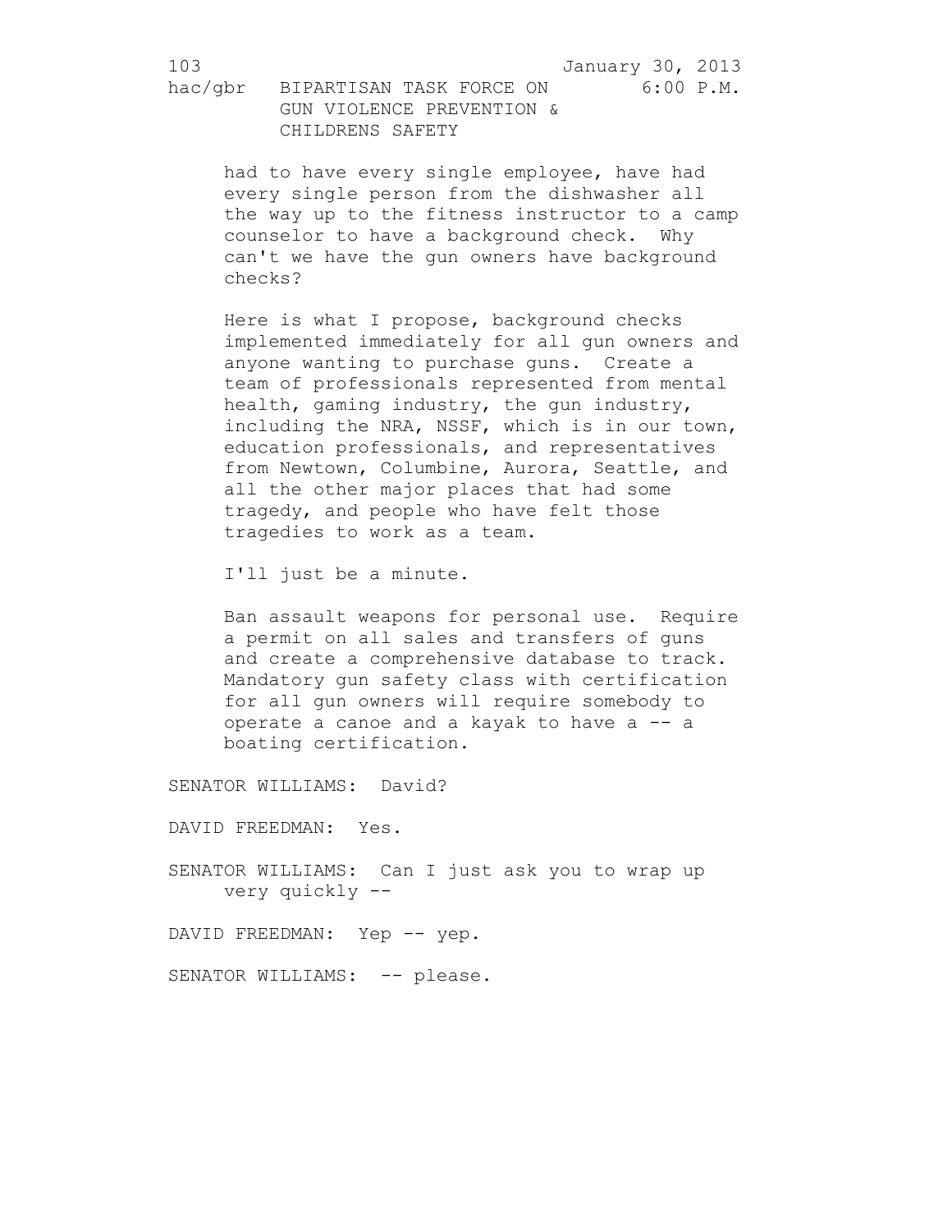had to have every single employee, have had every single person from the dishwasher all the way up to the fitness instructor to a camp counselor to have a background check. Why can't we have the gun owners have background checks?

Here is what I propose, background checks implemented immediately for all gun owners and anyone wanting to purchase guns. Create a team of professionals represented from mental health, gaming industry, the gun industry, including the NRA, NSSF, which is in our town, education professionals, and representatives from Newtown, Columbine, Aurora, Seattle, and all the other major places that had some tragedy, and people who have felt those tragedies to work as a team.

I'll just be a minute.

Ban assault weapons for personal use. Require a permit on all sales and transfers of guns and create a comprehensive database to track. Mandatory gun safety class with certification for all gun owners will require somebody to operate a canoe and a kayak to have a -- a boating certification.

SENATOR WILLIAMS: David?

DAVID FREEDMAN: Yes.

SENATOR WILLIAMS: Can I just ask you to wrap up very quickly --

DAVID FREEDMAN: Yep -- yep.

SENATOR WILLIAMS: -- please.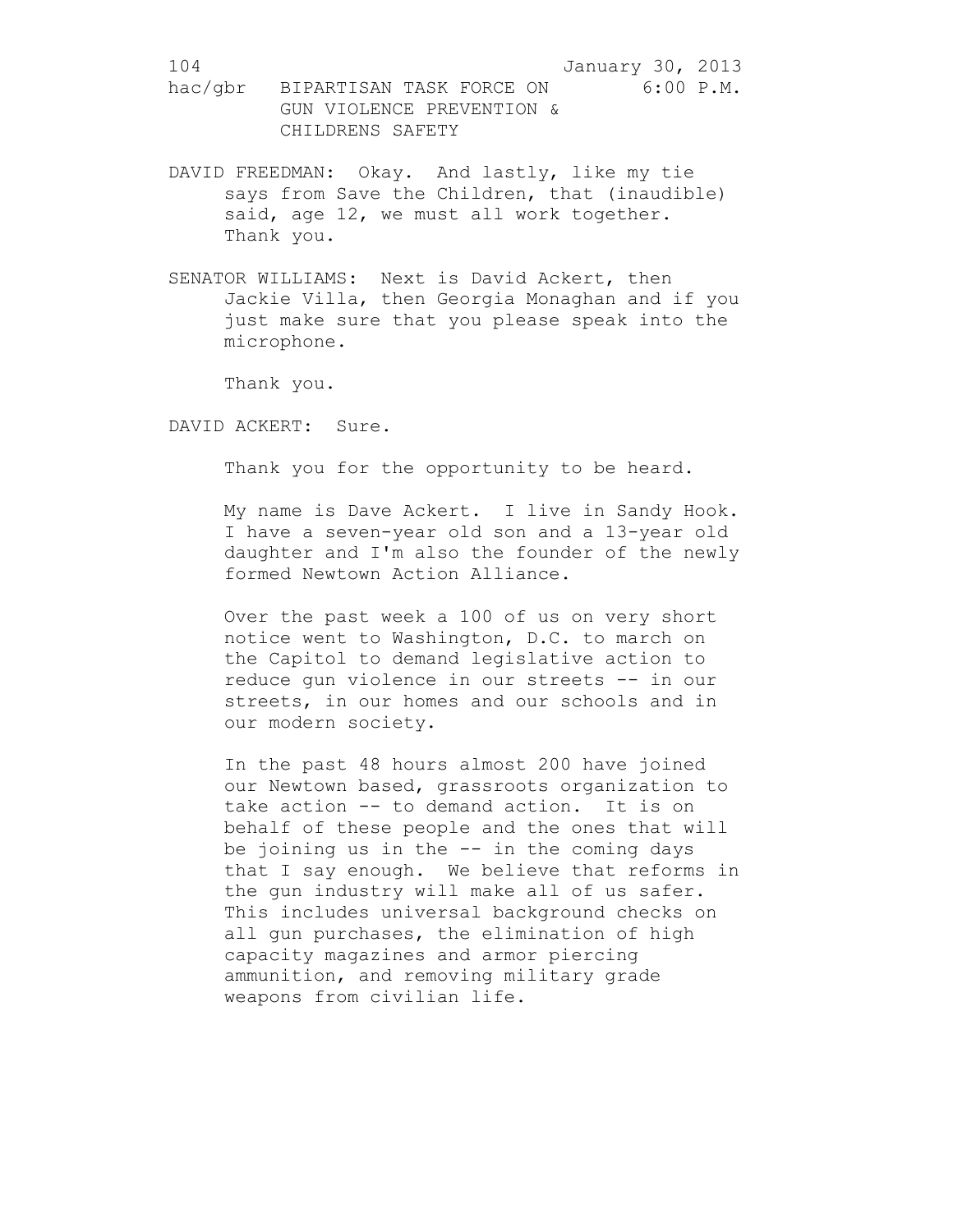DAVID FREEDMAN: Okay. And lastly, like my tie says from Save the Children, that (inaudible) said, age 12, we must all work together. Thank you.

SENATOR WILLIAMS: Next is David Ackert, then Jackie Villa, then Georgia Monaghan and if you just make sure that you please speak into the microphone.

Thank you.

DAVID ACKERT: Sure.

Thank you for the opportunity to be heard.

My name is Dave Ackert. I live in Sandy Hook. I have a seven-year old son and a 13-year old daughter and I'm also the founder of the newly formed Newtown Action Alliance.

Over the past week a 100 of us on very short notice went to Washington, D.C. to march on the Capitol to demand legislative action to reduce gun violence in our streets -- in our streets, in our homes and our schools and in our modern society.

In the past 48 hours almost 200 have joined our Newtown based, grassroots organization to take action -- to demand action. It is on behalf of these people and the ones that will be joining us in the -- in the coming days that I say enough. We believe that reforms in the gun industry will make all of us safer. This includes universal background checks on all gun purchases, the elimination of high capacity magazines and armor piercing ammunition, and removing military grade weapons from civilian life.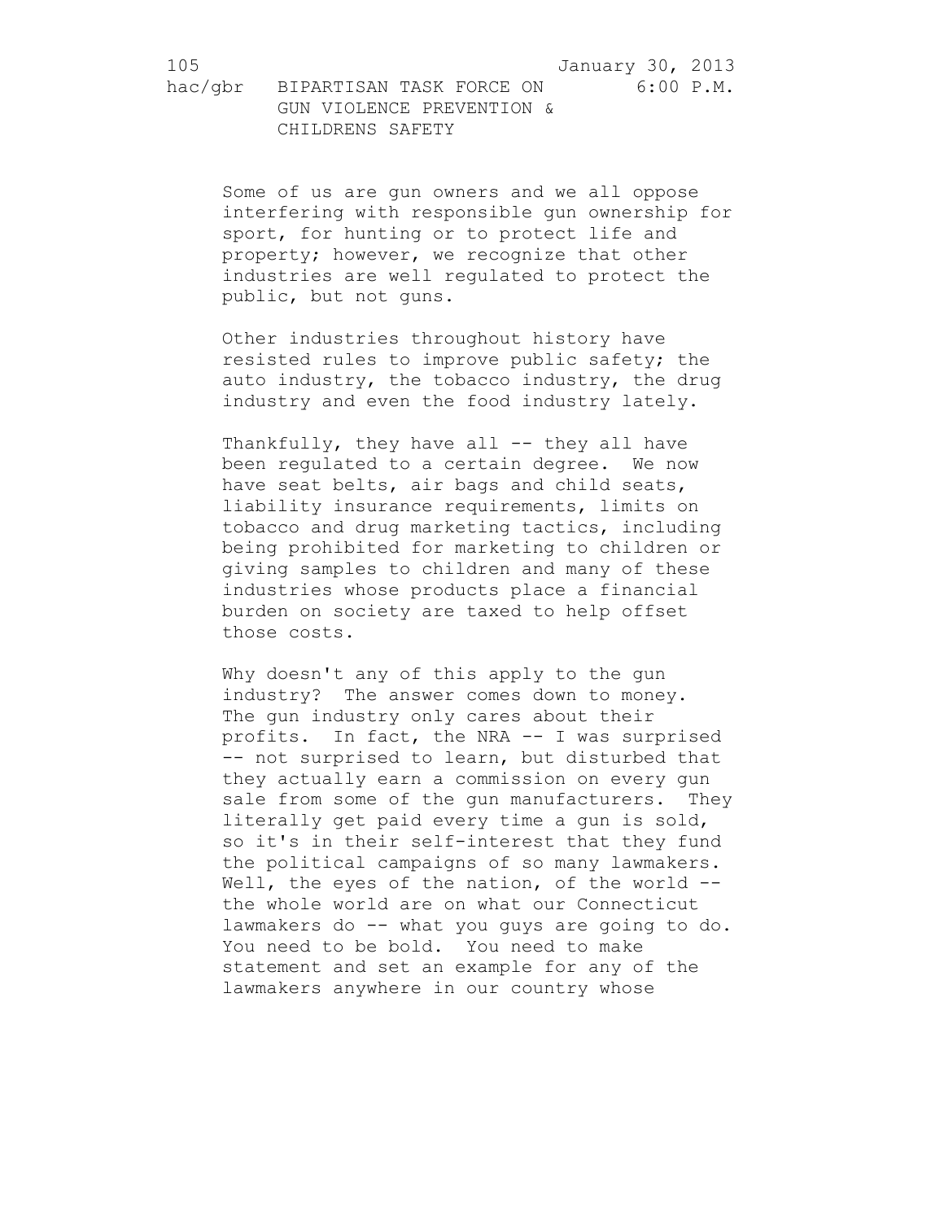Some of us are gun owners and we all oppose interfering with responsible gun ownership for sport, for hunting or to protect life and property; however, we recognize that other industries are well regulated to protect the public, but not guns.

Other industries throughout history have resisted rules to improve public safety; the auto industry, the tobacco industry, the drug industry and even the food industry lately.

Thankfully, they have all -- they all have been regulated to a certain degree. We now have seat belts, air bags and child seats, liability insurance requirements, limits on tobacco and drug marketing tactics, including being prohibited for marketing to children or giving samples to children and many of these industries whose products place a financial burden on society are taxed to help offset those costs.

Why doesn't any of this apply to the gun industry? The answer comes down to money. The gun industry only cares about their profits. In fact, the NRA -- I was surprised -- not surprised to learn, but disturbed that they actually earn a commission on every gun sale from some of the gun manufacturers. They literally get paid every time a gun is sold, so it's in their self-interest that they fund the political campaigns of so many lawmakers. Well, the eyes of the nation, of the world -- the whole world are on what our Connecticut lawmakers do -- what you guys are going to do. You need to be bold. You need to make statement and set an example for any of the lawmakers anywhere in our country whose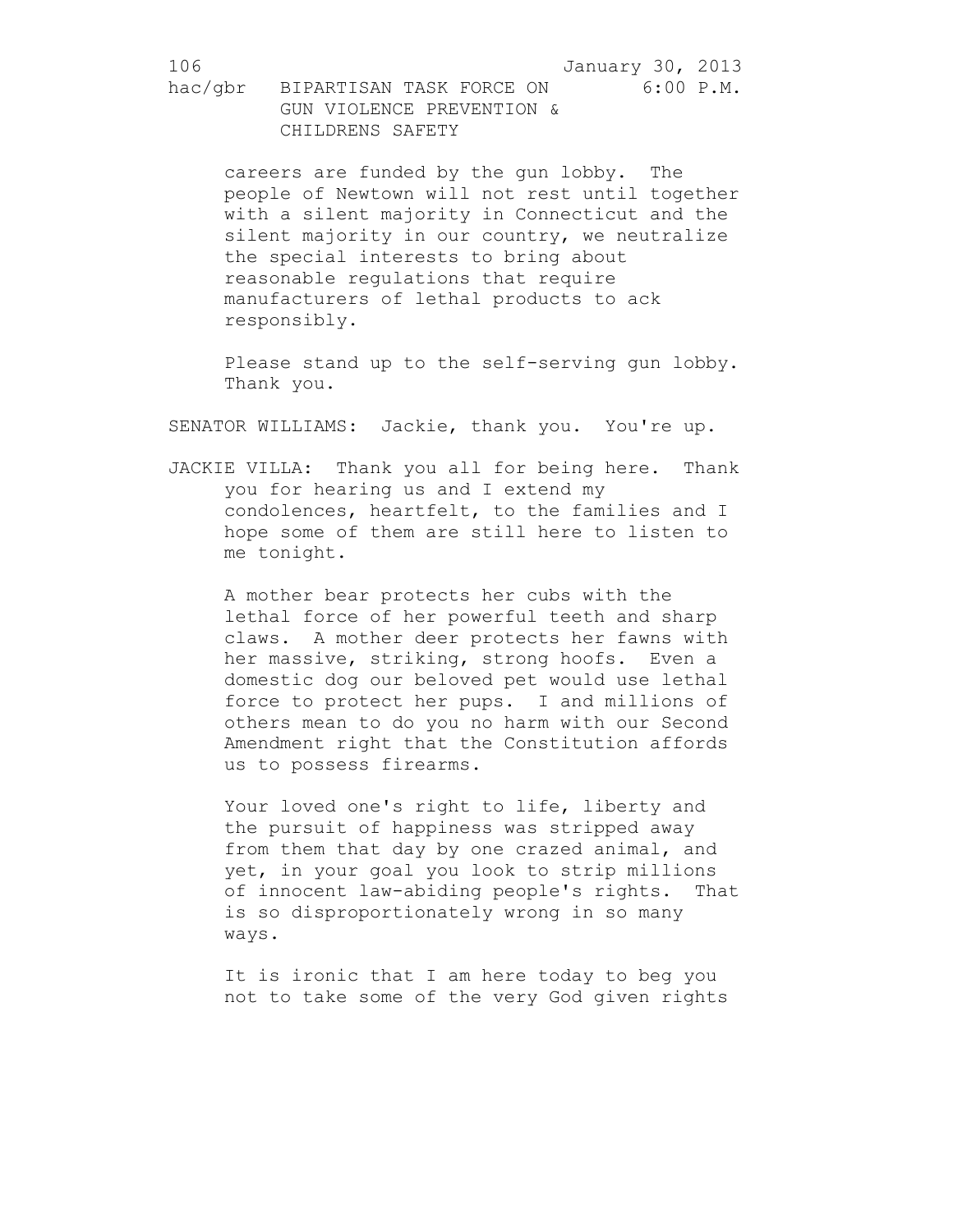careers are funded by the gun lobby. The people of Newtown will not rest until together with a silent majority in Connecticut and the silent majority in our country, we neutralize the special interests to bring about reasonable regulations that require manufacturers of lethal products to ack responsibly.

Please stand up to the self-serving gun lobby. Thank you.

SENATOR WILLIAMS: Jackie, thank you. You're up.

JACKIE VILLA: Thank you all for being here. Thank you for hearing us and I extend my condolences, heartfelt, to the families and I hope some of them are still here to listen to me tonight.

A mother bear protects her cubs with the lethal force of her powerful teeth and sharp claws. A mother deer protects her fawns with her massive, striking, strong hoofs. Even a domestic dog our beloved pet would use lethal force to protect her pups. I and millions of others mean to do you no harm with our Second Amendment right that the Constitution affords us to possess firearms.

Your loved one's right to life, liberty and the pursuit of happiness was stripped away from them that day by one crazed animal, and yet, in your goal you look to strip millions of innocent law-abiding people's rights. That is so disproportionately wrong in so many ways.

It is ironic that I am here today to beg you not to take some of the very God given rights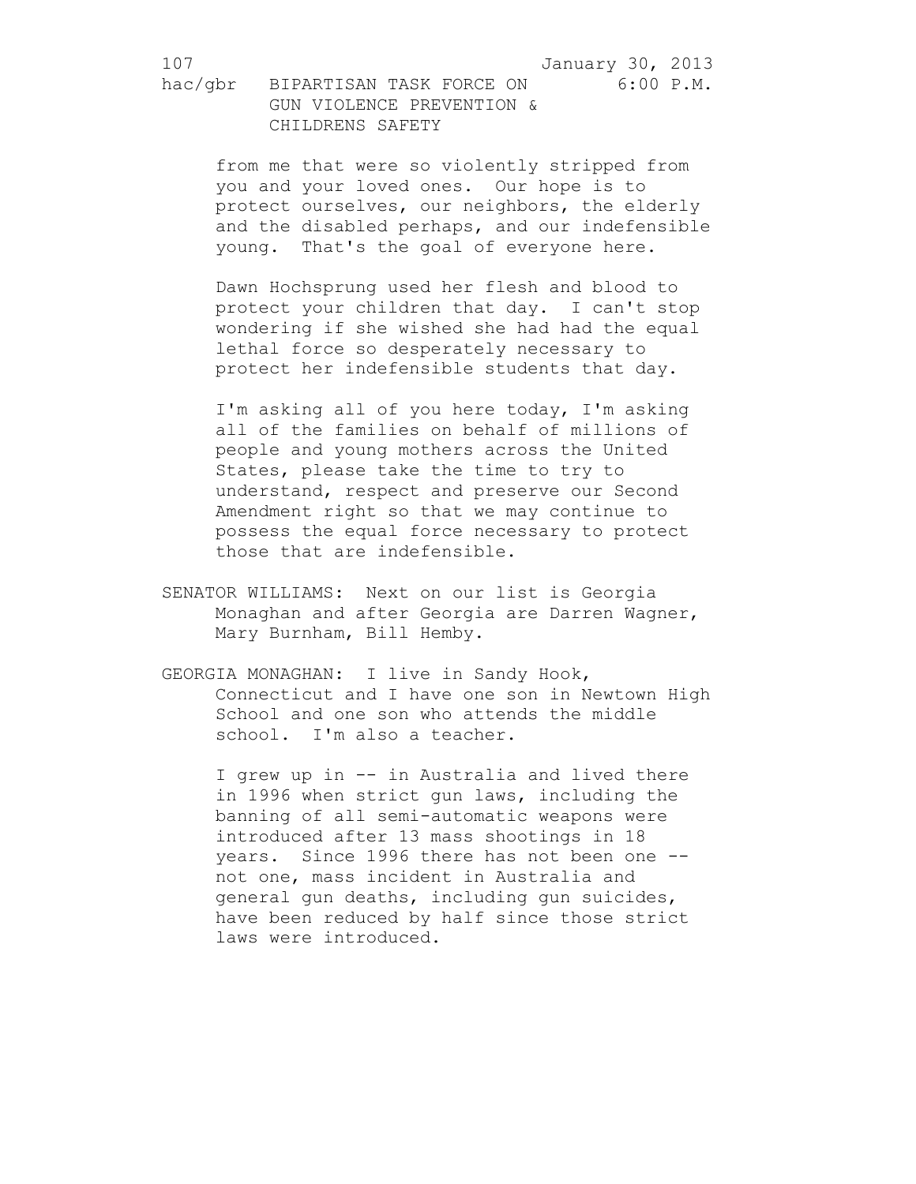from me that were so violently stripped from you and your loved ones. Our hope is to protect ourselves, our neighbors, the elderly and the disabled perhaps, and our indefensible young. That's the goal of everyone here.

Dawn Hochsprung used her flesh and blood to protect your children that day. I can't stop wondering if she wished she had had the equal lethal force so desperately necessary to protect her indefensible students that day.

I'm asking all of you here today, I'm asking all of the families on behalf of millions of people and young mothers across the United States, please take the time to try to understand, respect and preserve our Second Amendment right so that we may continue to possess the equal force necessary to protect those that are indefensible.

SENATOR WILLIAMS: Next on our list is Georgia Monaghan and after Georgia are Darren Wagner, Mary Burnham, Bill Hemby.

GEORGIA MONAGHAN: I live in Sandy Hook, Connecticut and I have one son in Newtown High School and one son who attends the middle school. I'm also a teacher.

I grew up in -- in Australia and lived there in 1996 when strict gun laws, including the banning of all semi-automatic weapons were introduced after 13 mass shootings in 18 years. Since 1996 there has not been one -- not one, mass incident in Australia and general gun deaths, including gun suicides, have been reduced by half since those strict laws were introduced.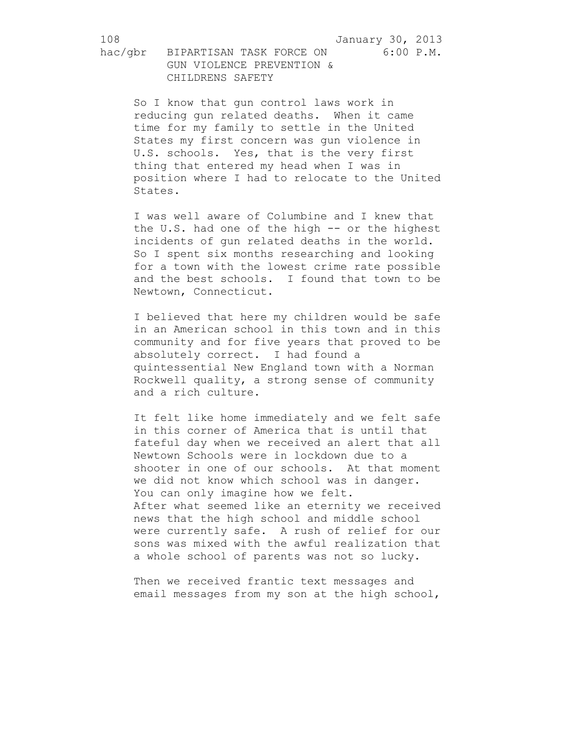So I know that gun control laws work in reducing gun related deaths. When it came time for my family to settle in the United States my first concern was gun violence in U.S. schools. Yes, that is the very first thing that entered my head when I was in position where I had to relocate to the United States.

I was well aware of Columbine and I knew that the U.S. had one of the high -- or the highest incidents of gun related deaths in the world. So I spent six months researching and looking for a town with the lowest crime rate possible and the best schools. I found that town to be Newtown, Connecticut.

I believed that here my children would be safe in an American school in this town and in this community and for five years that proved to be absolutely correct. I had found a quintessential New England town with a Norman Rockwell quality, a strong sense of community and a rich culture.

It felt like home immediately and we felt safe in this corner of America that is until that fateful day when we received an alert that all Newtown Schools were in lockdown due to a shooter in one of our schools. At that moment we did not know which school was in danger. You can only imagine how we felt.
After what seemed like an eternity we received news that the high school and middle school were currently safe. A rush of relief for our sons was mixed with the awful realization that a whole school of parents was not so lucky.

Then we received frantic text messages and email messages from my son at the high school,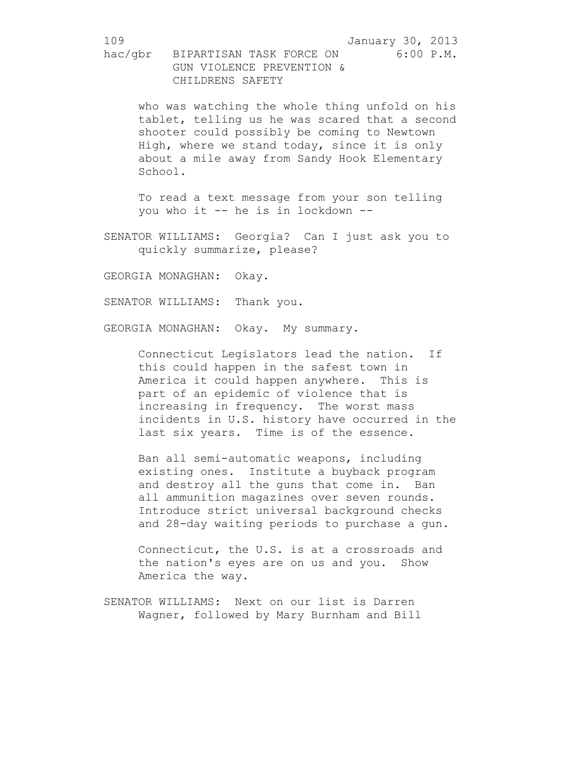who was watching the whole thing unfold on his tablet, telling us he was scared that a second shooter could possibly be coming to Newtown High, where we stand today, since it is only about a mile away from Sandy Hook Elementary School.

To read a text message from your son telling you who it -- he is in lockdown --

SENATOR WILLIAMS: Georgia? Can I just ask you to quickly summarize, please?

GEORGIA MONAGHAN: Okay.

SENATOR WILLIAMS: Thank you.

GEORGIA MONAGHAN: Okay. My summary.

Connecticut Legislators lead the nation. If this could happen in the safest town in America it could happen anywhere. This is part of an epidemic of violence that is increasing in frequency. The worst mass incidents in U.S. history have occurred in the last six years. Time is of the essence.

Ban all semi-automatic weapons, including existing ones. Institute a buyback program and destroy all the guns that come in. Ban all ammunition magazines over seven rounds. Introduce strict universal background checks and 28-day waiting periods to purchase a gun.

Connecticut, the U.S. is at a crossroads and the nation's eyes are on us and you. Show America the way.

SENATOR WILLIAMS: Next on our list is Darren Wagner, followed by Mary Burnham and Bill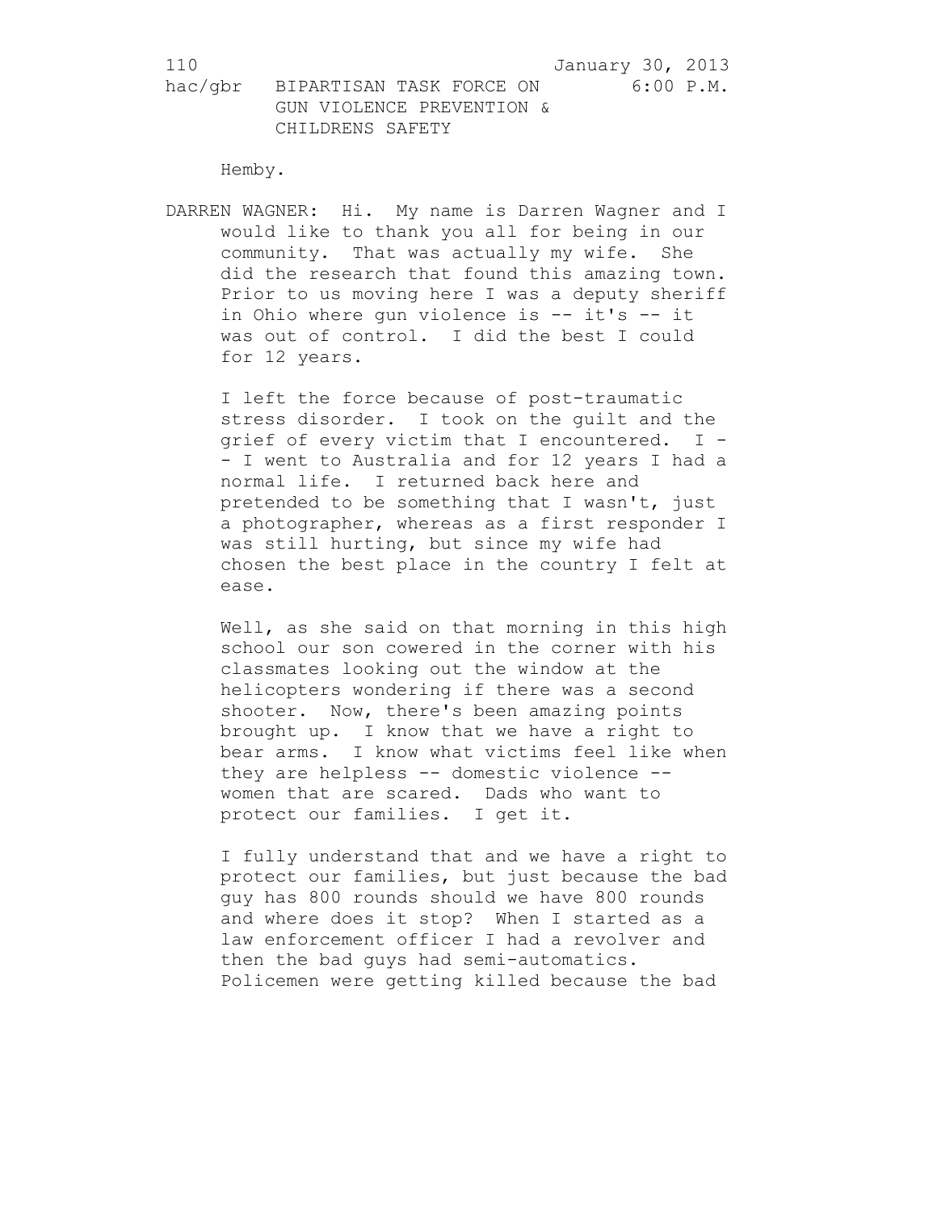Hemby.

DARREN WAGNER: Hi. My name is Darren Wagner and I would like to thank you all for being in our community. That was actually my wife. She did the research that found this amazing town. Prior to us moving here I was a deputy sheriff in Ohio where gun violence is -- it's -- it was out of control. I did the best I could for 12 years.

I left the force because of post-traumatic stress disorder. I took on the guilt and the grief of every victim that I encountered. I -- I went to Australia and for 12 years I had a normal life. I returned back here and pretended to be something that I wasn't, just a photographer, whereas as a first responder I was still hurting, but since my wife had chosen the best place in the country I felt at ease.

Well, as she said on that morning in this high school our son cowered in the corner with his classmates looking out the window at the helicopters wondering if there was a second shooter. Now, there's been amazing points brought up. I know that we have a right to bear arms. I know what victims feel like when they are helpless -- domestic violence -- women that are scared. Dads who want to protect our families. I get it.

I fully understand that and we have a right to protect our families, but just because the bad guy has 800 rounds should we have 800 rounds and where does it stop? When I started as a law enforcement officer I had a revolver and then the bad guys had semi-automatics. Policemen were getting killed because the bad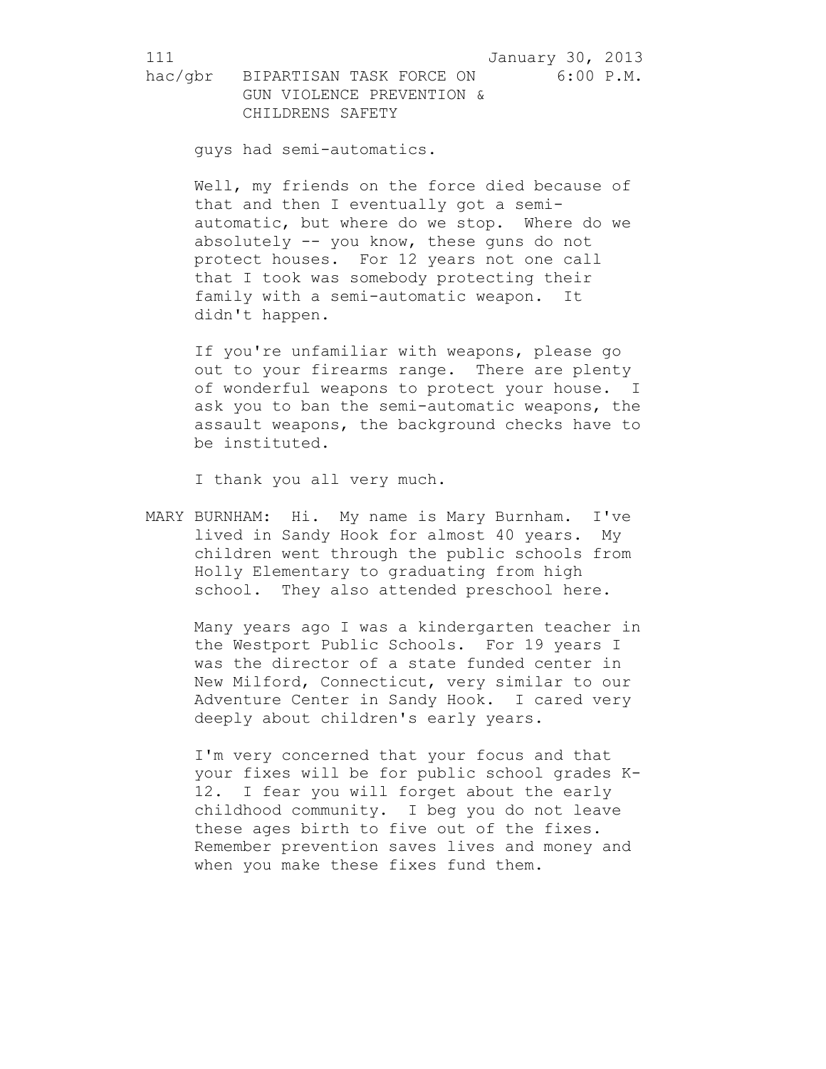guys had semi-automatics.

Well, my friends on the force died because of that and then I eventually got a semi-automatic, but where do we stop. Where do we absolutely -- you know, these guns do not protect houses. For 12 years not one call that I took was somebody protecting their family with a semi-automatic weapon. It didn't happen.

If you're unfamiliar with weapons, please go out to your firearms range. There are plenty of wonderful weapons to protect your house. I ask you to ban the semi-automatic weapons, the assault weapons, the background checks have to be instituted.

I thank you all very much.

MARY BURNHAM: Hi. My name is Mary Burnham. I've lived in Sandy Hook for almost 40 years. My children went through the public schools from Holly Elementary to graduating from high school. They also attended preschool here.

Many years ago I was a kindergarten teacher in the Westport Public Schools. For 19 years I was the director of a state funded center in New Milford, Connecticut, very similar to our Adventure Center in Sandy Hook. I cared very deeply about children's early years.

I'm very concerned that your focus and that your fixes will be for public school grades K-12. I fear you will forget about the early childhood community. I beg you do not leave these ages birth to five out of the fixes. Remember prevention saves lives and money and when you make these fixes fund them.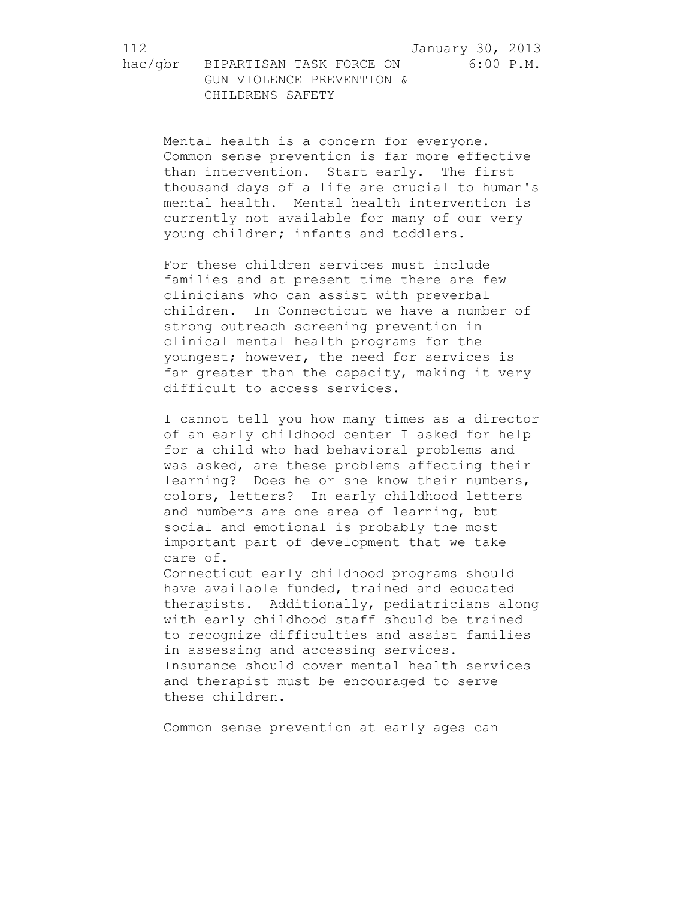Mental health is a concern for everyone. Common sense prevention is far more effective than intervention. Start early. The first thousand days of a life are crucial to human's mental health. Mental health intervention is currently not available for many of our very young children; infants and toddlers.

For these children services must include families and at present time there are few clinicians who can assist with preverbal children. In Connecticut we have a number of strong outreach screening prevention in clinical mental health programs for the youngest; however, the need for services is far greater than the capacity, making it very difficult to access services.

I cannot tell you how many times as a director of an early childhood center I asked for help for a child who had behavioral problems and was asked, are these problems affecting their learning? Does he or she know their numbers, colors, letters? In early childhood letters and numbers are one area of learning, but social and emotional is probably the most important part of development that we take care of.

Connecticut early childhood programs should have available funded, trained and educated therapists. Additionally, pediatricians along with early childhood staff should be trained to recognize difficulties and assist families in assessing and accessing services. Insurance should cover mental health services and therapist must be encouraged to serve these children.

Common sense prevention at early ages can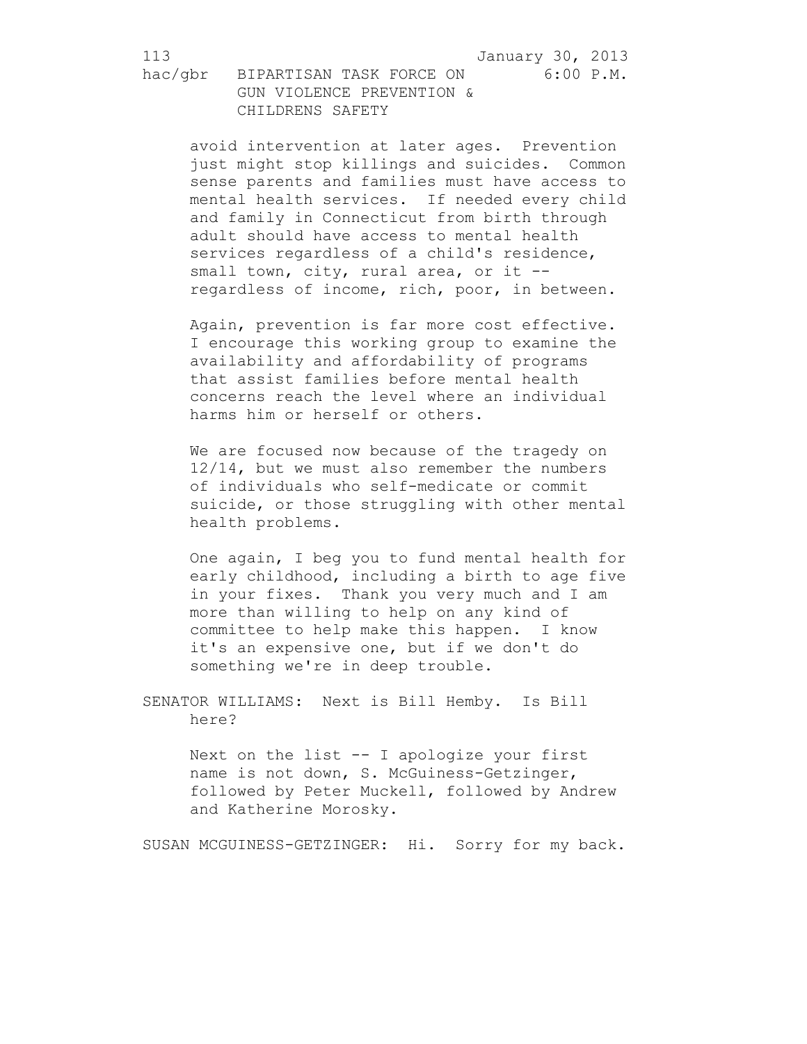avoid intervention at later ages. Prevention just might stop killings and suicides. Common sense parents and families must have access to mental health services. If needed every child and family in Connecticut from birth through adult should have access to mental health services regardless of a child's residence, small town, city, rural area, or it -- regardless of income, rich, poor, in between.

Again, prevention is far more cost effective. I encourage this working group to examine the availability and affordability of programs that assist families before mental health concerns reach the level where an individual harms him or herself or others.

We are focused now because of the tragedy on 12/14, but we must also remember the numbers of individuals who self-medicate or commit suicide, or those struggling with other mental health problems.

One again, I beg you to fund mental health for early childhood, including a birth to age five in your fixes. Thank you very much and I am more than willing to help on any kind of committee to help make this happen. I know it's an expensive one, but if we don't do something we're in deep trouble.

SENATOR WILLIAMS: Next is Bill Hemby. Is Bill here?

Next on the list -- I apologize your first name is not down, S. McGuiness-Getzinger, followed by Peter Muckell, followed by Andrew and Katherine Morosky.

SUSAN MCGUINESS-GETZINGER: Hi. Sorry for my back.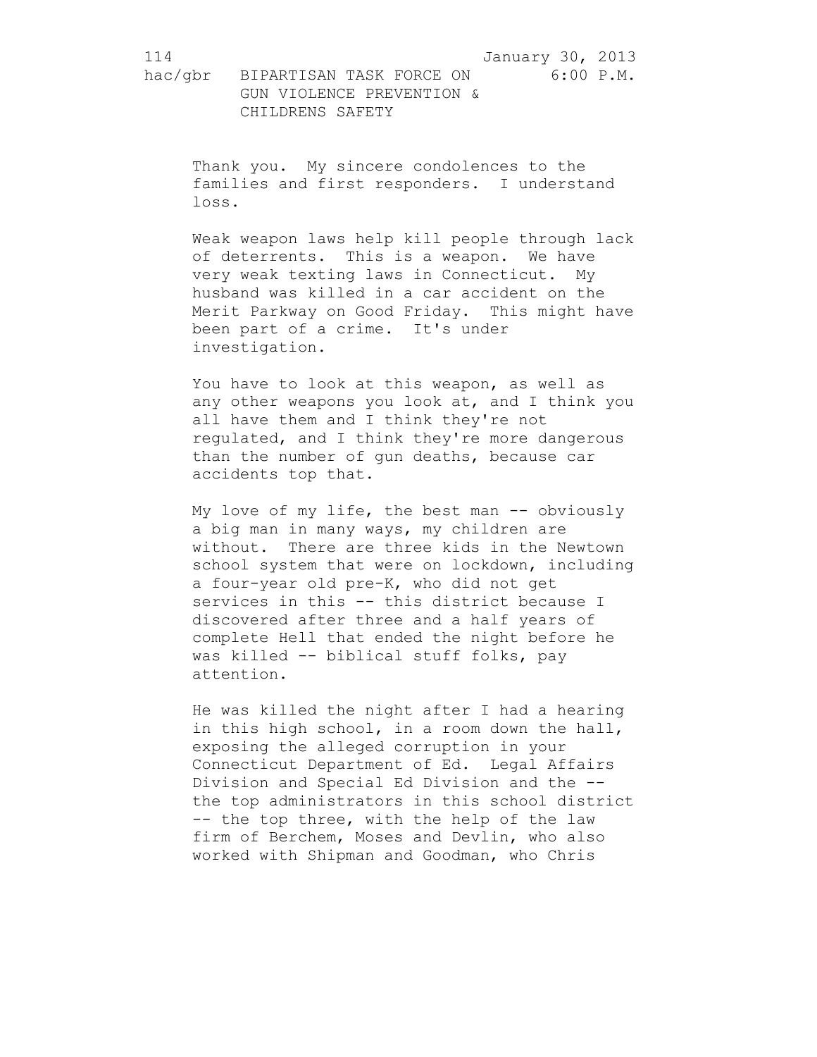Thank you. My sincere condolences to the families and first responders. I understand loss.

Weak weapon laws help kill people through lack of deterrents. This is a weapon. We have very weak texting laws in Connecticut. My husband was killed in a car accident on the Merit Parkway on Good Friday. This might have been part of a crime. It's under investigation.

You have to look at this weapon, as well as any other weapons you look at, and I think you all have them and I think they're not regulated, and I think they're more dangerous than the number of gun deaths, because car accidents top that.

My love of my life, the best man -- obviously a big man in many ways, my children are without. There are three kids in the Newtown school system that were on lockdown, including a four-year old pre-K, who did not get services in this -- this district because I discovered after three and a half years of complete Hell that ended the night before he was killed -- biblical stuff folks, pay attention.

He was killed the night after I had a hearing in this high school, in a room down the hall, exposing the alleged corruption in your Connecticut Department of Ed. Legal Affairs Division and Special Ed Division and the -- the top administrators in this school district -- the top three, with the help of the law firm of Berchem, Moses and Devlin, who also worked with Shipman and Goodman, who Chris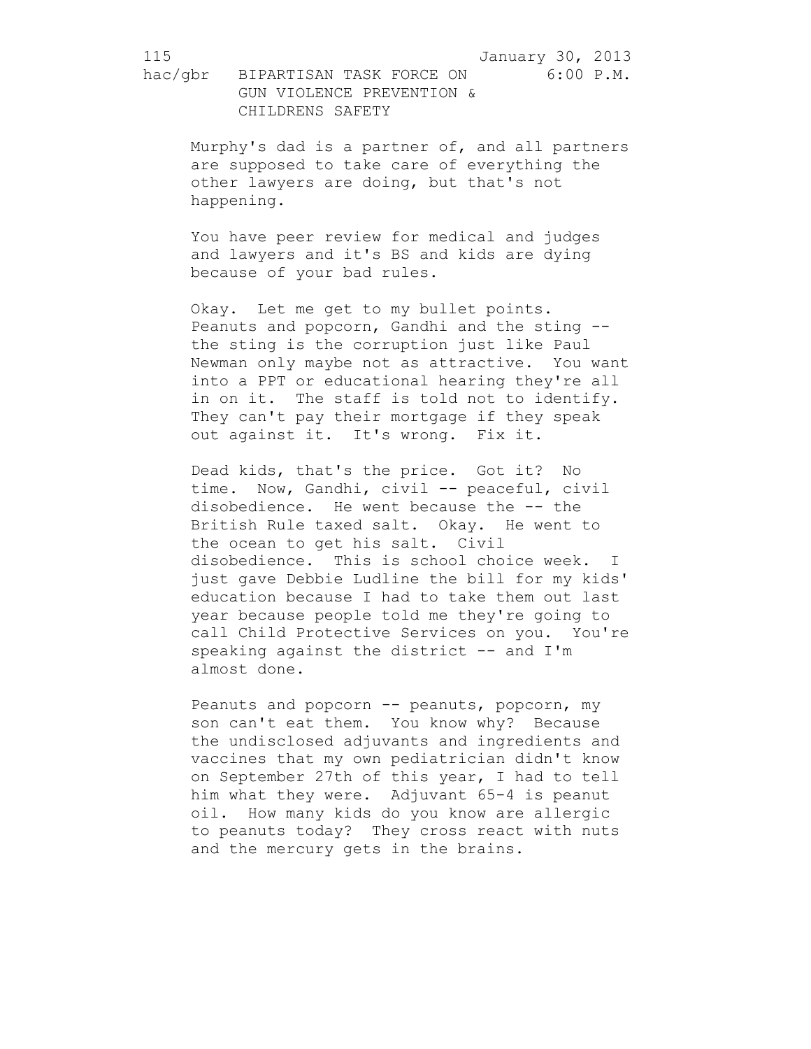Murphy's dad is a partner of, and all partners are supposed to take care of everything the other lawyers are doing, but that's not happening.

You have peer review for medical and judges and lawyers and it's BS and kids are dying because of your bad rules.

Okay. Let me get to my bullet points. Peanuts and popcorn, Gandhi and the sting -- the sting is the corruption just like Paul Newman only maybe not as attractive. You want into a PPT or educational hearing they're all in on it. The staff is told not to identify. They can't pay their mortgage if they speak out against it. It's wrong. Fix it.

Dead kids, that's the price. Got it? No time. Now, Gandhi, civil -- peaceful, civil disobedience. He went because the -- the British Rule taxed salt. Okay. He went to the ocean to get his salt. Civil disobedience. This is school choice week. I just gave Debbie Ludline the bill for my kids' education because I had to take them out last year because people told me they're going to call Child Protective Services on you. You're speaking against the district -- and I'm almost done.

Peanuts and popcorn -- peanuts, popcorn, my son can't eat them. You know why? Because the undisclosed adjuvants and ingredients and vaccines that my own pediatrician didn't know on September 27th of this year, I had to tell him what they were. Adjuvant 65-4 is peanut oil. How many kids do you know are allergic to peanuts today? They cross react with nuts and the mercury gets in the brains.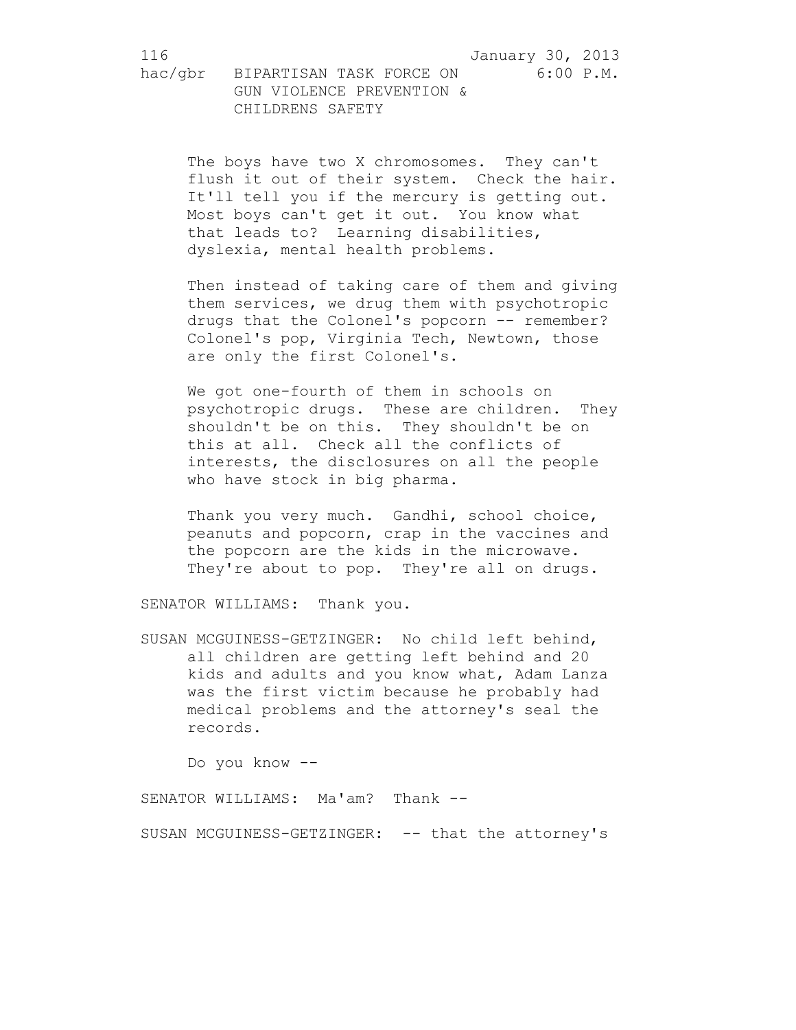The boys have two X chromosomes. They can't flush it out of their system. Check the hair. It'll tell you if the mercury is getting out. Most boys can't get it out. You know what that leads to? Learning disabilities, dyslexia, mental health problems.

Then instead of taking care of them and giving them services, we drug them with psychotropic drugs that the Colonel's popcorn -- remember? Colonel's pop, Virginia Tech, Newtown, those are only the first Colonel's.

We got one-fourth of them in schools on psychotropic drugs. These are children. They shouldn't be on this. They shouldn't be on this at all. Check all the conflicts of interests, the disclosures on all the people who have stock in big pharma.

Thank you very much. Gandhi, school choice, peanuts and popcorn, crap in the vaccines and the popcorn are the kids in the microwave. They're about to pop. They're all on drugs.

SENATOR WILLIAMS: Thank you.

SUSAN MCGUINESS-GETZINGER: No child left behind, all children are getting left behind and 20 kids and adults and you know what, Adam Lanza was the first victim because he probably had medical problems and the attorney's seal the records.

Do you know --

SENATOR WILLIAMS: Ma'am? Thank --

SUSAN MCGUINESS-GETZINGER: -- that the attorney's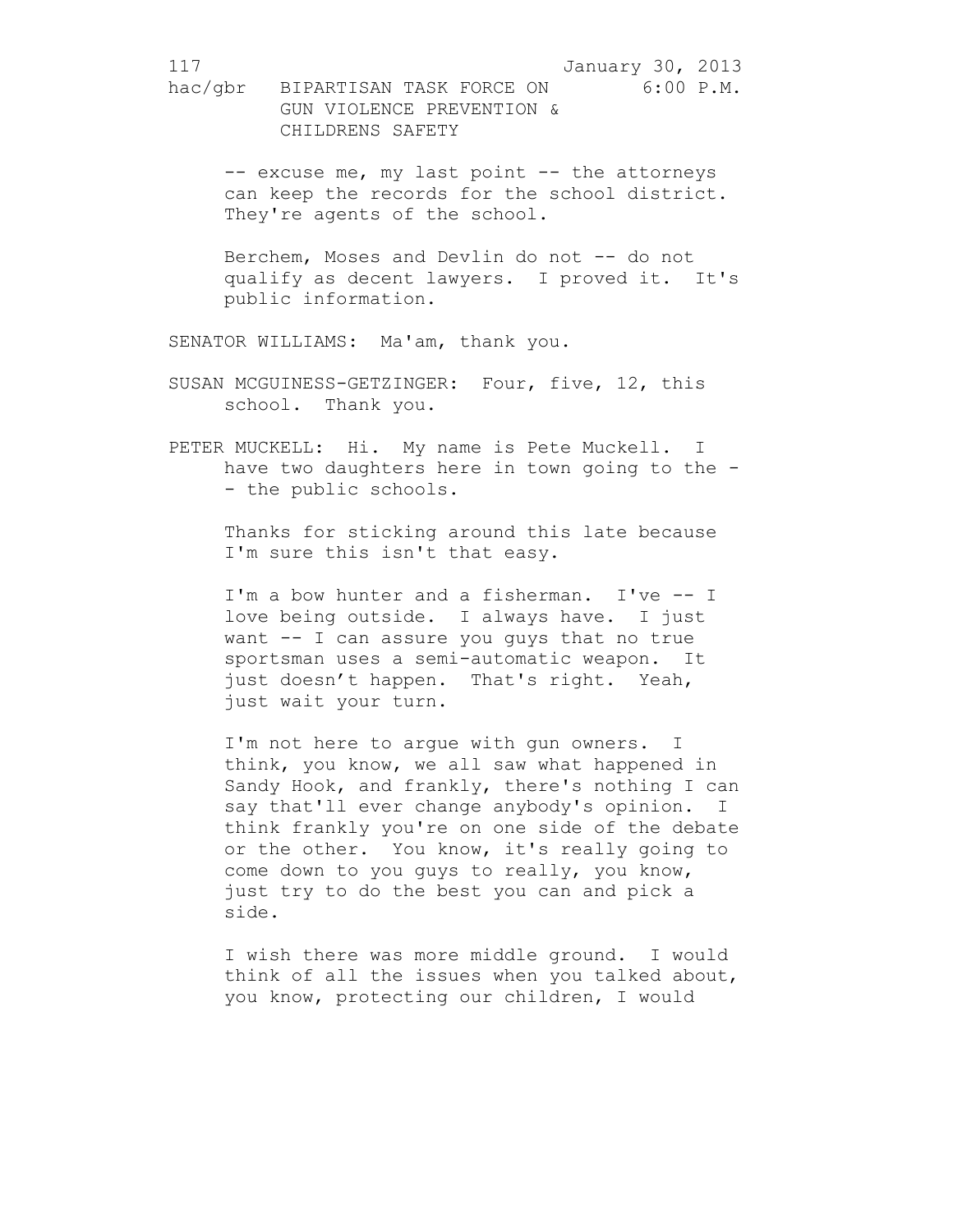-- excuse me, my last point -- the attorneys can keep the records for the school district. They're agents of the school.

Berchem, Moses and Devlin do not -- do not qualify as decent lawyers. I proved it. It's public information.

SENATOR WILLIAMS: Ma'am, thank you.

SUSAN MCGUINESS-GETZINGER: Four, five, 12, this school. Thank you.

PETER MUCKELL: Hi. My name is Pete Muckell. I have two daughters here in town going to the -- the public schools.

Thanks for sticking around this late because I'm sure this isn't that easy.

I'm a bow hunter and a fisherman. I've -- I love being outside. I always have. I just want -- I can assure you guys that no true sportsman uses a semi-automatic weapon. It just doesn't happen. That's right. Yeah, just wait your turn.

I'm not here to argue with gun owners. I think, you know, we all saw what happened in Sandy Hook, and frankly, there's nothing I can say that'll ever change anybody's opinion. I think frankly you're on one side of the debate or the other. You know, it's really going to come down to you guys to really, you know, just try to do the best you can and pick a side.

I wish there was more middle ground. I would think of all the issues when you talked about, you know, protecting our children, I would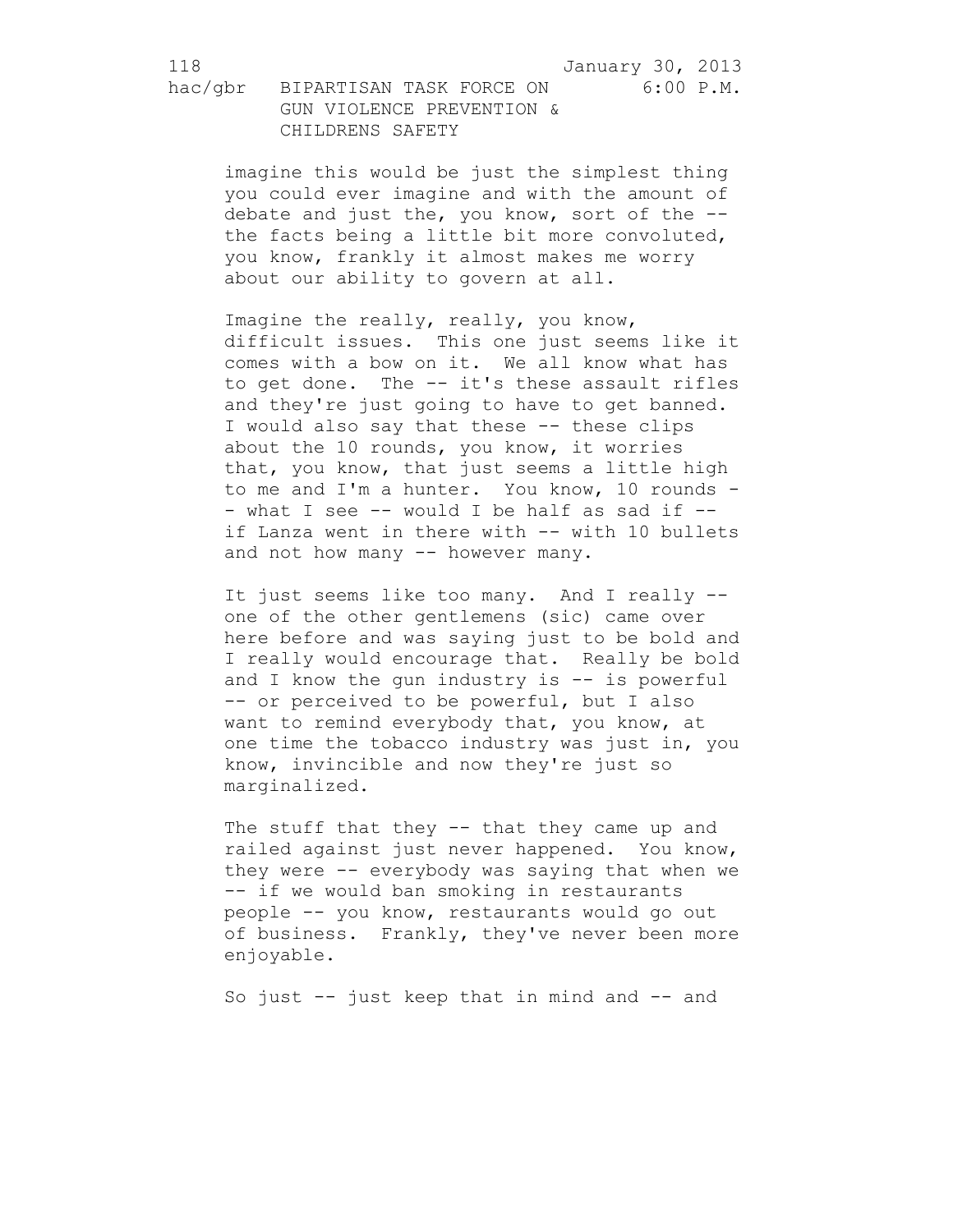imagine this would be just the simplest thing you could ever imagine and with the amount of debate and just the, you know, sort of the -- the facts being a little bit more convoluted, you know, frankly it almost makes me worry about our ability to govern at all.

Imagine the really, really, you know, difficult issues. This one just seems like it comes with a bow on it. We all know what has to get done. The -- it's these assault rifles and they're just going to have to get banned. I would also say that these -- these clips about the 10 rounds, you know, it worries that, you know, that just seems a little high to me and I'm a hunter. You know, 10 rounds -- what I see -- would I be half as sad if -- if Lanza went in there with -- with 10 bullets and not how many -- however many.

It just seems like too many. And I really -- one of the other gentlemens (sic) came over here before and was saying just to be bold and I really would encourage that. Really be bold and I know the gun industry is -- is powerful -- or perceived to be powerful, but I also want to remind everybody that, you know, at one time the tobacco industry was just in, you know, invincible and now they're just so marginalized.

The stuff that they -- that they came up and railed against just never happened. You know, they were -- everybody was saying that when we -- if we would ban smoking in restaurants people -- you know, restaurants would go out of business. Frankly, they've never been more enjoyable.

So just -- just keep that in mind and -- and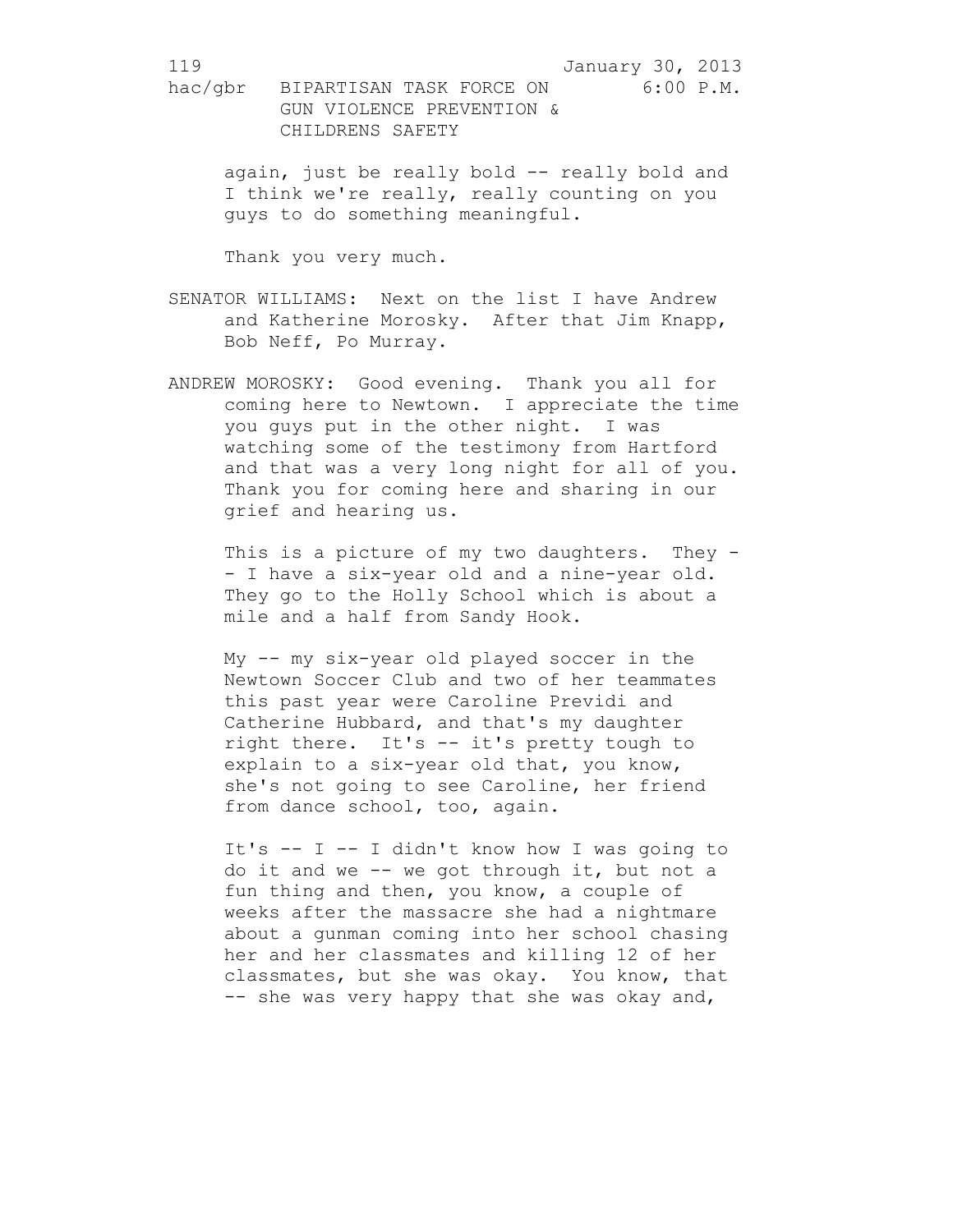again, just be really bold -- really bold and I think we're really, really counting on you guys to do something meaningful.

Thank you very much.

SENATOR WILLIAMS: Next on the list I have Andrew and Katherine Morosky. After that Jim Knapp, Bob Neff, Po Murray.

ANDREW MOROSKY: Good evening. Thank you all for coming here to Newtown. I appreciate the time you guys put in the other night. I was watching some of the testimony from Hartford and that was a very long night for all of you. Thank you for coming here and sharing in our grief and hearing us.

This is a picture of my two daughters. They -- I have a six-year old and a nine-year old. They go to the Holly School which is about a mile and a half from Sandy Hook.

My -- my six-year old played soccer in the Newtown Soccer Club and two of her teammates this past year were Caroline Previdi and Catherine Hubbard, and that's my daughter right there. It's -- it's pretty tough to explain to a six-year old that, you know, she's not going to see Caroline, her friend from dance school, too, again.

It's -- I -- I didn't know how I was going to do it and we -- we got through it, but not a fun thing and then, you know, a couple of weeks after the massacre she had a nightmare about a gunman coming into her school chasing her and her classmates and killing 12 of her classmates, but she was okay. You know, that -- she was very happy that she was okay and,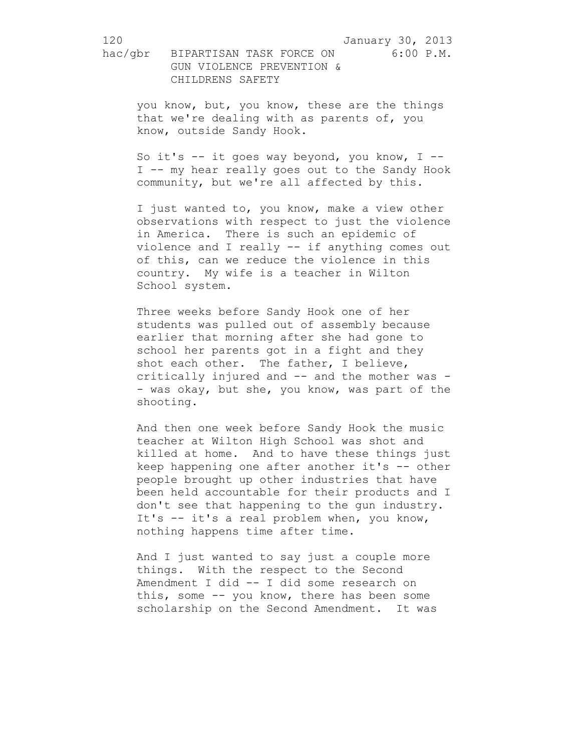you know, but, you know, these are the things that we're dealing with as parents of, you know, outside Sandy Hook.

So it's -- it goes way beyond, you know, I -- I -- my hear really goes out to the Sandy Hook community, but we're all affected by this.

I just wanted to, you know, make a view other observations with respect to just the violence in America. There is such an epidemic of violence and I really -- if anything comes out of this, can we reduce the violence in this country. My wife is a teacher in Wilton School system.

Three weeks before Sandy Hook one of her students was pulled out of assembly because earlier that morning after she had gone to school her parents got in a fight and they shot each other. The father, I believe, critically injured and -- and the mother was -- was okay, but she, you know, was part of the shooting.

And then one week before Sandy Hook the music teacher at Wilton High School was shot and killed at home. And to have these things just keep happening one after another it's -- other people brought up other industries that have been held accountable for their products and I don't see that happening to the gun industry. It's -- it's a real problem when, you know, nothing happens time after time.

And I just wanted to say just a couple more things. With the respect to the Second Amendment I did -- I did some research on this, some -- you know, there has been some scholarship on the Second Amendment. It was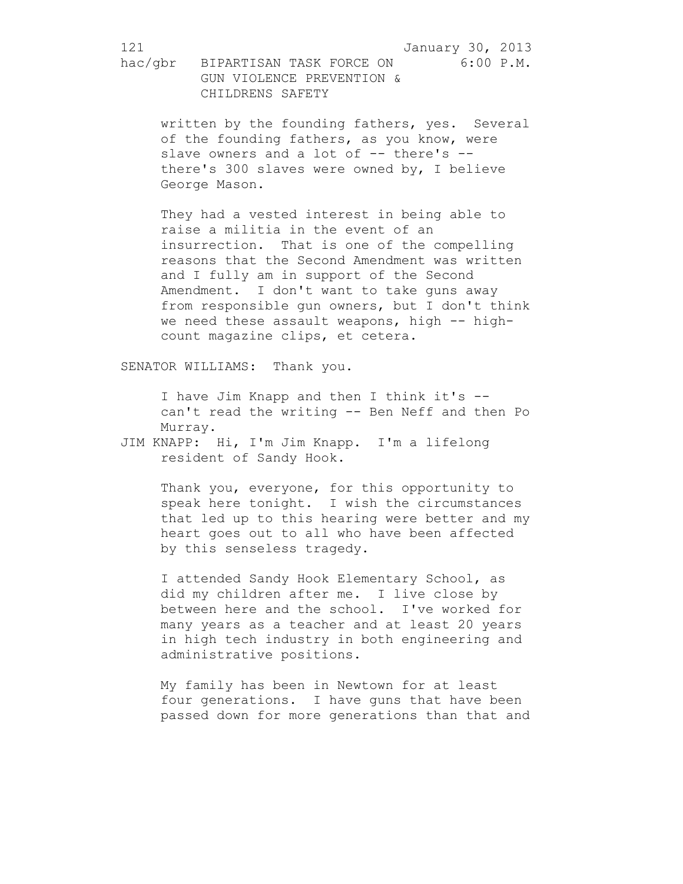written by the founding fathers, yes. Several of the founding fathers, as you know, were slave owners and a lot of -- there's -- there's 300 slaves were owned by, I believe George Mason.

They had a vested interest in being able to raise a militia in the event of an insurrection. That is one of the compelling reasons that the Second Amendment was written and I fully am in support of the Second Amendment. I don't want to take guns away from responsible gun owners, but I don't think we need these assault weapons, high -- high-count magazine clips, et cetera.

SENATOR WILLIAMS: Thank you.

I have Jim Knapp and then I think it's -- can't read the writing -- Ben Neff and then Po Murray.

JIM KNAPP: Hi, I'm Jim Knapp. I'm a lifelong resident of Sandy Hook.

Thank you, everyone, for this opportunity to speak here tonight. I wish the circumstances that led up to this hearing were better and my heart goes out to all who have been affected by this senseless tragedy.

I attended Sandy Hook Elementary School, as did my children after me. I live close by between here and the school. I've worked for many years as a teacher and at least 20 years in high tech industry in both engineering and administrative positions.

My family has been in Newtown for at least four generations. I have guns that have been passed down for more generations than that and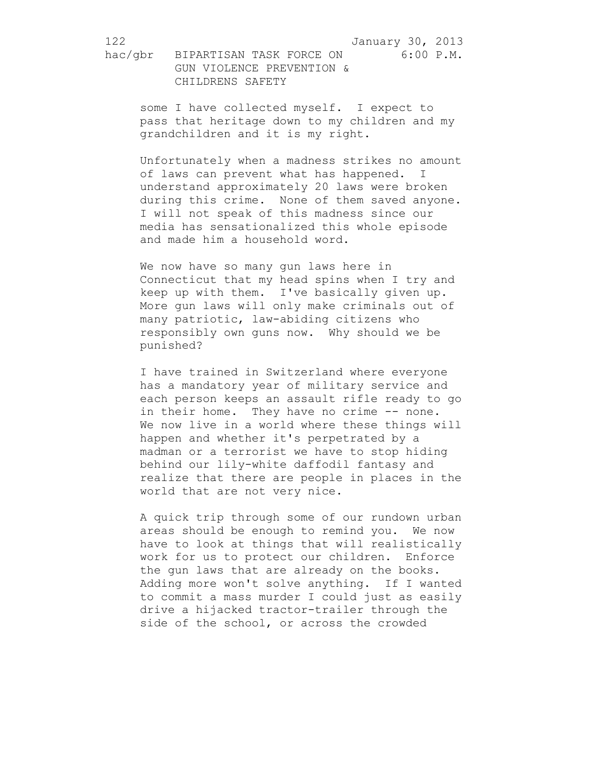some I have collected myself. I expect to pass that heritage down to my children and my grandchildren and it is my right.

Unfortunately when a madness strikes no amount of laws can prevent what has happened. I understand approximately 20 laws were broken during this crime. None of them saved anyone. I will not speak of this madness since our media has sensationalized this whole episode and made him a household word.

We now have so many gun laws here in Connecticut that my head spins when I try and keep up with them. I've basically given up. More gun laws will only make criminals out of many patriotic, law-abiding citizens who responsibly own guns now. Why should we be punished?

I have trained in Switzerland where everyone has a mandatory year of military service and each person keeps an assault rifle ready to go in their home. They have no crime -- none. We now live in a world where these things will happen and whether it's perpetrated by a madman or a terrorist we have to stop hiding behind our lily-white daffodil fantasy and realize that there are people in places in the world that are not very nice.

A quick trip through some of our rundown urban areas should be enough to remind you. We now have to look at things that will realistically work for us to protect our children. Enforce the gun laws that are already on the books. Adding more won't solve anything. If I wanted to commit a mass murder I could just as easily drive a hijacked tractor-trailer through the side of the school, or across the crowded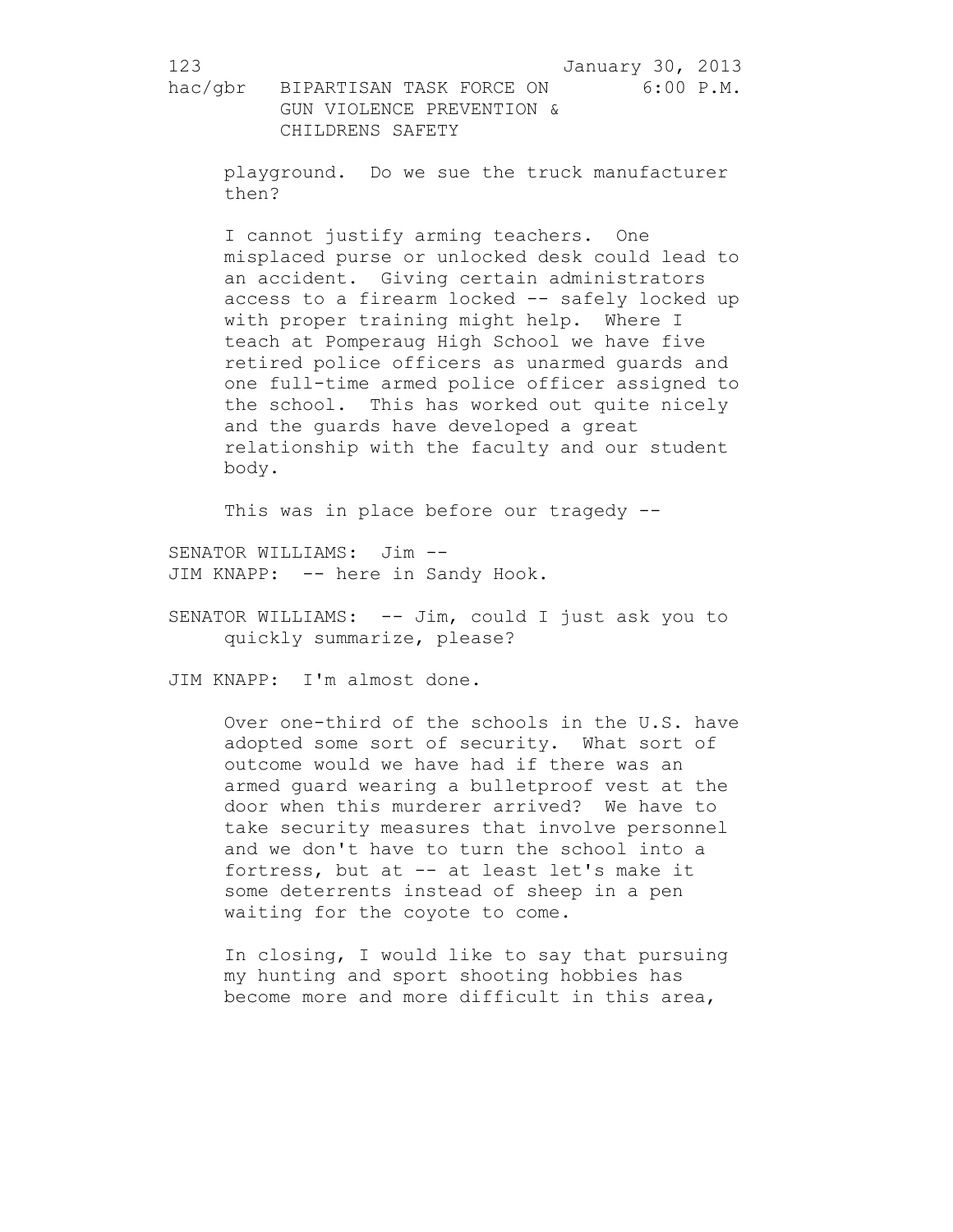playground. Do we sue the truck manufacturer then?

I cannot justify arming teachers. One misplaced purse or unlocked desk could lead to an accident. Giving certain administrators access to a firearm locked -- safely locked up with proper training might help. Where I teach at Pomperaug High School we have five retired police officers as unarmed guards and one full-time armed police officer assigned to the school. This has worked out quite nicely and the guards have developed a great relationship with the faculty and our student body.

This was in place before our tragedy --

SENATOR WILLIAMS: Jim --

JIM KNAPP: -- here in Sandy Hook.

SENATOR WILLIAMS: -- Jim, could I just ask you to quickly summarize, please?

JIM KNAPP: I'm almost done.

Over one-third of the schools in the U.S. have adopted some sort of security. What sort of outcome would we have had if there was an armed guard wearing a bulletproof vest at the door when this murderer arrived? We have to take security measures that involve personnel and we don't have to turn the school into a fortress, but at -- at least let's make it some deterrents instead of sheep in a pen waiting for the coyote to come.

In closing, I would like to say that pursuing my hunting and sport shooting hobbies has become more and more difficult in this area,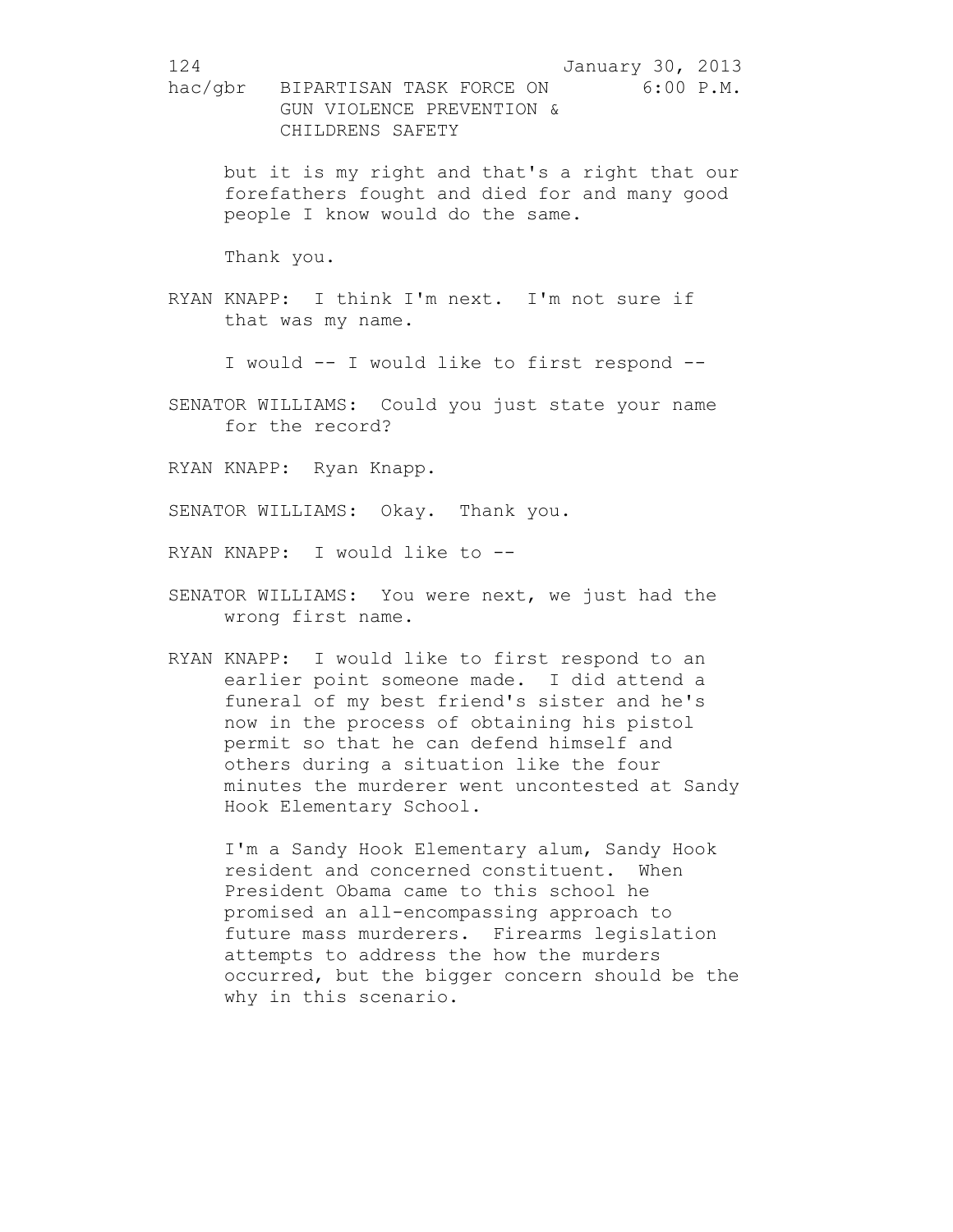but it is my right and that's a right that our forefathers fought and died for and many good people I know would do the same.

Thank you.

RYAN KNAPP: I think I'm next. I'm not sure if that was my name.

I would -- I would like to first respond --

SENATOR WILLIAMS: Could you just state your name for the record?

RYAN KNAPP: Ryan Knapp.

SENATOR WILLIAMS: Okay. Thank you.

RYAN KNAPP: I would like to --

SENATOR WILLIAMS: You were next, we just had the wrong first name.

RYAN KNAPP: I would like to first respond to an earlier point someone made. I did attend a funeral of my best friend's sister and he's now in the process of obtaining his pistol permit so that he can defend himself and others during a situation like the four minutes the murderer went uncontested at Sandy Hook Elementary School.

I'm a Sandy Hook Elementary alum, Sandy Hook resident and concerned constituent. When President Obama came to this school he promised an all-encompassing approach to future mass murderers. Firearms legislation attempts to address the how the murders occurred, but the bigger concern should be the why in this scenario.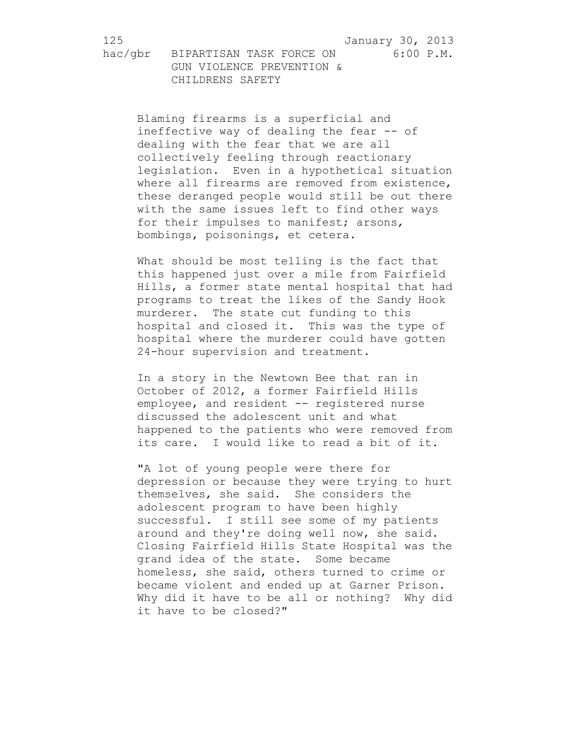Blaming firearms is a superficial and ineffective way of dealing the fear -- of dealing with the fear that we are all collectively feeling through reactionary legislation. Even in a hypothetical situation where all firearms are removed from existence, these deranged people would still be out there with the same issues left to find other ways for their impulses to manifest; arsons, bombings, poisonings, et cetera.

What should be most telling is the fact that this happened just over a mile from Fairfield Hills, a former state mental hospital that had programs to treat the likes of the Sandy Hook murderer. The state cut funding to this hospital and closed it. This was the type of hospital where the murderer could have gotten 24-hour supervision and treatment.

In a story in the Newtown Bee that ran in October of 2012, a former Fairfield Hills employee, and resident -- registered nurse discussed the adolescent unit and what happened to the patients who were removed from its care. I would like to read a bit of it.

"A lot of young people were there for depression or because they were trying to hurt themselves, she said. She considers the adolescent program to have been highly successful. I still see some of my patients around and they're doing well now, she said. Closing Fairfield Hills State Hospital was the grand idea of the state. Some became homeless, she said, others turned to crime or became violent and ended up at Garner Prison. Why did it have to be all or nothing? Why did it have to be closed?"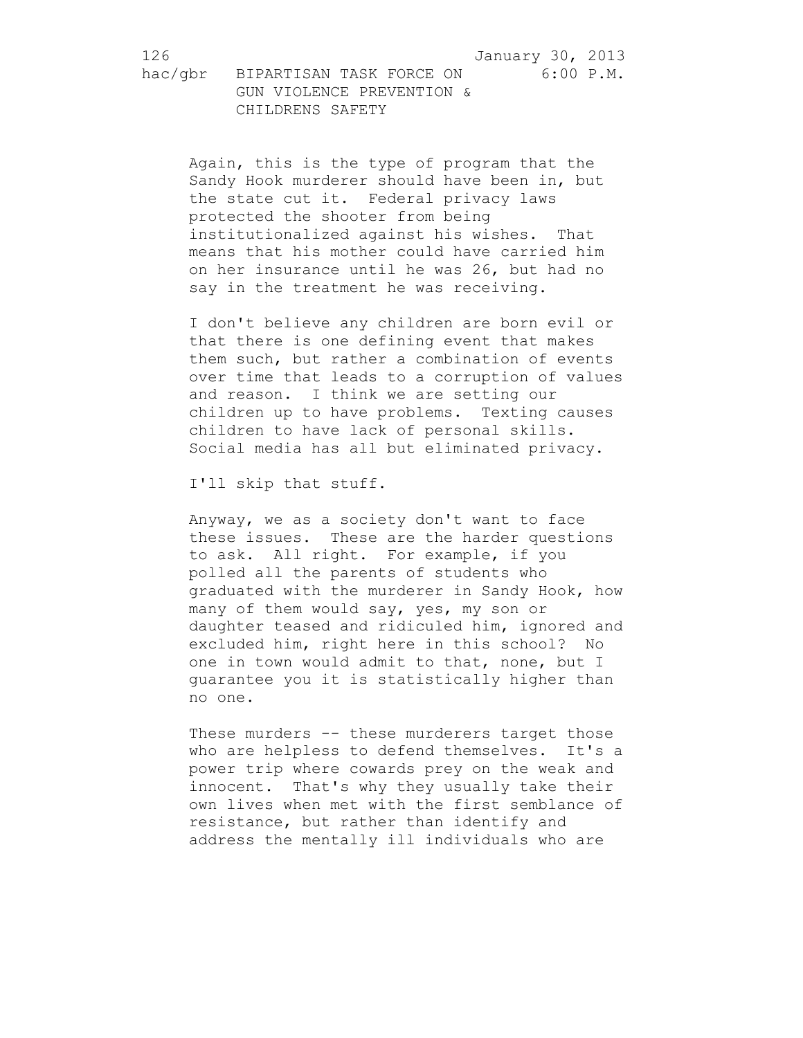Again, this is the type of program that the Sandy Hook murderer should have been in, but the state cut it. Federal privacy laws protected the shooter from being institutionalized against his wishes. That means that his mother could have carried him on her insurance until he was 26, but had no say in the treatment he was receiving.

I don't believe any children are born evil or that there is one defining event that makes them such, but rather a combination of events over time that leads to a corruption of values and reason. I think we are setting our children up to have problems. Texting causes children to have lack of personal skills. Social media has all but eliminated privacy.

I'll skip that stuff.

Anyway, we as a society don't want to face these issues. These are the harder questions to ask. All right. For example, if you polled all the parents of students who graduated with the murderer in Sandy Hook, how many of them would say, yes, my son or daughter teased and ridiculed him, ignored and excluded him, right here in this school? No one in town would admit to that, none, but I guarantee you it is statistically higher than no one.

These murders -- these murderers target those who are helpless to defend themselves. It's a power trip where cowards prey on the weak and innocent. That's why they usually take their own lives when met with the first semblance of resistance, but rather than identify and address the mentally ill individuals who are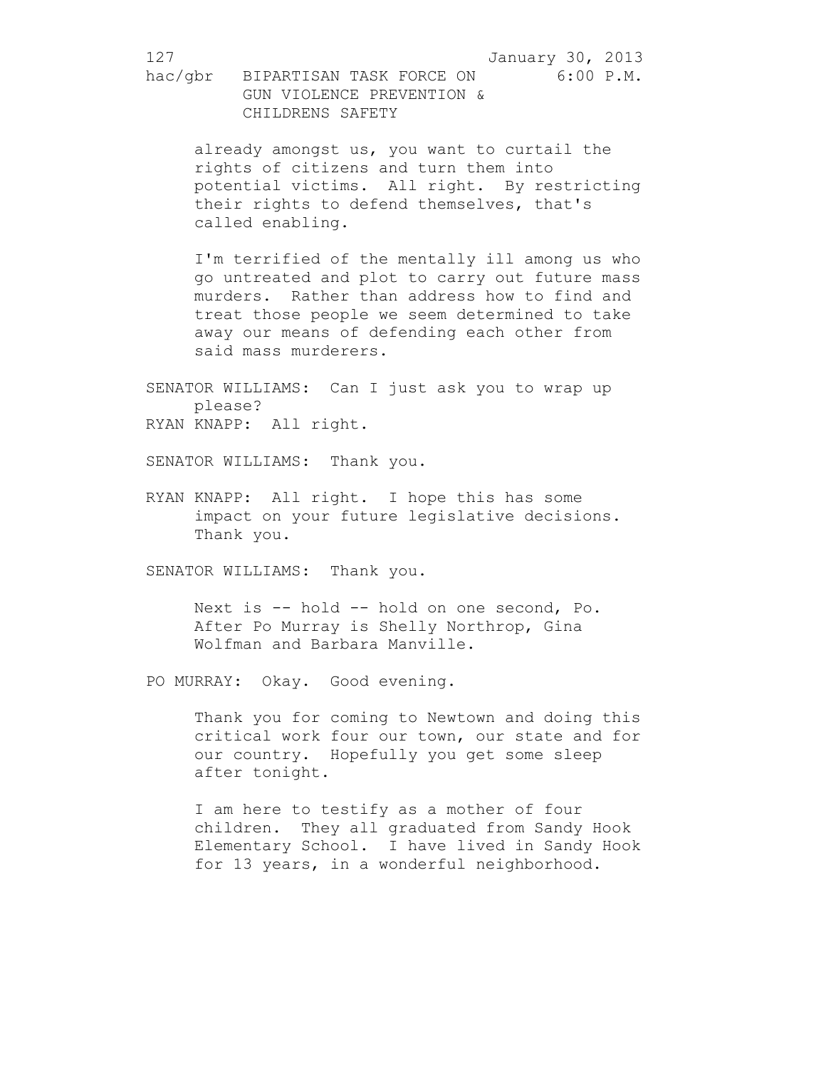already amongst us, you want to curtail the rights of citizens and turn them into potential victims. All right. By restricting their rights to defend themselves, that's called enabling.

I'm terrified of the mentally ill among us who go untreated and plot to carry out future mass murders. Rather than address how to find and treat those people we seem determined to take away our means of defending each other from said mass murderers.

SENATOR WILLIAMS: Can I just ask you to wrap up please?

RYAN KNAPP: All right.

SENATOR WILLIAMS: Thank you.

RYAN KNAPP: All right. I hope this has some impact on your future legislative decisions. Thank you.

SENATOR WILLIAMS: Thank you.

Next is -- hold -- hold on one second, Po. After Po Murray is Shelly Northrop, Gina Wolfman and Barbara Manville.

PO MURRAY: Okay. Good evening.

Thank you for coming to Newtown and doing this critical work four our town, our state and for our country. Hopefully you get some sleep after tonight.

I am here to testify as a mother of four children. They all graduated from Sandy Hook Elementary School. I have lived in Sandy Hook for 13 years, in a wonderful neighborhood.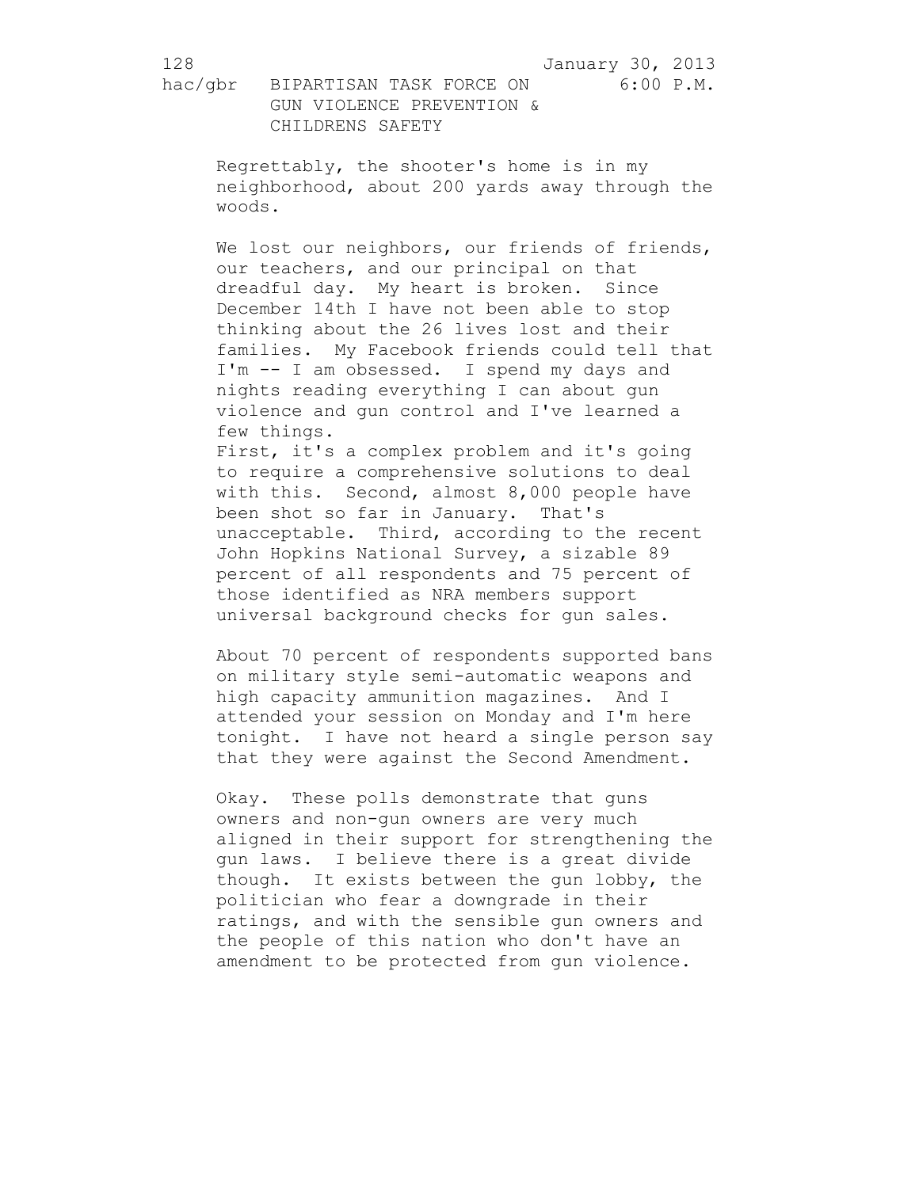Regrettably, the shooter's home is in my neighborhood, about 200 yards away through the woods.

We lost our neighbors, our friends of friends, our teachers, and our principal on that dreadful day. My heart is broken. Since December 14th I have not been able to stop thinking about the 26 lives lost and their families. My Facebook friends could tell that I'm -- I am obsessed. I spend my days and nights reading everything I can about gun violence and gun control and I've learned a few things.
First, it's a complex problem and it's going to require a comprehensive solutions to deal with this. Second, almost 8,000 people have been shot so far in January. That's unacceptable. Third, according to the recent John Hopkins National Survey, a sizable 89 percent of all respondents and 75 percent of those identified as NRA members support universal background checks for gun sales.

About 70 percent of respondents supported bans on military style semi-automatic weapons and high capacity ammunition magazines. And I attended your session on Monday and I'm here tonight. I have not heard a single person say that they were against the Second Amendment.

Okay. These polls demonstrate that guns owners and non-gun owners are very much aligned in their support for strengthening the gun laws. I believe there is a great divide though. It exists between the gun lobby, the politician who fear a downgrade in their ratings, and with the sensible gun owners and the people of this nation who don't have an amendment to be protected from gun violence.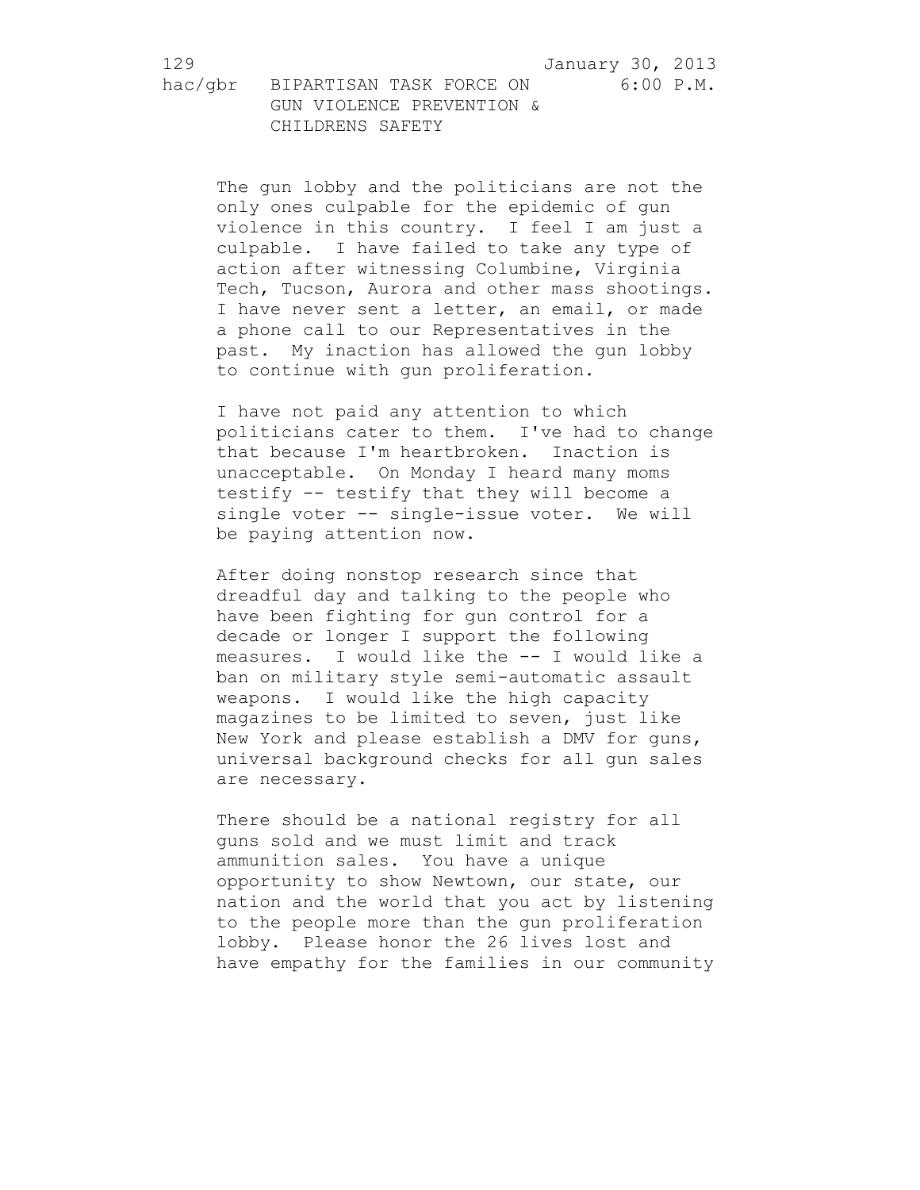The gun lobby and the politicians are not the only ones culpable for the epidemic of gun violence in this country. I feel I am just a culpable. I have failed to take any type of action after witnessing Columbine, Virginia Tech, Tucson, Aurora and other mass shootings. I have never sent a letter, an email, or made a phone call to our Representatives in the past. My inaction has allowed the gun lobby to continue with gun proliferation.

I have not paid any attention to which politicians cater to them. I've had to change that because I'm heartbroken. Inaction is unacceptable. On Monday I heard many moms testify -- testify that they will become a single voter -- single-issue voter. We will be paying attention now.

After doing nonstop research since that dreadful day and talking to the people who have been fighting for gun control for a decade or longer I support the following measures. I would like the -- I would like a ban on military style semi-automatic assault weapons. I would like the high capacity magazines to be limited to seven, just like New York and please establish a DMV for guns, universal background checks for all gun sales are necessary.

There should be a national registry for all guns sold and we must limit and track ammunition sales. You have a unique opportunity to show Newtown, our state, our nation and the world that you act by listening to the people more than the gun proliferation lobby. Please honor the 26 lives lost and have empathy for the families in our community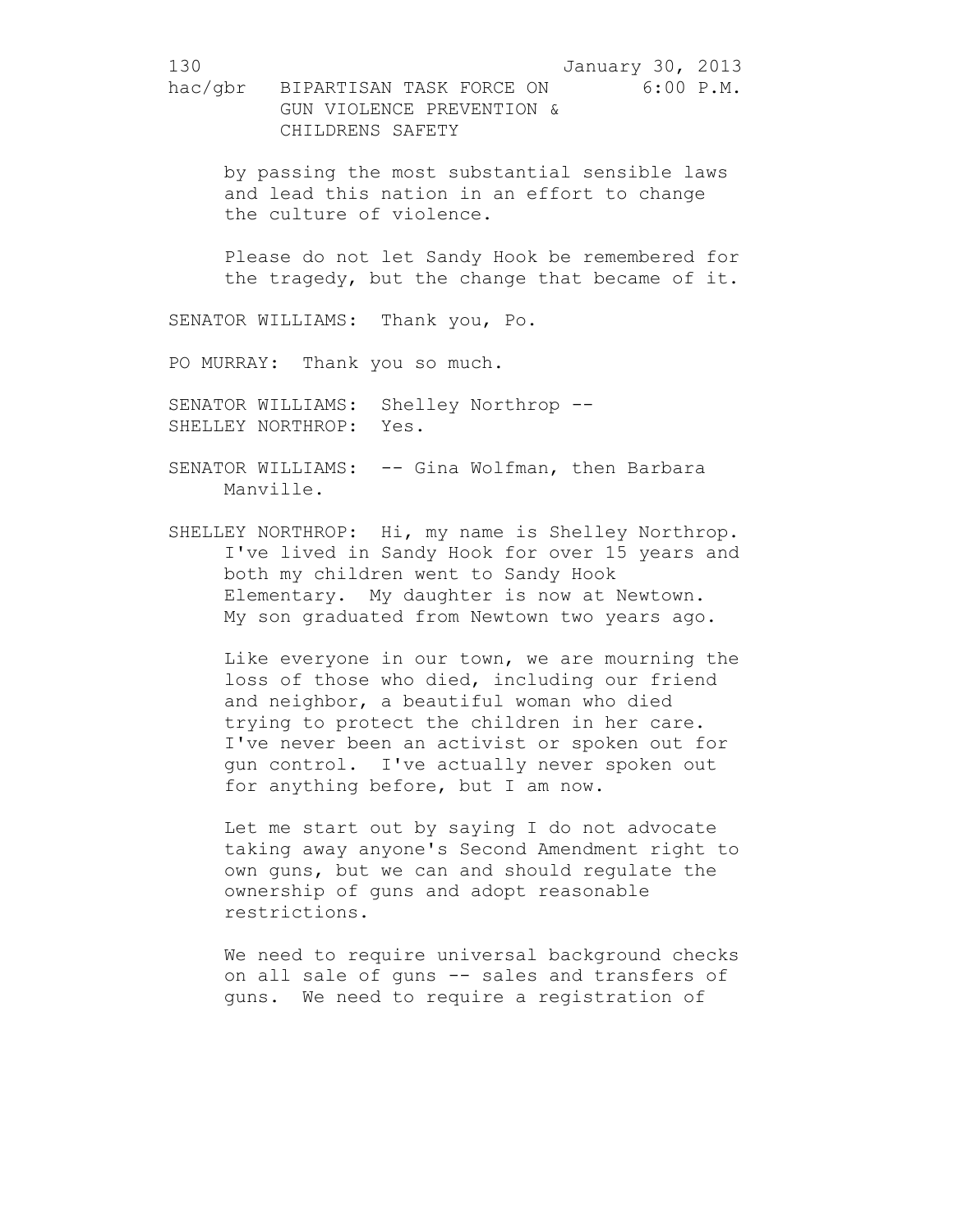by passing the most substantial sensible laws and lead this nation in an effort to change the culture of violence.

Please do not let Sandy Hook be remembered for the tragedy, but the change that became of it.

SENATOR WILLIAMS: Thank you, Po.

PO MURRAY: Thank you so much.

SENATOR WILLIAMS: Shelley Northrop --
SHELLEY NORTHROP: Yes.

SENATOR WILLIAMS: -- Gina Wolfman, then Barbara Manville.

SHELLEY NORTHROP: Hi, my name is Shelley Northrop. I've lived in Sandy Hook for over 15 years and both my children went to Sandy Hook Elementary. My daughter is now at Newtown. My son graduated from Newtown two years ago.

Like everyone in our town, we are mourning the loss of those who died, including our friend and neighbor, a beautiful woman who died trying to protect the children in her care. I've never been an activist or spoken out for gun control. I've actually never spoken out for anything before, but I am now.

Let me start out by saying I do not advocate taking away anyone's Second Amendment right to own guns, but we can and should regulate the ownership of guns and adopt reasonable restrictions.

We need to require universal background checks on all sale of guns -- sales and transfers of guns. We need to require a registration of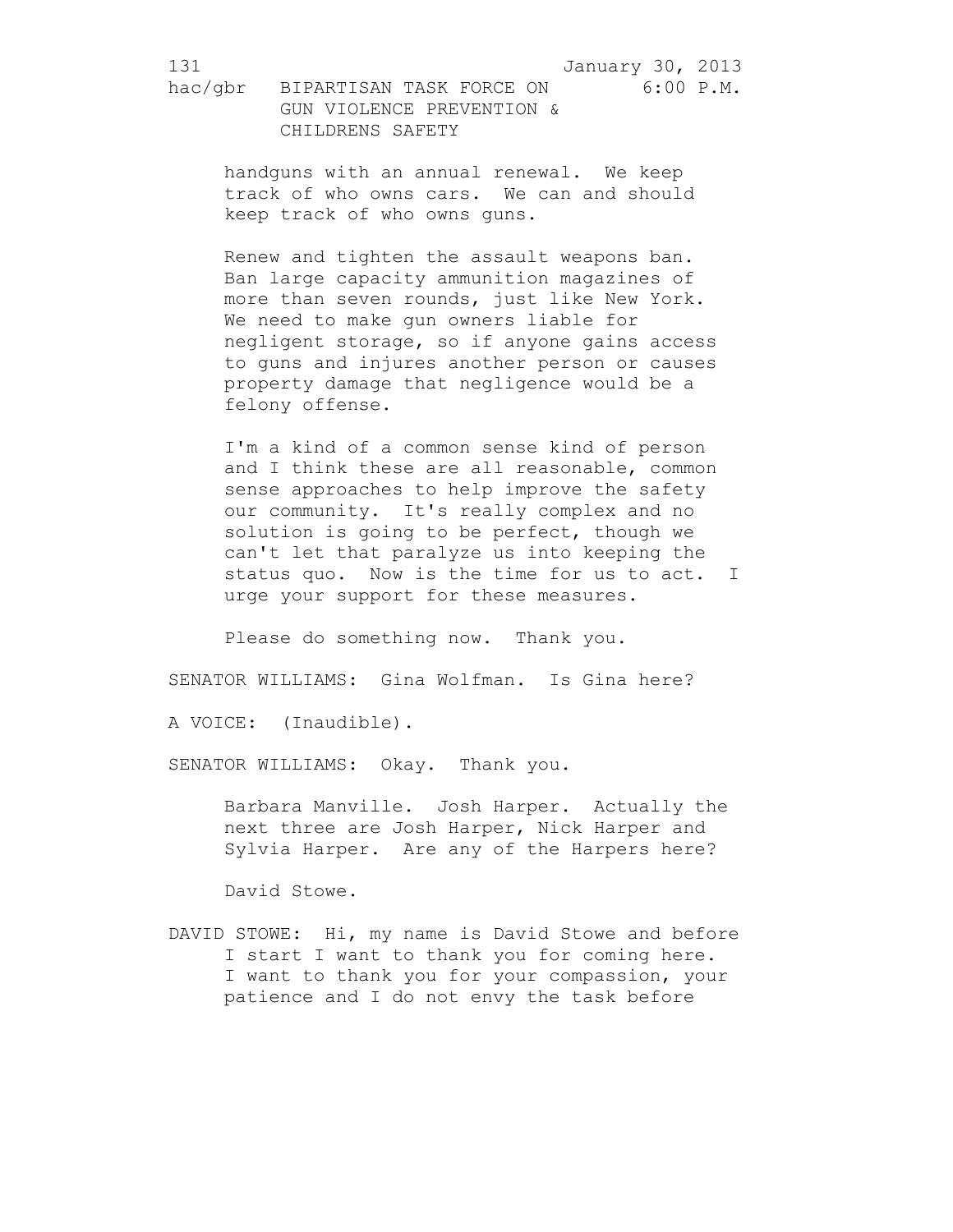handguns with an annual renewal. We keep track of who owns cars. We can and should keep track of who owns guns.

Renew and tighten the assault weapons ban. Ban large capacity ammunition magazines of more than seven rounds, just like New York. We need to make gun owners liable for negligent storage, so if anyone gains access to guns and injures another person or causes property damage that negligence would be a felony offense.

I'm a kind of a common sense kind of person and I think these are all reasonable, common sense approaches to help improve the safety our community. It's really complex and no solution is going to be perfect, though we can't let that paralyze us into keeping the status quo. Now is the time for us to act. I urge your support for these measures.

Please do something now. Thank you.

SENATOR WILLIAMS: Gina Wolfman. Is Gina here?

A VOICE: (Inaudible).

SENATOR WILLIAMS: Okay. Thank you.

Barbara Manville. Josh Harper. Actually the next three are Josh Harper, Nick Harper and Sylvia Harper. Are any of the Harpers here?

David Stowe.

DAVID STOWE: Hi, my name is David Stowe and before I start I want to thank you for coming here. I want to thank you for your compassion, your patience and I do not envy the task before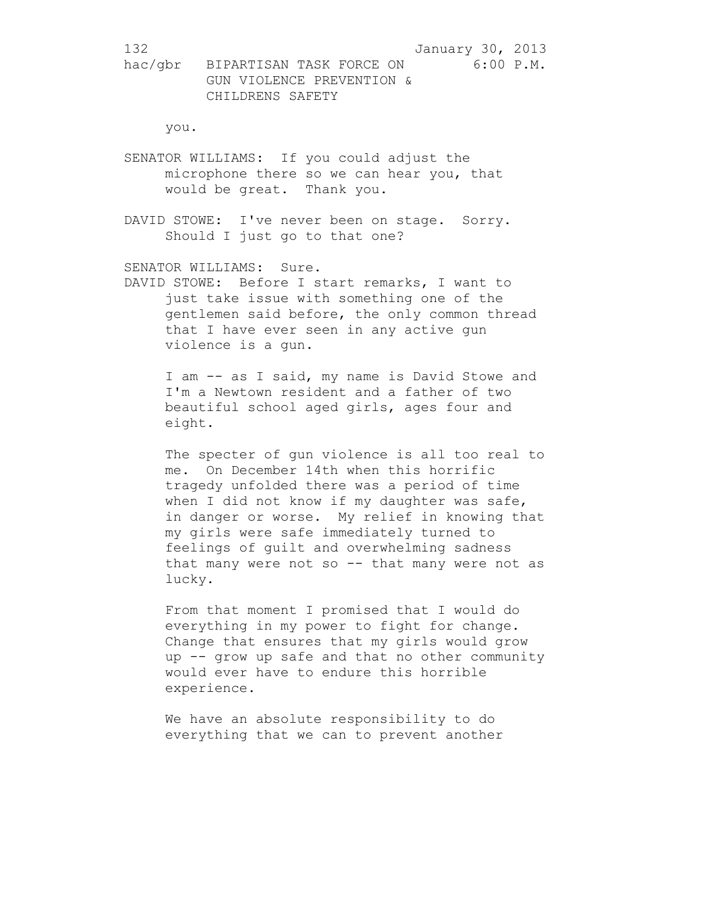you.

SENATOR WILLIAMS: If you could adjust the microphone there so we can hear you, that would be great. Thank you.

DAVID STOWE: I've never been on stage. Sorry. Should I just go to that one?

SENATOR WILLIAMS: Sure.

DAVID STOWE: Before I start remarks, I want to just take issue with something one of the gentlemen said before, the only common thread that I have ever seen in any active gun violence is a gun.

I am -- as I said, my name is David Stowe and I'm a Newtown resident and a father of two beautiful school aged girls, ages four and eight.

The specter of gun violence is all too real to me. On December 14th when this horrific tragedy unfolded there was a period of time when I did not know if my daughter was safe, in danger or worse. My relief in knowing that my girls were safe immediately turned to feelings of guilt and overwhelming sadness that many were not so -- that many were not as lucky.

From that moment I promised that I would do everything in my power to fight for change. Change that ensures that my girls would grow up -- grow up safe and that no other community would ever have to endure this horrible experience.

We have an absolute responsibility to do everything that we can to prevent another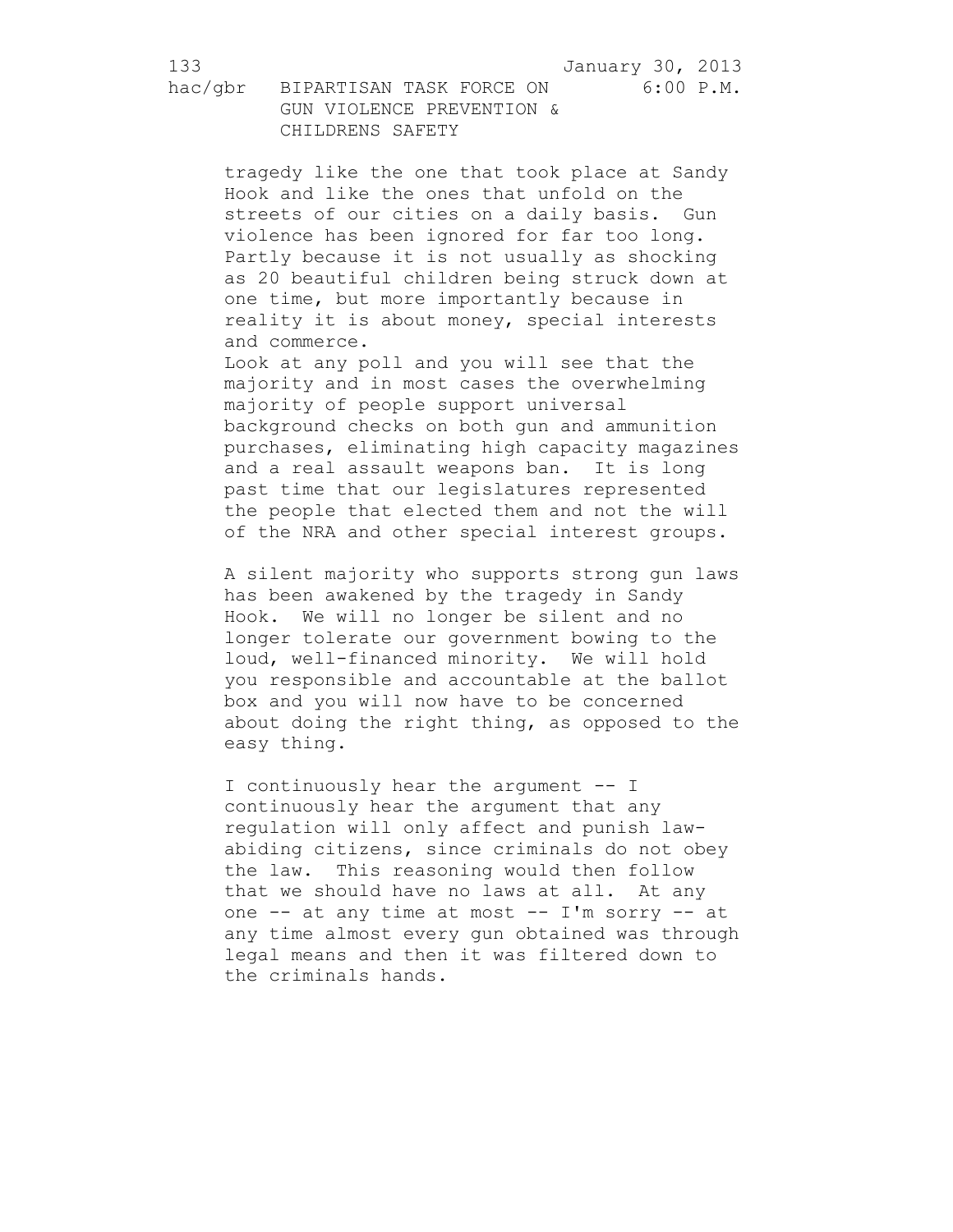tragedy like the one that took place at Sandy Hook and like the ones that unfold on the streets of our cities on a daily basis. Gun violence has been ignored for far too long. Partly because it is not usually as shocking as 20 beautiful children being struck down at one time, but more importantly because in reality it is about money, special interests and commerce.

Look at any poll and you will see that the majority and in most cases the overwhelming majority of people support universal background checks on both gun and ammunition purchases, eliminating high capacity magazines and a real assault weapons ban. It is long past time that our legislatures represented the people that elected them and not the will of the NRA and other special interest groups.

A silent majority who supports strong gun laws has been awakened by the tragedy in Sandy Hook. We will no longer be silent and no longer tolerate our government bowing to the loud, well-financed minority. We will hold you responsible and accountable at the ballot box and you will now have to be concerned about doing the right thing, as opposed to the easy thing.

I continuously hear the argument -- I continuously hear the argument that any regulation will only affect and punish law-abiding citizens, since criminals do not obey the law. This reasoning would then follow that we should have no laws at all. At any one -- at any time at most -- I'm sorry -- at any time almost every gun obtained was through legal means and then it was filtered down to the criminals hands.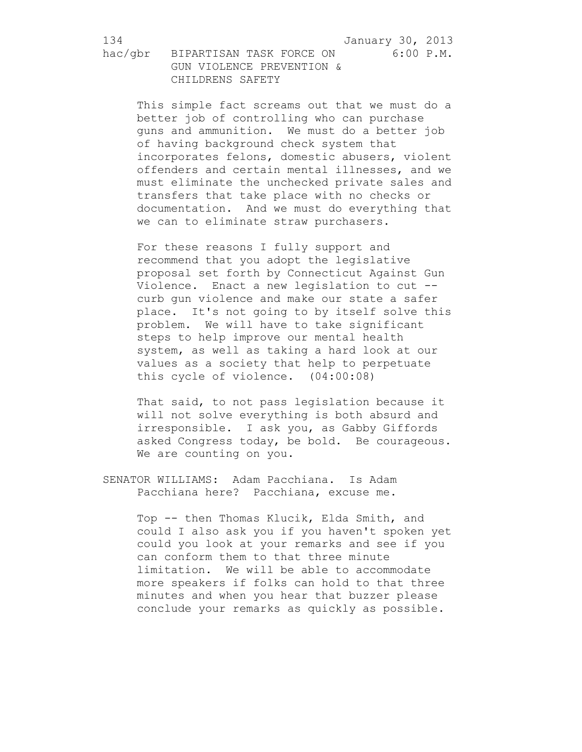This simple fact screams out that we must do a better job of controlling who can purchase guns and ammunition. We must do a better job of having background check system that incorporates felons, domestic abusers, violent offenders and certain mental illnesses, and we must eliminate the unchecked private sales and transfers that take place with no checks or documentation. And we must do everything that we can to eliminate straw purchasers.

For these reasons I fully support and recommend that you adopt the legislative proposal set forth by Connecticut Against Gun Violence. Enact a new legislation to cut -- curb gun violence and make our state a safer place. It's not going to by itself solve this problem. We will have to take significant steps to help improve our mental health system, as well as taking a hard look at our values as a society that help to perpetuate this cycle of violence. (04:00:08)

That said, to not pass legislation because it will not solve everything is both absurd and irresponsible. I ask you, as Gabby Giffords asked Congress today, be bold. Be courageous. We are counting on you.

SENATOR WILLIAMS: Adam Pacchiana. Is Adam Pacchiana here? Pacchiana, excuse me.

Top -- then Thomas Klucik, Elda Smith, and could I also ask you if you haven't spoken yet could you look at your remarks and see if you can conform them to that three minute limitation. We will be able to accommodate more speakers if folks can hold to that three minutes and when you hear that buzzer please conclude your remarks as quickly as possible.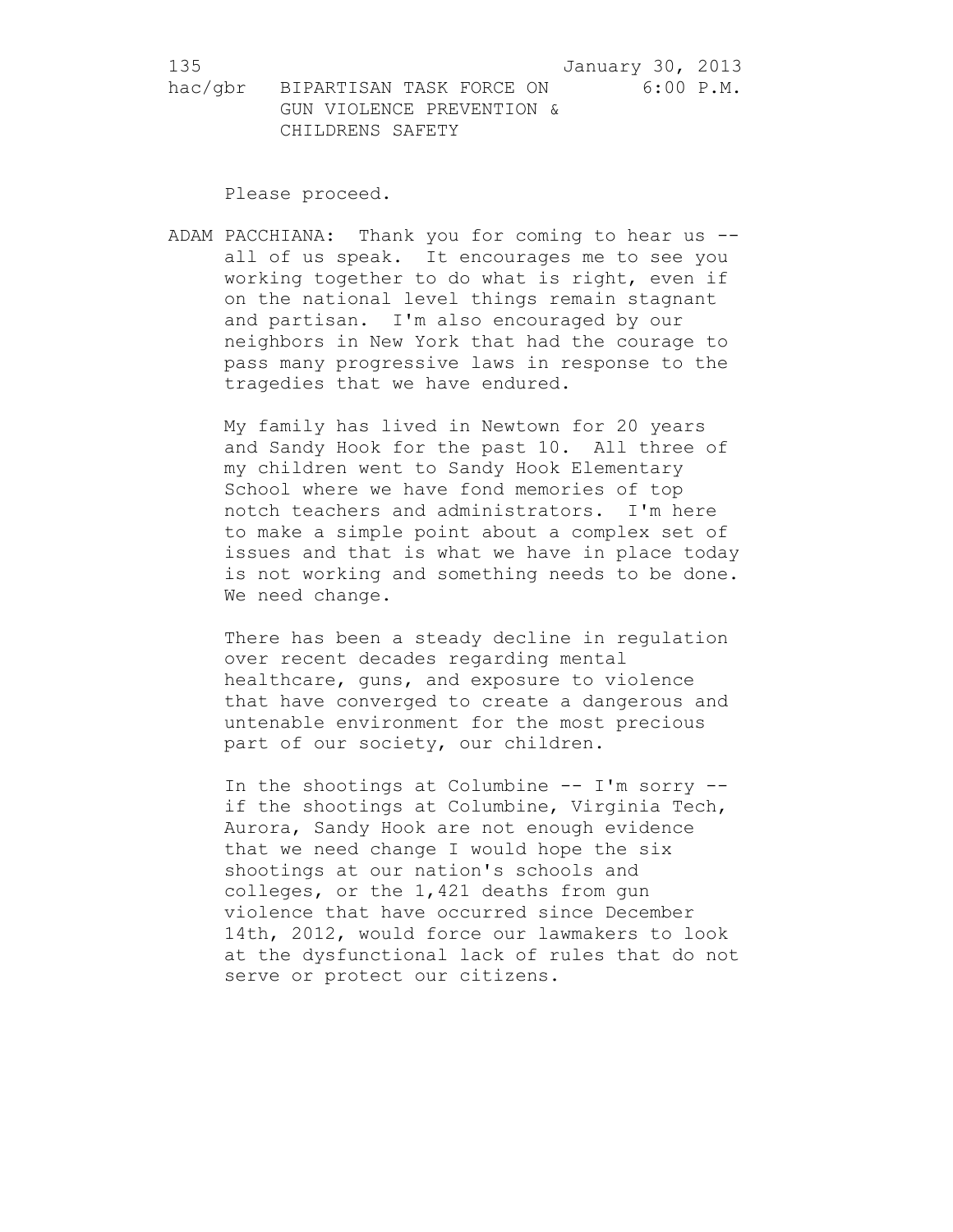Please proceed.

ADAM PACCHIANA: Thank you for coming to hear us -- all of us speak. It encourages me to see you working together to do what is right, even if on the national level things remain stagnant and partisan. I'm also encouraged by our neighbors in New York that had the courage to pass many progressive laws in response to the tragedies that we have endured.

My family has lived in Newtown for 20 years and Sandy Hook for the past 10. All three of my children went to Sandy Hook Elementary School where we have fond memories of top notch teachers and administrators. I'm here to make a simple point about a complex set of issues and that is what we have in place today is not working and something needs to be done. We need change.

There has been a steady decline in regulation over recent decades regarding mental healthcare, guns, and exposure to violence that have converged to create a dangerous and untenable environment for the most precious part of our society, our children.

In the shootings at Columbine -- I'm sorry -- if the shootings at Columbine, Virginia Tech, Aurora, Sandy Hook are not enough evidence that we need change I would hope the six shootings at our nation's schools and colleges, or the 1,421 deaths from gun violence that have occurred since December 14th, 2012, would force our lawmakers to look at the dysfunctional lack of rules that do not serve or protect our citizens.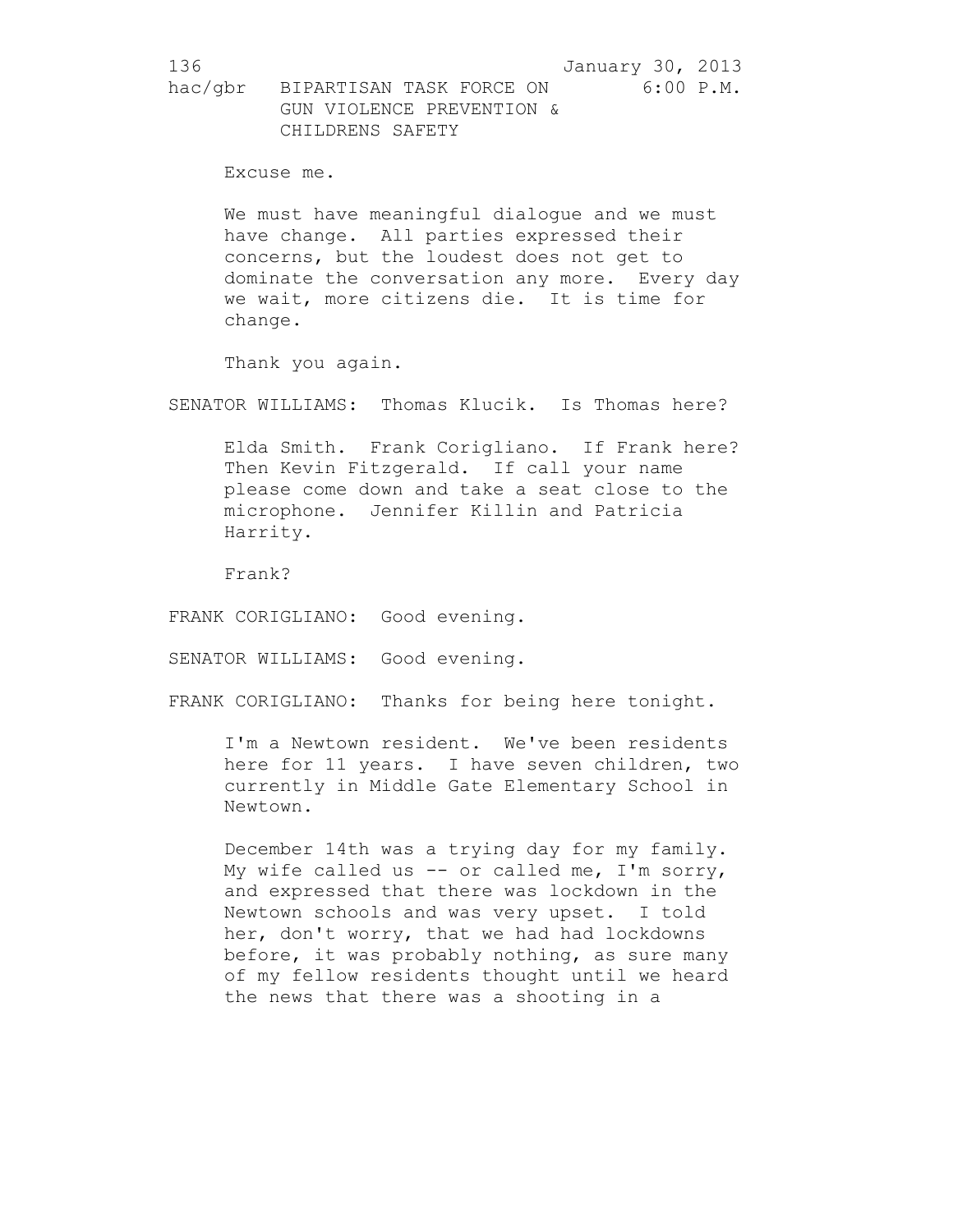Excuse me.

We must have meaningful dialogue and we must have change. All parties expressed their concerns, but the loudest does not get to dominate the conversation any more. Every day we wait, more citizens die. It is time for change.

Thank you again.

SENATOR WILLIAMS: Thomas Klucik. Is Thomas here?

Elda Smith. Frank Corigliano. If Frank here? Then Kevin Fitzgerald. If call your name please come down and take a seat close to the microphone. Jennifer Killin and Patricia Harrity.

Frank?

FRANK CORIGLIANO: Good evening.

SENATOR WILLIAMS: Good evening.

FRANK CORIGLIANO: Thanks for being here tonight.

I'm a Newtown resident. We've been residents here for 11 years. I have seven children, two currently in Middle Gate Elementary School in Newtown.

December 14th was a trying day for my family. My wife called us -- or called me, I'm sorry, and expressed that there was lockdown in the Newtown schools and was very upset. I told her, don't worry, that we had had lockdowns before, it was probably nothing, as sure many of my fellow residents thought until we heard the news that there was a shooting in a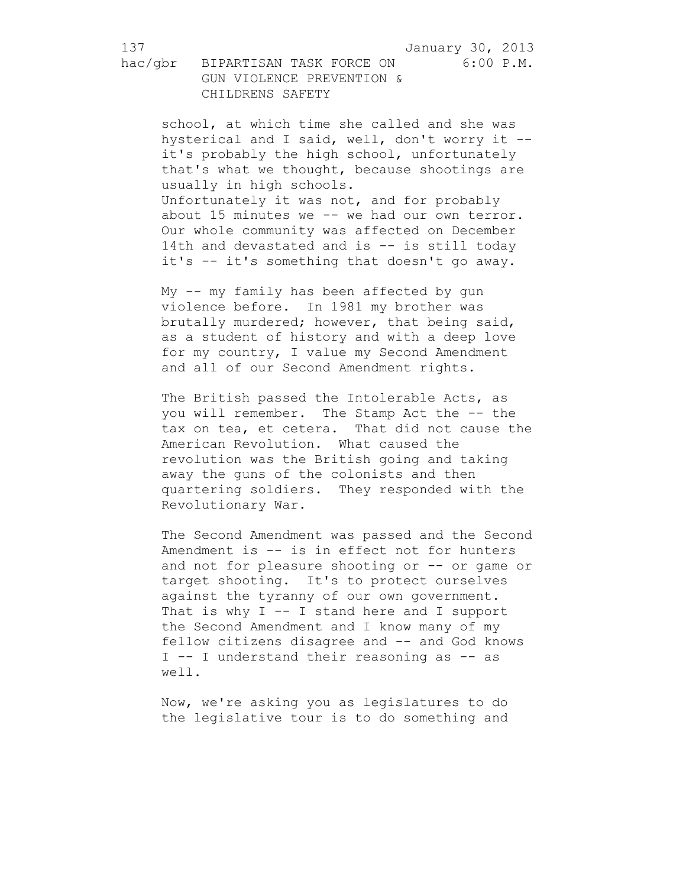school, at which time she called and she was hysterical and I said, well, don't worry it -- it's probably the high school, unfortunately that's what we thought, because shootings are usually in high schools.
Unfortunately it was not, and for probably about 15 minutes we -- we had our own terror. Our whole community was affected on December 14th and devastated and is -- is still today it's -- it's something that doesn't go away.

My -- my family has been affected by gun violence before. In 1981 my brother was brutally murdered; however, that being said, as a student of history and with a deep love for my country, I value my Second Amendment and all of our Second Amendment rights.

The British passed the Intolerable Acts, as you will remember. The Stamp Act the -- the tax on tea, et cetera. That did not cause the American Revolution. What caused the revolution was the British going and taking away the guns of the colonists and then quartering soldiers. They responded with the Revolutionary War.

The Second Amendment was passed and the Second Amendment is -- is in effect not for hunters and not for pleasure shooting or -- or game or target shooting. It's to protect ourselves against the tyranny of our own government. That is why I -- I stand here and I support the Second Amendment and I know many of my fellow citizens disagree and -- and God knows I -- I understand their reasoning as -- as well.

Now, we're asking you as legislatures to do the legislative tour is to do something and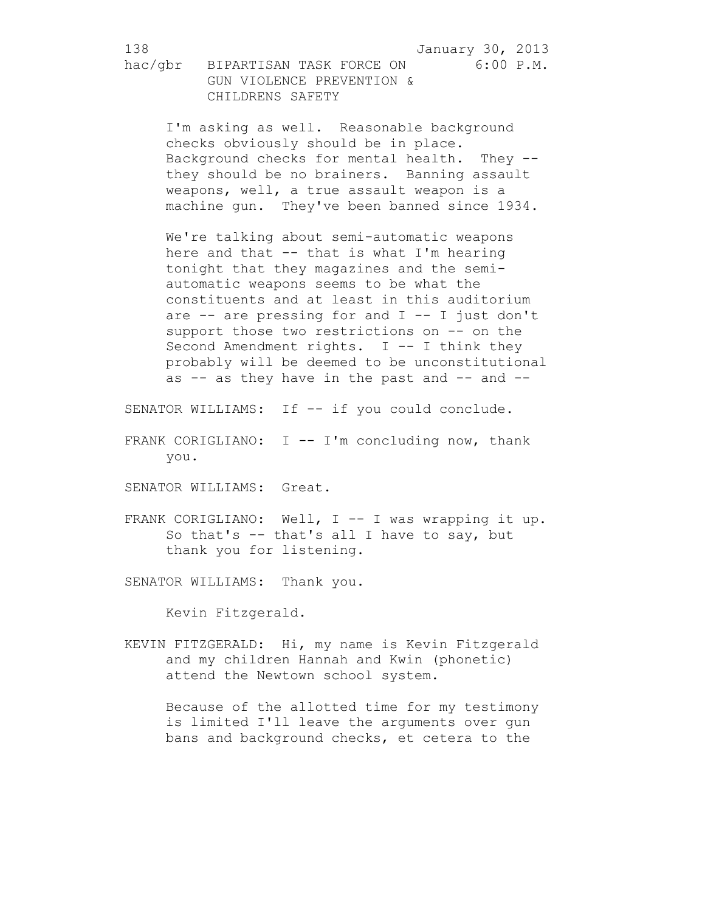I'm asking as well. Reasonable background checks obviously should be in place. Background checks for mental health. They -- they should be no brainers. Banning assault weapons, well, a true assault weapon is a machine gun. They've been banned since 1934.

We're talking about semi-automatic weapons here and that -- that is what I'm hearing tonight that they magazines and the semi-automatic weapons seems to be what the constituents and at least in this auditorium are -- are pressing for and I -- I just don't support those two restrictions on -- on the Second Amendment rights. I -- I think they probably will be deemed to be unconstitutional as -- as they have in the past and -- and --

SENATOR WILLIAMS: If -- if you could conclude.

FRANK CORIGLIANO: I -- I'm concluding now, thank you.

SENATOR WILLIAMS: Great.

FRANK CORIGLIANO: Well, I -- I was wrapping it up. So that's -- that's all I have to say, but thank you for listening.

SENATOR WILLIAMS: Thank you.

Kevin Fitzgerald.

KEVIN FITZGERALD: Hi, my name is Kevin Fitzgerald and my children Hannah and Kwin (phonetic) attend the Newtown school system.

Because of the allotted time for my testimony is limited I'll leave the arguments over gun bans and background checks, et cetera to the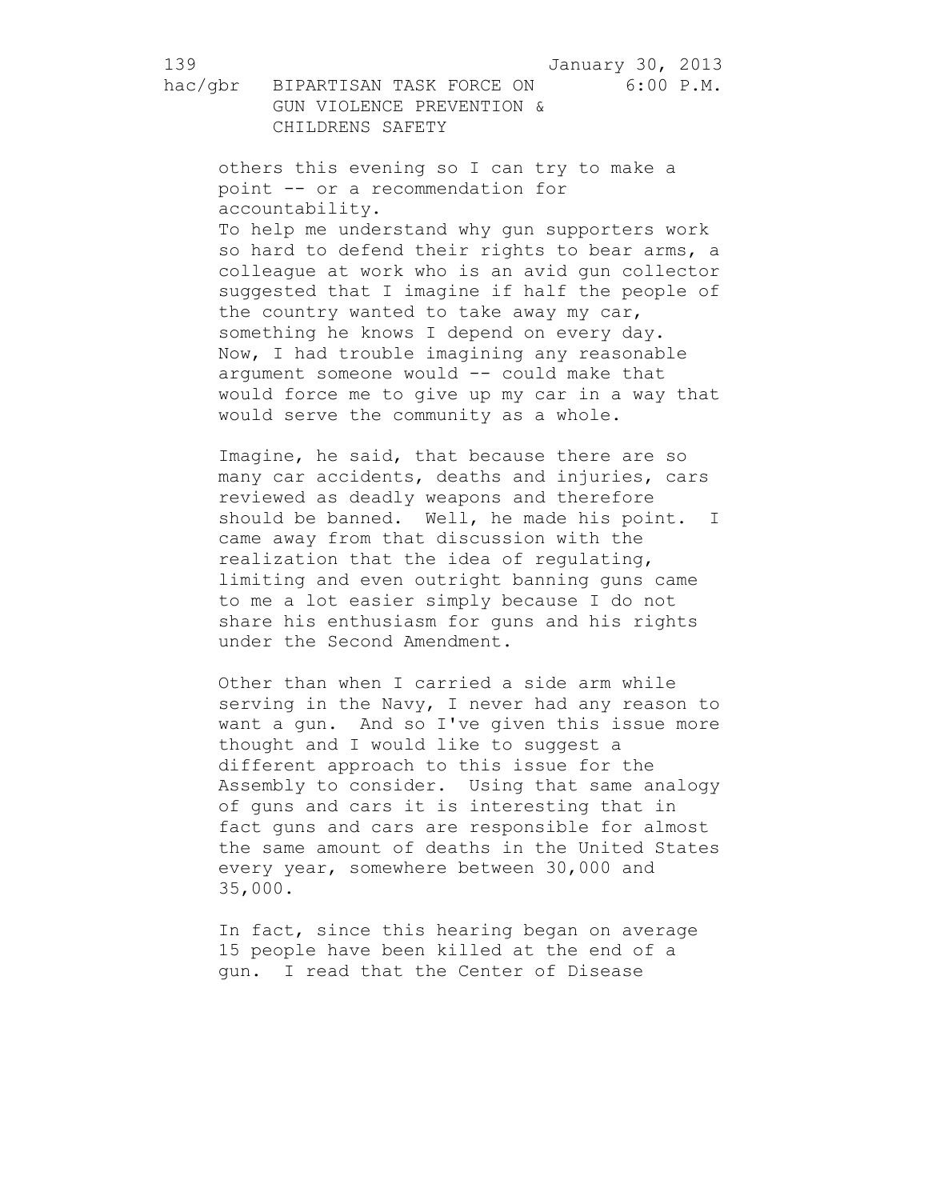others this evening so I can try to make a point -- or a recommendation for accountability.
To help me understand why gun supporters work so hard to defend their rights to bear arms, a colleague at work who is an avid gun collector suggested that I imagine if half the people of the country wanted to take away my car, something he knows I depend on every day. Now, I had trouble imagining any reasonable argument someone would -- could make that would force me to give up my car in a way that would serve the community as a whole.

Imagine, he said, that because there are so many car accidents, deaths and injuries, cars reviewed as deadly weapons and therefore should be banned. Well, he made his point. I came away from that discussion with the realization that the idea of regulating, limiting and even outright banning guns came to me a lot easier simply because I do not share his enthusiasm for guns and his rights under the Second Amendment.

Other than when I carried a side arm while serving in the Navy, I never had any reason to want a gun. And so I've given this issue more thought and I would like to suggest a different approach to this issue for the Assembly to consider. Using that same analogy of guns and cars it is interesting that in fact guns and cars are responsible for almost the same amount of deaths in the United States every year, somewhere between 30,000 and 35,000.

In fact, since this hearing began on average 15 people have been killed at the end of a gun. I read that the Center of Disease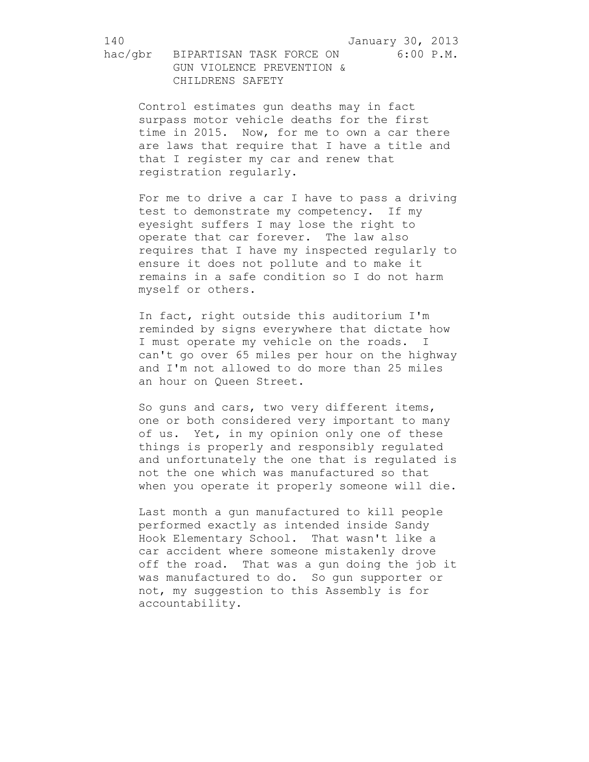Control estimates gun deaths may in fact surpass motor vehicle deaths for the first time in 2015. Now, for me to own a car there are laws that require that I have a title and that I register my car and renew that registration regularly.

For me to drive a car I have to pass a driving test to demonstrate my competency. If my eyesight suffers I may lose the right to operate that car forever. The law also requires that I have my inspected regularly to ensure it does not pollute and to make it remains in a safe condition so I do not harm myself or others.

In fact, right outside this auditorium I'm reminded by signs everywhere that dictate how I must operate my vehicle on the roads. I can't go over 65 miles per hour on the highway and I'm not allowed to do more than 25 miles an hour on Queen Street.

So guns and cars, two very different items, one or both considered very important to many of us. Yet, in my opinion only one of these things is properly and responsibly regulated and unfortunately the one that is regulated is not the one which was manufactured so that when you operate it properly someone will die.

Last month a gun manufactured to kill people performed exactly as intended inside Sandy Hook Elementary School. That wasn't like a car accident where someone mistakenly drove off the road. That was a gun doing the job it was manufactured to do. So gun supporter or not, my suggestion to this Assembly is for accountability.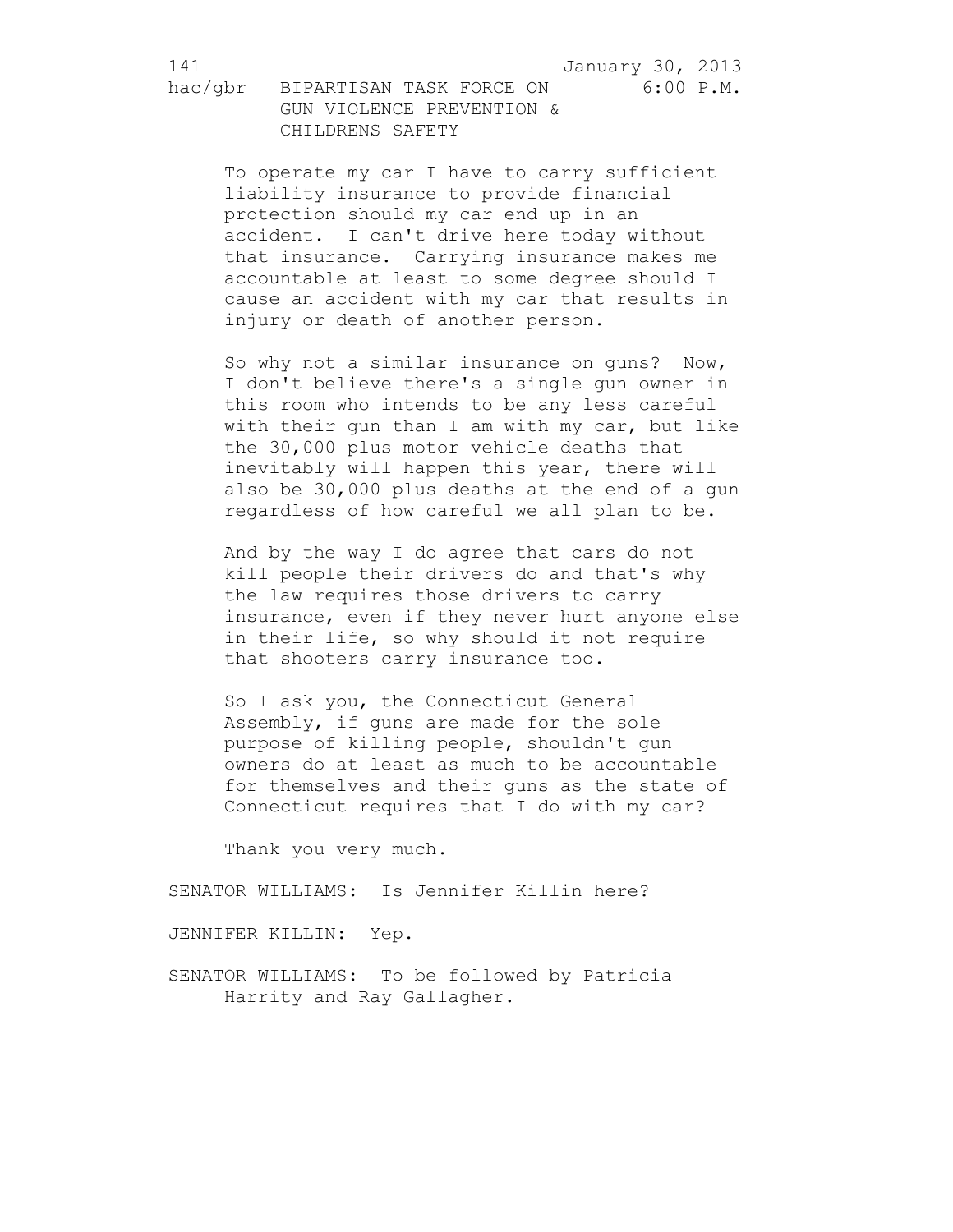To operate my car I have to carry sufficient liability insurance to provide financial protection should my car end up in an accident. I can't drive here today without that insurance. Carrying insurance makes me accountable at least to some degree should I cause an accident with my car that results in injury or death of another person.

So why not a similar insurance on guns? Now, I don't believe there's a single gun owner in this room who intends to be any less careful with their gun than I am with my car, but like the 30,000 plus motor vehicle deaths that inevitably will happen this year, there will also be 30,000 plus deaths at the end of a gun regardless of how careful we all plan to be.

And by the way I do agree that cars do not kill people their drivers do and that's why the law requires those drivers to carry insurance, even if they never hurt anyone else in their life, so why should it not require that shooters carry insurance too.

So I ask you, the Connecticut General Assembly, if guns are made for the sole purpose of killing people, shouldn't gun owners do at least as much to be accountable for themselves and their guns as the state of Connecticut requires that I do with my car?

Thank you very much.

SENATOR WILLIAMS: Is Jennifer Killin here?

JENNIFER KILLIN: Yep.

SENATOR WILLIAMS: To be followed by Patricia Harrity and Ray Gallagher.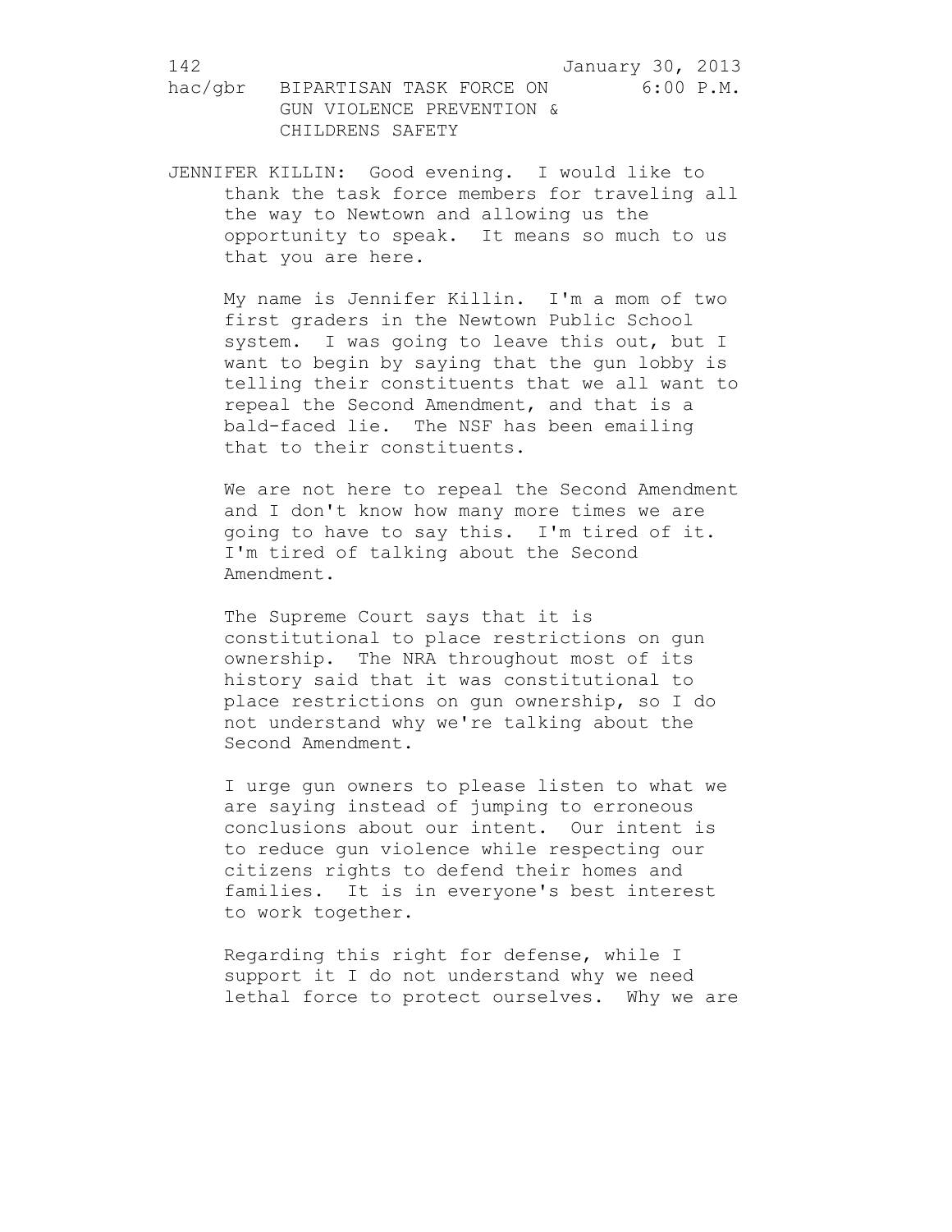JENNIFER KILLIN: Good evening. I would like to thank the task force members for traveling all the way to Newtown and allowing us the opportunity to speak. It means so much to us that you are here.

My name is Jennifer Killin. I'm a mom of two first graders in the Newtown Public School system. I was going to leave this out, but I want to begin by saying that the gun lobby is telling their constituents that we all want to repeal the Second Amendment, and that is a bald-faced lie. The NSF has been emailing that to their constituents.

We are not here to repeal the Second Amendment and I don't know how many more times we are going to have to say this. I'm tired of it. I'm tired of talking about the Second Amendment.

The Supreme Court says that it is constitutional to place restrictions on gun ownership. The NRA throughout most of its history said that it was constitutional to place restrictions on gun ownership, so I do not understand why we're talking about the Second Amendment.

I urge gun owners to please listen to what we are saying instead of jumping to erroneous conclusions about our intent. Our intent is to reduce gun violence while respecting our citizens rights to defend their homes and families. It is in everyone's best interest to work together.

Regarding this right for defense, while I support it I do not understand why we need lethal force to protect ourselves. Why we are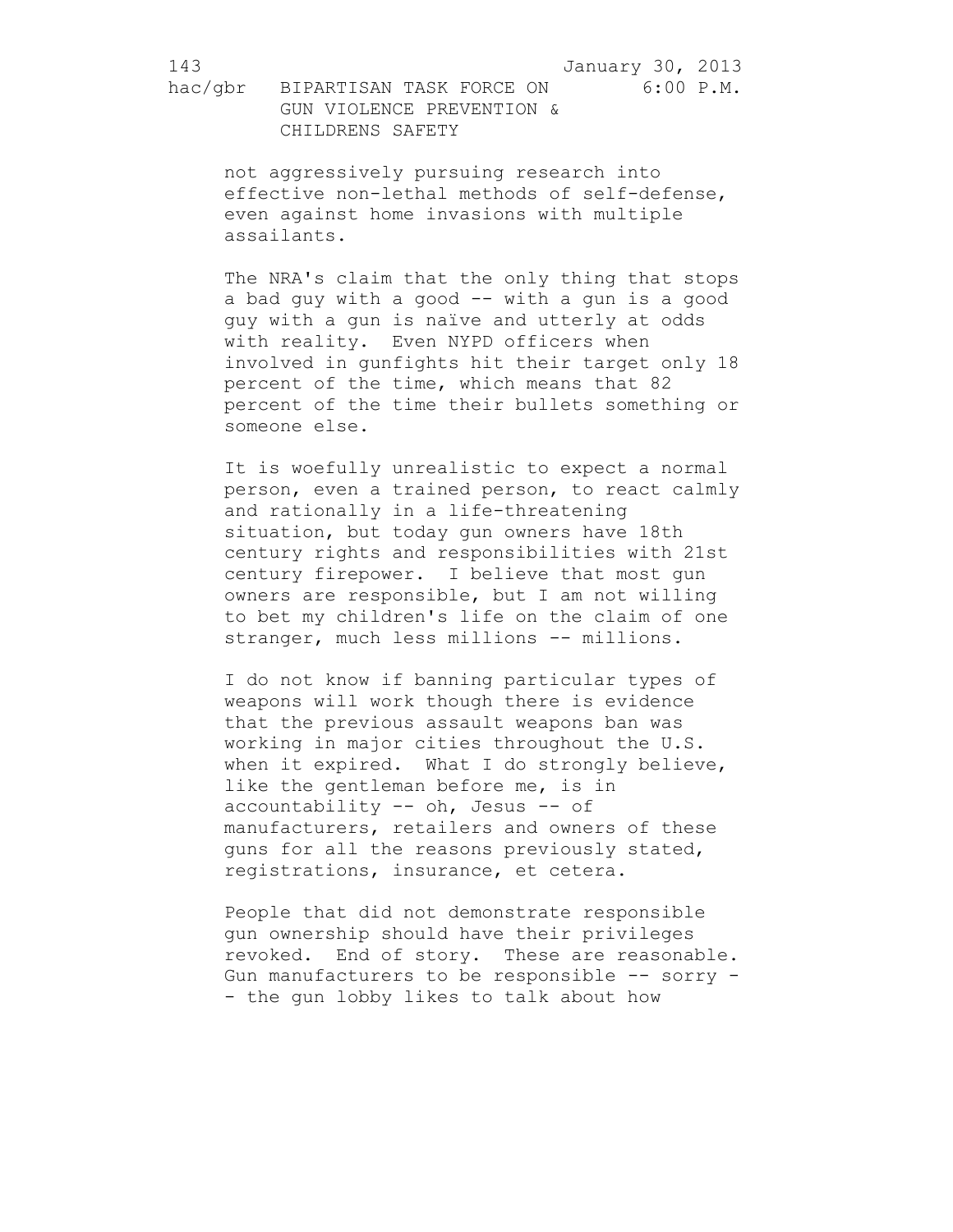not aggressively pursuing research into effective non-lethal methods of self-defense, even against home invasions with multiple assailants.

The NRA's claim that the only thing that stops a bad guy with a good -- with a gun is a good guy with a gun is naïve and utterly at odds with reality. Even NYPD officers when involved in gunfights hit their target only 18 percent of the time, which means that 82 percent of the time their bullets something or someone else.

It is woefully unrealistic to expect a normal person, even a trained person, to react calmly and rationally in a life-threatening situation, but today gun owners have 18th century rights and responsibilities with 21st century firepower. I believe that most gun owners are responsible, but I am not willing to bet my children's life on the claim of one stranger, much less millions -- millions.

I do not know if banning particular types of weapons will work though there is evidence that the previous assault weapons ban was working in major cities throughout the U.S. when it expired. What I do strongly believe, like the gentleman before me, is in accountability -- oh, Jesus -- of manufacturers, retailers and owners of these guns for all the reasons previously stated, registrations, insurance, et cetera.

People that did not demonstrate responsible gun ownership should have their privileges revoked. End of story. These are reasonable. Gun manufacturers to be responsible -- sorry -- the gun lobby likes to talk about how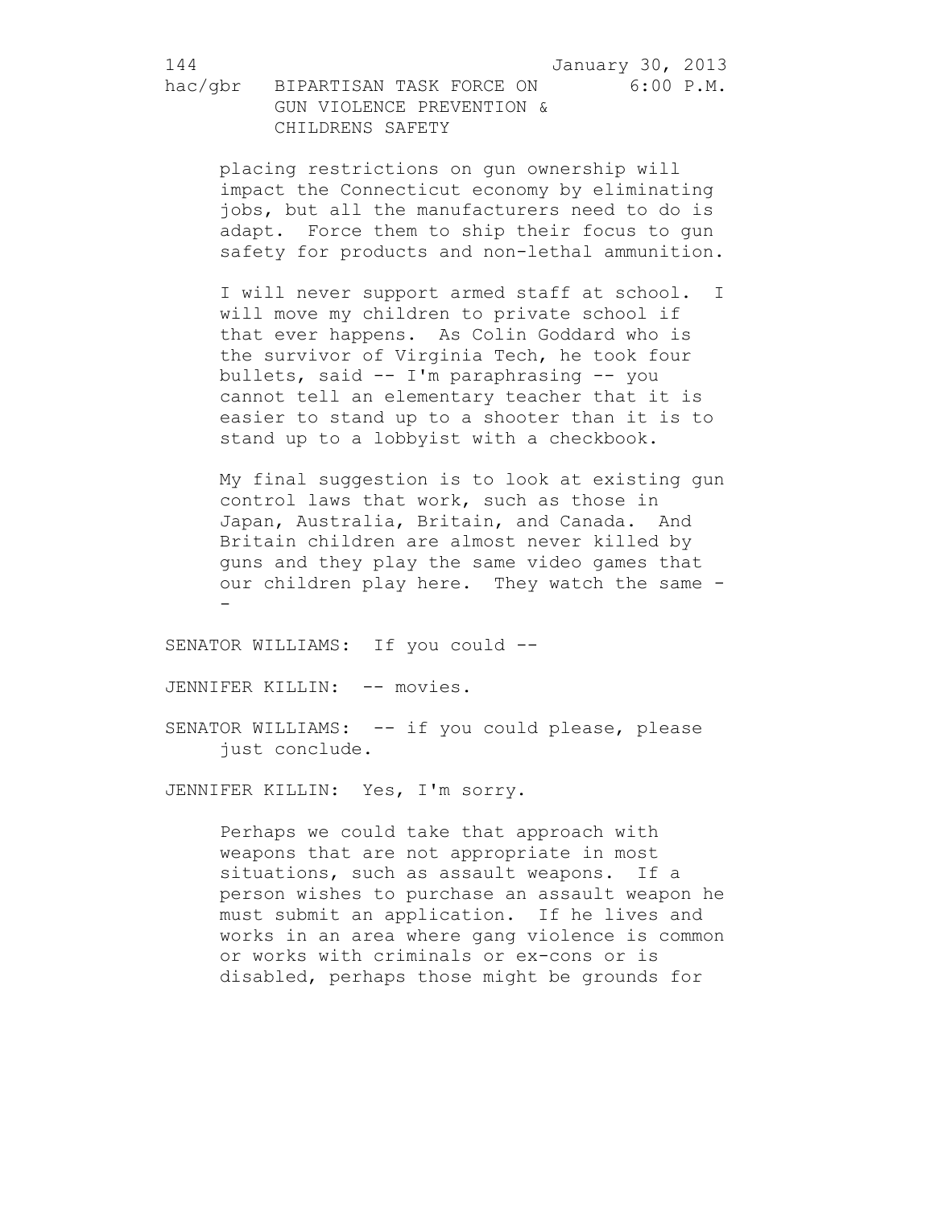placing restrictions on gun ownership will impact the Connecticut economy by eliminating jobs, but all the manufacturers need to do is adapt. Force them to ship their focus to gun safety for products and non-lethal ammunition.

I will never support armed staff at school. I will move my children to private school if that ever happens. As Colin Goddard who is the survivor of Virginia Tech, he took four bullets, said -- I'm paraphrasing -- you cannot tell an elementary teacher that it is easier to stand up to a shooter than it is to stand up to a lobbyist with a checkbook.

My final suggestion is to look at existing gun control laws that work, such as those in Japan, Australia, Britain, and Canada. And Britain children are almost never killed by guns and they play the same video games that our children play here. They watch the same --

SENATOR WILLIAMS: If you could --

JENNIFER KILLIN: -- movies.

SENATOR WILLIAMS: -- if you could please, please just conclude.

JENNIFER KILLIN: Yes, I'm sorry.

Perhaps we could take that approach with weapons that are not appropriate in most situations, such as assault weapons. If a person wishes to purchase an assault weapon he must submit an application. If he lives and works in an area where gang violence is common or works with criminals or ex-cons or is disabled, perhaps those might be grounds for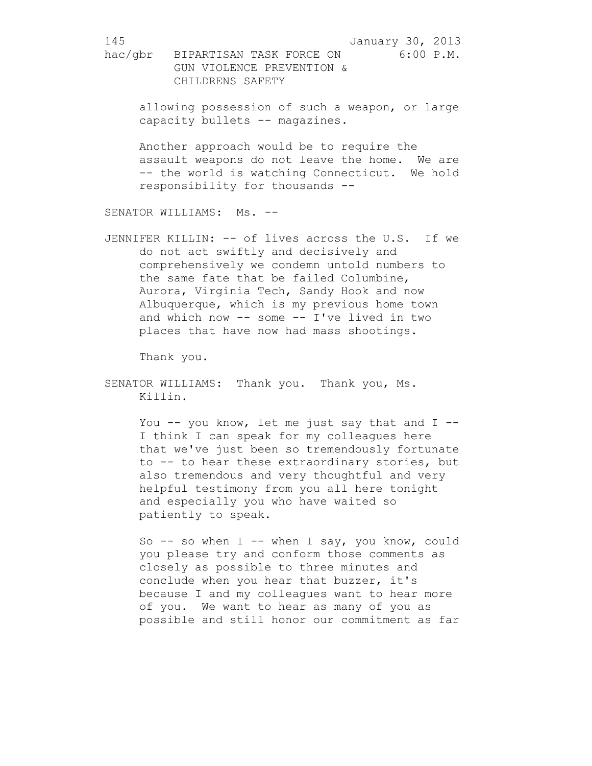allowing possession of such a weapon, or large capacity bullets -- magazines.

Another approach would be to require the assault weapons do not leave the home. We are -- the world is watching Connecticut. We hold responsibility for thousands --

SENATOR WILLIAMS: Ms. --

JENNIFER KILLIN: -- of lives across the U.S. If we do not act swiftly and decisively and comprehensively we condemn untold numbers to the same fate that be failed Columbine, Aurora, Virginia Tech, Sandy Hook and now Albuquerque, which is my previous home town and which now -- some -- I've lived in two places that have now had mass shootings.

Thank you.

SENATOR WILLIAMS: Thank you. Thank you, Ms. Killin.

You -- you know, let me just say that and I -- I think I can speak for my colleagues here that we've just been so tremendously fortunate to -- to hear these extraordinary stories, but also tremendous and very thoughtful and very helpful testimony from you all here tonight and especially you who have waited so patiently to speak.

So -- so when I -- when I say, you know, could you please try and conform those comments as closely as possible to three minutes and conclude when you hear that buzzer, it's because I and my colleagues want to hear more of you. We want to hear as many of you as possible and still honor our commitment as far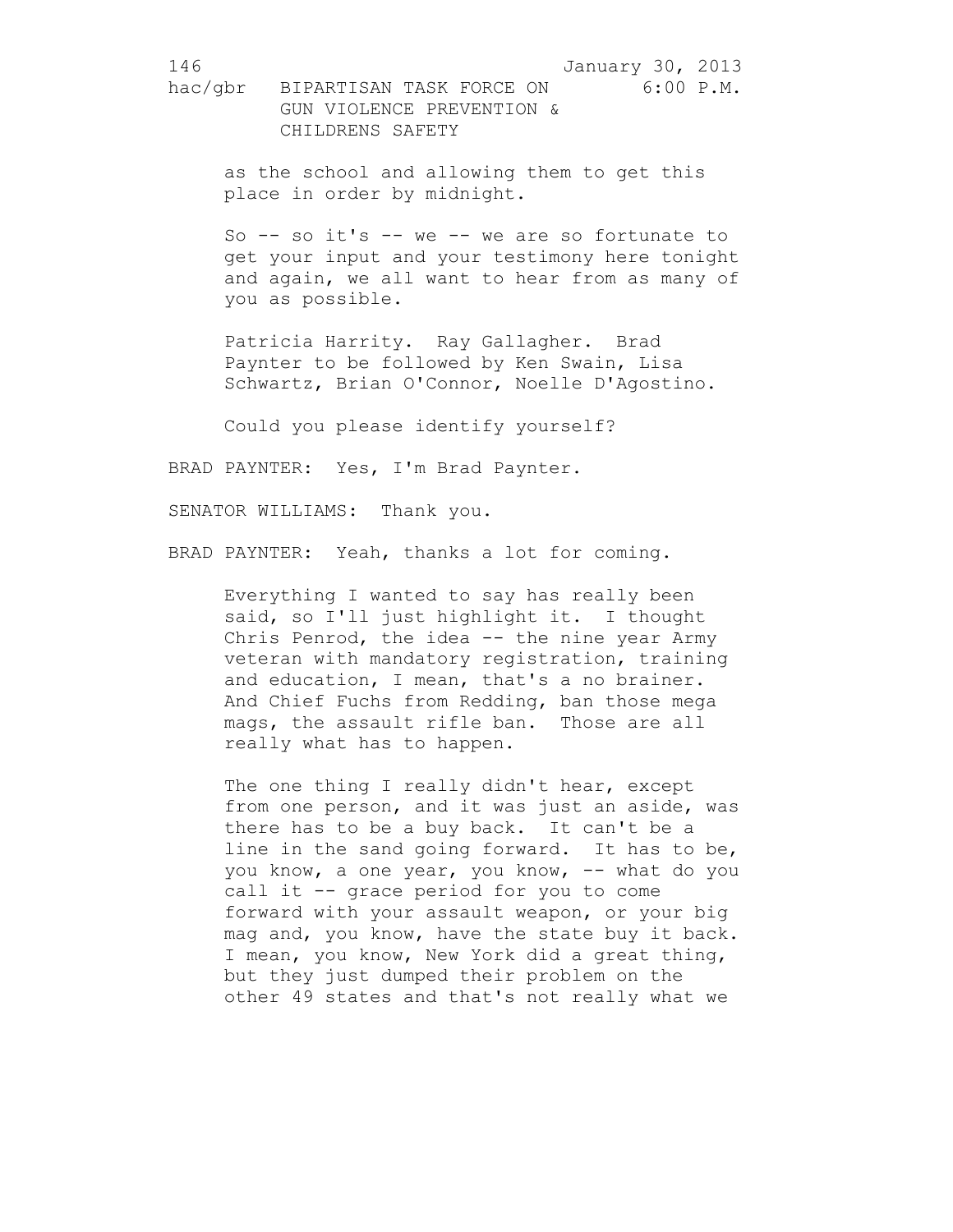as the school and allowing them to get this place in order by midnight.

So -- so it's -- we -- we are so fortunate to get your input and your testimony here tonight and again, we all want to hear from as many of you as possible.

Patricia Harrity. Ray Gallagher. Brad Paynter to be followed by Ken Swain, Lisa Schwartz, Brian O'Connor, Noelle D'Agostino.

Could you please identify yourself?

BRAD PAYNTER: Yes, I'm Brad Paynter.

SENATOR WILLIAMS: Thank you.

BRAD PAYNTER: Yeah, thanks a lot for coming.

Everything I wanted to say has really been said, so I'll just highlight it. I thought Chris Penrod, the idea -- the nine year Army veteran with mandatory registration, training and education, I mean, that's a no brainer. And Chief Fuchs from Redding, ban those mega mags, the assault rifle ban. Those are all really what has to happen.

The one thing I really didn't hear, except from one person, and it was just an aside, was there has to be a buy back. It can't be a line in the sand going forward. It has to be, you know, a one year, you know, -- what do you call it -- grace period for you to come forward with your assault weapon, or your big mag and, you know, have the state buy it back. I mean, you know, New York did a great thing, but they just dumped their problem on the other 49 states and that's not really what we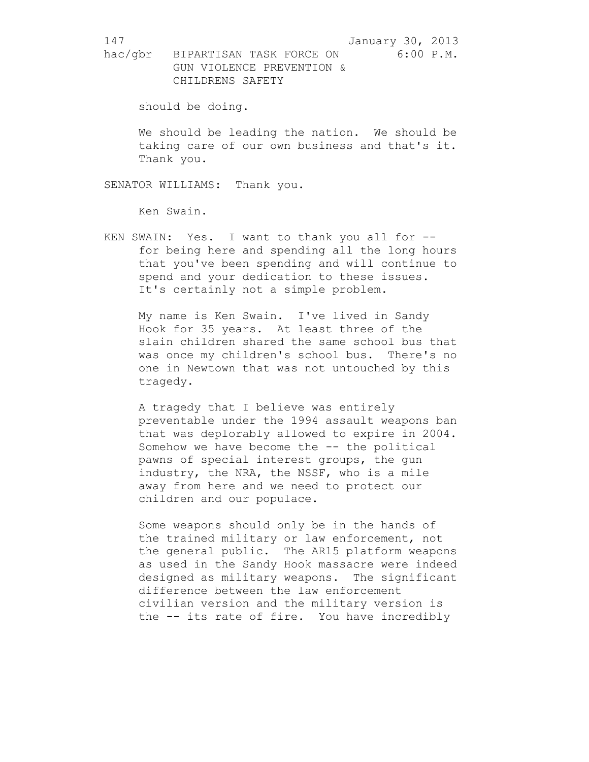should be doing.

We should be leading the nation. We should be taking care of our own business and that's it. Thank you.

SENATOR WILLIAMS: Thank you.

Ken Swain.

KEN SWAIN: Yes. I want to thank you all for -- for being here and spending all the long hours that you've been spending and will continue to spend and your dedication to these issues. It's certainly not a simple problem.

My name is Ken Swain. I've lived in Sandy Hook for 35 years. At least three of the slain children shared the same school bus that was once my children's school bus. There's no one in Newtown that was not untouched by this tragedy.

A tragedy that I believe was entirely preventable under the 1994 assault weapons ban that was deplorably allowed to expire in 2004. Somehow we have become the -- the political pawns of special interest groups, the gun industry, the NRA, the NSSF, who is a mile away from here and we need to protect our children and our populace.

Some weapons should only be in the hands of the trained military or law enforcement, not the general public. The AR15 platform weapons as used in the Sandy Hook massacre were indeed designed as military weapons. The significant difference between the law enforcement civilian version and the military version is the -- its rate of fire. You have incredibly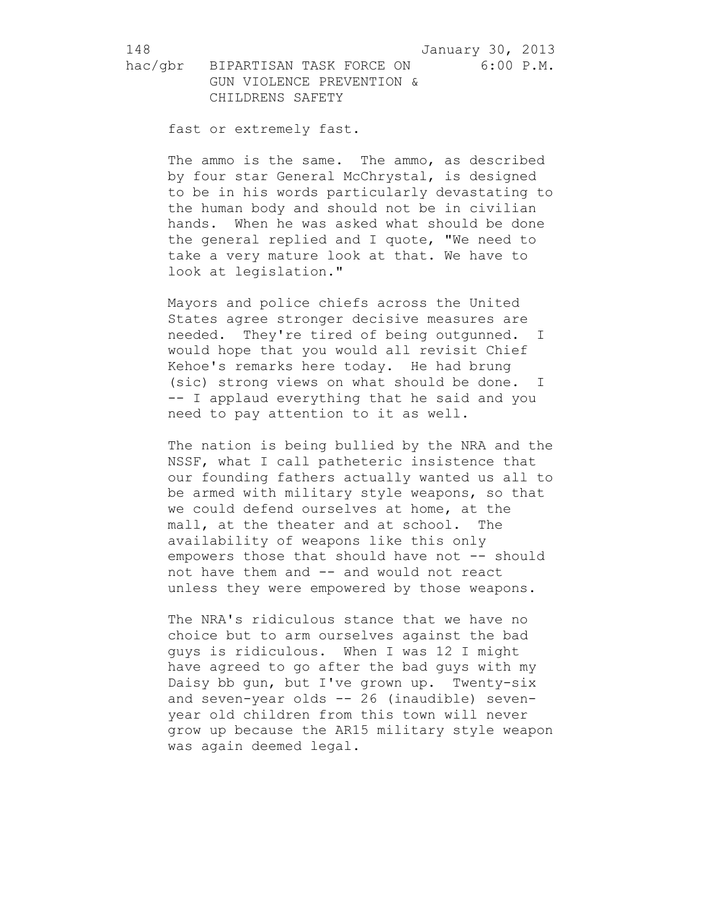fast or extremely fast.

The ammo is the same. The ammo, as described by four star General McChrystal, is designed to be in his words particularly devastating to the human body and should not be in civilian hands. When he was asked what should be done the general replied and I quote, "We need to take a very mature look at that. We have to look at legislation."

Mayors and police chiefs across the United States agree stronger decisive measures are needed. They're tired of being outgunned. I would hope that you would all revisit Chief Kehoe's remarks here today. He had brung (sic) strong views on what should be done. I -- I applaud everything that he said and you need to pay attention to it as well.

The nation is being bullied by the NRA and the NSSF, what I call patheteric insistence that our founding fathers actually wanted us all to be armed with military style weapons, so that we could defend ourselves at home, at the mall, at the theater and at school. The availability of weapons like this only empowers those that should have not -- should not have them and -- and would not react unless they were empowered by those weapons.

The NRA's ridiculous stance that we have no choice but to arm ourselves against the bad guys is ridiculous. When I was 12 I might have agreed to go after the bad guys with my Daisy bb gun, but I've grown up. Twenty-six and seven-year olds -- 26 (inaudible) seven-year old children from this town will never grow up because the AR15 military style weapon was again deemed legal.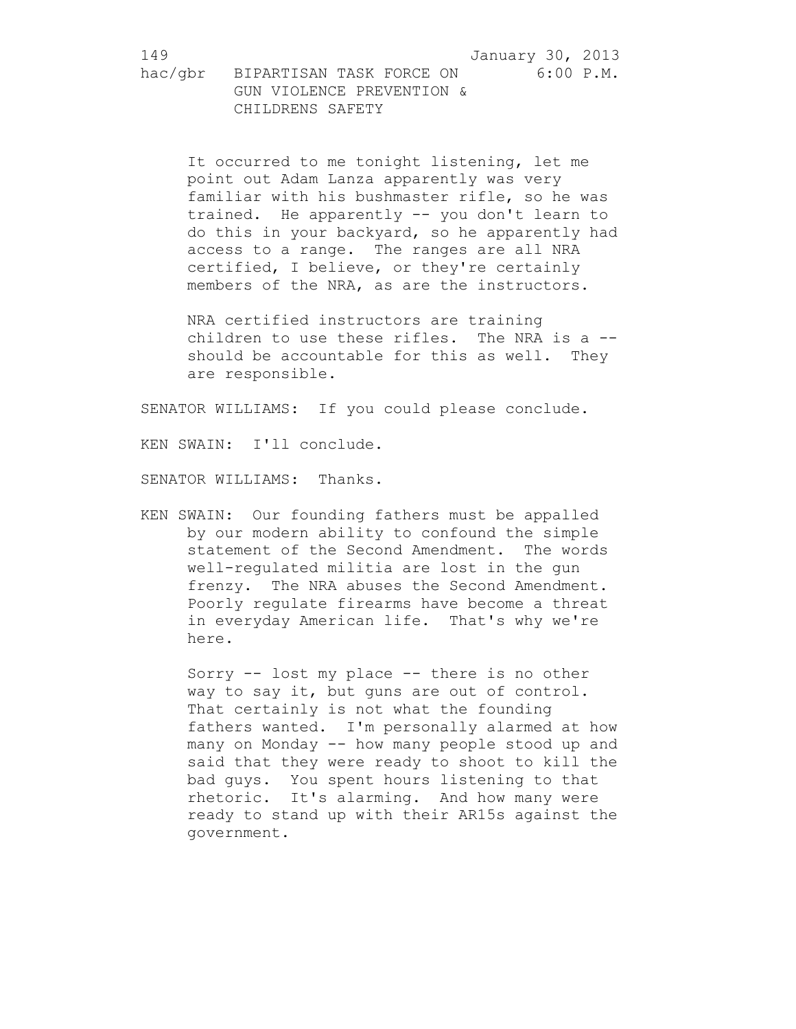It occurred to me tonight listening, let me point out Adam Lanza apparently was very familiar with his bushmaster rifle, so he was trained. He apparently -- you don't learn to do this in your backyard, so he apparently had access to a range. The ranges are all NRA certified, I believe, or they're certainly members of the NRA, as are the instructors.

NRA certified instructors are training children to use these rifles. The NRA is a -- should be accountable for this as well. They are responsible.

SENATOR WILLIAMS: If you could please conclude.

KEN SWAIN: I'll conclude.

SENATOR WILLIAMS: Thanks.

KEN SWAIN: Our founding fathers must be appalled by our modern ability to confound the simple statement of the Second Amendment. The words well-regulated militia are lost in the gun frenzy. The NRA abuses the Second Amendment. Poorly regulate firearms have become a threat in everyday American life. That's why we're here.

Sorry -- lost my place -- there is no other way to say it, but guns are out of control. That certainly is not what the founding fathers wanted. I'm personally alarmed at how many on Monday -- how many people stood up and said that they were ready to shoot to kill the bad guys. You spent hours listening to that rhetoric. It's alarming. And how many were ready to stand up with their AR15s against the government.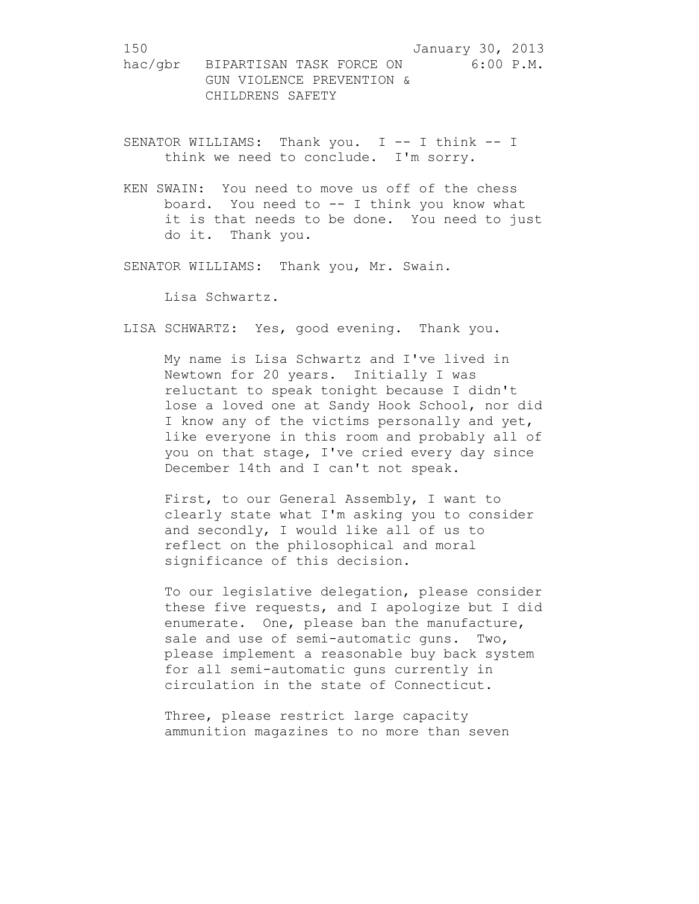SENATOR WILLIAMS: Thank you. I -- I think -- I think we need to conclude. I'm sorry.

KEN SWAIN: You need to move us off of the chess board. You need to -- I think you know what it is that needs to be done. You need to just do it. Thank you.

SENATOR WILLIAMS: Thank you, Mr. Swain.

Lisa Schwartz.

LISA SCHWARTZ: Yes, good evening. Thank you.

My name is Lisa Schwartz and I've lived in Newtown for 20 years. Initially I was reluctant to speak tonight because I didn't lose a loved one at Sandy Hook School, nor did I know any of the victims personally and yet, like everyone in this room and probably all of you on that stage, I've cried every day since December 14th and I can't not speak.

First, to our General Assembly, I want to clearly state what I'm asking you to consider and secondly, I would like all of us to reflect on the philosophical and moral significance of this decision.

To our legislative delegation, please consider these five requests, and I apologize but I did enumerate. One, please ban the manufacture, sale and use of semi-automatic guns. Two, please implement a reasonable buy back system for all semi-automatic guns currently in circulation in the state of Connecticut.

Three, please restrict large capacity ammunition magazines to no more than seven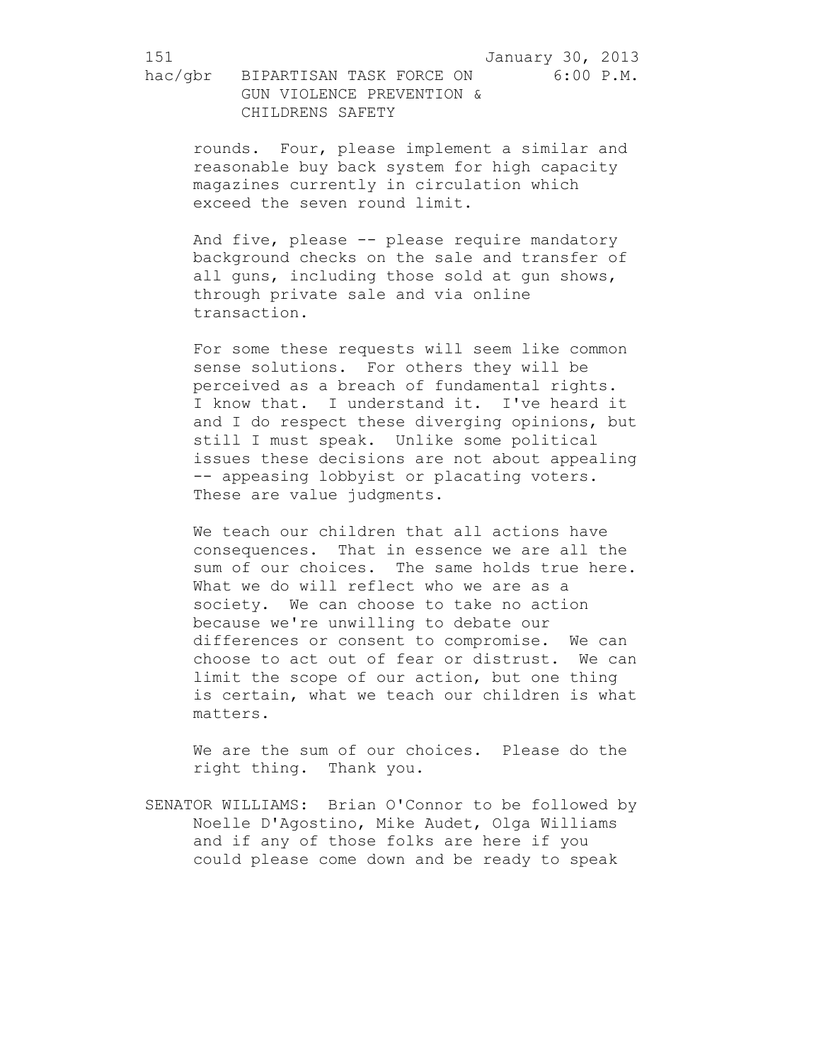rounds. Four, please implement a similar and reasonable buy back system for high capacity magazines currently in circulation which exceed the seven round limit.

And five, please -- please require mandatory background checks on the sale and transfer of all guns, including those sold at gun shows, through private sale and via online transaction.

For some these requests will seem like common sense solutions. For others they will be perceived as a breach of fundamental rights. I know that. I understand it. I've heard it and I do respect these diverging opinions, but still I must speak. Unlike some political issues these decisions are not about appealing -- appeasing lobbyist or placating voters. These are value judgments.

We teach our children that all actions have consequences. That in essence we are all the sum of our choices. The same holds true here. What we do will reflect who we are as a society. We can choose to take no action because we're unwilling to debate our differences or consent to compromise. We can choose to act out of fear or distrust. We can limit the scope of our action, but one thing is certain, what we teach our children is what matters.

We are the sum of our choices. Please do the right thing. Thank you.

SENATOR WILLIAMS: Brian O'Connor to be followed by Noelle D'Agostino, Mike Audet, Olga Williams and if any of those folks are here if you could please come down and be ready to speak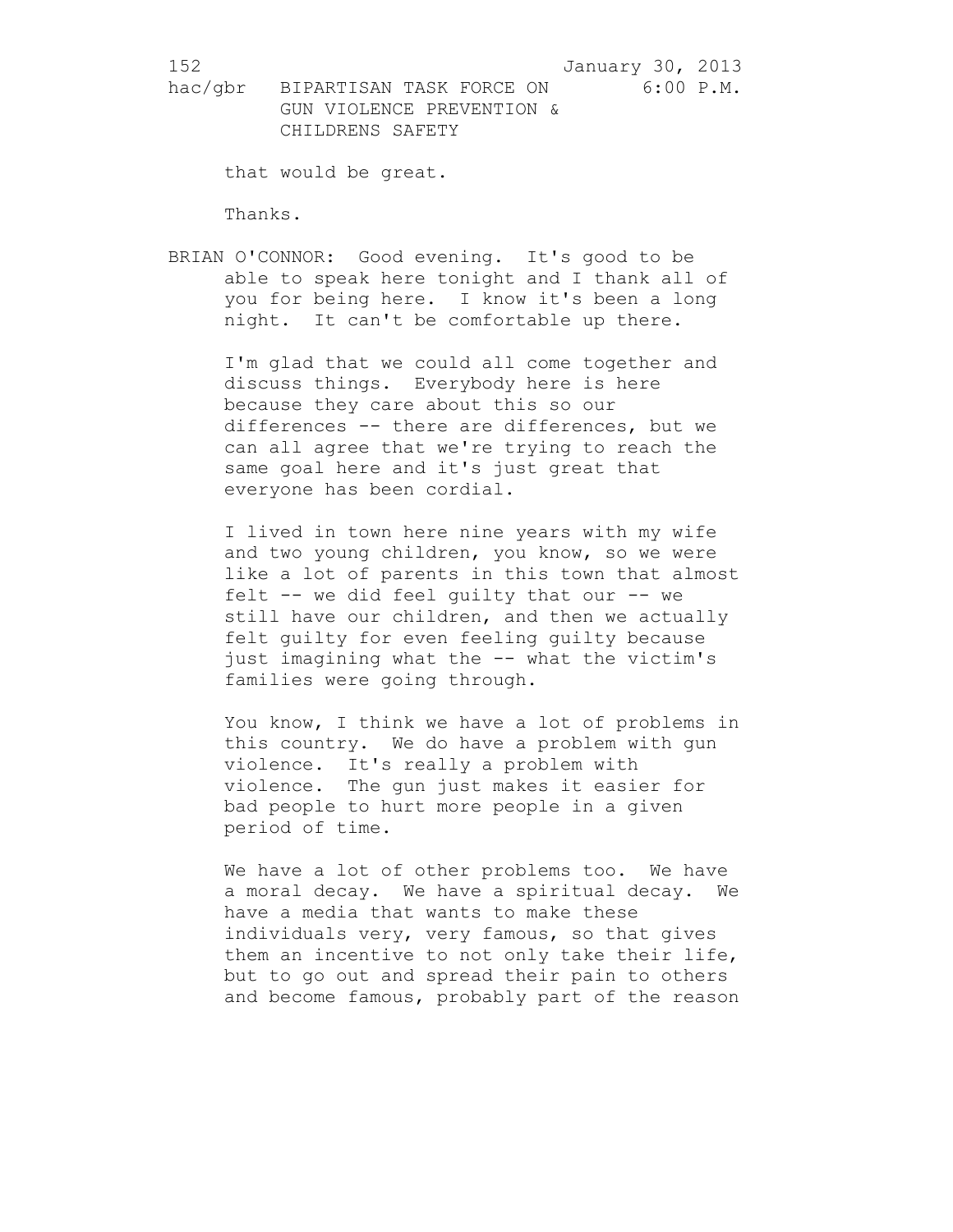that would be great.

Thanks.

BRIAN O'CONNOR: Good evening. It's good to be able to speak here tonight and I thank all of you for being here. I know it's been a long night. It can't be comfortable up there.

I'm glad that we could all come together and discuss things. Everybody here is here because they care about this so our differences -- there are differences, but we can all agree that we're trying to reach the same goal here and it's just great that everyone has been cordial.

I lived in town here nine years with my wife and two young children, you know, so we were like a lot of parents in this town that almost felt -- we did feel guilty that our -- we still have our children, and then we actually felt guilty for even feeling guilty because just imagining what the -- what the victim's families were going through.

You know, I think we have a lot of problems in this country. We do have a problem with gun violence. It's really a problem with violence. The gun just makes it easier for bad people to hurt more people in a given period of time.

We have a lot of other problems too. We have a moral decay. We have a spiritual decay. We have a media that wants to make these individuals very, very famous, so that gives them an incentive to not only take their life, but to go out and spread their pain to others and become famous, probably part of the reason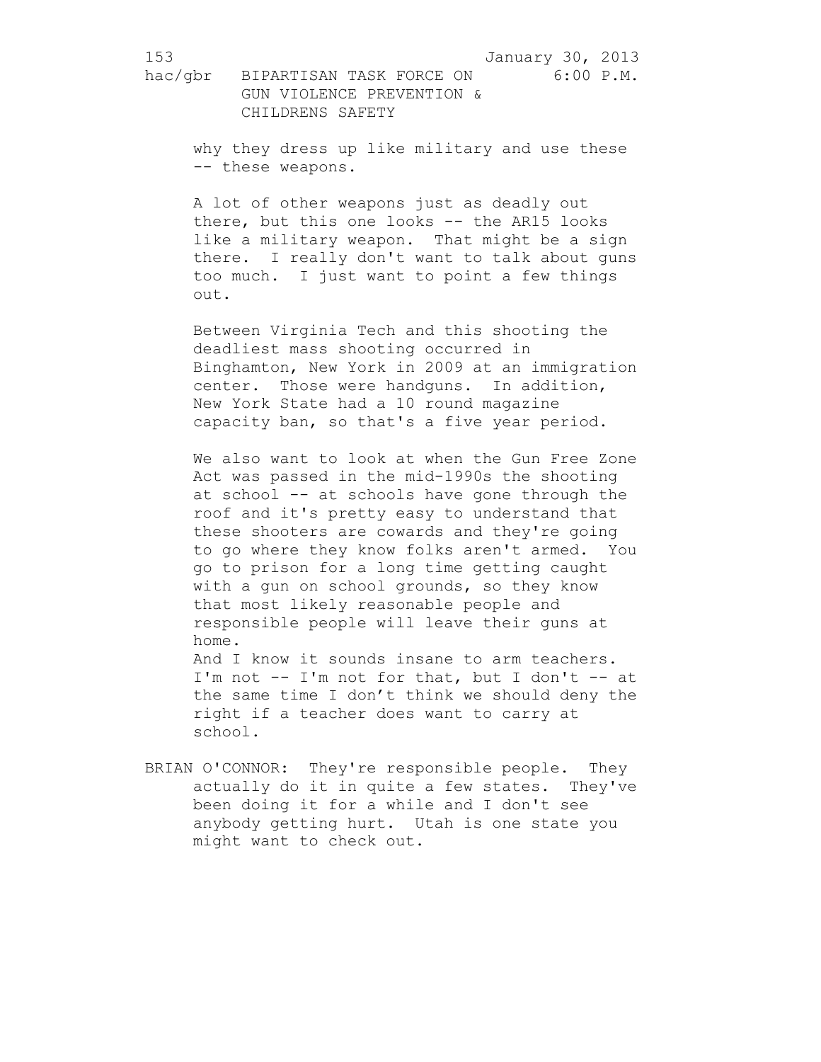why they dress up like military and use these -- these weapons.

A lot of other weapons just as deadly out there, but this one looks -- the AR15 looks like a military weapon. That might be a sign there. I really don't want to talk about guns too much. I just want to point a few things out.

Between Virginia Tech and this shooting the deadliest mass shooting occurred in Binghamton, New York in 2009 at an immigration center. Those were handguns. In addition, New York State had a 10 round magazine capacity ban, so that's a five year period.

We also want to look at when the Gun Free Zone Act was passed in the mid-1990s the shooting at school -- at schools have gone through the roof and it's pretty easy to understand that these shooters are cowards and they're going to go where they know folks aren't armed. You go to prison for a long time getting caught with a gun on school grounds, so they know that most likely reasonable people and responsible people will leave their guns at home.
And I know it sounds insane to arm teachers. I'm not -- I'm not for that, but I don't -- at the same time I don't think we should deny the right if a teacher does want to carry at school.

BRIAN O'CONNOR: They're responsible people. They actually do it in quite a few states. They've been doing it for a while and I don't see anybody getting hurt. Utah is one state you might want to check out.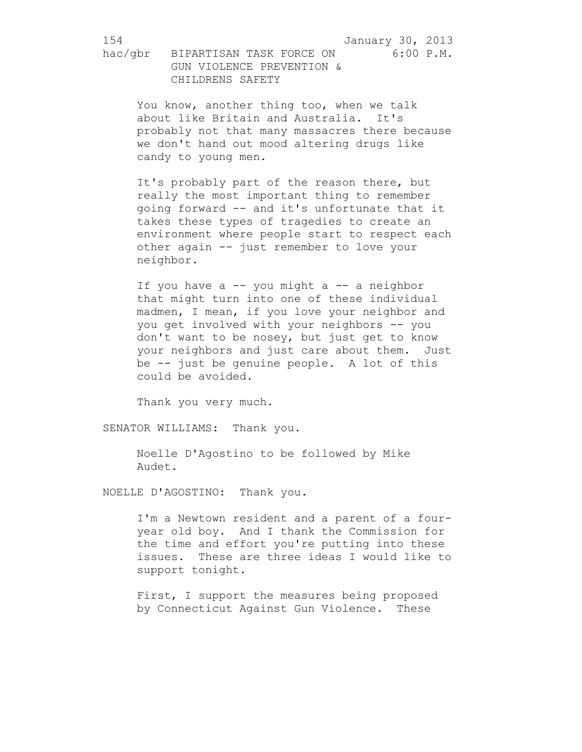You know, another thing too, when we talk about like Britain and Australia. It's probably not that many massacres there because we don't hand out mood altering drugs like candy to young men.

It's probably part of the reason there, but really the most important thing to remember going forward -- and it's unfortunate that it takes these types of tragedies to create an environment where people start to respect each other again -- just remember to love your neighbor.

If you have a -- you might a -- a neighbor that might turn into one of these individual madmen, I mean, if you love your neighbor and you get involved with your neighbors -- you don't want to be nosey, but just get to know your neighbors and just care about them. Just be -- just be genuine people. A lot of this could be avoided.

Thank you very much.

SENATOR WILLIAMS: Thank you.

Noelle D'Agostino to be followed by Mike Audet.

NOELLE D'AGOSTINO: Thank you.

I'm a Newtown resident and a parent of a four-year old boy. And I thank the Commission for the time and effort you're putting into these issues. These are three ideas I would like to support tonight.

First, I support the measures being proposed by Connecticut Against Gun Violence. These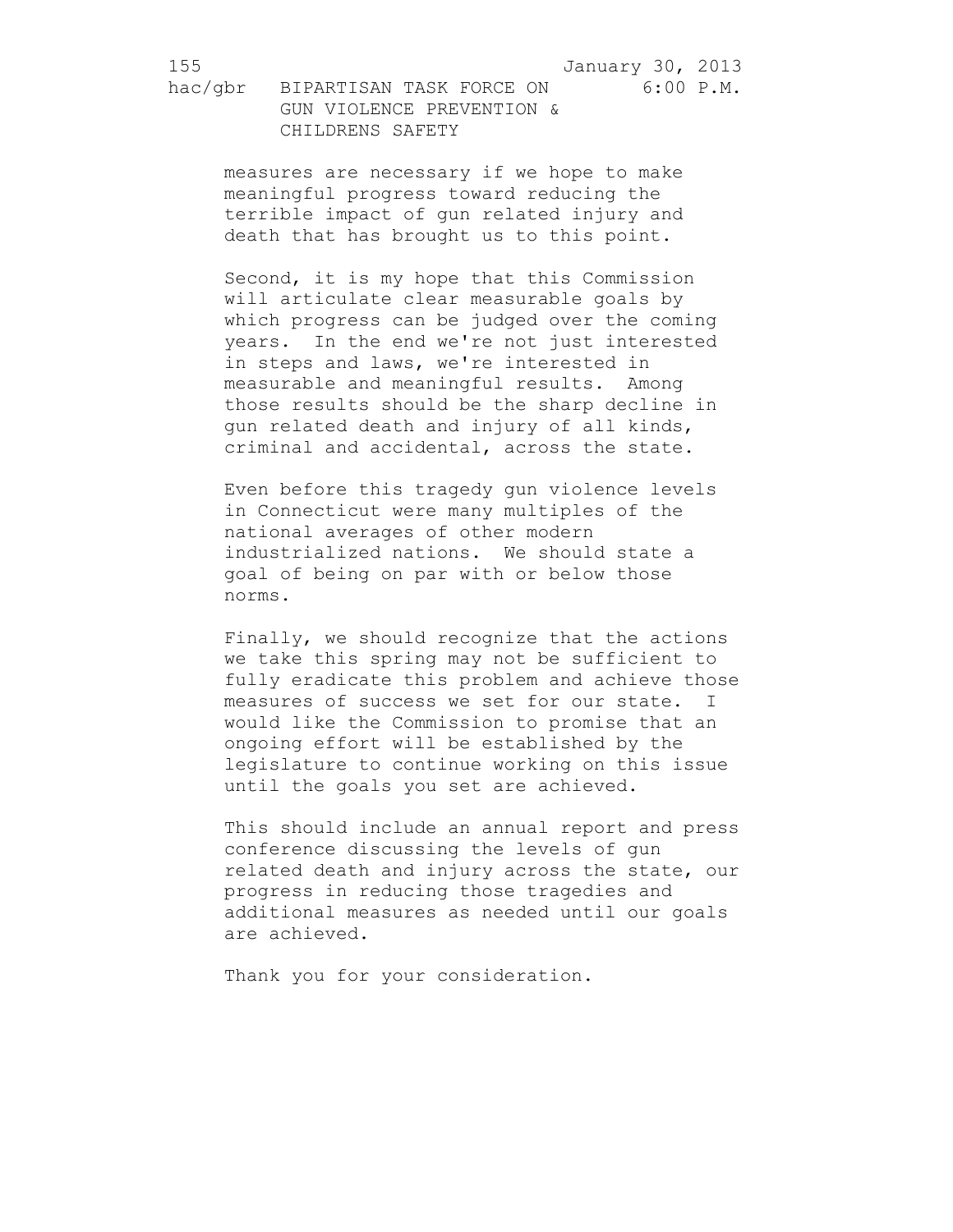measures are necessary if we hope to make meaningful progress toward reducing the terrible impact of gun related injury and death that has brought us to this point.

Second, it is my hope that this Commission will articulate clear measurable goals by which progress can be judged over the coming years. In the end we're not just interested in steps and laws, we're interested in measurable and meaningful results. Among those results should be the sharp decline in gun related death and injury of all kinds, criminal and accidental, across the state.

Even before this tragedy gun violence levels in Connecticut were many multiples of the national averages of other modern industrialized nations. We should state a goal of being on par with or below those norms.

Finally, we should recognize that the actions we take this spring may not be sufficient to fully eradicate this problem and achieve those measures of success we set for our state. I would like the Commission to promise that an ongoing effort will be established by the legislature to continue working on this issue until the goals you set are achieved.

This should include an annual report and press conference discussing the levels of gun related death and injury across the state, our progress in reducing those tragedies and additional measures as needed until our goals are achieved.

Thank you for your consideration.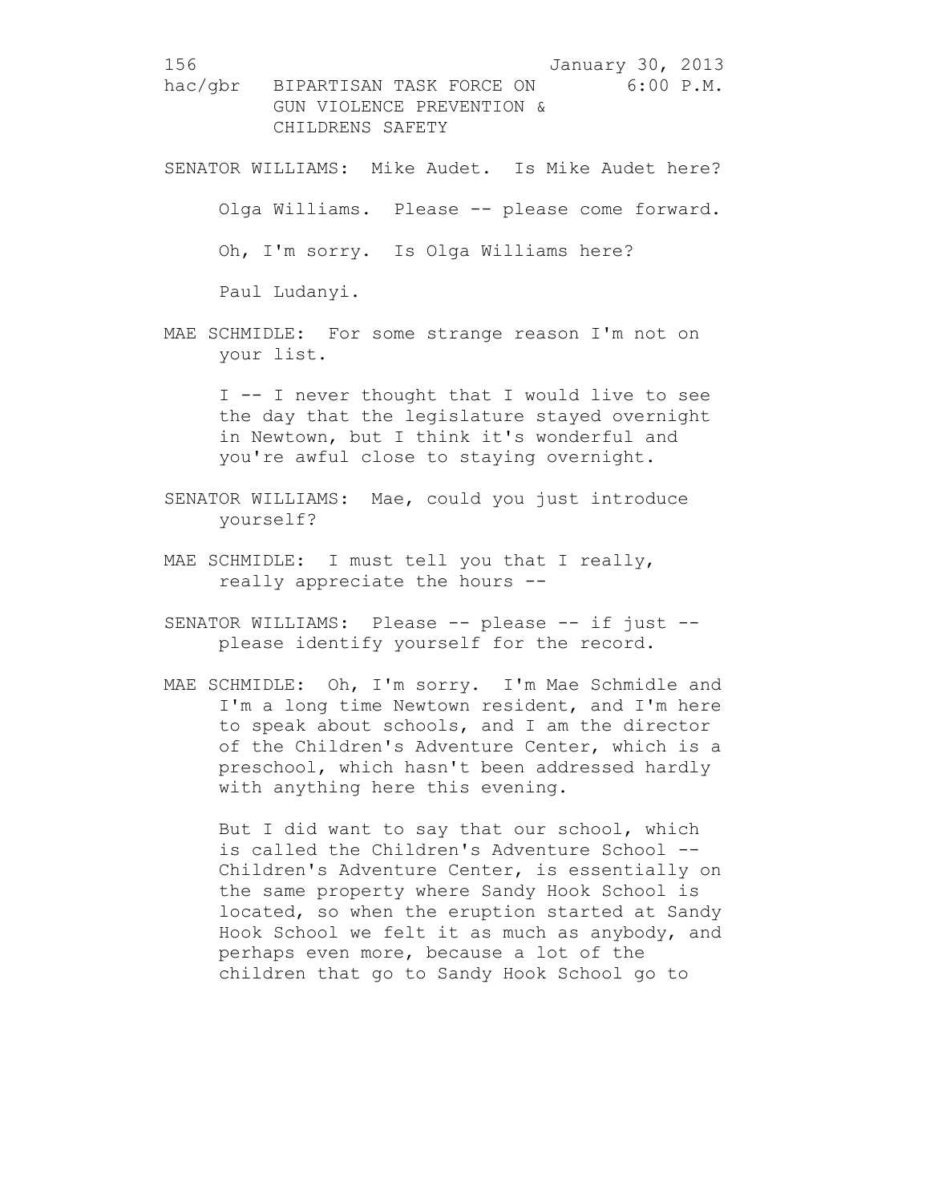SENATOR WILLIAMS: Mike Audet. Is Mike Audet here?

Olga Williams. Please -- please come forward.

Oh, I'm sorry. Is Olga Williams here?

Paul Ludanyi.

MAE SCHMIDLE: For some strange reason I'm not on your list.

I -- I never thought that I would live to see the day that the legislature stayed overnight in Newtown, but I think it's wonderful and you're awful close to staying overnight.

SENATOR WILLIAMS: Mae, could you just introduce yourself?

MAE SCHMIDLE: I must tell you that I really, really appreciate the hours --

SENATOR WILLIAMS: Please -- please -- if just -- please identify yourself for the record.

MAE SCHMIDLE: Oh, I'm sorry. I'm Mae Schmidle and I'm a long time Newtown resident, and I'm here to speak about schools, and I am the director of the Children's Adventure Center, which is a preschool, which hasn't been addressed hardly with anything here this evening.

But I did want to say that our school, which is called the Children's Adventure School -- Children's Adventure Center, is essentially on the same property where Sandy Hook School is located, so when the eruption started at Sandy Hook School we felt it as much as anybody, and perhaps even more, because a lot of the children that go to Sandy Hook School go to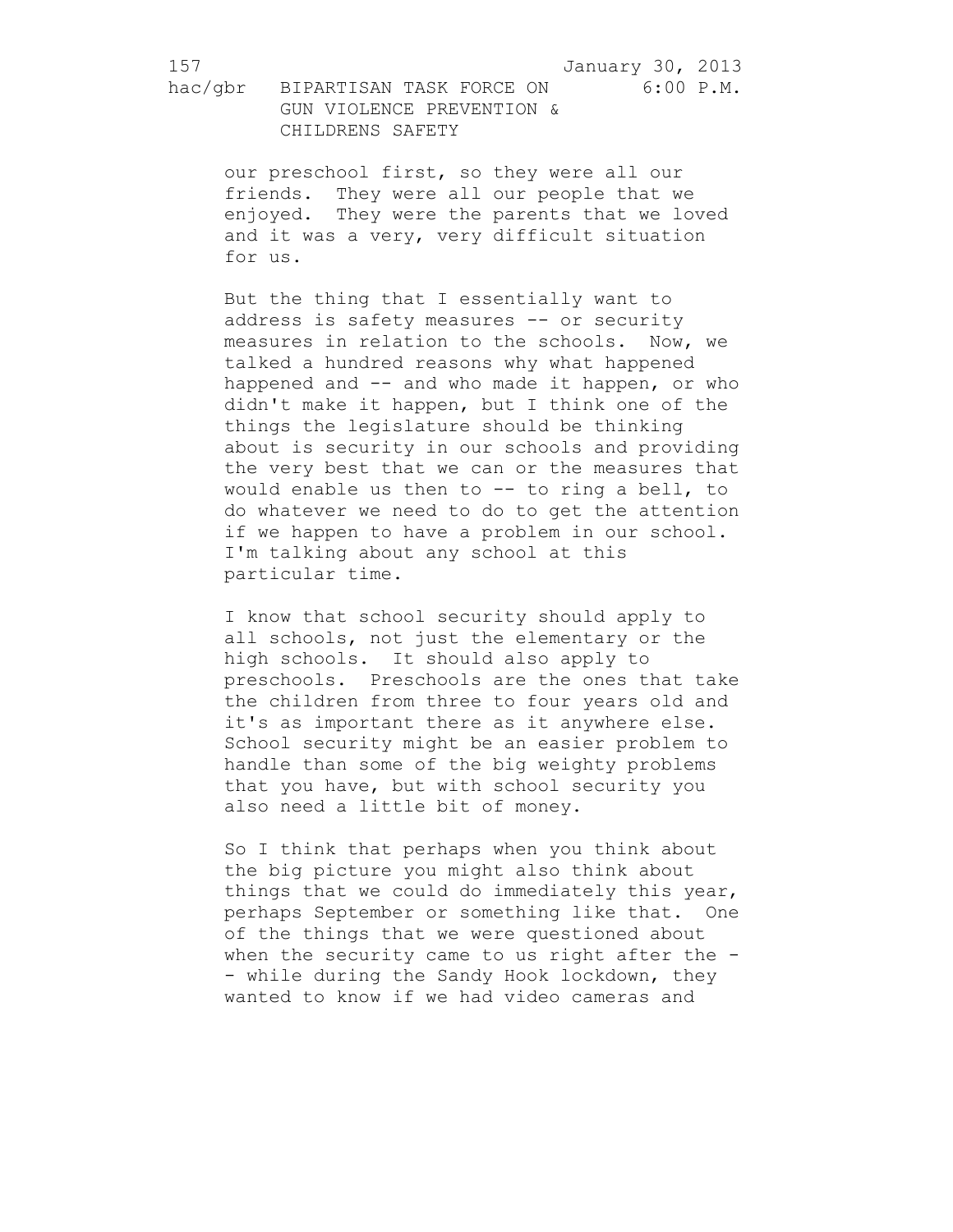our preschool first, so they were all our friends. They were all our people that we enjoyed. They were the parents that we loved and it was a very, very difficult situation for us.

But the thing that I essentially want to address is safety measures -- or security measures in relation to the schools. Now, we talked a hundred reasons why what happened happened and -- and who made it happen, or who didn't make it happen, but I think one of the things the legislature should be thinking about is security in our schools and providing the very best that we can or the measures that would enable us then to -- to ring a bell, to do whatever we need to do to get the attention if we happen to have a problem in our school. I'm talking about any school at this particular time.

I know that school security should apply to all schools, not just the elementary or the high schools. It should also apply to preschools. Preschools are the ones that take the children from three to four years old and it's as important there as it anywhere else. School security might be an easier problem to handle than some of the big weighty problems that you have, but with school security you also need a little bit of money.

So I think that perhaps when you think about the big picture you might also think about things that we could do immediately this year, perhaps September or something like that. One of the things that we were questioned about when the security came to us right after the -- while during the Sandy Hook lockdown, they wanted to know if we had video cameras and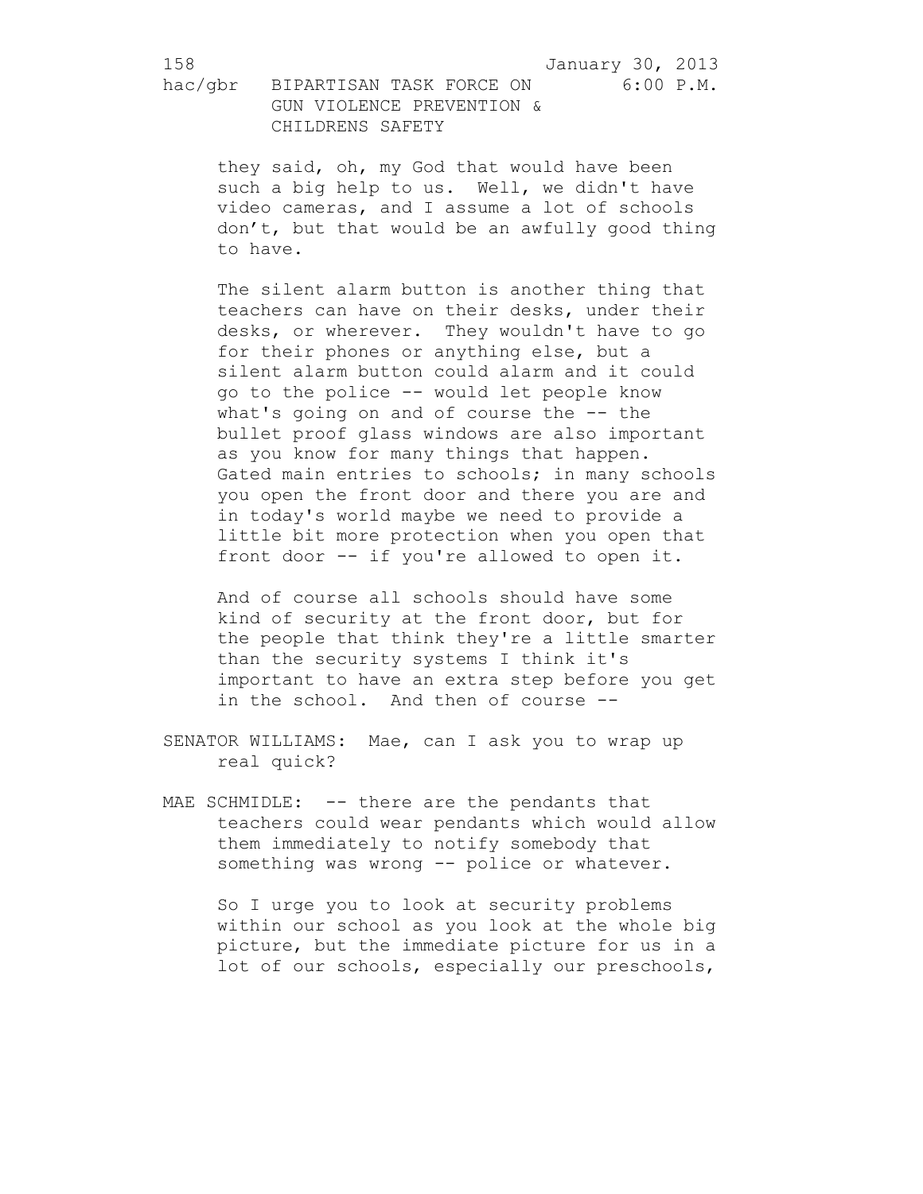they said, oh, my God that would have been such a big help to us. Well, we didn't have video cameras, and I assume a lot of schools don't, but that would be an awfully good thing to have.

The silent alarm button is another thing that teachers can have on their desks, under their desks, or wherever. They wouldn't have to go for their phones or anything else, but a silent alarm button could alarm and it could go to the police -- would let people know what's going on and of course the -- the bullet proof glass windows are also important as you know for many things that happen. Gated main entries to schools; in many schools you open the front door and there you are and in today's world maybe we need to provide a little bit more protection when you open that front door -- if you're allowed to open it.

And of course all schools should have some kind of security at the front door, but for the people that think they're a little smarter than the security systems I think it's important to have an extra step before you get in the school. And then of course --

SENATOR WILLIAMS: Mae, can I ask you to wrap up real quick?

MAE SCHMIDLE: -- there are the pendants that teachers could wear pendants which would allow them immediately to notify somebody that something was wrong -- police or whatever.

So I urge you to look at security problems within our school as you look at the whole big picture, but the immediate picture for us in a lot of our schools, especially our preschools,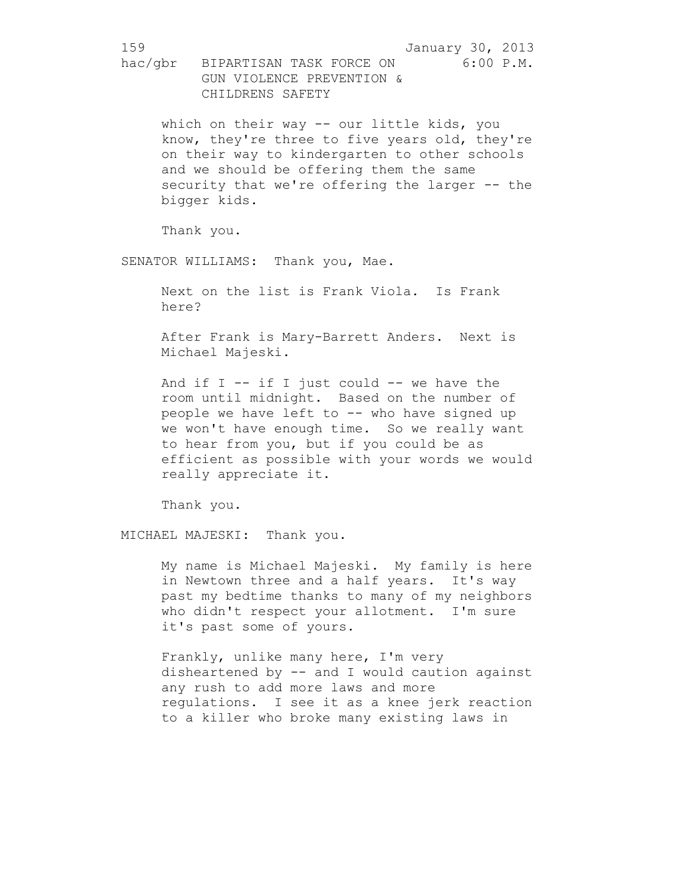which on their way -- our little kids, you know, they're three to five years old, they're on their way to kindergarten to other schools and we should be offering them the same security that we're offering the larger -- the bigger kids.

Thank you.

SENATOR WILLIAMS: Thank you, Mae.

Next on the list is Frank Viola. Is Frank here?

After Frank is Mary-Barrett Anders. Next is Michael Majeski.

And if I -- if I just could -- we have the room until midnight. Based on the number of people we have left to -- who have signed up we won't have enough time. So we really want to hear from you, but if you could be as efficient as possible with your words we would really appreciate it.

Thank you.

MICHAEL MAJESKI: Thank you.

My name is Michael Majeski. My family is here in Newtown three and a half years. It's way past my bedtime thanks to many of my neighbors who didn't respect your allotment. I'm sure it's past some of yours.

Frankly, unlike many here, I'm very disheartened by -- and I would caution against any rush to add more laws and more regulations. I see it as a knee jerk reaction to a killer who broke many existing laws in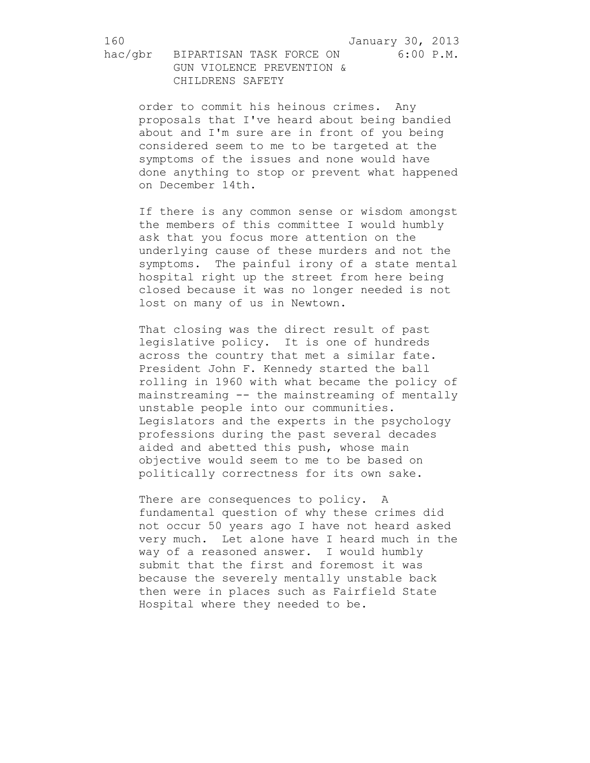order to commit his heinous crimes. Any proposals that I've heard about being bandied about and I'm sure are in front of you being considered seem to me to be targeted at the symptoms of the issues and none would have done anything to stop or prevent what happened on December 14th.

If there is any common sense or wisdom amongst the members of this committee I would humbly ask that you focus more attention on the underlying cause of these murders and not the symptoms. The painful irony of a state mental hospital right up the street from here being closed because it was no longer needed is not lost on many of us in Newtown.

That closing was the direct result of past legislative policy. It is one of hundreds across the country that met a similar fate. President John F. Kennedy started the ball rolling in 1960 with what became the policy of mainstreaming -- the mainstreaming of mentally unstable people into our communities. Legislators and the experts in the psychology professions during the past several decades aided and abetted this push, whose main objective would seem to me to be based on politically correctness for its own sake.

There are consequences to policy. A fundamental question of why these crimes did not occur 50 years ago I have not heard asked very much. Let alone have I heard much in the way of a reasoned answer. I would humbly submit that the first and foremost it was because the severely mentally unstable back then were in places such as Fairfield State Hospital where they needed to be.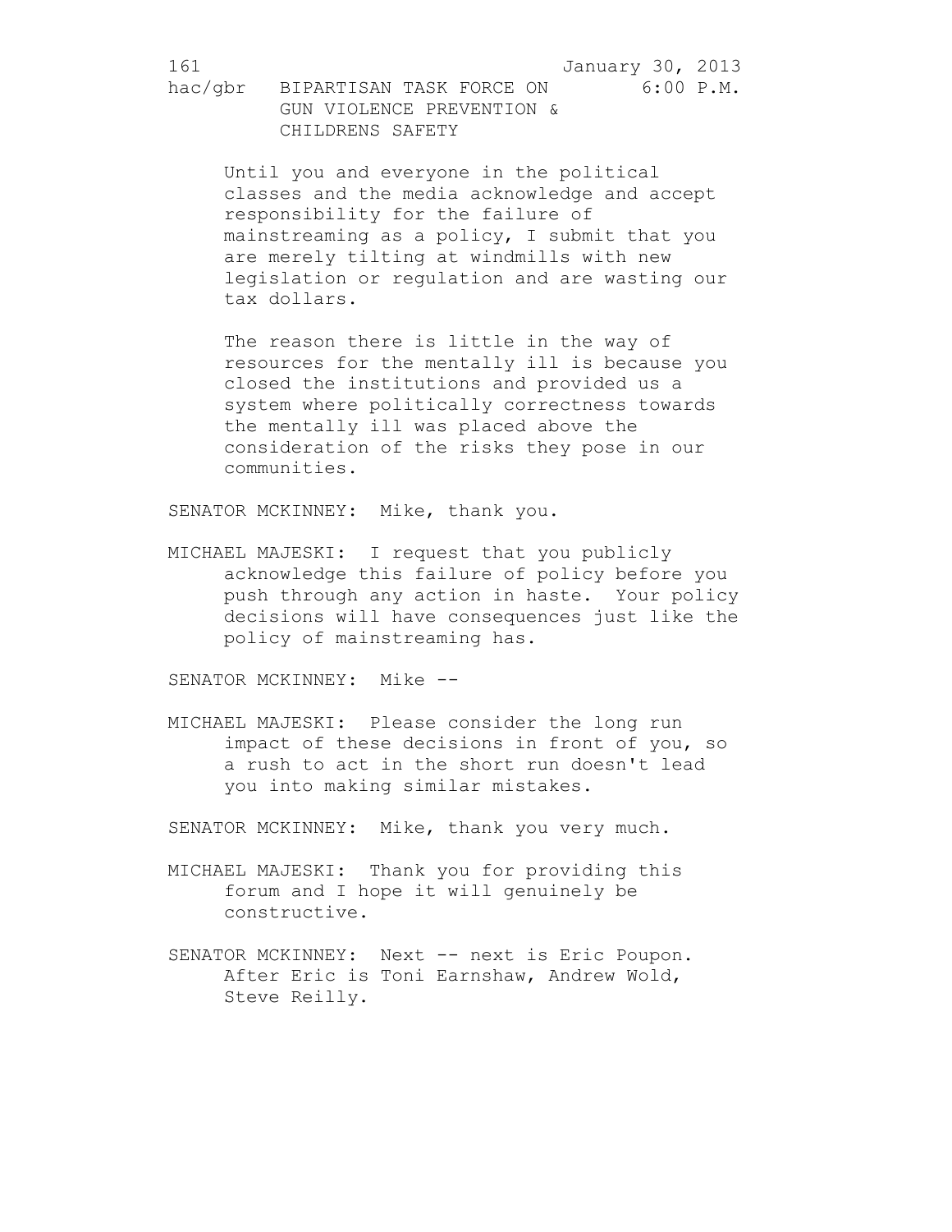Until you and everyone in the political classes and the media acknowledge and accept responsibility for the failure of mainstreaming as a policy, I submit that you are merely tilting at windmills with new legislation or regulation and are wasting our tax dollars.

The reason there is little in the way of resources for the mentally ill is because you closed the institutions and provided us a system where politically correctness towards the mentally ill was placed above the consideration of the risks they pose in our communities.

SENATOR MCKINNEY: Mike, thank you.

MICHAEL MAJESKI: I request that you publicly acknowledge this failure of policy before you push through any action in haste. Your policy decisions will have consequences just like the policy of mainstreaming has.

SENATOR MCKINNEY: Mike --

MICHAEL MAJESKI: Please consider the long run impact of these decisions in front of you, so a rush to act in the short run doesn't lead you into making similar mistakes.

SENATOR MCKINNEY: Mike, thank you very much.

MICHAEL MAJESKI: Thank you for providing this forum and I hope it will genuinely be constructive.

SENATOR MCKINNEY: Next -- next is Eric Poupon. After Eric is Toni Earnshaw, Andrew Wold, Steve Reilly.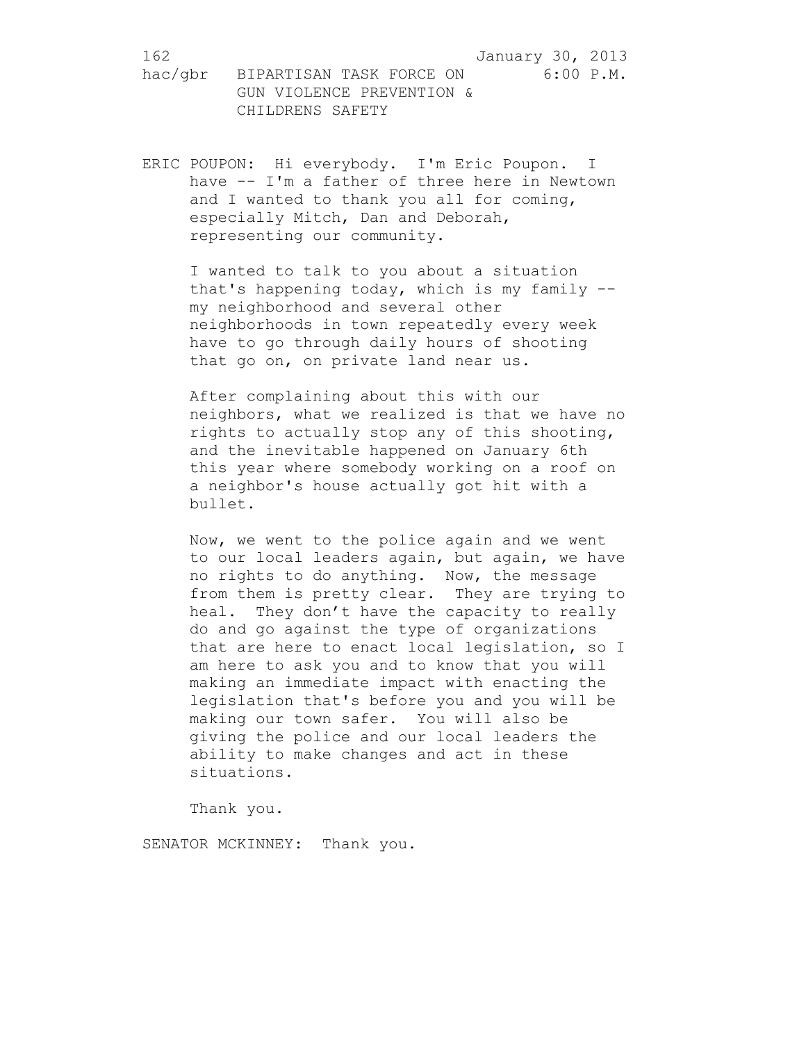ERIC POUPON: Hi everybody. I'm Eric Poupon. I have -- I'm a father of three here in Newtown and I wanted to thank you all for coming, especially Mitch, Dan and Deborah, representing our community.

I wanted to talk to you about a situation that's happening today, which is my family -- my neighborhood and several other neighborhoods in town repeatedly every week have to go through daily hours of shooting that go on, on private land near us.

After complaining about this with our neighbors, what we realized is that we have no rights to actually stop any of this shooting, and the inevitable happened on January 6th this year where somebody working on a roof on a neighbor's house actually got hit with a bullet.

Now, we went to the police again and we went to our local leaders again, but again, we have no rights to do anything. Now, the message from them is pretty clear. They are trying to heal. They don't have the capacity to really do and go against the type of organizations that are here to enact local legislation, so I am here to ask you and to know that you will making an immediate impact with enacting the legislation that's before you and you will be making our town safer. You will also be giving the police and our local leaders the ability to make changes and act in these situations.

Thank you.

SENATOR MCKINNEY: Thank you.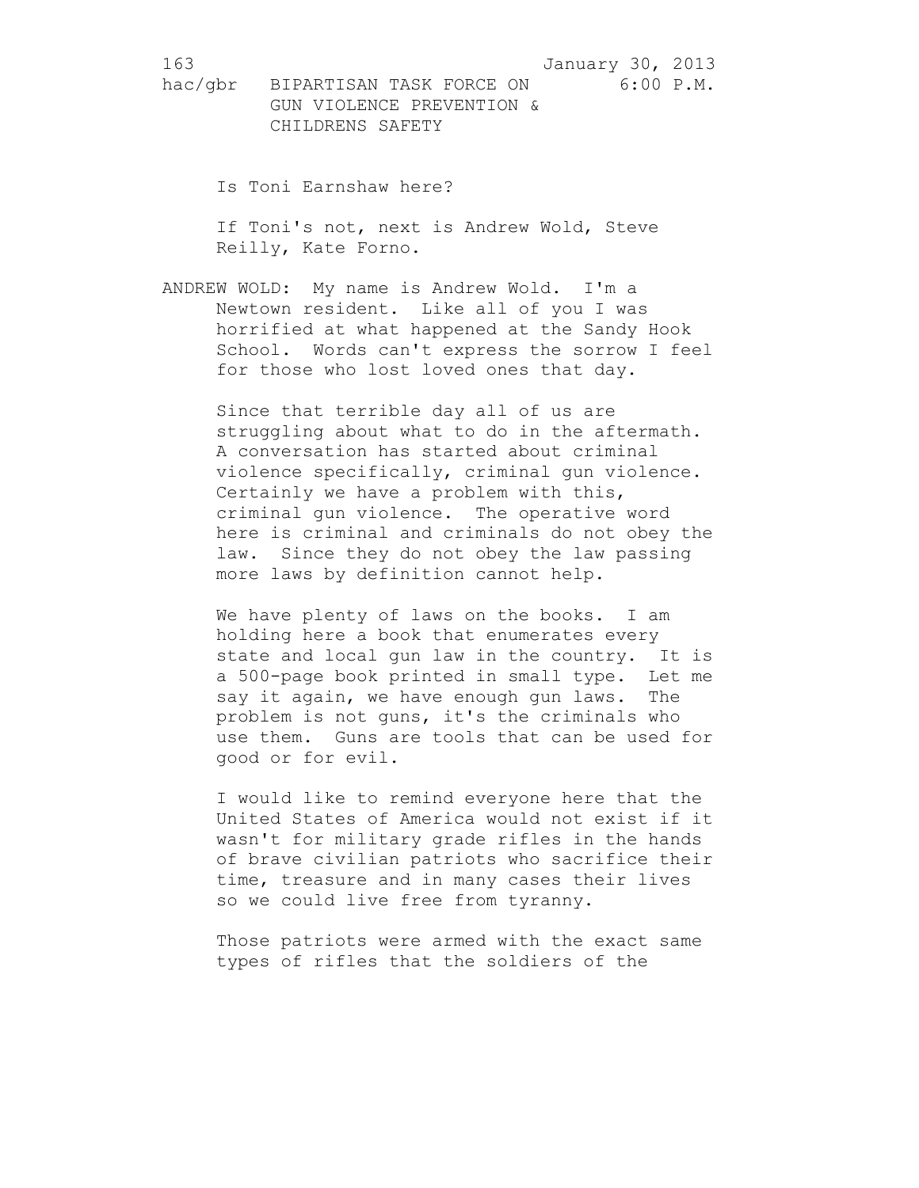Is Toni Earnshaw here?

If Toni's not, next is Andrew Wold, Steve Reilly, Kate Forno.

ANDREW WOLD: My name is Andrew Wold. I'm a Newtown resident. Like all of you I was horrified at what happened at the Sandy Hook School. Words can't express the sorrow I feel for those who lost loved ones that day.

Since that terrible day all of us are struggling about what to do in the aftermath. A conversation has started about criminal violence specifically, criminal gun violence. Certainly we have a problem with this, criminal gun violence. The operative word here is criminal and criminals do not obey the law. Since they do not obey the law passing more laws by definition cannot help.

We have plenty of laws on the books. I am holding here a book that enumerates every state and local gun law in the country. It is a 500-page book printed in small type. Let me say it again, we have enough gun laws. The problem is not guns, it's the criminals who use them. Guns are tools that can be used for good or for evil.

I would like to remind everyone here that the United States of America would not exist if it wasn't for military grade rifles in the hands of brave civilian patriots who sacrifice their time, treasure and in many cases their lives so we could live free from tyranny.

Those patriots were armed with the exact same types of rifles that the soldiers of the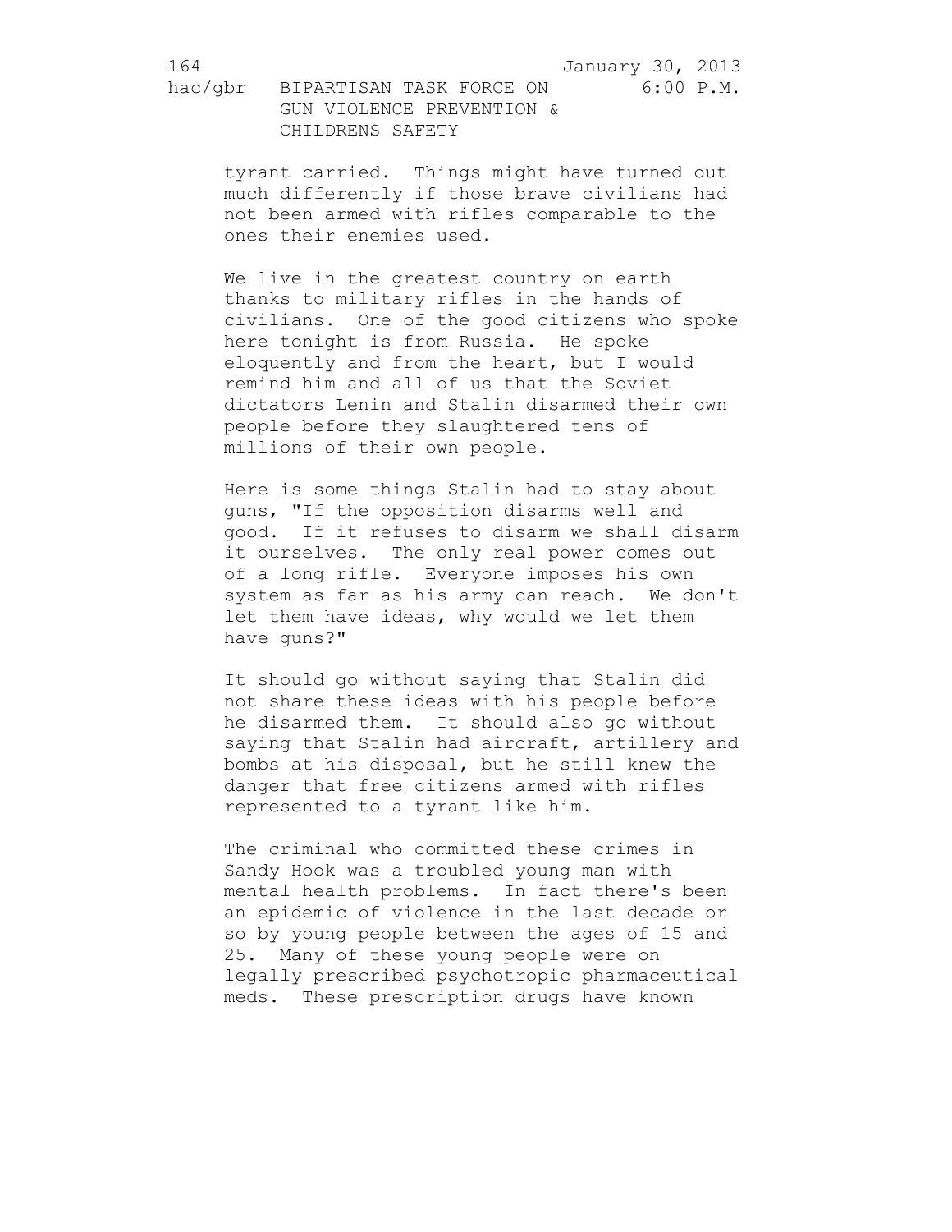tyrant carried. Things might have turned out much differently if those brave civilians had not been armed with rifles comparable to the ones their enemies used.

We live in the greatest country on earth thanks to military rifles in the hands of civilians. One of the good citizens who spoke here tonight is from Russia. He spoke eloquently and from the heart, but I would remind him and all of us that the Soviet dictators Lenin and Stalin disarmed their own people before they slaughtered tens of millions of their own people.

Here is some things Stalin had to stay about guns, "If the opposition disarms well and good. If it refuses to disarm we shall disarm it ourselves. The only real power comes out of a long rifle. Everyone imposes his own system as far as his army can reach. We don't let them have ideas, why would we let them have guns?"

It should go without saying that Stalin did not share these ideas with his people before he disarmed them. It should also go without saying that Stalin had aircraft, artillery and bombs at his disposal, but he still knew the danger that free citizens armed with rifles represented to a tyrant like him.

The criminal who committed these crimes in Sandy Hook was a troubled young man with mental health problems. In fact there's been an epidemic of violence in the last decade or so by young people between the ages of 15 and 25. Many of these young people were on legally prescribed psychotropic pharmaceutical meds. These prescription drugs have known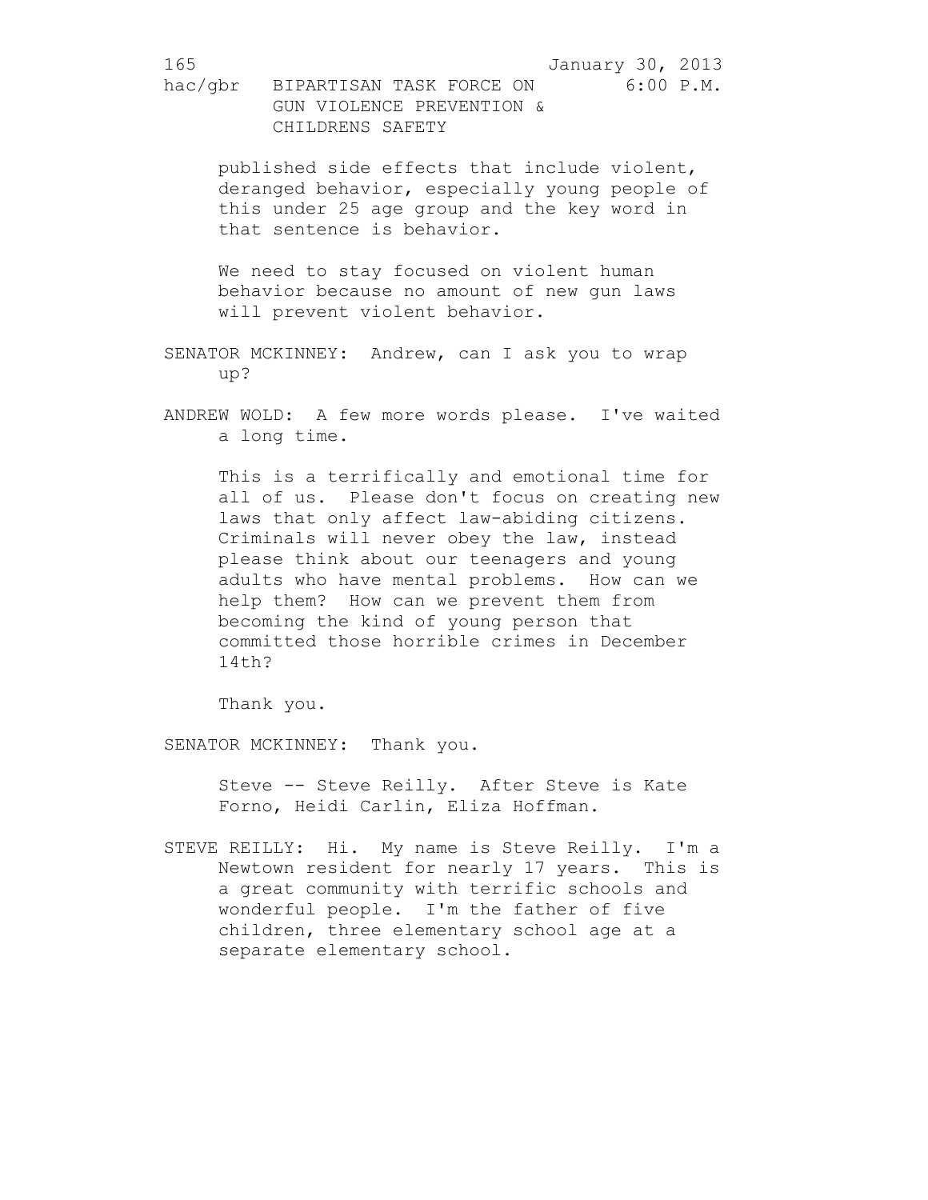published side effects that include violent, deranged behavior, especially young people of this under 25 age group and the key word in that sentence is behavior.

We need to stay focused on violent human behavior because no amount of new gun laws will prevent violent behavior.

SENATOR MCKINNEY: Andrew, can I ask you to wrap up?

ANDREW WOLD: A few more words please. I've waited a long time.

This is a terrifically and emotional time for all of us. Please don't focus on creating new laws that only affect law-abiding citizens. Criminals will never obey the law, instead please think about our teenagers and young adults who have mental problems. How can we help them? How can we prevent them from becoming the kind of young person that committed those horrible crimes in December 14th?

Thank you.

SENATOR MCKINNEY: Thank you.

Steve -- Steve Reilly. After Steve is Kate Forno, Heidi Carlin, Eliza Hoffman.

STEVE REILLY: Hi. My name is Steve Reilly. I'm a Newtown resident for nearly 17 years. This is a great community with terrific schools and wonderful people. I'm the father of five children, three elementary school age at a separate elementary school.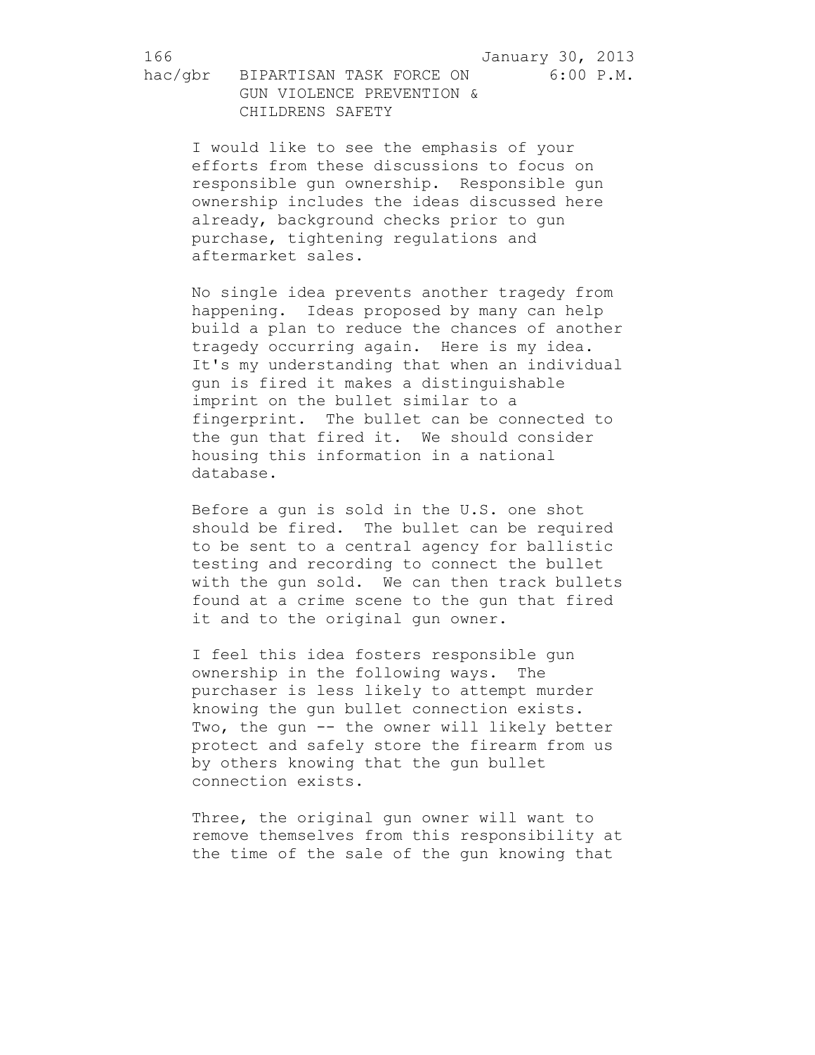I would like to see the emphasis of your efforts from these discussions to focus on responsible gun ownership. Responsible gun ownership includes the ideas discussed here already, background checks prior to gun purchase, tightening regulations and aftermarket sales.

No single idea prevents another tragedy from happening. Ideas proposed by many can help build a plan to reduce the chances of another tragedy occurring again. Here is my idea. It's my understanding that when an individual gun is fired it makes a distinguishable imprint on the bullet similar to a fingerprint. The bullet can be connected to the gun that fired it. We should consider housing this information in a national database.

Before a gun is sold in the U.S. one shot should be fired. The bullet can be required to be sent to a central agency for ballistic testing and recording to connect the bullet with the gun sold. We can then track bullets found at a crime scene to the gun that fired it and to the original gun owner.

I feel this idea fosters responsible gun ownership in the following ways. The purchaser is less likely to attempt murder knowing the gun bullet connection exists. Two, the gun -- the owner will likely better protect and safely store the firearm from us by others knowing that the gun bullet connection exists.

Three, the original gun owner will want to remove themselves from this responsibility at the time of the sale of the gun knowing that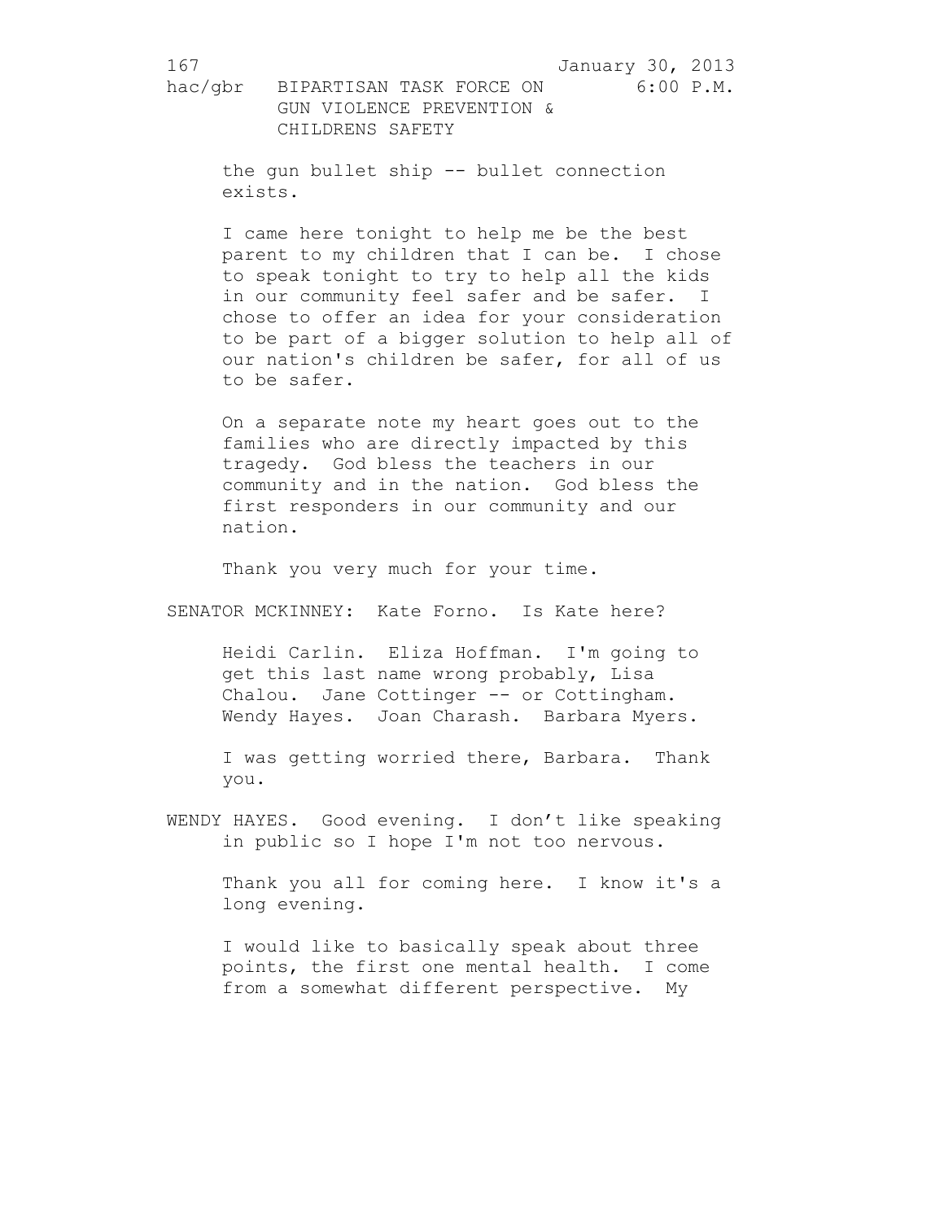the gun bullet ship -- bullet connection exists.

I came here tonight to help me be the best parent to my children that I can be. I chose to speak tonight to try to help all the kids in our community feel safer and be safer. I chose to offer an idea for your consideration to be part of a bigger solution to help all of our nation's children be safer, for all of us to be safer.

On a separate note my heart goes out to the families who are directly impacted by this tragedy. God bless the teachers in our community and in the nation. God bless the first responders in our community and our nation.

Thank you very much for your time.

SENATOR MCKINNEY: Kate Forno. Is Kate here?

Heidi Carlin. Eliza Hoffman. I'm going to get this last name wrong probably, Lisa Chalou. Jane Cottinger -- or Cottingham. Wendy Hayes. Joan Charash. Barbara Myers.

I was getting worried there, Barbara. Thank you.

WENDY HAYES. Good evening. I don't like speaking in public so I hope I'm not too nervous.

Thank you all for coming here. I know it's a long evening.

I would like to basically speak about three points, the first one mental health. I come from a somewhat different perspective. My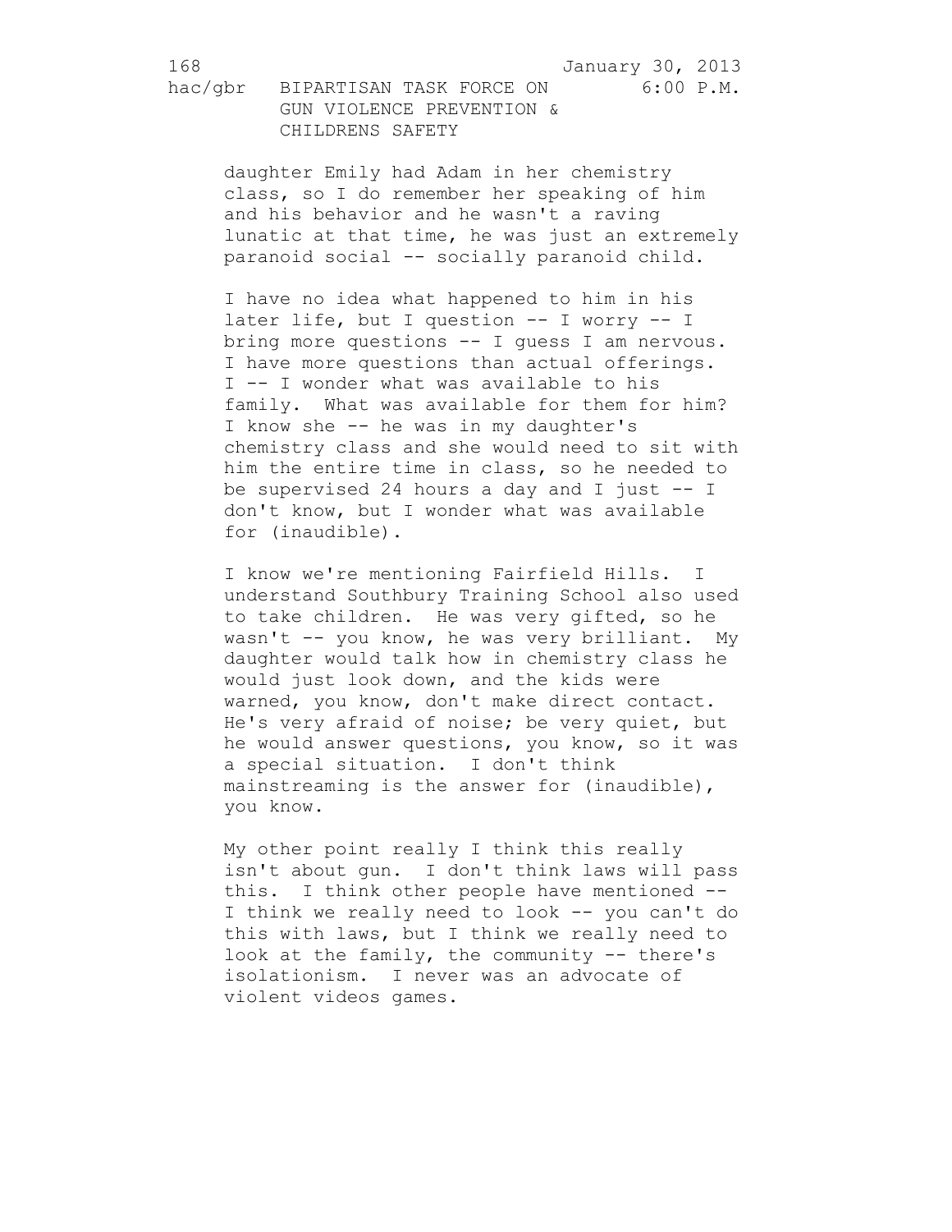daughter Emily had Adam in her chemistry class, so I do remember her speaking of him and his behavior and he wasn't a raving lunatic at that time, he was just an extremely paranoid social -- socially paranoid child.

I have no idea what happened to him in his later life, but I question -- I worry -- I bring more questions -- I guess I am nervous. I have more questions than actual offerings. I -- I wonder what was available to his family. What was available for them for him? I know she -- he was in my daughter's chemistry class and she would need to sit with him the entire time in class, so he needed to be supervised 24 hours a day and I just -- I don't know, but I wonder what was available for (inaudible).

I know we're mentioning Fairfield Hills. I understand Southbury Training School also used to take children. He was very gifted, so he wasn't -- you know, he was very brilliant. My daughter would talk how in chemistry class he would just look down, and the kids were warned, you know, don't make direct contact. He's very afraid of noise; be very quiet, but he would answer questions, you know, so it was a special situation. I don't think mainstreaming is the answer for (inaudible), you know.

My other point really I think this really isn't about gun. I don't think laws will pass this. I think other people have mentioned -- I think we really need to look -- you can't do this with laws, but I think we really need to look at the family, the community -- there's isolationism. I never was an advocate of violent videos games.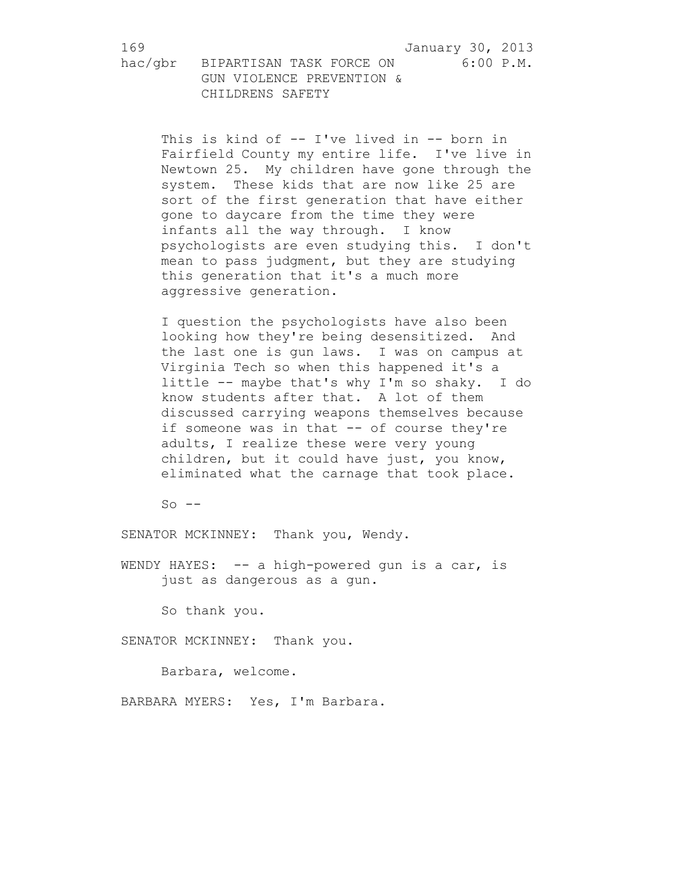This is kind of -- I've lived in -- born in Fairfield County my entire life. I've live in Newtown 25. My children have gone through the system. These kids that are now like 25 are sort of the first generation that have either gone to daycare from the time they were infants all the way through. I know psychologists are even studying this. I don't mean to pass judgment, but they are studying this generation that it's a much more aggressive generation.

I question the psychologists have also been looking how they're being desensitized. And the last one is gun laws. I was on campus at Virginia Tech so when this happened it's a little -- maybe that's why I'm so shaky. I do know students after that. A lot of them discussed carrying weapons themselves because if someone was in that -- of course they're adults, I realize these were very young children, but it could have just, you know, eliminated what the carnage that took place.

So --

SENATOR MCKINNEY: Thank you, Wendy.

WENDY HAYES: -- a high-powered gun is a car, is just as dangerous as a gun.

So thank you.

SENATOR MCKINNEY: Thank you.

Barbara, welcome.

BARBARA MYERS: Yes, I'm Barbara.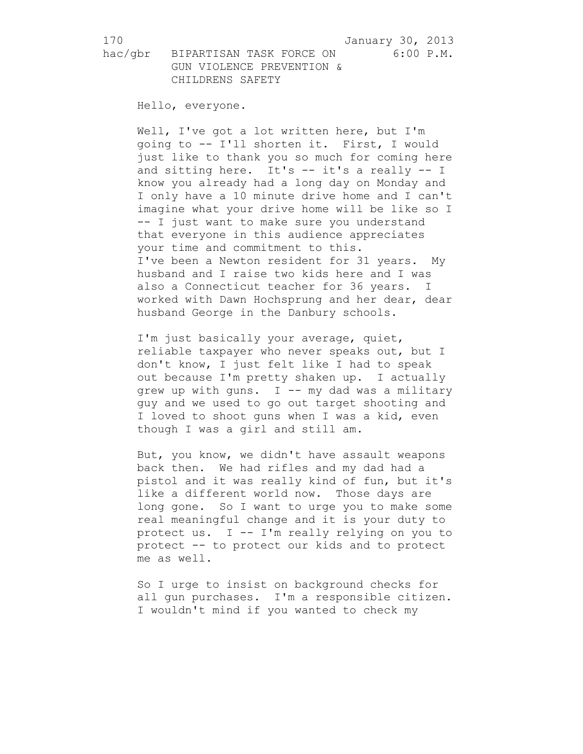Hello, everyone.

Well, I've got a lot written here, but I'm going to -- I'll shorten it. First, I would just like to thank you so much for coming here and sitting here. It's -- it's a really -- I know you already had a long day on Monday and I only have a 10 minute drive home and I can't imagine what your drive home will be like so I -- I just want to make sure you understand that everyone in this audience appreciates your time and commitment to this.
I've been a Newton resident for 31 years. My husband and I raise two kids here and I was also a Connecticut teacher for 36 years. I worked with Dawn Hochsprung and her dear, dear husband George in the Danbury schools.

I'm just basically your average, quiet, reliable taxpayer who never speaks out, but I don't know, I just felt like I had to speak out because I'm pretty shaken up. I actually grew up with guns. I -- my dad was a military guy and we used to go out target shooting and I loved to shoot guns when I was a kid, even though I was a girl and still am.

But, you know, we didn't have assault weapons back then. We had rifles and my dad had a pistol and it was really kind of fun, but it's like a different world now. Those days are long gone. So I want to urge you to make some real meaningful change and it is your duty to protect us. I -- I'm really relying on you to protect -- to protect our kids and to protect me as well.

So I urge to insist on background checks for all gun purchases. I'm a responsible citizen. I wouldn't mind if you wanted to check my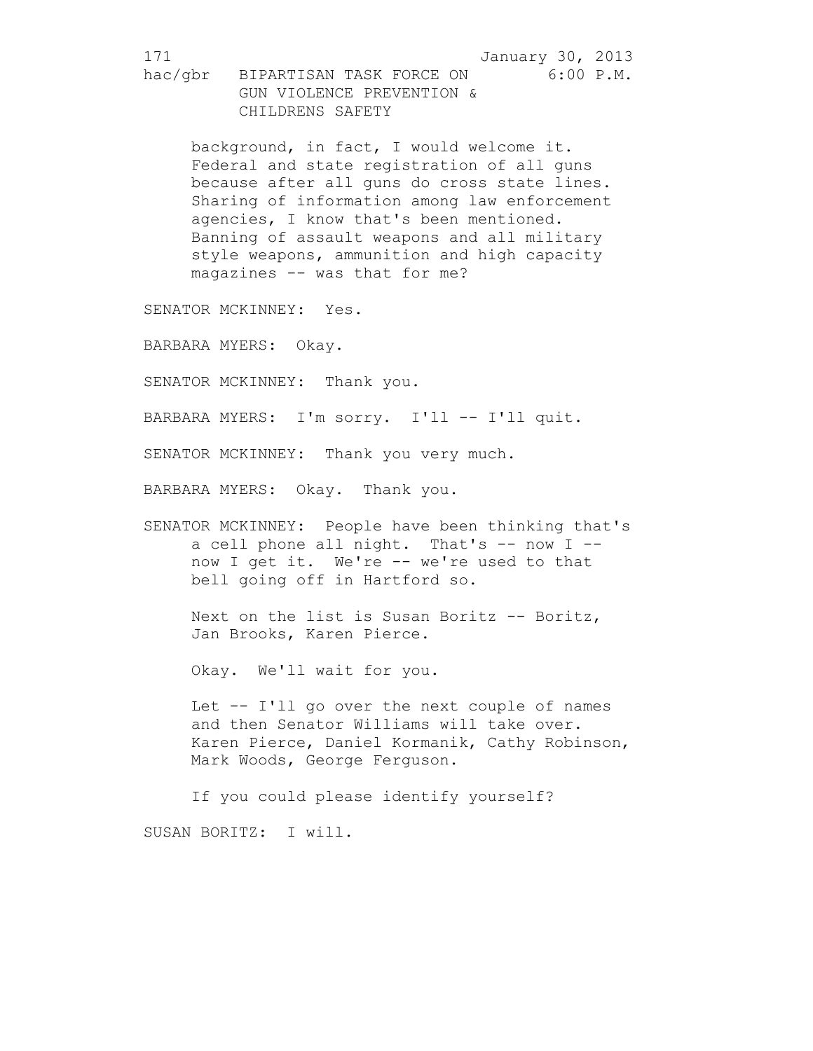background, in fact, I would welcome it. Federal and state registration of all guns because after all guns do cross state lines. Sharing of information among law enforcement agencies, I know that's been mentioned. Banning of assault weapons and all military style weapons, ammunition and high capacity magazines -- was that for me?

SENATOR MCKINNEY: Yes.

BARBARA MYERS: Okay.

SENATOR MCKINNEY: Thank you.

BARBARA MYERS: I'm sorry. I'll -- I'll quit.

SENATOR MCKINNEY: Thank you very much.

BARBARA MYERS: Okay. Thank you.

SENATOR MCKINNEY: People have been thinking that's a cell phone all night. That's -- now I -- now I get it. We're -- we're used to that bell going off in Hartford so.

Next on the list is Susan Boritz -- Boritz, Jan Brooks, Karen Pierce.

Okay. We'll wait for you.

Let -- I'll go over the next couple of names and then Senator Williams will take over. Karen Pierce, Daniel Kormanik, Cathy Robinson, Mark Woods, George Ferguson.

If you could please identify yourself?

SUSAN BORITZ: I will.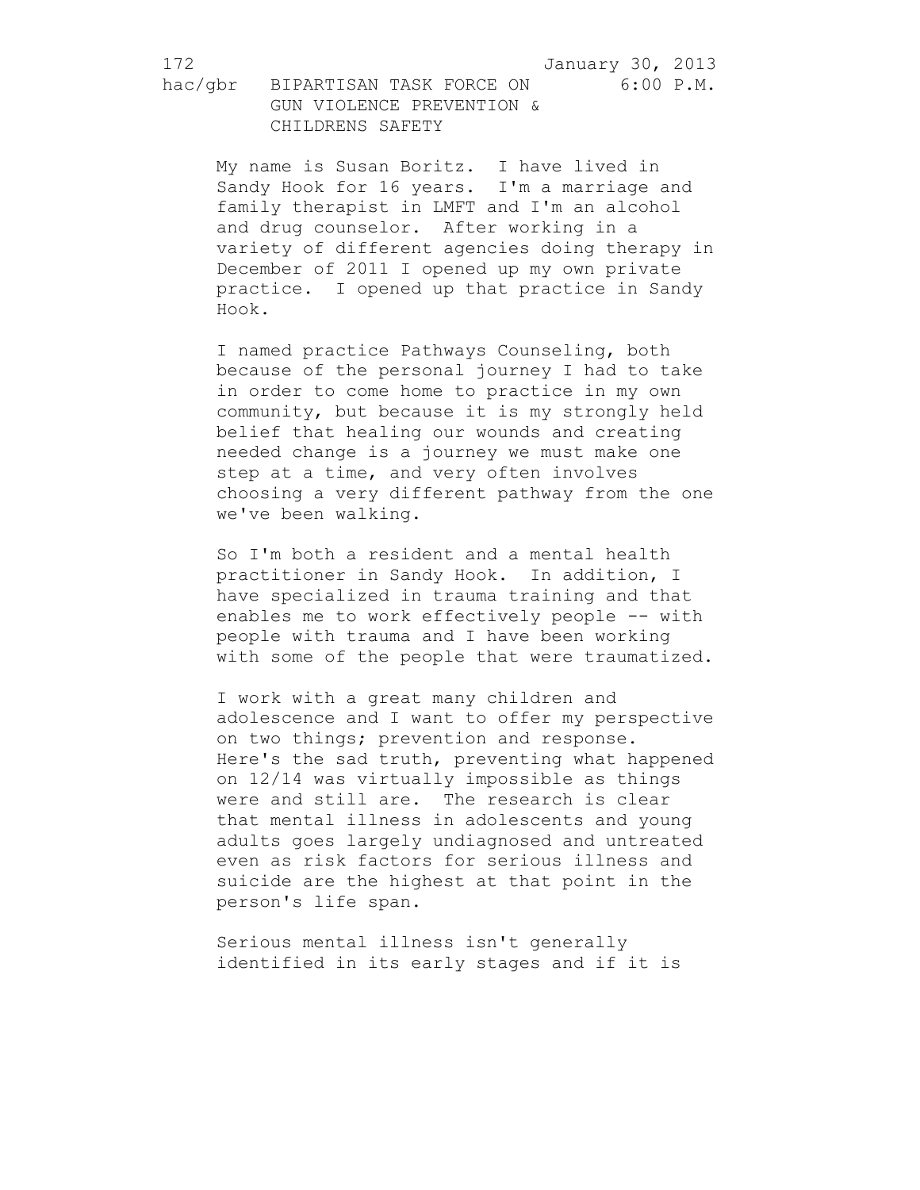My name is Susan Boritz. I have lived in Sandy Hook for 16 years. I'm a marriage and family therapist in LMFT and I'm an alcohol and drug counselor. After working in a variety of different agencies doing therapy in December of 2011 I opened up my own private practice. I opened up that practice in Sandy Hook.

I named practice Pathways Counseling, both because of the personal journey I had to take in order to come home to practice in my own community, but because it is my strongly held belief that healing our wounds and creating needed change is a journey we must make one step at a time, and very often involves choosing a very different pathway from the one we've been walking.

So I'm both a resident and a mental health practitioner in Sandy Hook. In addition, I have specialized in trauma training and that enables me to work effectively people -- with people with trauma and I have been working with some of the people that were traumatized.

I work with a great many children and adolescence and I want to offer my perspective on two things; prevention and response. Here's the sad truth, preventing what happened on 12/14 was virtually impossible as things were and still are. The research is clear that mental illness in adolescents and young adults goes largely undiagnosed and untreated even as risk factors for serious illness and suicide are the highest at that point in the person's life span.

Serious mental illness isn't generally identified in its early stages and if it is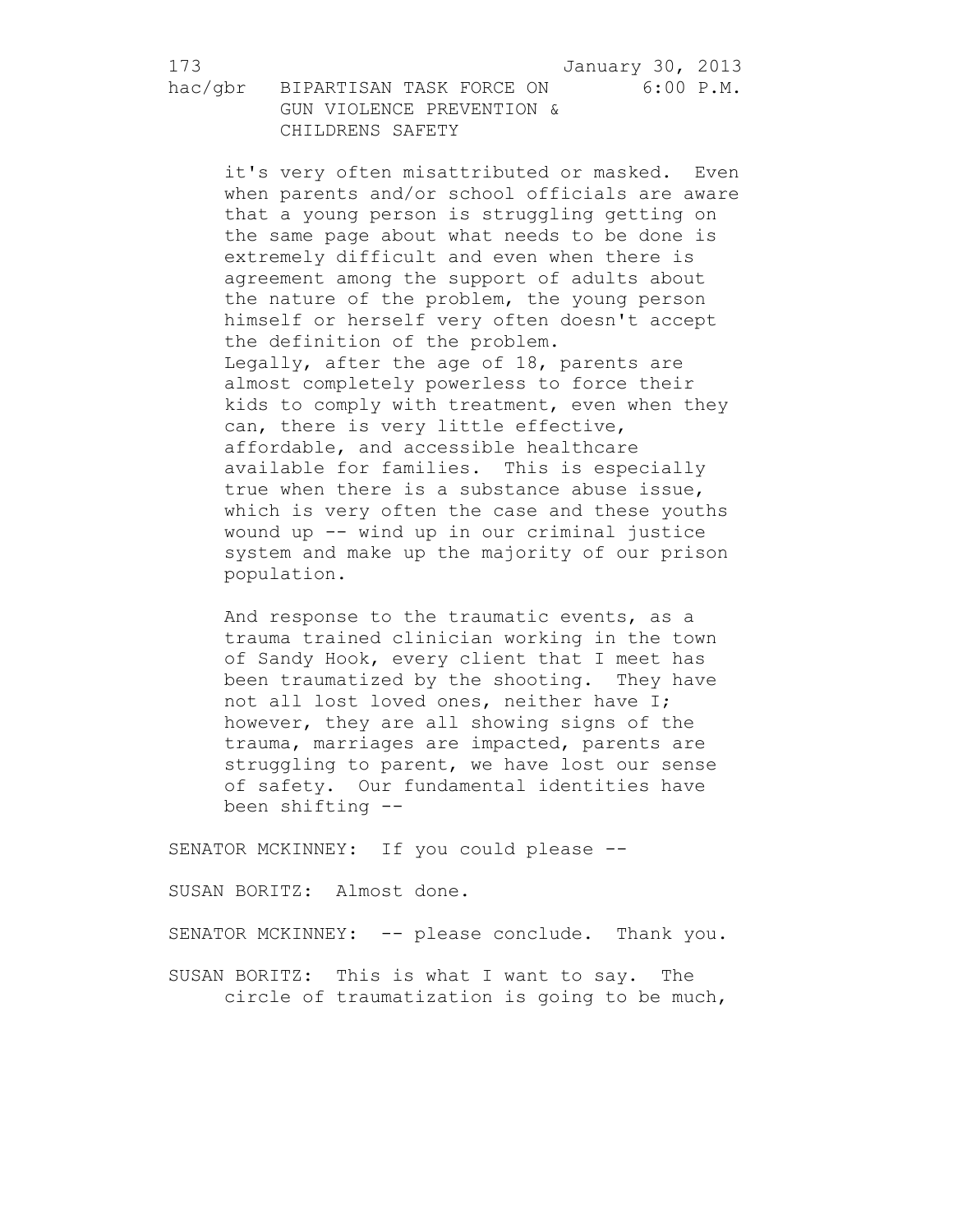it's very often misattributed or masked. Even when parents and/or school officials are aware that a young person is struggling getting on the same page about what needs to be done is extremely difficult and even when there is agreement among the support of adults about the nature of the problem, the young person himself or herself very often doesn't accept the definition of the problem.
Legally, after the age of 18, parents are almost completely powerless to force their kids to comply with treatment, even when they can, there is very little effective, affordable, and accessible healthcare available for families. This is especially true when there is a substance abuse issue, which is very often the case and these youths wound up -- wind up in our criminal justice system and make up the majority of our prison population.

And response to the traumatic events, as a trauma trained clinician working in the town of Sandy Hook, every client that I meet has been traumatized by the shooting. They have not all lost loved ones, neither have I; however, they are all showing signs of the trauma, marriages are impacted, parents are struggling to parent, we have lost our sense of safety. Our fundamental identities have been shifting --

SENATOR MCKINNEY: If you could please --

SUSAN BORITZ: Almost done.

SENATOR MCKINNEY: -- please conclude. Thank you.

SUSAN BORITZ: This is what I want to say. The circle of traumatization is going to be much,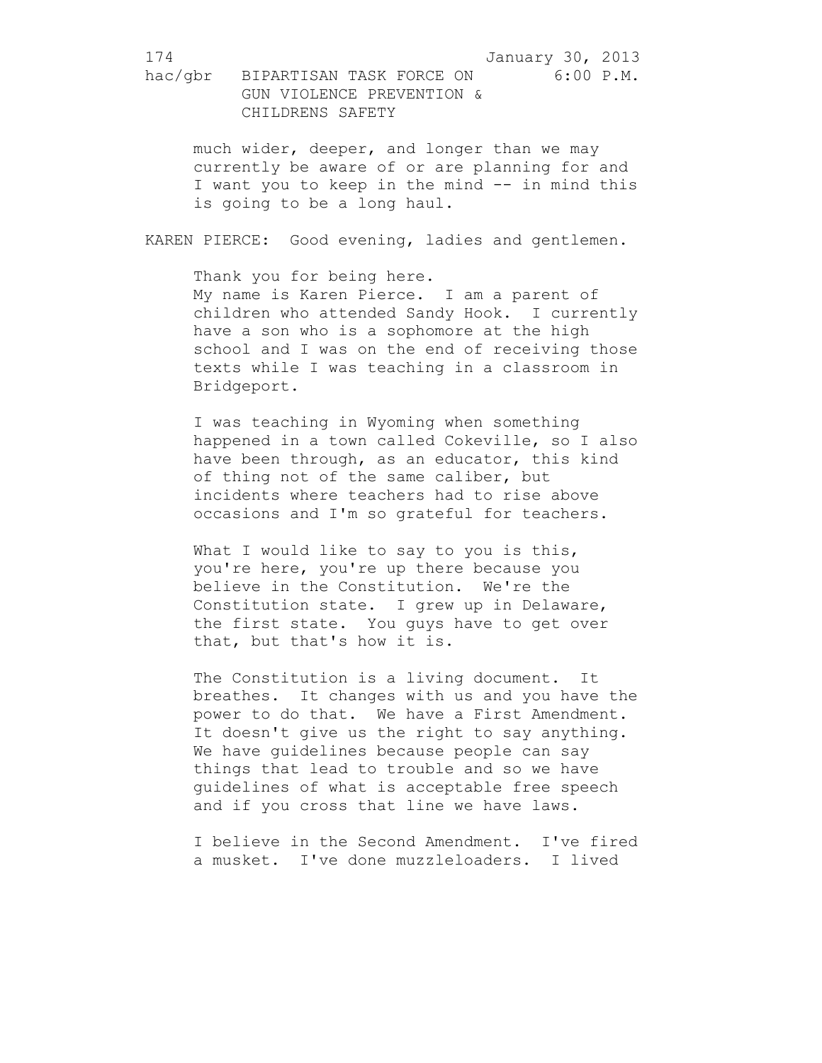much wider, deeper, and longer than we may currently be aware of or are planning for and I want you to keep in the mind -- in mind this is going to be a long haul.

KAREN PIERCE: Good evening, ladies and gentlemen.

Thank you for being here.
My name is Karen Pierce. I am a parent of children who attended Sandy Hook. I currently have a son who is a sophomore at the high school and I was on the end of receiving those texts while I was teaching in a classroom in Bridgeport.

I was teaching in Wyoming when something happened in a town called Cokeville, so I also have been through, as an educator, this kind of thing not of the same caliber, but incidents where teachers had to rise above occasions and I'm so grateful for teachers.

What I would like to say to you is this, you're here, you're up there because you believe in the Constitution. We're the Constitution state. I grew up in Delaware, the first state. You guys have to get over that, but that's how it is.

The Constitution is a living document. It breathes. It changes with us and you have the power to do that. We have a First Amendment. It doesn't give us the right to say anything. We have guidelines because people can say things that lead to trouble and so we have guidelines of what is acceptable free speech and if you cross that line we have laws.

I believe in the Second Amendment. I've fired a musket. I've done muzzleloaders. I lived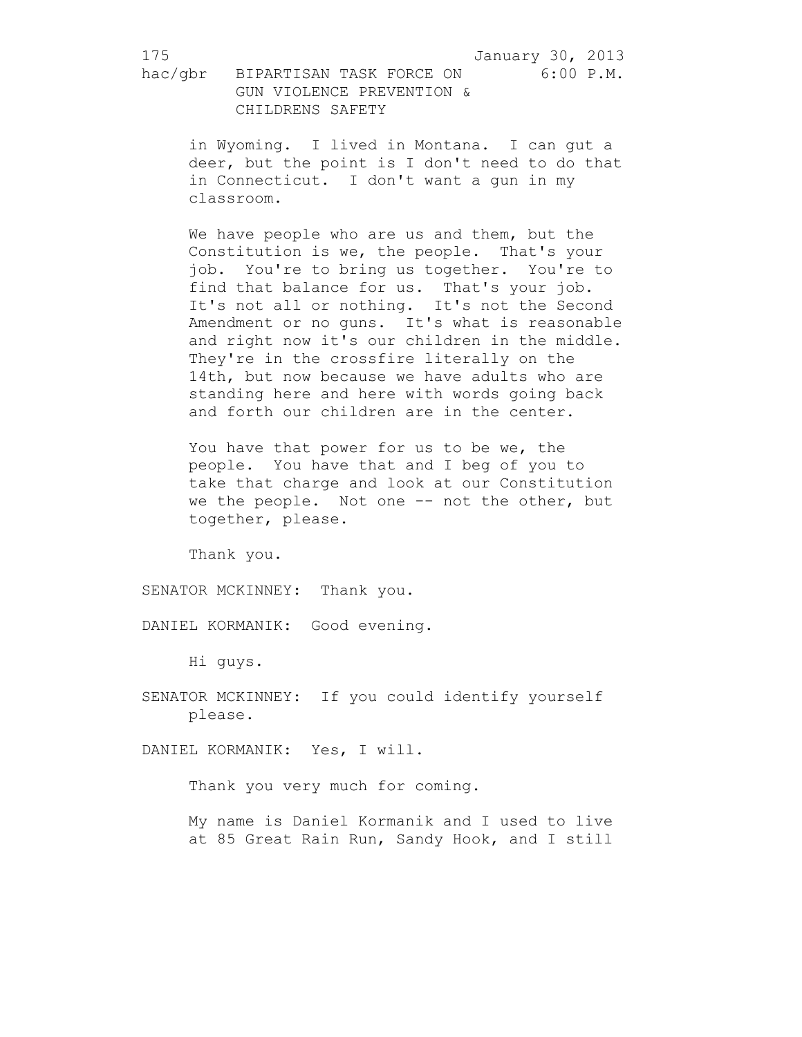in Wyoming. I lived in Montana. I can gut a deer, but the point is I don't need to do that in Connecticut. I don't want a gun in my classroom.

We have people who are us and them, but the Constitution is we, the people. That's your job. You're to bring us together. You're to find that balance for us. That's your job. It's not all or nothing. It's not the Second Amendment or no guns. It's what is reasonable and right now it's our children in the middle. They're in the crossfire literally on the 14th, but now because we have adults who are standing here and here with words going back and forth our children are in the center.

You have that power for us to be we, the people. You have that and I beg of you to take that charge and look at our Constitution we the people. Not one -- not the other, but together, please.

Thank you.

SENATOR MCKINNEY: Thank you.

DANIEL KORMANIK: Good evening.

Hi guys.

SENATOR MCKINNEY: If you could identify yourself please.

DANIEL KORMANIK: Yes, I will.

Thank you very much for coming.

My name is Daniel Kormanik and I used to live at 85 Great Rain Run, Sandy Hook, and I still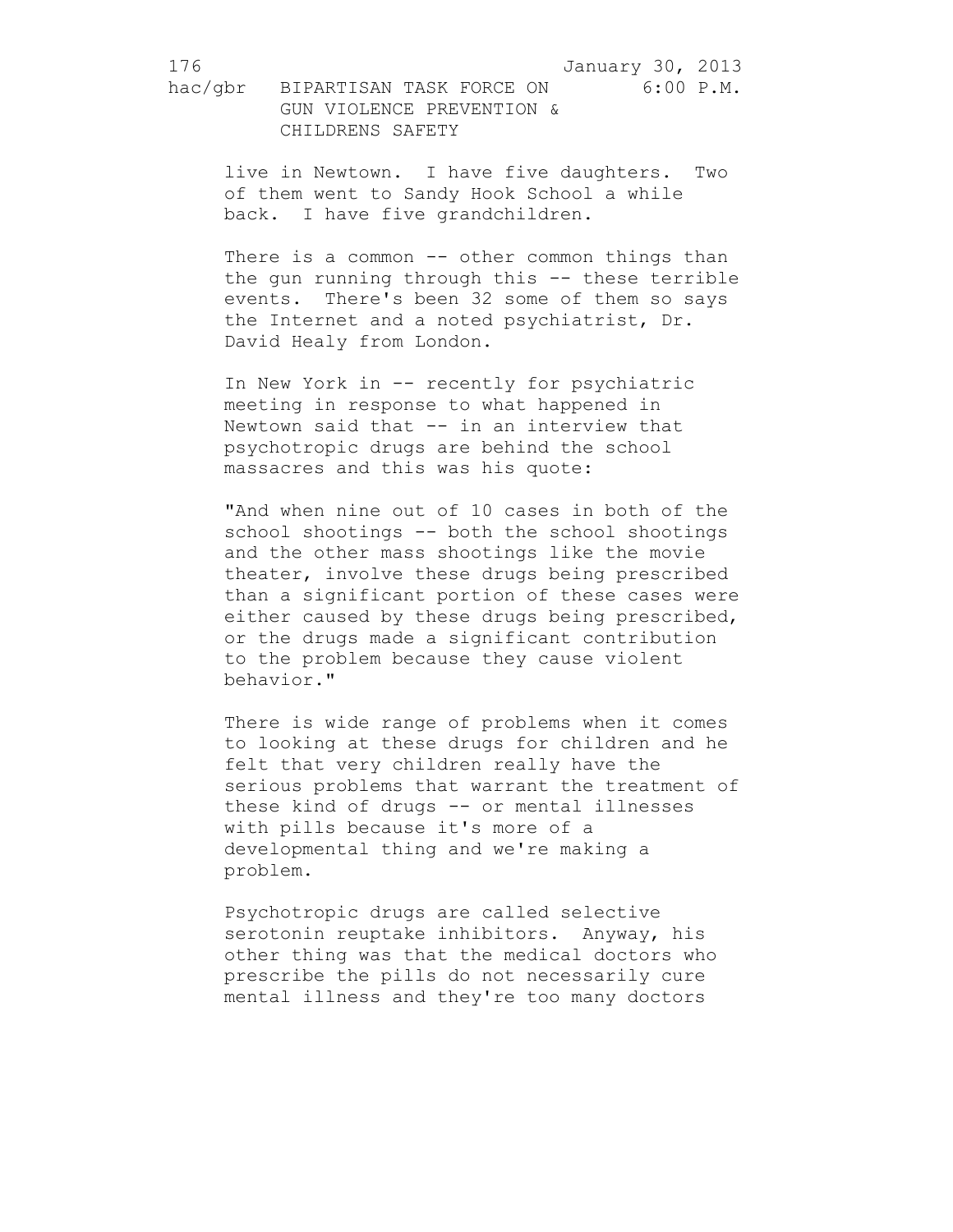live in Newtown. I have five daughters. Two of them went to Sandy Hook School a while back. I have five grandchildren.

There is a common -- other common things than the gun running through this -- these terrible events. There's been 32 some of them so says the Internet and a noted psychiatrist, Dr. David Healy from London.

In New York in -- recently for psychiatric meeting in response to what happened in Newtown said that -- in an interview that psychotropic drugs are behind the school massacres and this was his quote:

"And when nine out of 10 cases in both of the school shootings -- both the school shootings and the other mass shootings like the movie theater, involve these drugs being prescribed than a significant portion of these cases were either caused by these drugs being prescribed, or the drugs made a significant contribution to the problem because they cause violent behavior."

There is wide range of problems when it comes to looking at these drugs for children and he felt that very children really have the serious problems that warrant the treatment of these kind of drugs -- or mental illnesses with pills because it's more of a developmental thing and we're making a problem.

Psychotropic drugs are called selective serotonin reuptake inhibitors. Anyway, his other thing was that the medical doctors who prescribe the pills do not necessarily cure mental illness and they're too many doctors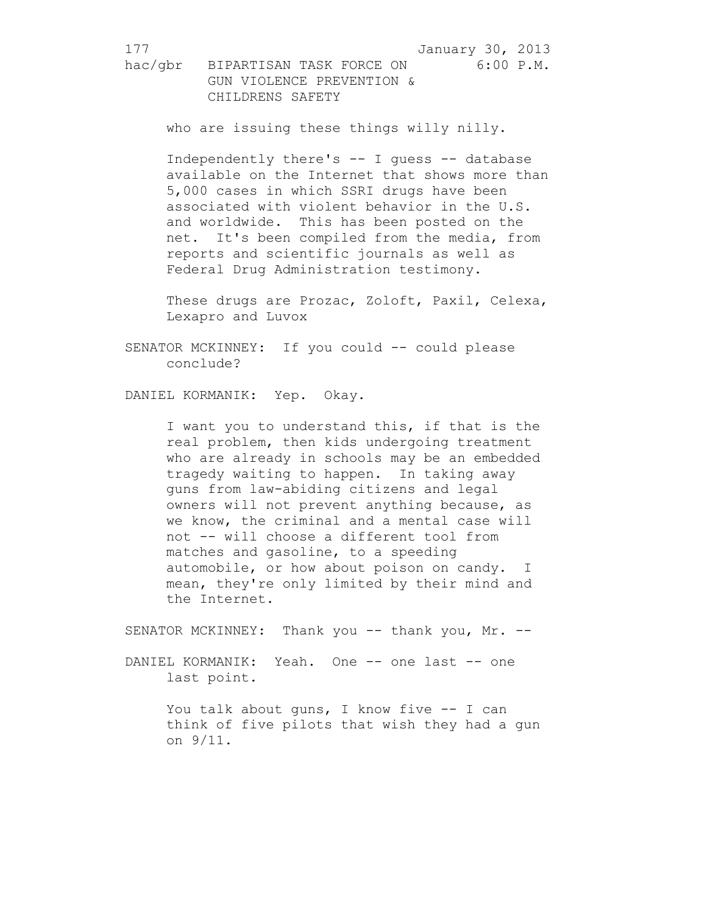who are issuing these things willy nilly.

Independently there's -- I guess -- database available on the Internet that shows more than 5,000 cases in which SSRI drugs have been associated with violent behavior in the U.S. and worldwide. This has been posted on the net. It's been compiled from the media, from reports and scientific journals as well as Federal Drug Administration testimony.

These drugs are Prozac, Zoloft, Paxil, Celexa, Lexapro and Luvox

SENATOR MCKINNEY: If you could -- could please conclude?

DANIEL KORMANIK: Yep. Okay.

I want you to understand this, if that is the real problem, then kids undergoing treatment who are already in schools may be an embedded tragedy waiting to happen. In taking away guns from law-abiding citizens and legal owners will not prevent anything because, as we know, the criminal and a mental case will not -- will choose a different tool from matches and gasoline, to a speeding automobile, or how about poison on candy. I mean, they're only limited by their mind and the Internet.

SENATOR MCKINNEY: Thank you -- thank you, Mr. --

DANIEL KORMANIK: Yeah. One -- one last -- one last point.

You talk about guns, I know five -- I can think of five pilots that wish they had a gun on 9/11.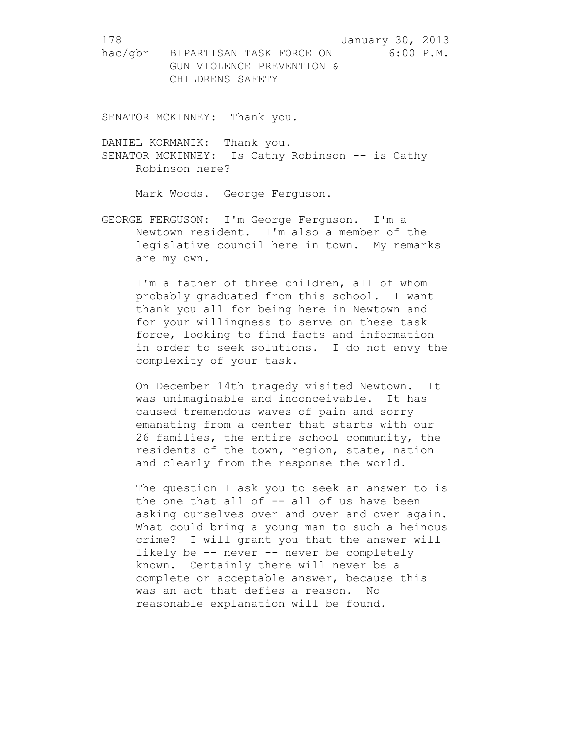SENATOR MCKINNEY: Thank you.

DANIEL KORMANIK: Thank you.

SENATOR MCKINNEY: Is Cathy Robinson -- is Cathy Robinson here?

Mark Woods. George Ferguson.

GEORGE FERGUSON: I'm George Ferguson. I'm a Newtown resident. I'm also a member of the legislative council here in town. My remarks are my own.

I'm a father of three children, all of whom probably graduated from this school. I want thank you all for being here in Newtown and for your willingness to serve on these task force, looking to find facts and information in order to seek solutions. I do not envy the complexity of your task.

On December 14th tragedy visited Newtown. It was unimaginable and inconceivable. It has caused tremendous waves of pain and sorry emanating from a center that starts with our 26 families, the entire school community, the residents of the town, region, state, nation and clearly from the response the world.

The question I ask you to seek an answer to is the one that all of -- all of us have been asking ourselves over and over and over again. What could bring a young man to such a heinous crime? I will grant you that the answer will likely be -- never -- never be completely known. Certainly there will never be a complete or acceptable answer, because this was an act that defies a reason. No reasonable explanation will be found.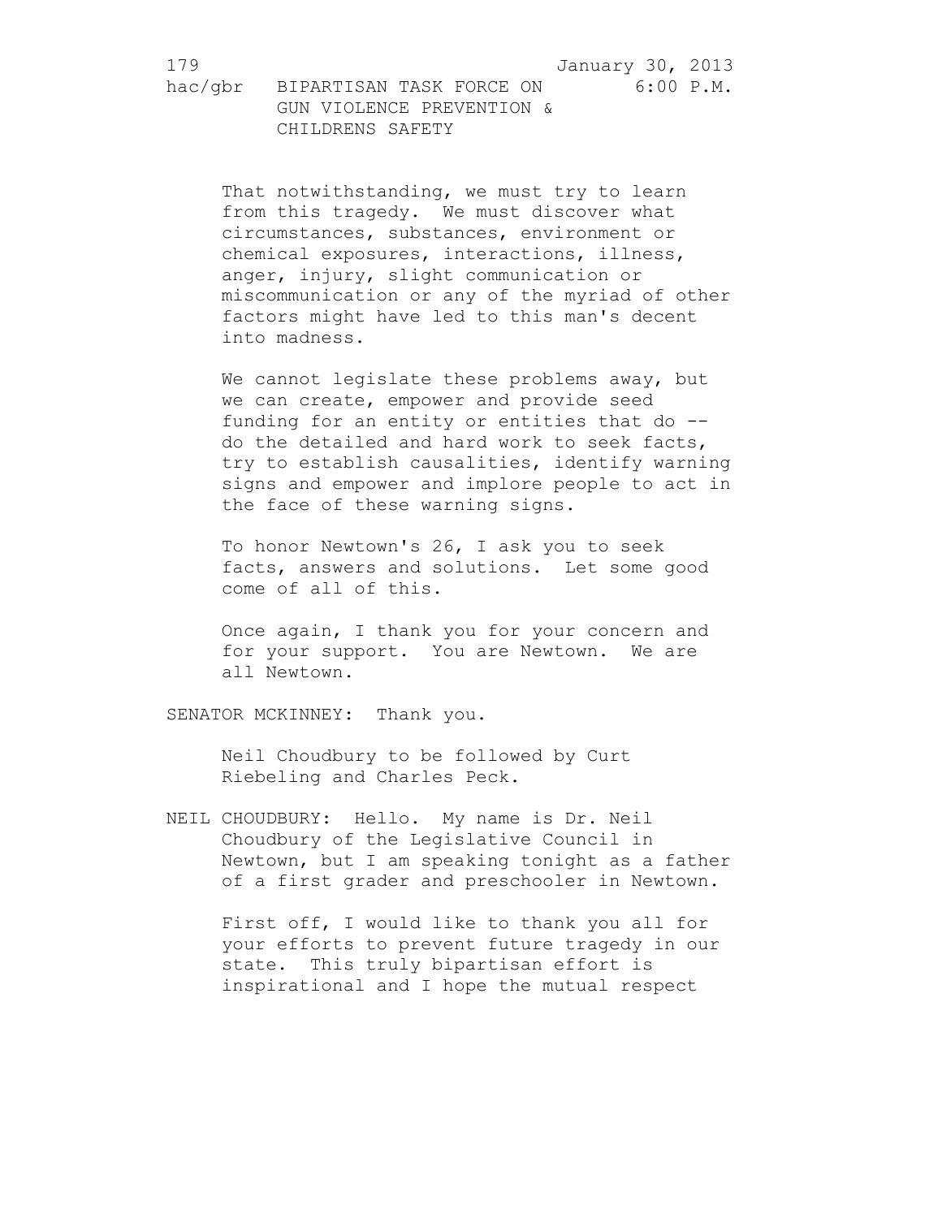That notwithstanding, we must try to learn from this tragedy. We must discover what circumstances, substances, environment or chemical exposures, interactions, illness, anger, injury, slight communication or miscommunication or any of the myriad of other factors might have led to this man's decent into madness.

We cannot legislate these problems away, but we can create, empower and provide seed funding for an entity or entities that do -- do the detailed and hard work to seek facts, try to establish causalities, identify warning signs and empower and implore people to act in the face of these warning signs.

To honor Newtown's 26, I ask you to seek facts, answers and solutions. Let some good come of all of this.

Once again, I thank you for your concern and for your support. You are Newtown. We are all Newtown.

SENATOR MCKINNEY: Thank you.

Neil Choudbury to be followed by Curt Riebeling and Charles Peck.

NEIL CHOUDBURY: Hello. My name is Dr. Neil Choudbury of the Legislative Council in Newtown, but I am speaking tonight as a father of a first grader and preschooler in Newtown.

First off, I would like to thank you all for your efforts to prevent future tragedy in our state. This truly bipartisan effort is inspirational and I hope the mutual respect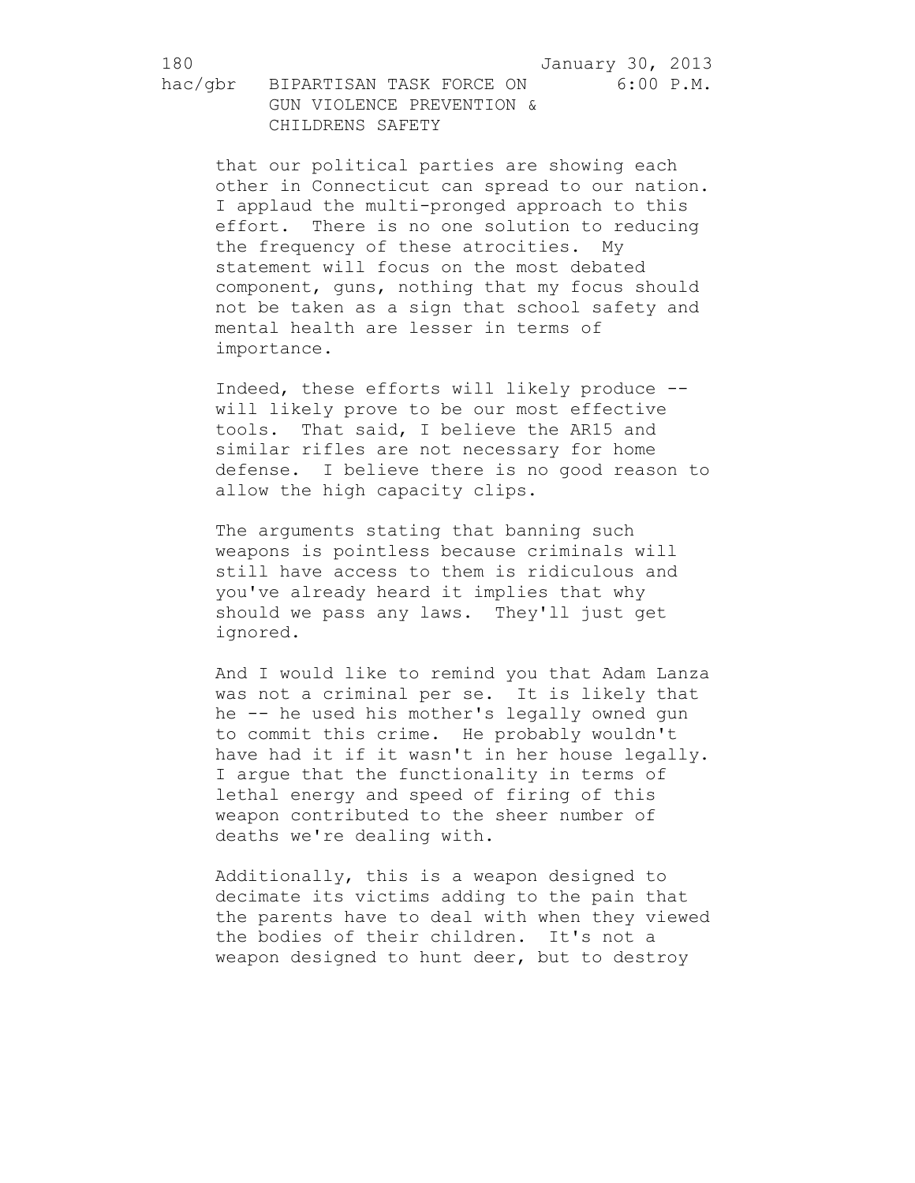that our political parties are showing each other in Connecticut can spread to our nation. I applaud the multi-pronged approach to this effort. There is no one solution to reducing the frequency of these atrocities. My statement will focus on the most debated component, guns, nothing that my focus should not be taken as a sign that school safety and mental health are lesser in terms of importance.

Indeed, these efforts will likely produce -- will likely prove to be our most effective tools. That said, I believe the AR15 and similar rifles are not necessary for home defense. I believe there is no good reason to allow the high capacity clips.

The arguments stating that banning such weapons is pointless because criminals will still have access to them is ridiculous and you've already heard it implies that why should we pass any laws. They'll just get ignored.

And I would like to remind you that Adam Lanza was not a criminal per se. It is likely that he -- he used his mother's legally owned gun to commit this crime. He probably wouldn't have had it if it wasn't in her house legally. I argue that the functionality in terms of lethal energy and speed of firing of this weapon contributed to the sheer number of deaths we're dealing with.

Additionally, this is a weapon designed to decimate its victims adding to the pain that the parents have to deal with when they viewed the bodies of their children. It's not a weapon designed to hunt deer, but to destroy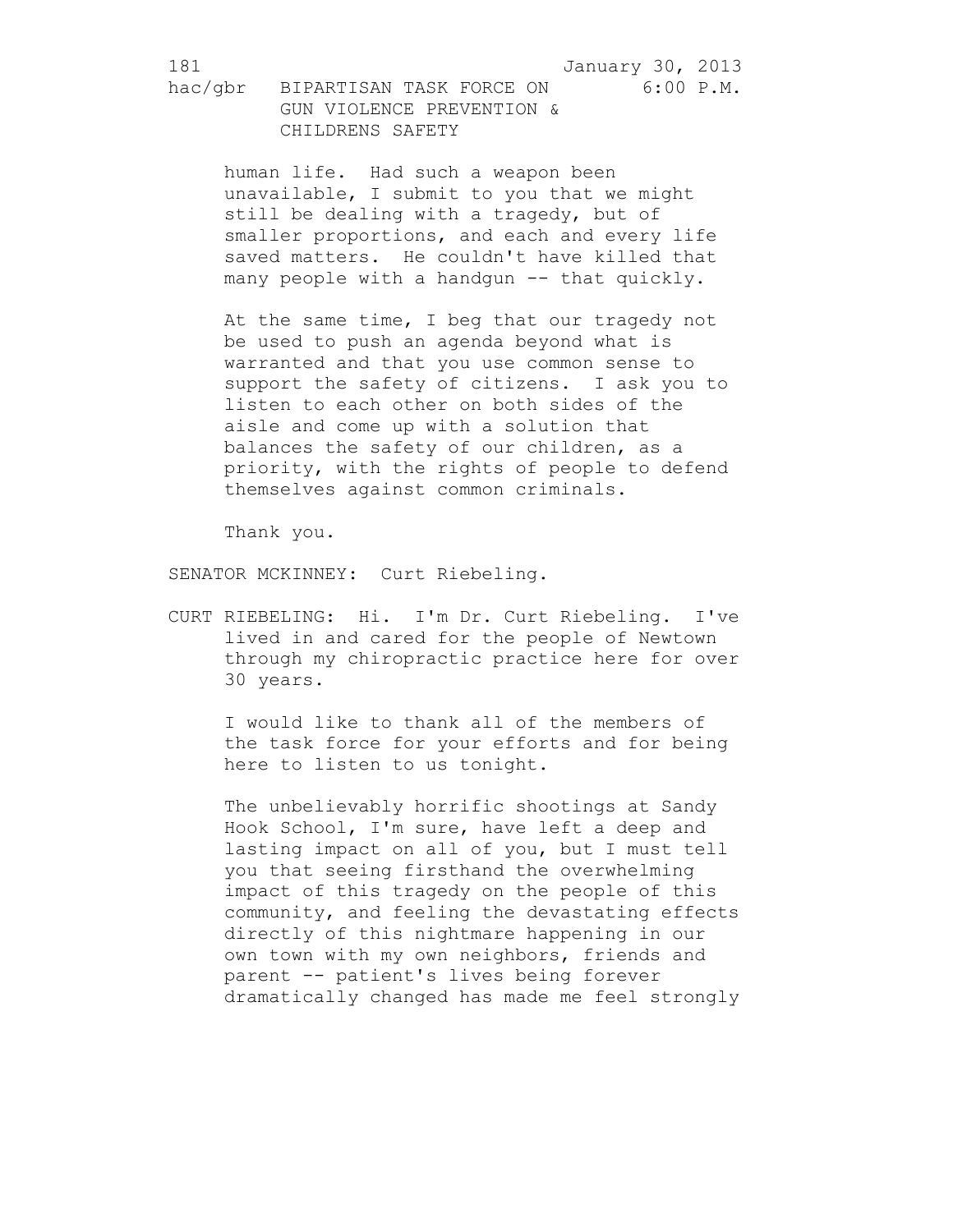human life. Had such a weapon been unavailable, I submit to you that we might still be dealing with a tragedy, but of smaller proportions, and each and every life saved matters. He couldn't have killed that many people with a handgun -- that quickly.

At the same time, I beg that our tragedy not be used to push an agenda beyond what is warranted and that you use common sense to support the safety of citizens. I ask you to listen to each other on both sides of the aisle and come up with a solution that balances the safety of our children, as a priority, with the rights of people to defend themselves against common criminals.

Thank you.

SENATOR MCKINNEY: Curt Riebeling.

CURT RIEBELING: Hi. I'm Dr. Curt Riebeling. I've lived in and cared for the people of Newtown through my chiropractic practice here for over 30 years.

I would like to thank all of the members of the task force for your efforts and for being here to listen to us tonight.

The unbelievably horrific shootings at Sandy Hook School, I'm sure, have left a deep and lasting impact on all of you, but I must tell you that seeing firsthand the overwhelming impact of this tragedy on the people of this community, and feeling the devastating effects directly of this nightmare happening in our own town with my own neighbors, friends and parent -- patient's lives being forever dramatically changed has made me feel strongly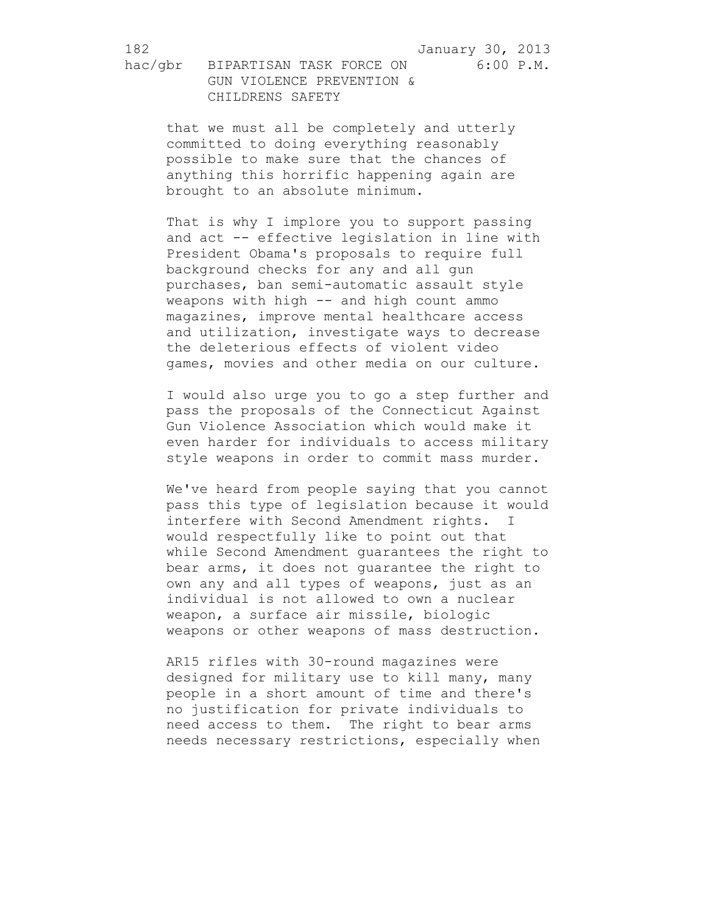that we must all be completely and utterly committed to doing everything reasonably possible to make sure that the chances of anything this horrific happening again are brought to an absolute minimum.

That is why I implore you to support passing and act -- effective legislation in line with President Obama's proposals to require full background checks for any and all gun purchases, ban semi-automatic assault style weapons with high -- and high count ammo magazines, improve mental healthcare access and utilization, investigate ways to decrease the deleterious effects of violent video games, movies and other media on our culture.

I would also urge you to go a step further and pass the proposals of the Connecticut Against Gun Violence Association which would make it even harder for individuals to access military style weapons in order to commit mass murder.

We've heard from people saying that you cannot pass this type of legislation because it would interfere with Second Amendment rights. I would respectfully like to point out that while Second Amendment guarantees the right to bear arms, it does not guarantee the right to own any and all types of weapons, just as an individual is not allowed to own a nuclear weapon, a surface air missile, biologic weapons or other weapons of mass destruction.

AR15 rifles with 30-round magazines were designed for military use to kill many, many people in a short amount of time and there's no justification for private individuals to need access to them. The right to bear arms needs necessary restrictions, especially when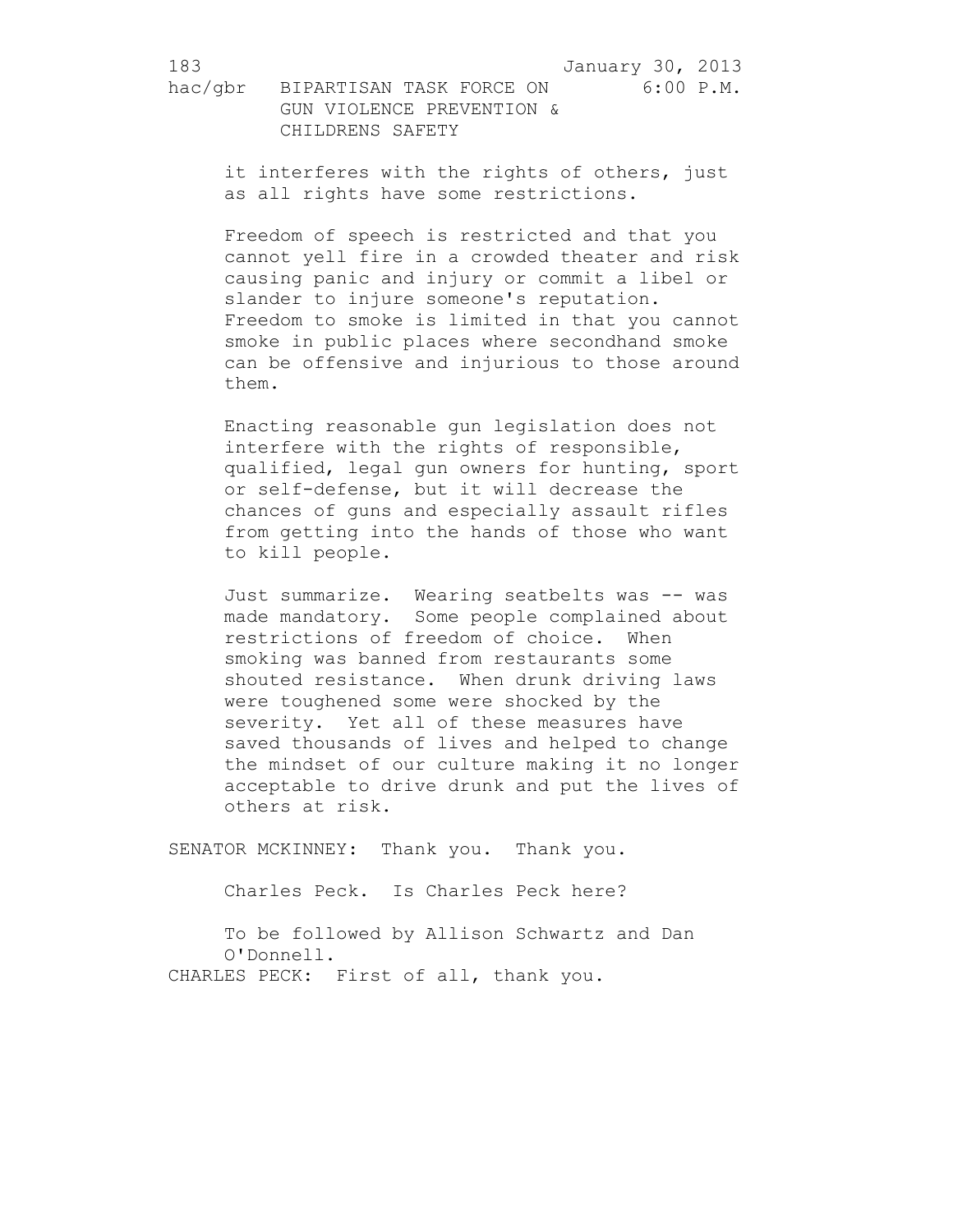it interferes with the rights of others, just as all rights have some restrictions.

Freedom of speech is restricted and that you cannot yell fire in a crowded theater and risk causing panic and injury or commit a libel or slander to injure someone's reputation. Freedom to smoke is limited in that you cannot smoke in public places where secondhand smoke can be offensive and injurious to those around them.

Enacting reasonable gun legislation does not interfere with the rights of responsible, qualified, legal gun owners for hunting, sport or self-defense, but it will decrease the chances of guns and especially assault rifles from getting into the hands of those who want to kill people.

Just summarize. Wearing seatbelts was -- was made mandatory. Some people complained about restrictions of freedom of choice. When smoking was banned from restaurants some shouted resistance. When drunk driving laws were toughened some were shocked by the severity. Yet all of these measures have saved thousands of lives and helped to change the mindset of our culture making it no longer acceptable to drive drunk and put the lives of others at risk.

SENATOR MCKINNEY: Thank you. Thank you.

Charles Peck. Is Charles Peck here?

To be followed by Allison Schwartz and Dan O'Donnell.

CHARLES PECK: First of all, thank you.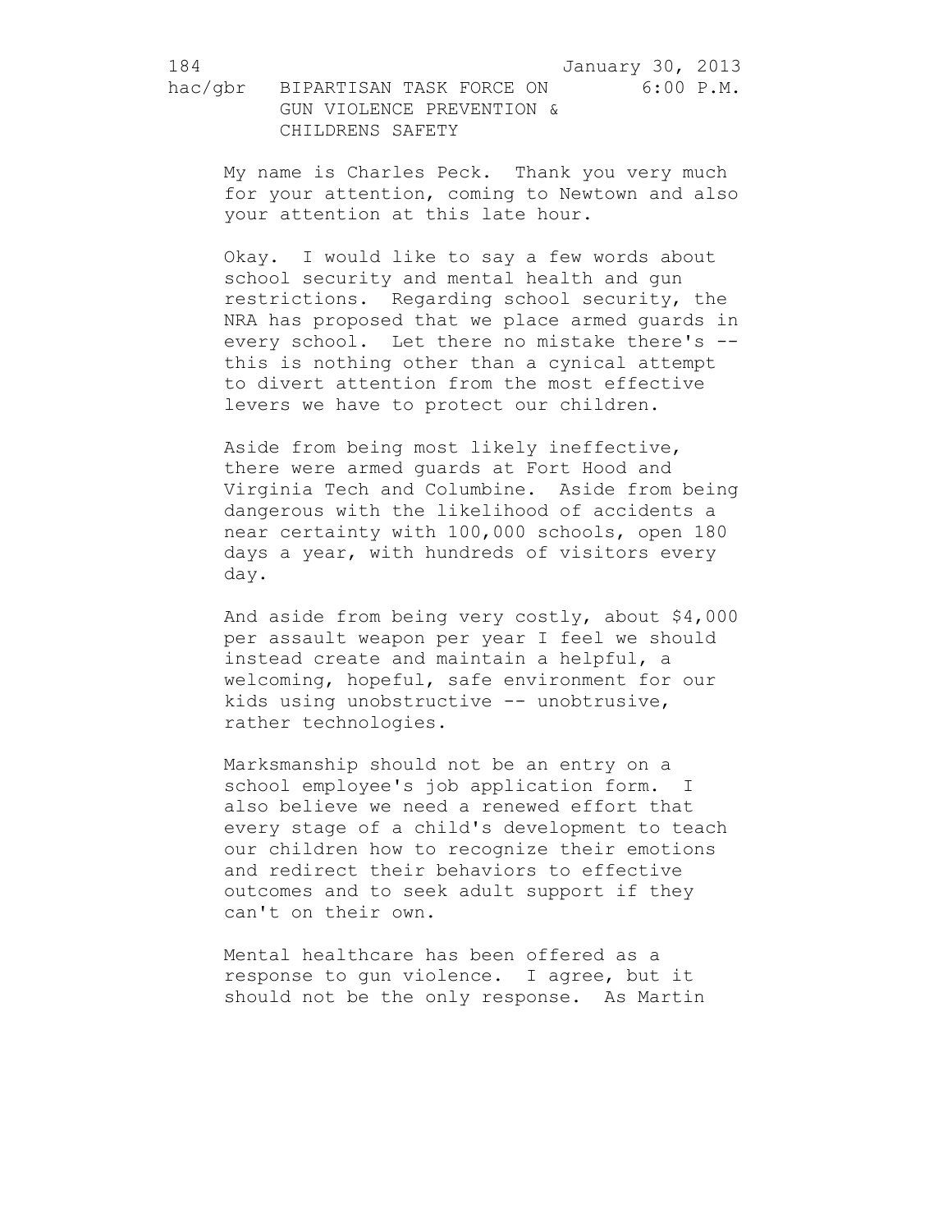My name is Charles Peck. Thank you very much for your attention, coming to Newtown and also your attention at this late hour.

Okay. I would like to say a few words about school security and mental health and gun restrictions. Regarding school security, the NRA has proposed that we place armed guards in every school. Let there no mistake there's -- this is nothing other than a cynical attempt to divert attention from the most effective levers we have to protect our children.

Aside from being most likely ineffective, there were armed guards at Fort Hood and Virginia Tech and Columbine. Aside from being dangerous with the likelihood of accidents a near certainty with 100,000 schools, open 180 days a year, with hundreds of visitors every day.

And aside from being very costly, about $4,000 per assault weapon per year I feel we should instead create and maintain a helpful, a welcoming, hopeful, safe environment for our kids using unobstructive -- unobtrusive, rather technologies.

Marksmanship should not be an entry on a school employee's job application form. I also believe we need a renewed effort that every stage of a child's development to teach our children how to recognize their emotions and redirect their behaviors to effective outcomes and to seek adult support if they can't on their own.

Mental healthcare has been offered as a response to gun violence. I agree, but it should not be the only response. As Martin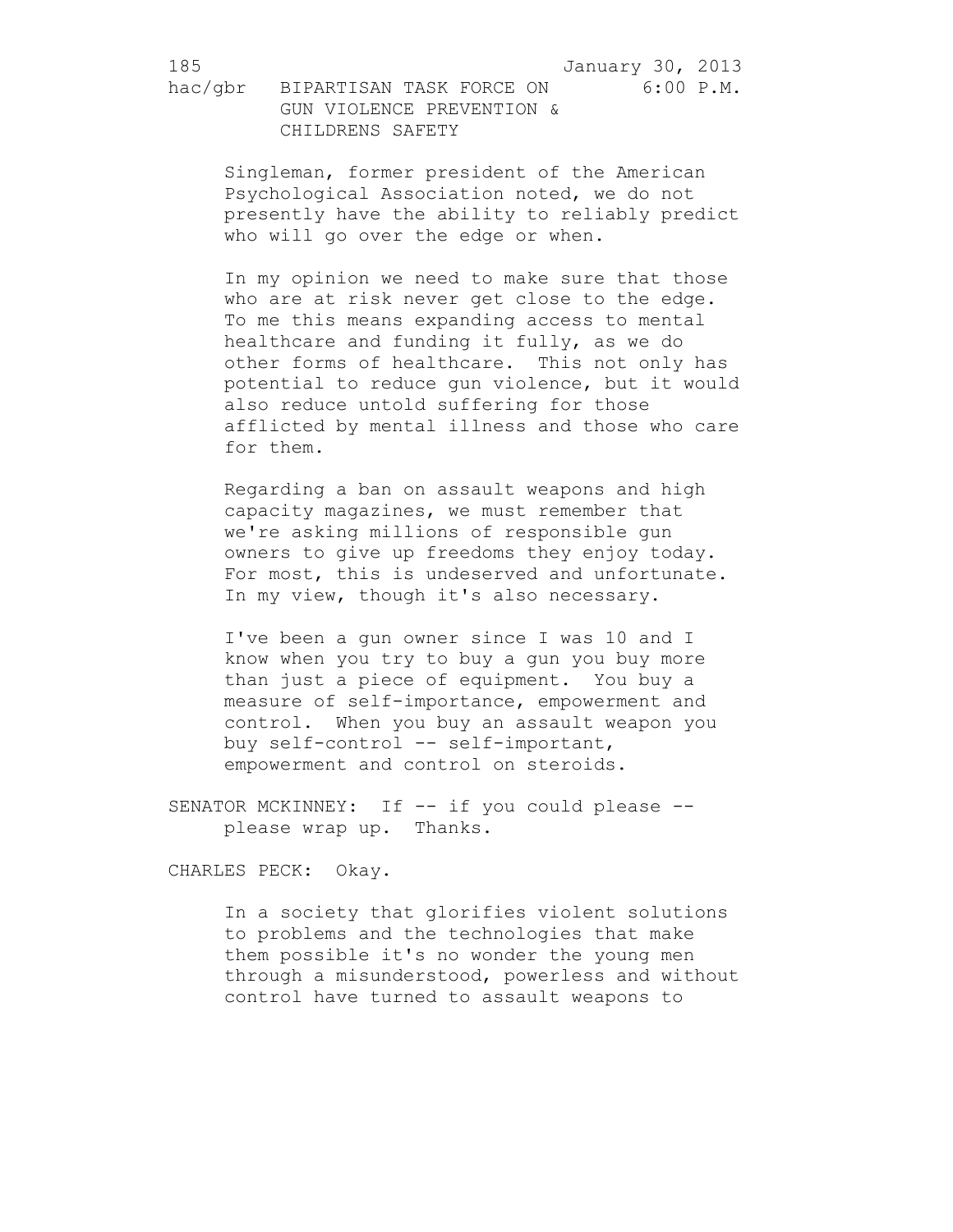Singleman, former president of the American Psychological Association noted, we do not presently have the ability to reliably predict who will go over the edge or when.

In my opinion we need to make sure that those who are at risk never get close to the edge. To me this means expanding access to mental healthcare and funding it fully, as we do other forms of healthcare. This not only has potential to reduce gun violence, but it would also reduce untold suffering for those afflicted by mental illness and those who care for them.

Regarding a ban on assault weapons and high capacity magazines, we must remember that we're asking millions of responsible gun owners to give up freedoms they enjoy today. For most, this is undeserved and unfortunate. In my view, though it's also necessary.

I've been a gun owner since I was 10 and I know when you try to buy a gun you buy more than just a piece of equipment. You buy a measure of self-importance, empowerment and control. When you buy an assault weapon you buy self-control -- self-important, empowerment and control on steroids.

SENATOR MCKINNEY: If -- if you could please -- please wrap up. Thanks.

CHARLES PECK: Okay.

In a society that glorifies violent solutions to problems and the technologies that make them possible it's no wonder the young men through a misunderstood, powerless and without control have turned to assault weapons to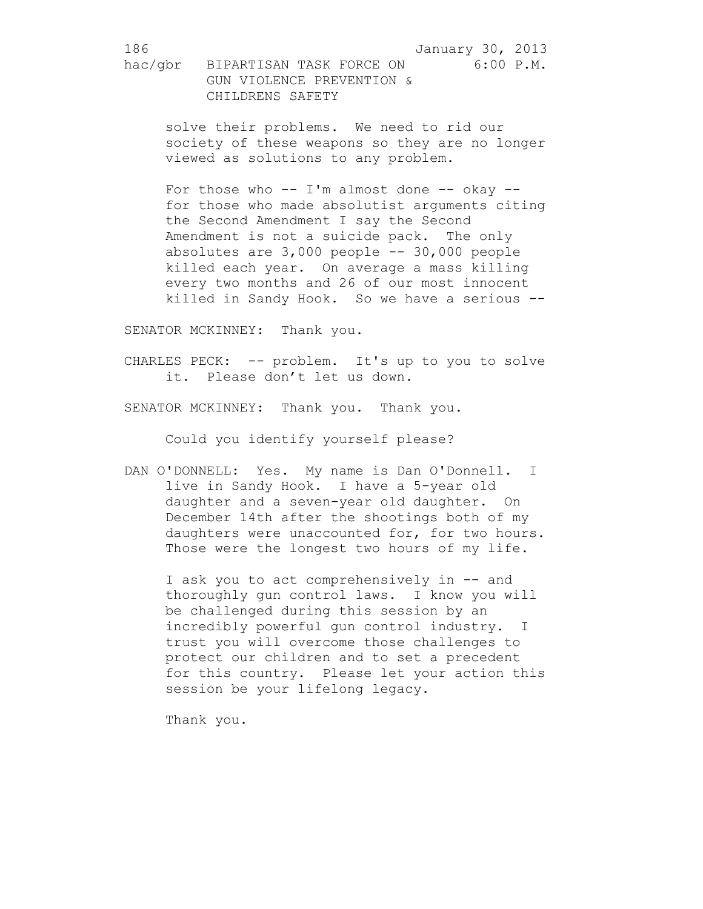solve their problems. We need to rid our society of these weapons so they are no longer viewed as solutions to any problem.

For those who -- I'm almost done -- okay -- for those who made absolutist arguments citing the Second Amendment I say the Second Amendment is not a suicide pack. The only absolutes are 3,000 people -- 30,000 people killed each year. On average a mass killing every two months and 26 of our most innocent killed in Sandy Hook. So we have a serious --

SENATOR MCKINNEY: Thank you.

CHARLES PECK: -- problem. It's up to you to solve it. Please don't let us down.

SENATOR MCKINNEY: Thank you. Thank you.

Could you identify yourself please?

DAN O'DONNELL: Yes. My name is Dan O'Donnell. I live in Sandy Hook. I have a 5-year old daughter and a seven-year old daughter. On December 14th after the shootings both of my daughters were unaccounted for, for two hours. Those were the longest two hours of my life.

I ask you to act comprehensively in -- and thoroughly gun control laws. I know you will be challenged during this session by an incredibly powerful gun control industry. I trust you will overcome those challenges to protect our children and to set a precedent for this country. Please let your action this session be your lifelong legacy.

Thank you.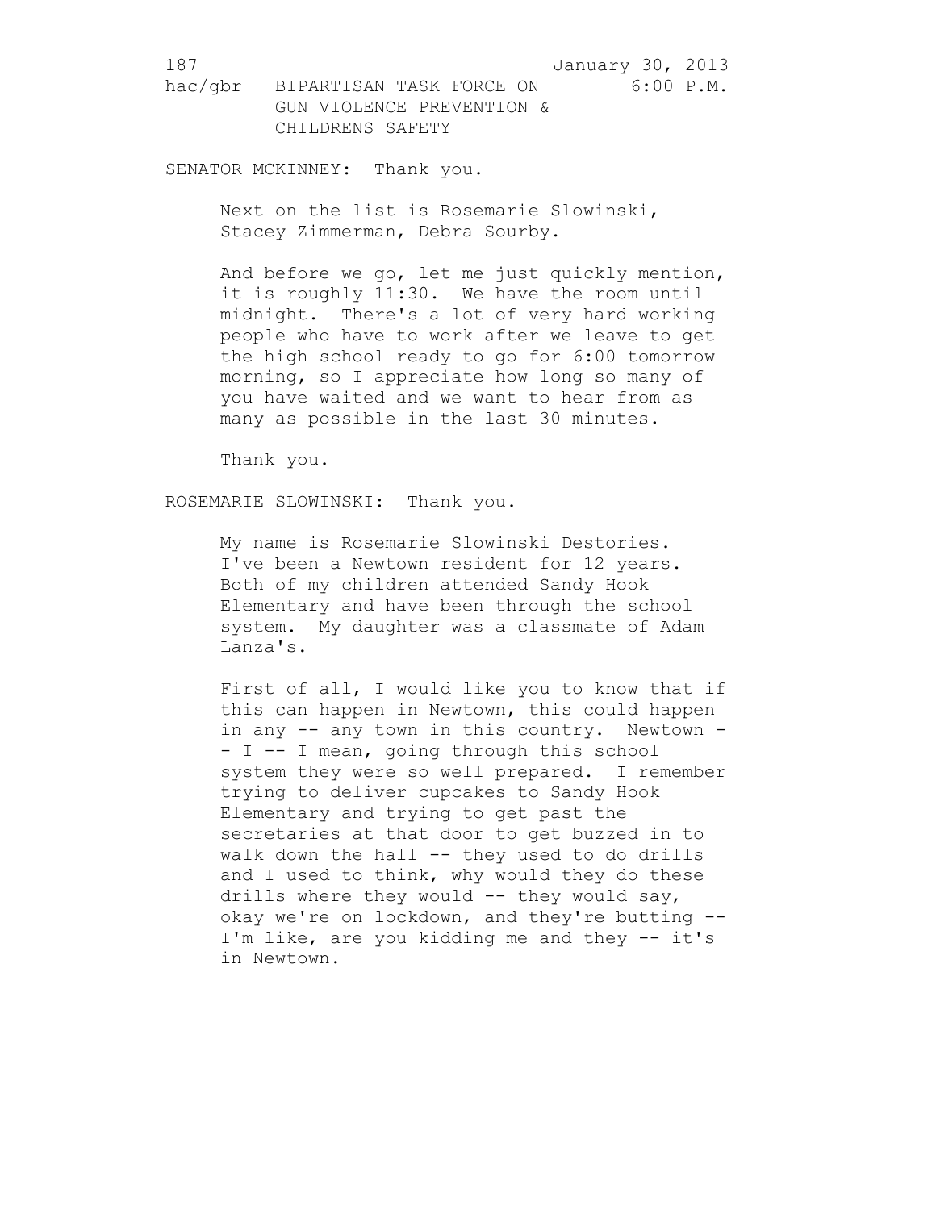SENATOR MCKINNEY: Thank you.

Next on the list is Rosemarie Slowinski, Stacey Zimmerman, Debra Sourby.

And before we go, let me just quickly mention, it is roughly 11:30. We have the room until midnight. There's a lot of very hard working people who have to work after we leave to get the high school ready to go for 6:00 tomorrow morning, so I appreciate how long so many of you have waited and we want to hear from as many as possible in the last 30 minutes.

Thank you.

ROSEMARIE SLOWINSKI: Thank you.

My name is Rosemarie Slowinski Destories. I've been a Newtown resident for 12 years. Both of my children attended Sandy Hook Elementary and have been through the school system. My daughter was a classmate of Adam Lanza's.

First of all, I would like you to know that if this can happen in Newtown, this could happen in any -- any town in this country. Newtown -- I -- I mean, going through this school system they were so well prepared. I remember trying to deliver cupcakes to Sandy Hook Elementary and trying to get past the secretaries at that door to get buzzed in to walk down the hall -- they used to do drills and I used to think, why would they do these drills where they would -- they would say, okay we're on lockdown, and they're butting -- I'm like, are you kidding me and they -- it's in Newtown.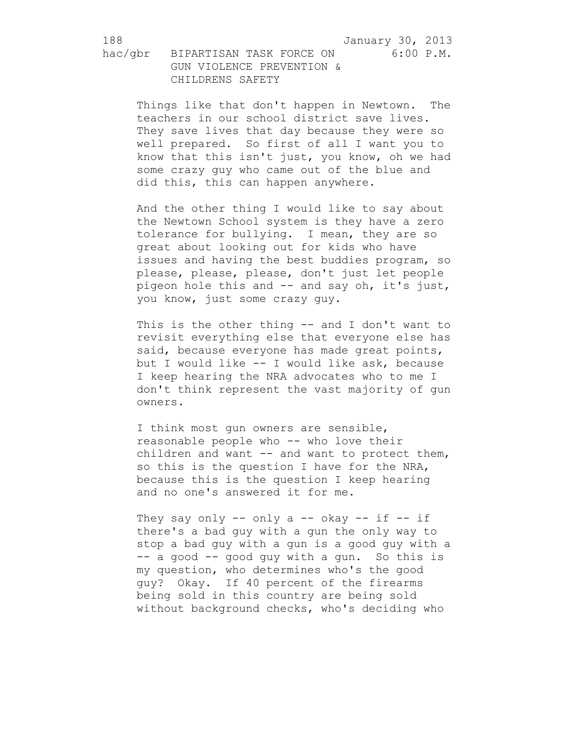Things like that don't happen in Newtown. The teachers in our school district save lives. They save lives that day because they were so well prepared. So first of all I want you to know that this isn't just, you know, oh we had some crazy guy who came out of the blue and did this, this can happen anywhere.

And the other thing I would like to say about the Newtown School system is they have a zero tolerance for bullying. I mean, they are so great about looking out for kids who have issues and having the best buddies program, so please, please, please, don't just let people pigeon hole this and -- and say oh, it's just, you know, just some crazy guy.

This is the other thing -- and I don't want to revisit everything else that everyone else has said, because everyone has made great points, but I would like -- I would like ask, because I keep hearing the NRA advocates who to me I don't think represent the vast majority of gun owners.

I think most gun owners are sensible, reasonable people who -- who love their children and want -- and want to protect them, so this is the question I have for the NRA, because this is the question I keep hearing and no one's answered it for me.

They say only -- only a -- okay -- if -- if there's a bad guy with a gun the only way to stop a bad guy with a gun is a good guy with a -- a good -- good guy with a gun. So this is my question, who determines who's the good guy? Okay. If 40 percent of the firearms being sold in this country are being sold without background checks, who's deciding who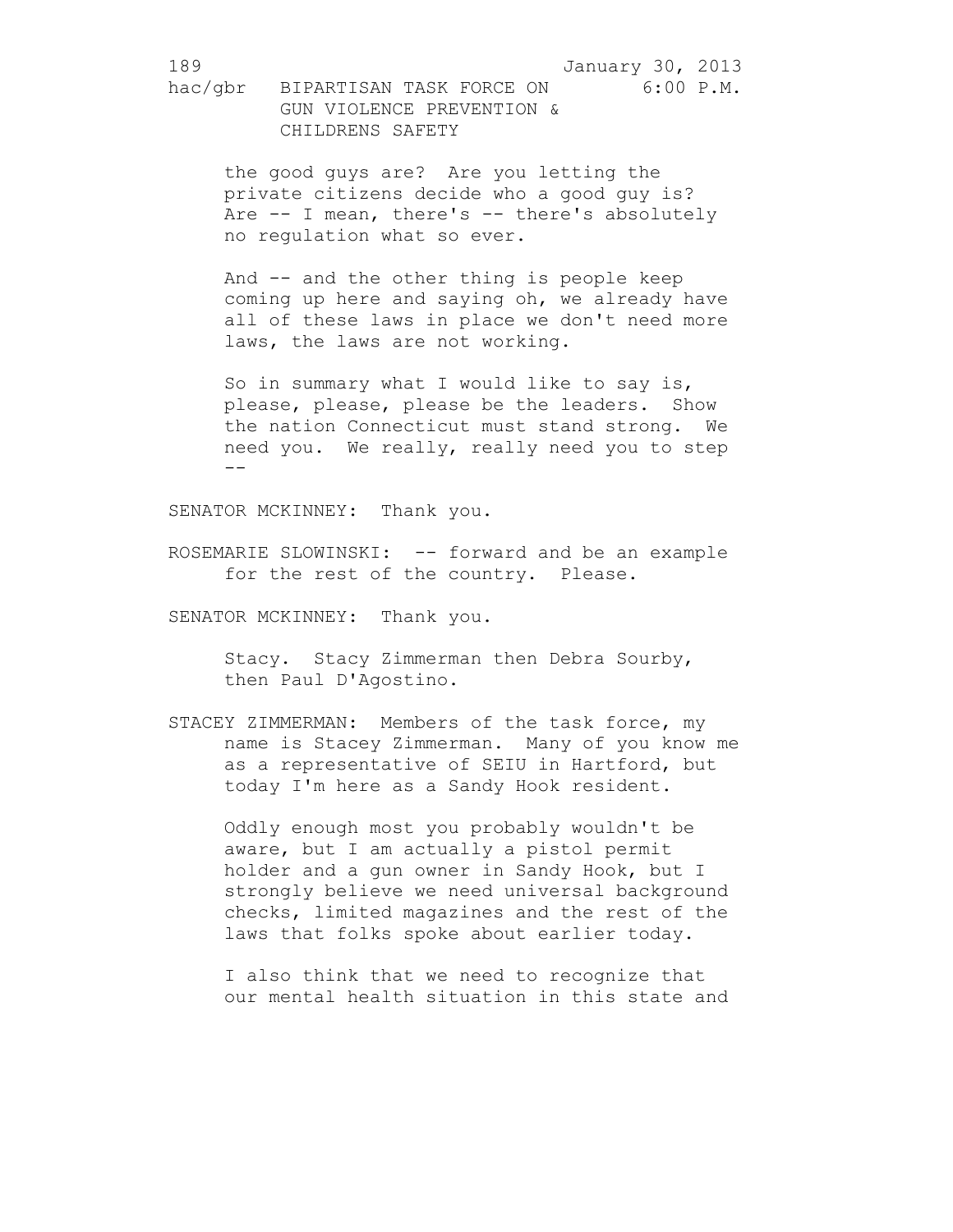the good guys are? Are you letting the private citizens decide who a good guy is? Are -- I mean, there's -- there's absolutely no regulation what so ever.

And -- and the other thing is people keep coming up here and saying oh, we already have all of these laws in place we don't need more laws, the laws are not working.

So in summary what I would like to say is, please, please, please be the leaders. Show the nation Connecticut must stand strong. We need you. We really, really need you to step --

SENATOR MCKINNEY: Thank you.

ROSEMARIE SLOWINSKI: -- forward and be an example for the rest of the country. Please.

SENATOR MCKINNEY: Thank you.

Stacy. Stacy Zimmerman then Debra Sourby, then Paul D'Agostino.

STACEY ZIMMERMAN: Members of the task force, my name is Stacey Zimmerman. Many of you know me as a representative of SEIU in Hartford, but today I'm here as a Sandy Hook resident.

Oddly enough most you probably wouldn't be aware, but I am actually a pistol permit holder and a gun owner in Sandy Hook, but I strongly believe we need universal background checks, limited magazines and the rest of the laws that folks spoke about earlier today.

I also think that we need to recognize that our mental health situation in this state and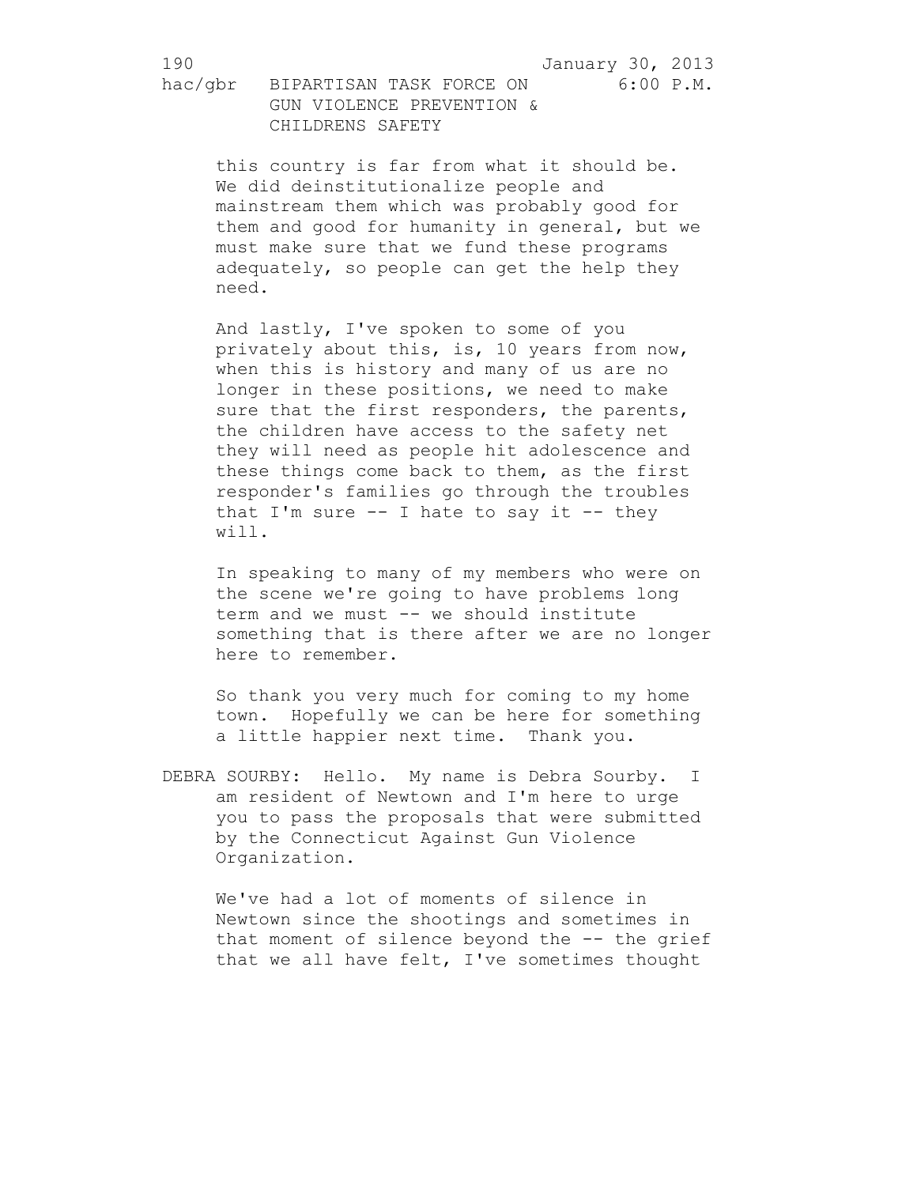this country is far from what it should be. We did deinstitutionalize people and mainstream them which was probably good for them and good for humanity in general, but we must make sure that we fund these programs adequately, so people can get the help they need.

And lastly, I've spoken to some of you privately about this, is, 10 years from now, when this is history and many of us are no longer in these positions, we need to make sure that the first responders, the parents, the children have access to the safety net they will need as people hit adolescence and these things come back to them, as the first responder's families go through the troubles that I'm sure -- I hate to say it -- they will.

In speaking to many of my members who were on the scene we're going to have problems long term and we must -- we should institute something that is there after we are no longer here to remember.

So thank you very much for coming to my home town. Hopefully we can be here for something a little happier next time. Thank you.

DEBRA SOURBY: Hello. My name is Debra Sourby. I am resident of Newtown and I'm here to urge you to pass the proposals that were submitted by the Connecticut Against Gun Violence Organization.

We've had a lot of moments of silence in Newtown since the shootings and sometimes in that moment of silence beyond the -- the grief that we all have felt, I've sometimes thought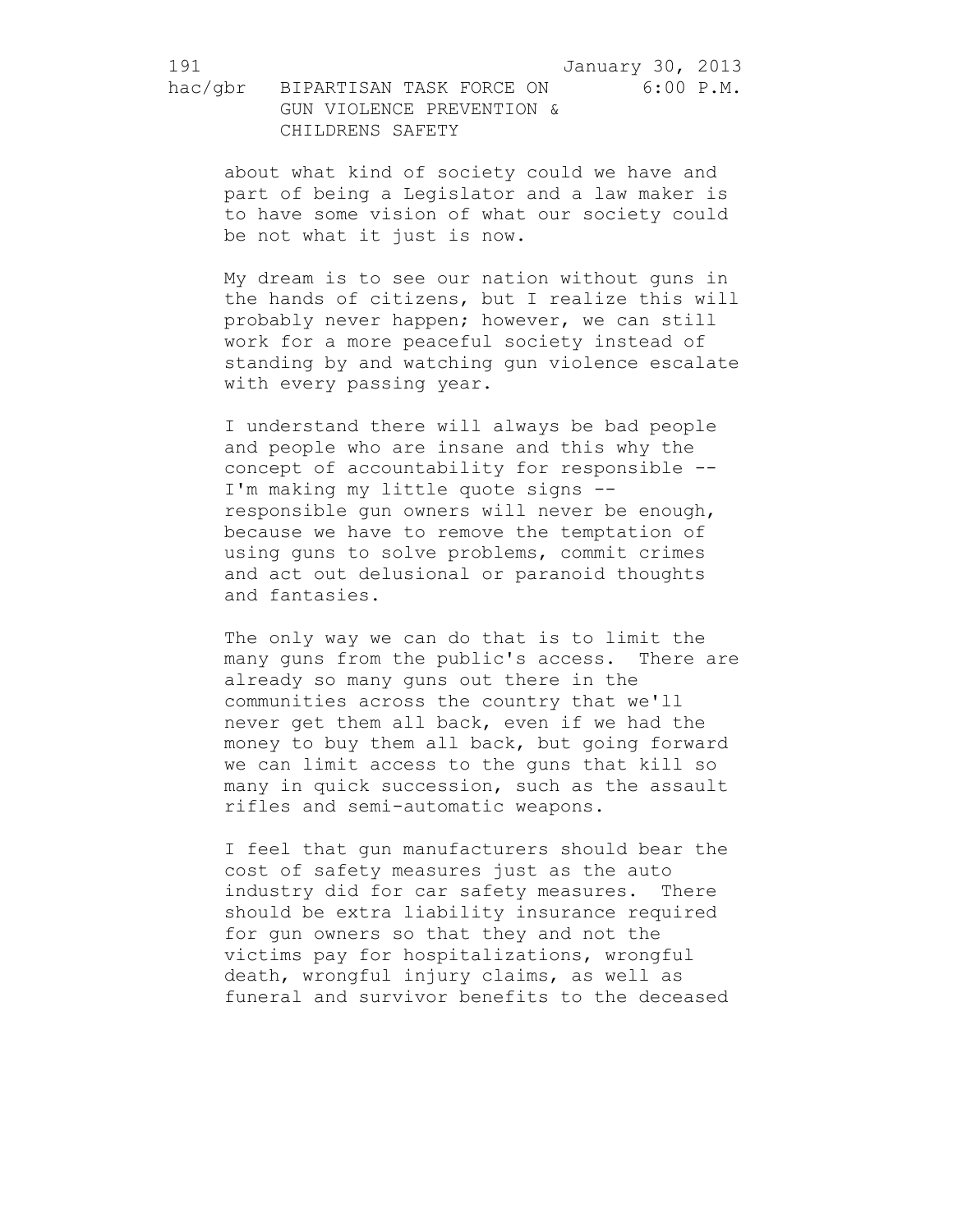about what kind of society could we have and part of being a Legislator and a law maker is to have some vision of what our society could be not what it just is now.

My dream is to see our nation without guns in the hands of citizens, but I realize this will probably never happen; however, we can still work for a more peaceful society instead of standing by and watching gun violence escalate with every passing year.

I understand there will always be bad people and people who are insane and this why the concept of accountability for responsible -- I'm making my little quote signs -- responsible gun owners will never be enough, because we have to remove the temptation of using guns to solve problems, commit crimes and act out delusional or paranoid thoughts and fantasies.

The only way we can do that is to limit the many guns from the public's access. There are already so many guns out there in the communities across the country that we'll never get them all back, even if we had the money to buy them all back, but going forward we can limit access to the guns that kill so many in quick succession, such as the assault rifles and semi-automatic weapons.

I feel that gun manufacturers should bear the cost of safety measures just as the auto industry did for car safety measures. There should be extra liability insurance required for gun owners so that they and not the victims pay for hospitalizations, wrongful death, wrongful injury claims, as well as funeral and survivor benefits to the deceased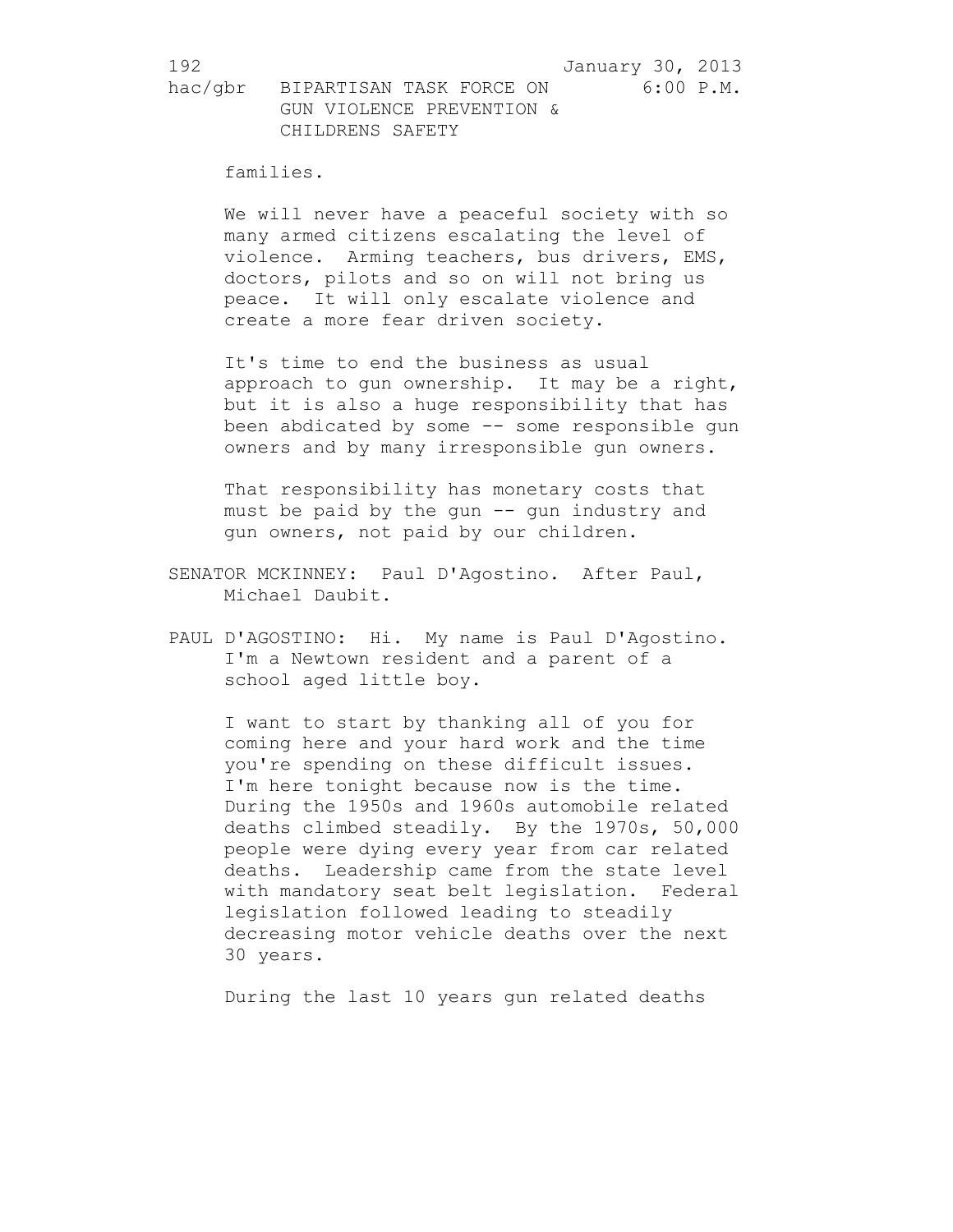families.

We will never have a peaceful society with so many armed citizens escalating the level of violence. Arming teachers, bus drivers, EMS, doctors, pilots and so on will not bring us peace. It will only escalate violence and create a more fear driven society.

It's time to end the business as usual approach to gun ownership. It may be a right, but it is also a huge responsibility that has been abdicated by some -- some responsible gun owners and by many irresponsible gun owners.

That responsibility has monetary costs that must be paid by the gun -- gun industry and gun owners, not paid by our children.

SENATOR MCKINNEY: Paul D'Agostino. After Paul, Michael Daubit.

PAUL D'AGOSTINO: Hi. My name is Paul D'Agostino. I'm a Newtown resident and a parent of a school aged little boy.

I want to start by thanking all of you for coming here and your hard work and the time you're spending on these difficult issues. I'm here tonight because now is the time. During the 1950s and 1960s automobile related deaths climbed steadily. By the 1970s, 50,000 people were dying every year from car related deaths. Leadership came from the state level with mandatory seat belt legislation. Federal legislation followed leading to steadily decreasing motor vehicle deaths over the next 30 years.

During the last 10 years gun related deaths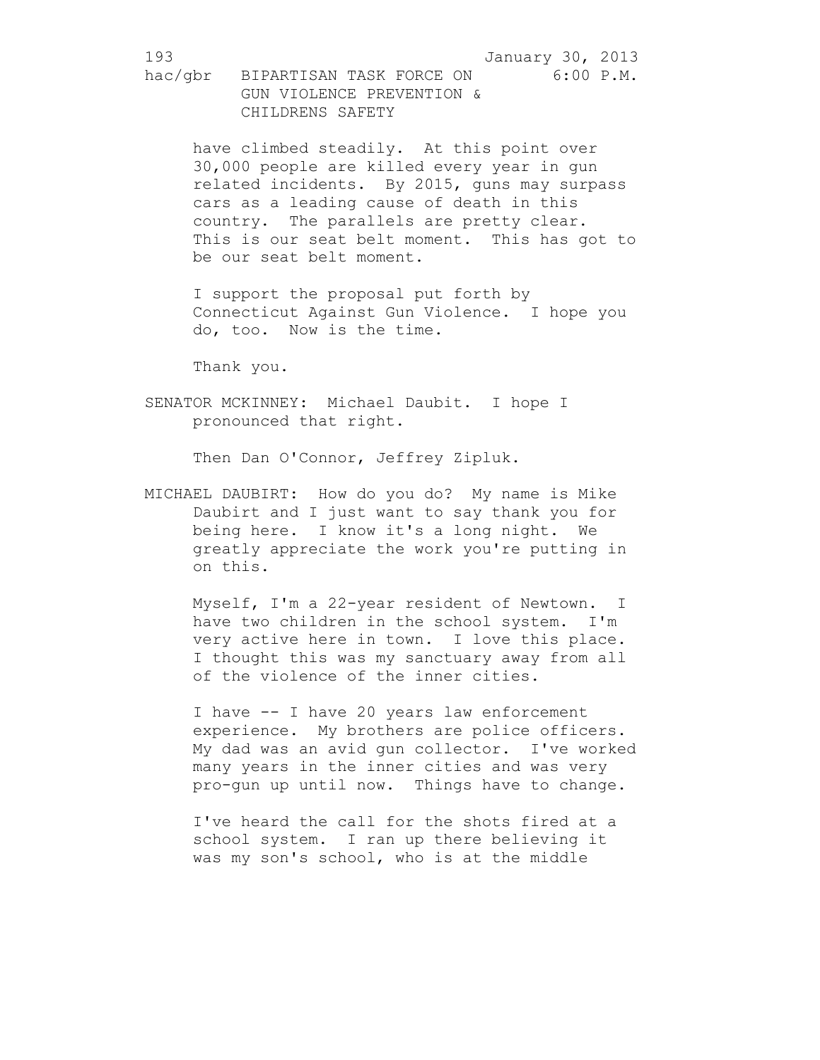have climbed steadily. At this point over 30,000 people are killed every year in gun related incidents. By 2015, guns may surpass cars as a leading cause of death in this country. The parallels are pretty clear. This is our seat belt moment. This has got to be our seat belt moment.

I support the proposal put forth by Connecticut Against Gun Violence. I hope you do, too. Now is the time.

Thank you.

SENATOR MCKINNEY: Michael Daubit. I hope I pronounced that right.

Then Dan O'Connor, Jeffrey Zipluk.

MICHAEL DAUBIRT: How do you do? My name is Mike Daubirt and I just want to say thank you for being here. I know it's a long night. We greatly appreciate the work you're putting in on this.

Myself, I'm a 22-year resident of Newtown. I have two children in the school system. I'm very active here in town. I love this place. I thought this was my sanctuary away from all of the violence of the inner cities.

I have -- I have 20 years law enforcement experience. My brothers are police officers. My dad was an avid gun collector. I've worked many years in the inner cities and was very pro-gun up until now. Things have to change.

I've heard the call for the shots fired at a school system. I ran up there believing it was my son's school, who is at the middle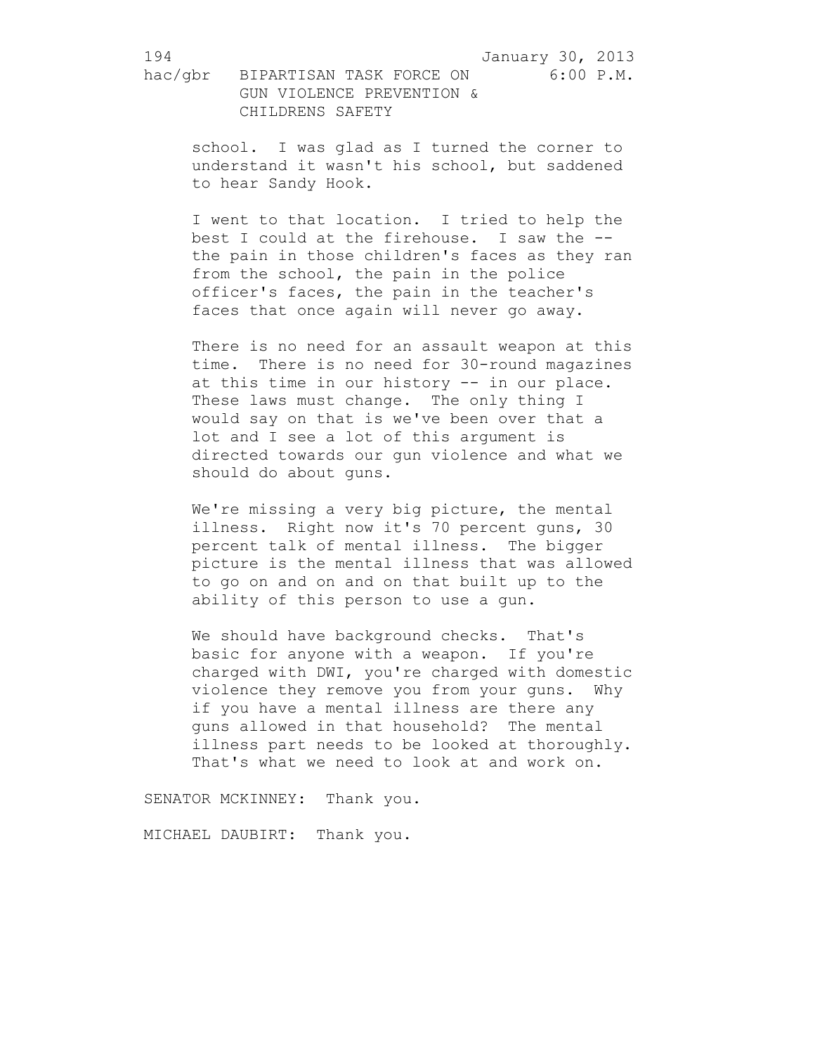school. I was glad as I turned the corner to understand it wasn't his school, but saddened to hear Sandy Hook.

I went to that location. I tried to help the best I could at the firehouse. I saw the -- the pain in those children's faces as they ran from the school, the pain in the police officer's faces, the pain in the teacher's faces that once again will never go away.

There is no need for an assault weapon at this time. There is no need for 30-round magazines at this time in our history -- in our place. These laws must change. The only thing I would say on that is we've been over that a lot and I see a lot of this argument is directed towards our gun violence and what we should do about guns.

We're missing a very big picture, the mental illness. Right now it's 70 percent guns, 30 percent talk of mental illness. The bigger picture is the mental illness that was allowed to go on and on and on that built up to the ability of this person to use a gun.

We should have background checks. That's basic for anyone with a weapon. If you're charged with DWI, you're charged with domestic violence they remove you from your guns. Why if you have a mental illness are there any guns allowed in that household? The mental illness part needs to be looked at thoroughly. That's what we need to look at and work on.

SENATOR MCKINNEY: Thank you.

MICHAEL DAUBIRT: Thank you.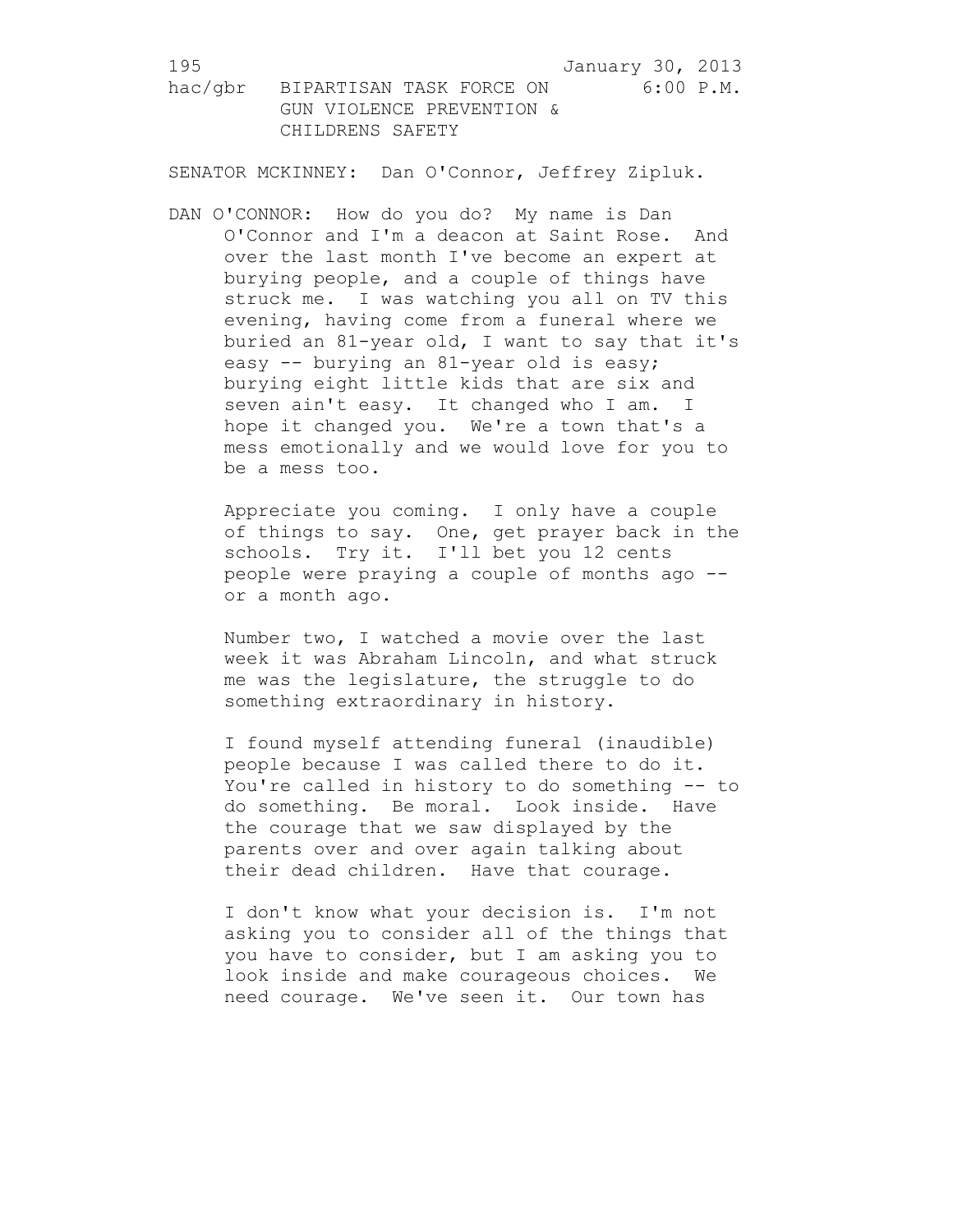SENATOR MCKINNEY: Dan O'Connor, Jeffrey Zipluk.

DAN O'CONNOR: How do you do? My name is Dan O'Connor and I'm a deacon at Saint Rose. And over the last month I've become an expert at burying people, and a couple of things have struck me. I was watching you all on TV this evening, having come from a funeral where we buried an 81-year old, I want to say that it's easy -- burying an 81-year old is easy; burying eight little kids that are six and seven ain't easy. It changed who I am. I hope it changed you. We're a town that's a mess emotionally and we would love for you to be a mess too.

Appreciate you coming. I only have a couple of things to say. One, get prayer back in the schools. Try it. I'll bet you 12 cents people were praying a couple of months ago -- or a month ago.

Number two, I watched a movie over the last week it was Abraham Lincoln, and what struck me was the legislature, the struggle to do something extraordinary in history.

I found myself attending funeral (inaudible) people because I was called there to do it. You're called in history to do something -- to do something. Be moral. Look inside. Have the courage that we saw displayed by the parents over and over again talking about their dead children. Have that courage.

I don't know what your decision is. I'm not asking you to consider all of the things that you have to consider, but I am asking you to look inside and make courageous choices. We need courage. We've seen it. Our town has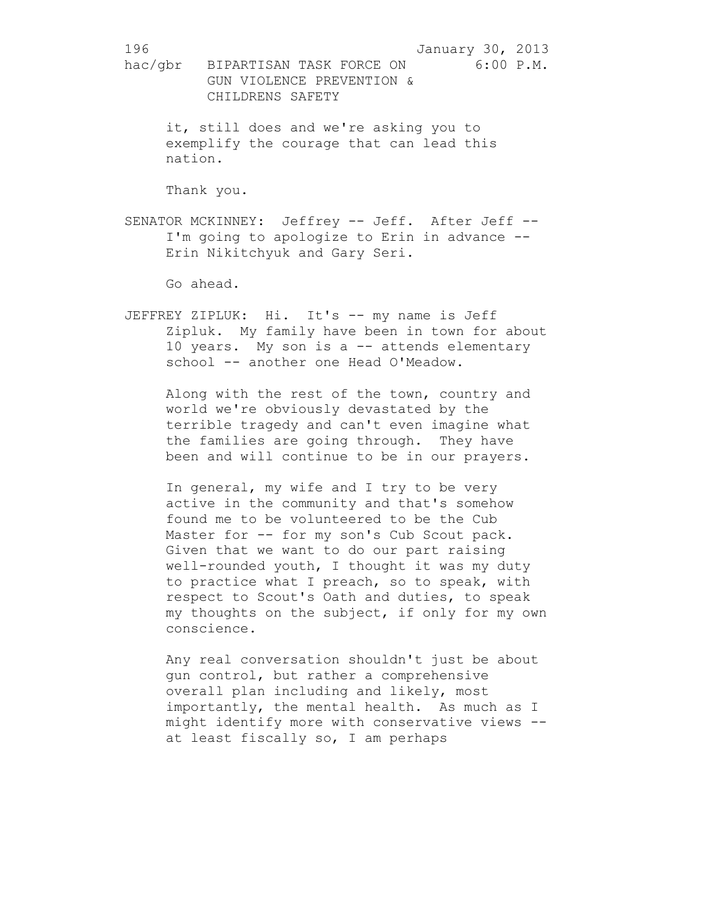it, still does and we're asking you to exemplify the courage that can lead this nation.

Thank you.

SENATOR MCKINNEY: Jeffrey -- Jeff. After Jeff -- I'm going to apologize to Erin in advance -- Erin Nikitchyuk and Gary Seri.

Go ahead.

JEFFREY ZIPLUK: Hi. It's -- my name is Jeff Zipluk. My family have been in town for about 10 years. My son is a -- attends elementary school -- another one Head O'Meadow.

Along with the rest of the town, country and world we're obviously devastated by the terrible tragedy and can't even imagine what the families are going through. They have been and will continue to be in our prayers.

In general, my wife and I try to be very active in the community and that's somehow found me to be volunteered to be the Cub Master for -- for my son's Cub Scout pack. Given that we want to do our part raising well-rounded youth, I thought it was my duty to practice what I preach, so to speak, with respect to Scout's Oath and duties, to speak my thoughts on the subject, if only for my own conscience.

Any real conversation shouldn't just be about gun control, but rather a comprehensive overall plan including and likely, most importantly, the mental health. As much as I might identify more with conservative views -- at least fiscally so, I am perhaps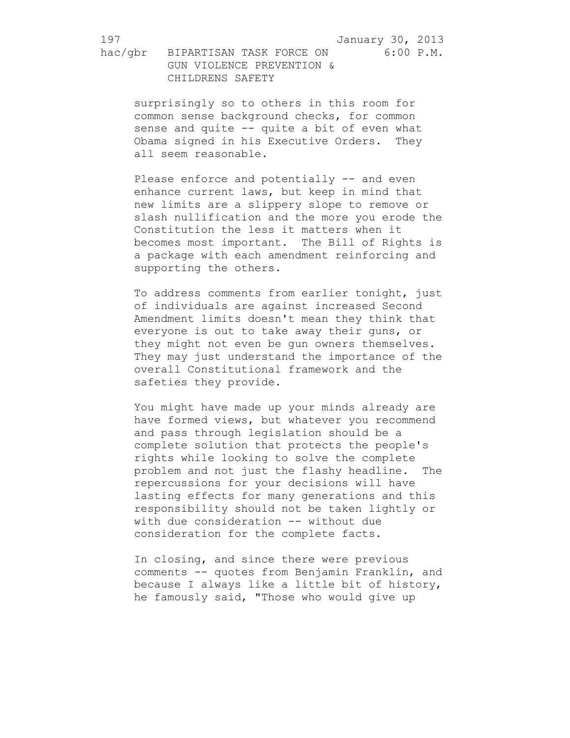surprisingly so to others in this room for common sense background checks, for common sense and quite -- quite a bit of even what Obama signed in his Executive Orders. They all seem reasonable.

Please enforce and potentially -- and even enhance current laws, but keep in mind that new limits are a slippery slope to remove or slash nullification and the more you erode the Constitution the less it matters when it becomes most important. The Bill of Rights is a package with each amendment reinforcing and supporting the others.

To address comments from earlier tonight, just of individuals are against increased Second Amendment limits doesn't mean they think that everyone is out to take away their guns, or they might not even be gun owners themselves. They may just understand the importance of the overall Constitutional framework and the safeties they provide.

You might have made up your minds already are have formed views, but whatever you recommend and pass through legislation should be a complete solution that protects the people's rights while looking to solve the complete problem and not just the flashy headline. The repercussions for your decisions will have lasting effects for many generations and this responsibility should not be taken lightly or with due consideration -- without due consideration for the complete facts.

In closing, and since there were previous comments -- quotes from Benjamin Franklin, and because I always like a little bit of history, he famously said, "Those who would give up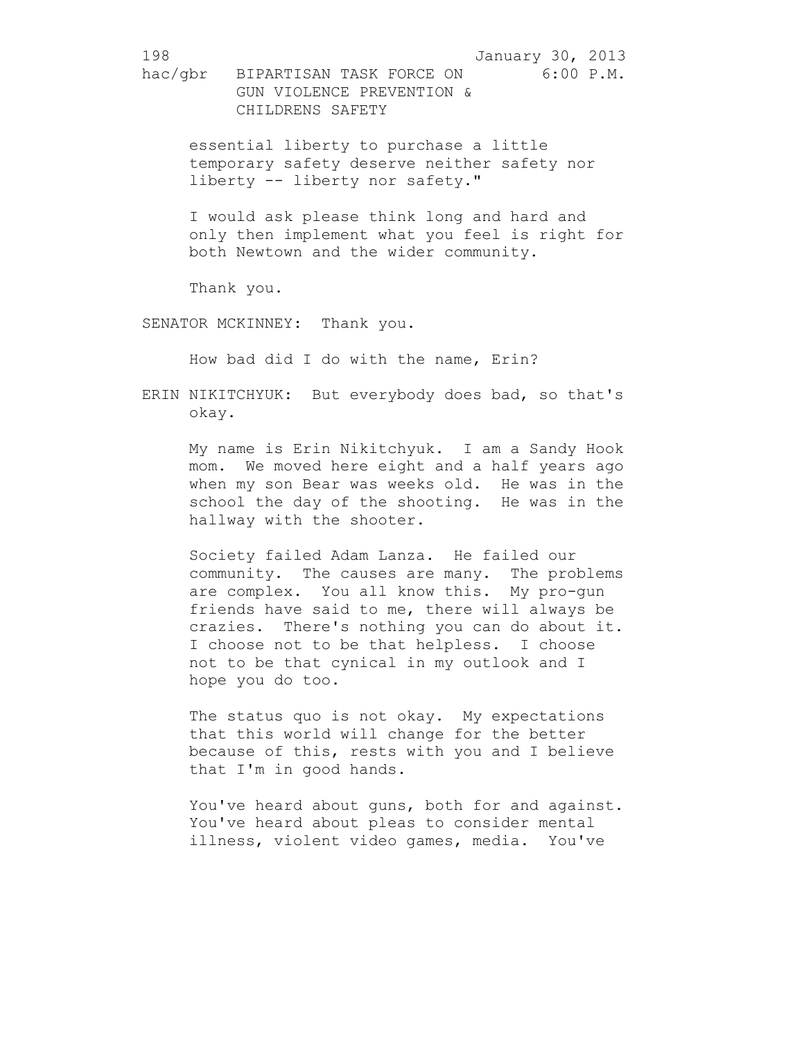essential liberty to purchase a little temporary safety deserve neither safety nor liberty -- liberty nor safety."

I would ask please think long and hard and only then implement what you feel is right for both Newtown and the wider community.

Thank you.

SENATOR MCKINNEY: Thank you.

How bad did I do with the name, Erin?

ERIN NIKITCHYUK: But everybody does bad, so that's okay.

My name is Erin Nikitchyuk. I am a Sandy Hook mom. We moved here eight and a half years ago when my son Bear was weeks old. He was in the school the day of the shooting. He was in the hallway with the shooter.

Society failed Adam Lanza. He failed our community. The causes are many. The problems are complex. You all know this. My pro-gun friends have said to me, there will always be crazies. There's nothing you can do about it. I choose not to be that helpless. I choose not to be that cynical in my outlook and I hope you do too.

The status quo is not okay. My expectations that this world will change for the better because of this, rests with you and I believe that I'm in good hands.

You've heard about guns, both for and against. You've heard about pleas to consider mental illness, violent video games, media. You've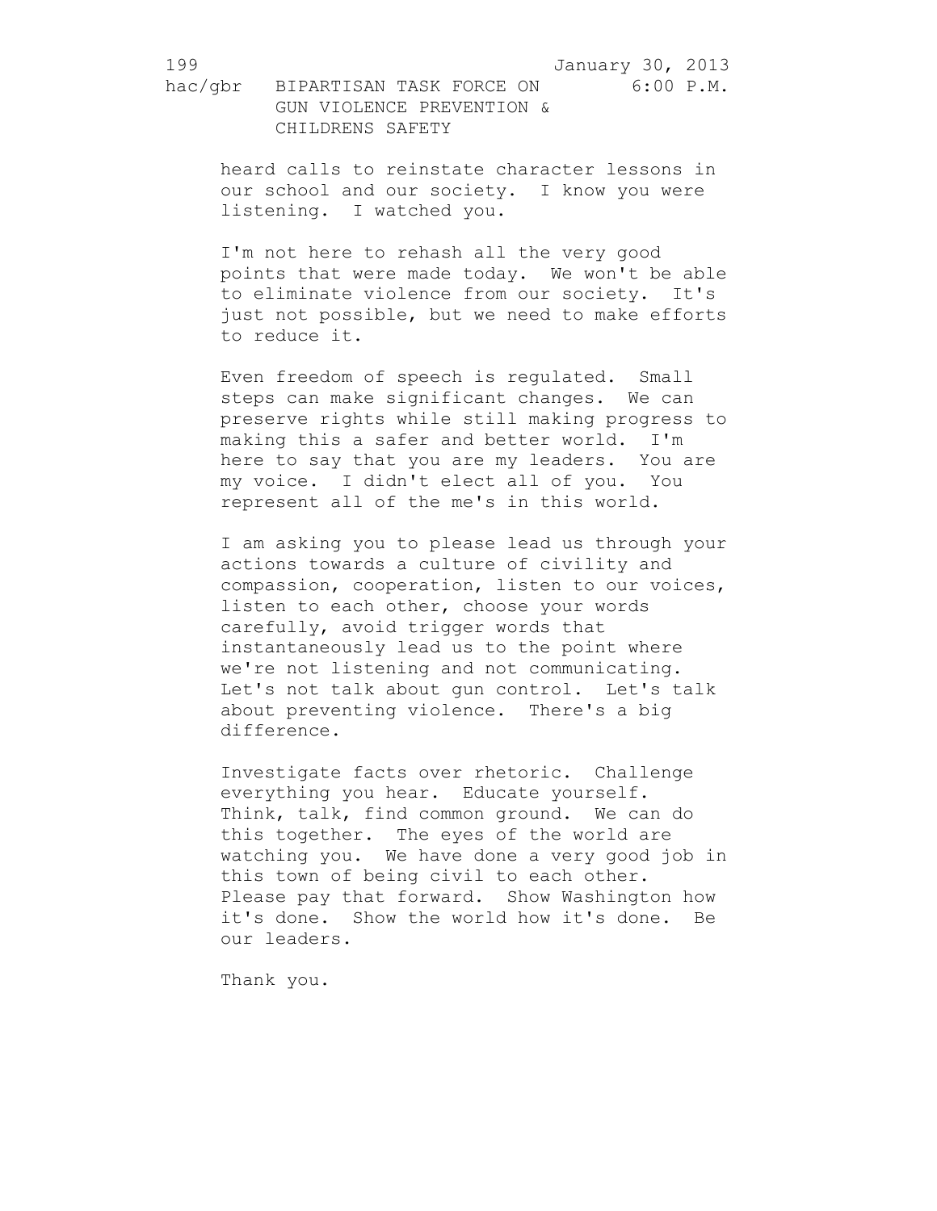heard calls to reinstate character lessons in our school and our society. I know you were listening. I watched you.

I'm not here to rehash all the very good points that were made today. We won't be able to eliminate violence from our society. It's just not possible, but we need to make efforts to reduce it.

Even freedom of speech is regulated. Small steps can make significant changes. We can preserve rights while still making progress to making this a safer and better world. I'm here to say that you are my leaders. You are my voice. I didn't elect all of you. You represent all of the me's in this world.

I am asking you to please lead us through your actions towards a culture of civility and compassion, cooperation, listen to our voices, listen to each other, choose your words carefully, avoid trigger words that instantaneously lead us to the point where we're not listening and not communicating. Let's not talk about gun control. Let's talk about preventing violence. There's a big difference.

Investigate facts over rhetoric. Challenge everything you hear. Educate yourself. Think, talk, find common ground. We can do this together. The eyes of the world are watching you. We have done a very good job in this town of being civil to each other. Please pay that forward. Show Washington how it's done. Show the world how it's done. Be our leaders.

Thank you.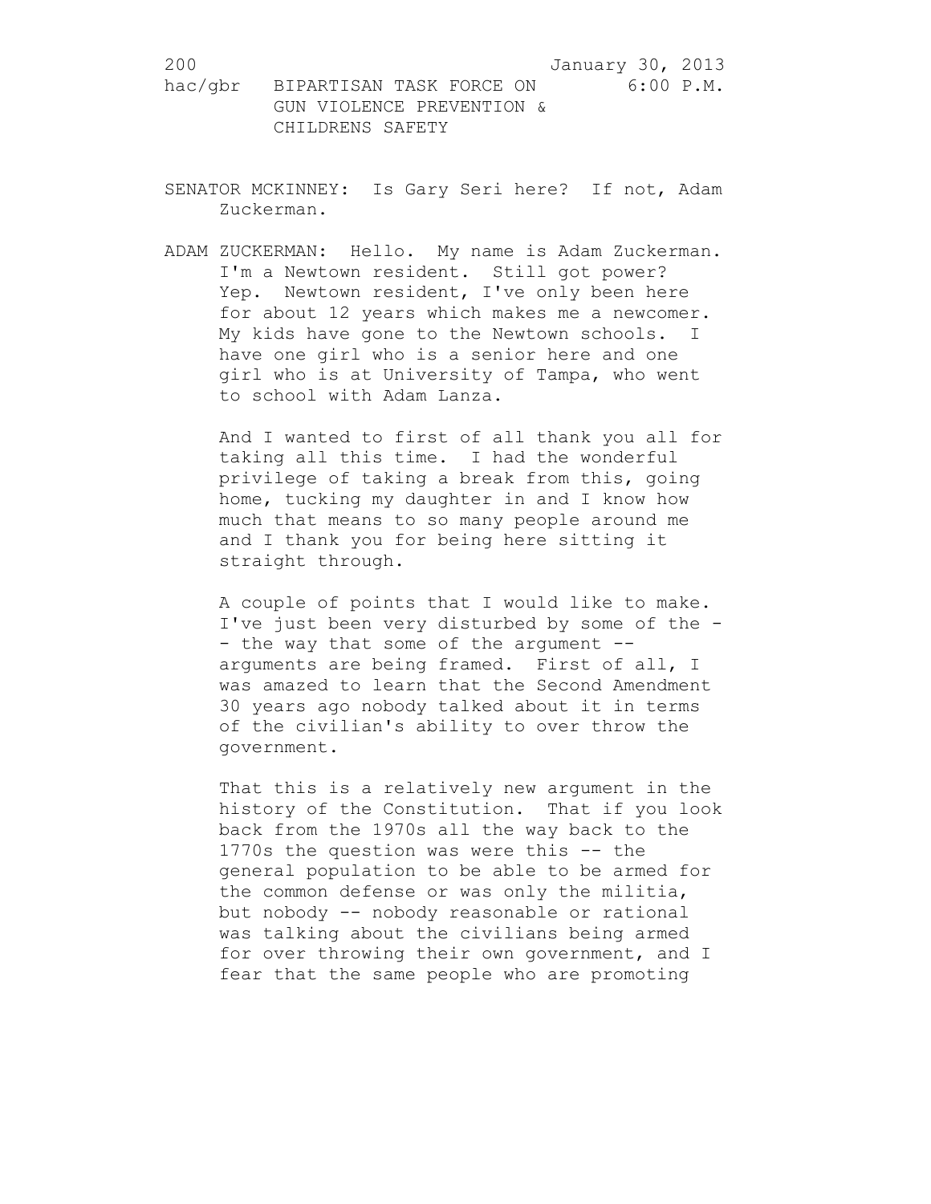SENATOR MCKINNEY: Is Gary Seri here? If not, Adam Zuckerman.

ADAM ZUCKERMAN: Hello. My name is Adam Zuckerman. I'm a Newtown resident. Still got power? Yep. Newtown resident, I've only been here for about 12 years which makes me a newcomer. My kids have gone to the Newtown schools. I have one girl who is a senior here and one girl who is at University of Tampa, who went to school with Adam Lanza.

And I wanted to first of all thank you all for taking all this time. I had the wonderful privilege of taking a break from this, going home, tucking my daughter in and I know how much that means to so many people around me and I thank you for being here sitting it straight through.

A couple of points that I would like to make. I've just been very disturbed by some of the -- the way that some of the argument -- arguments are being framed. First of all, I was amazed to learn that the Second Amendment 30 years ago nobody talked about it in terms of the civilian's ability to over throw the government.

That this is a relatively new argument in the history of the Constitution. That if you look back from the 1970s all the way back to the 1770s the question was were this -- the general population to be able to be armed for the common defense or was only the militia, but nobody -- nobody reasonable or rational was talking about the civilians being armed for over throwing their own government, and I fear that the same people who are promoting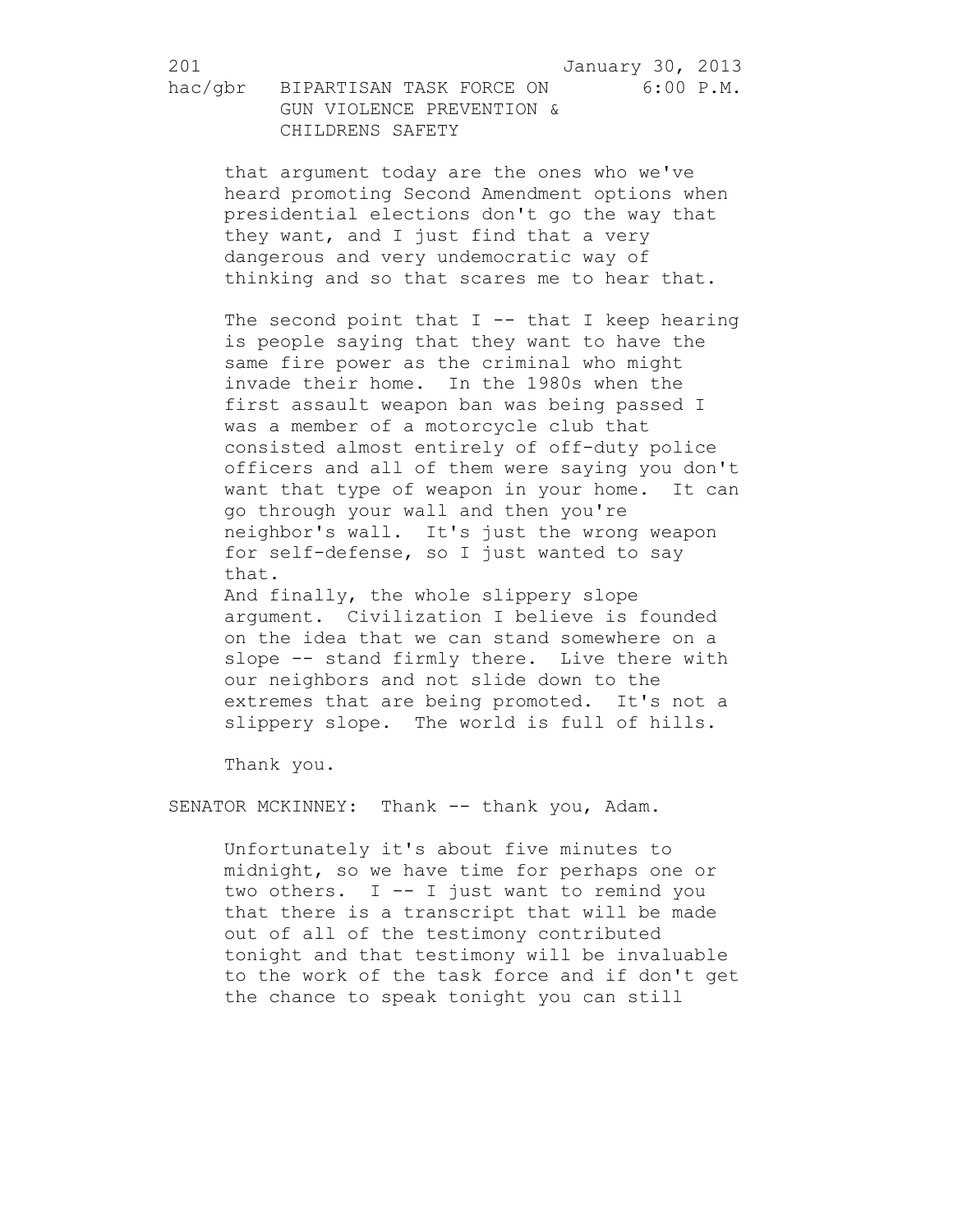that argument today are the ones who we've heard promoting Second Amendment options when presidential elections don't go the way that they want, and I just find that a very dangerous and very undemocratic way of thinking and so that scares me to hear that.

The second point that I -- that I keep hearing is people saying that they want to have the same fire power as the criminal who might invade their home. In the 1980s when the first assault weapon ban was being passed I was a member of a motorcycle club that consisted almost entirely of off-duty police officers and all of them were saying you don't want that type of weapon in your home. It can go through your wall and then you're neighbor's wall. It's just the wrong weapon for self-defense, so I just wanted to say that.

And finally, the whole slippery slope argument. Civilization I believe is founded on the idea that we can stand somewhere on a slope -- stand firmly there. Live there with our neighbors and not slide down to the extremes that are being promoted. It's not a slippery slope. The world is full of hills.

Thank you.

SENATOR MCKINNEY: Thank -- thank you, Adam.

Unfortunately it's about five minutes to midnight, so we have time for perhaps one or two others. I -- I just want to remind you that there is a transcript that will be made out of all of the testimony contributed tonight and that testimony will be invaluable to the work of the task force and if don't get the chance to speak tonight you can still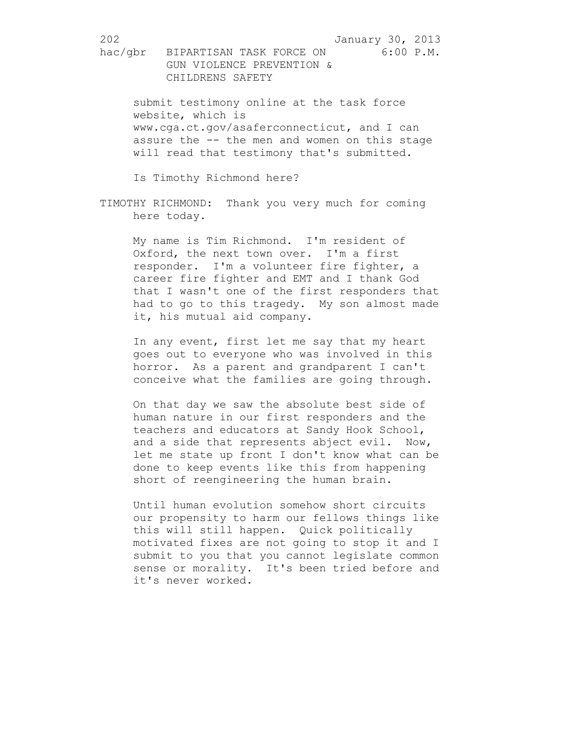submit testimony online at the task force website, which is www.cga.ct.gov/asaferconnecticut, and I can assure the -- the men and women on this stage will read that testimony that's submitted.

Is Timothy Richmond here?

TIMOTHY RICHMOND: Thank you very much for coming here today.

My name is Tim Richmond. I'm resident of Oxford, the next town over. I'm a first responder. I'm a volunteer fire fighter, a career fire fighter and EMT and I thank God that I wasn't one of the first responders that had to go to this tragedy. My son almost made it, his mutual aid company.

In any event, first let me say that my heart goes out to everyone who was involved in this horror. As a parent and grandparent I can't conceive what the families are going through.

On that day we saw the absolute best side of human nature in our first responders and the teachers and educators at Sandy Hook School, and a side that represents abject evil. Now, let me state up front I don't know what can be done to keep events like this from happening short of reengineering the human brain.

Until human evolution somehow short circuits our propensity to harm our fellows things like this will still happen. Quick politically motivated fixes are not going to stop it and I submit to you that you cannot legislate common sense or morality. It's been tried before and it's never worked.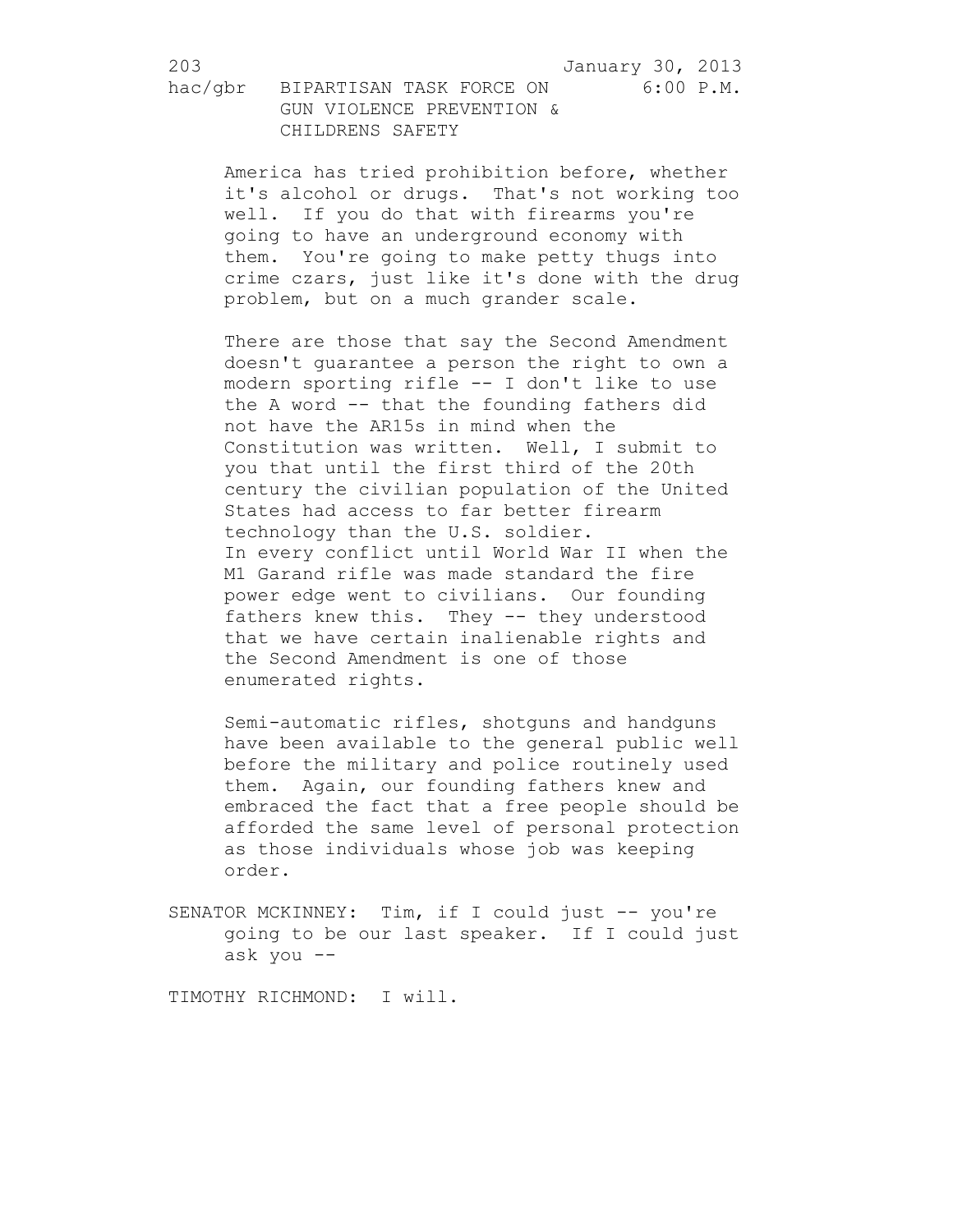America has tried prohibition before, whether it's alcohol or drugs. That's not working too well. If you do that with firearms you're going to have an underground economy with them. You're going to make petty thugs into crime czars, just like it's done with the drug problem, but on a much grander scale.

There are those that say the Second Amendment doesn't guarantee a person the right to own a modern sporting rifle -- I don't like to use the A word -- that the founding fathers did not have the AR15s in mind when the Constitution was written. Well, I submit to you that until the first third of the 20th century the civilian population of the United States had access to far better firearm technology than the U.S. soldier.
In every conflict until World War II when the M1 Garand rifle was made standard the fire power edge went to civilians. Our founding fathers knew this. They -- they understood that we have certain inalienable rights and the Second Amendment is one of those enumerated rights.

Semi-automatic rifles, shotguns and handguns have been available to the general public well before the military and police routinely used them. Again, our founding fathers knew and embraced the fact that a free people should be afforded the same level of personal protection as those individuals whose job was keeping order.

SENATOR MCKINNEY: Tim, if I could just -- you're going to be our last speaker. If I could just ask you --

TIMOTHY RICHMOND: I will.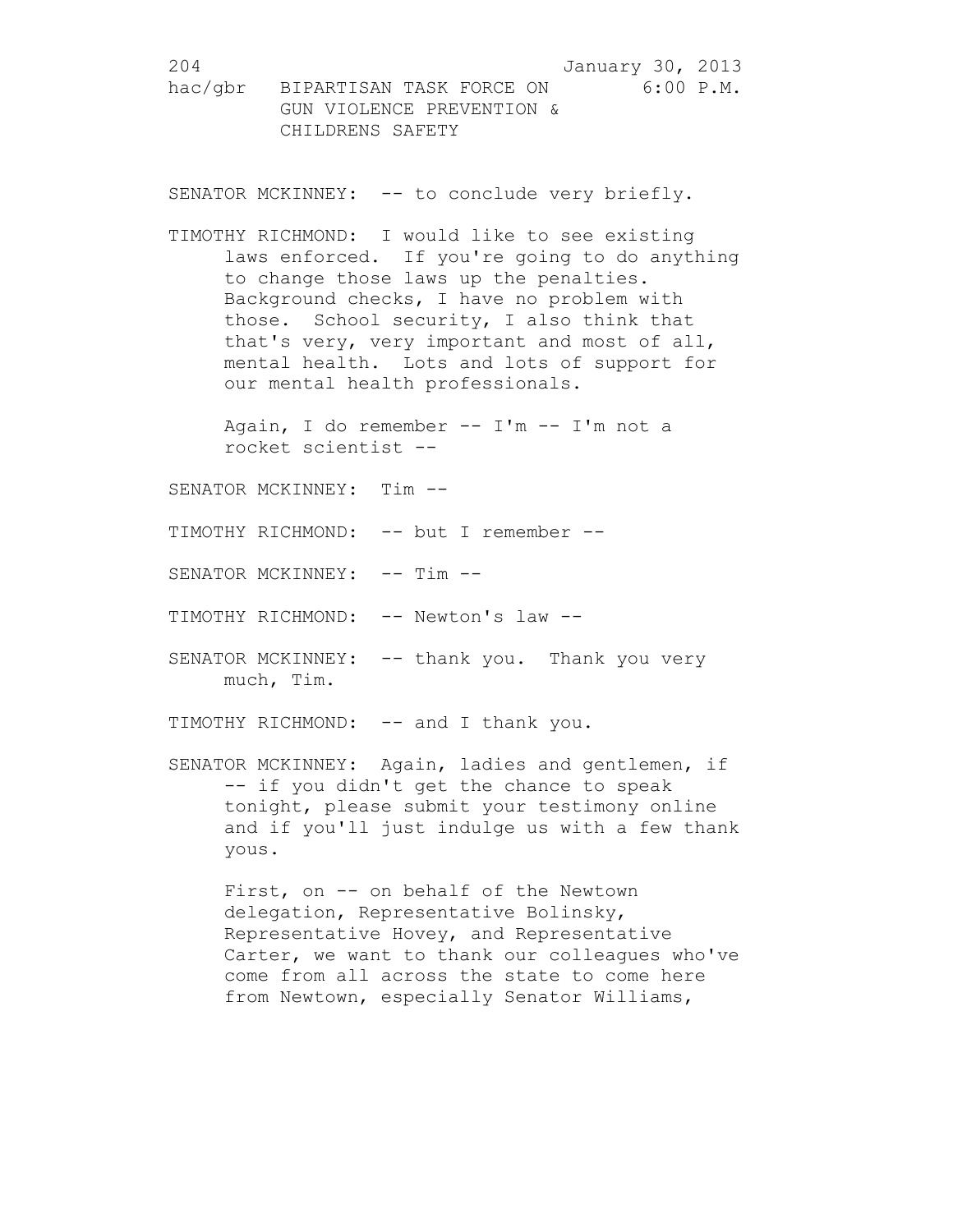SENATOR MCKINNEY: -- to conclude very briefly.

TIMOTHY RICHMOND: I would like to see existing laws enforced. If you're going to do anything to change those laws up the penalties. Background checks, I have no problem with those. School security, I also think that that's very, very important and most of all, mental health. Lots and lots of support for our mental health professionals.

Again, I do remember -- I'm -- I'm not a rocket scientist --

SENATOR MCKINNEY: Tim --

TIMOTHY RICHMOND: -- but I remember --

SENATOR MCKINNEY: -- Tim --

TIMOTHY RICHMOND: -- Newton's law --

SENATOR MCKINNEY: -- thank you. Thank you very much, Tim.

TIMOTHY RICHMOND: -- and I thank you.

SENATOR MCKINNEY: Again, ladies and gentlemen, if -- if you didn't get the chance to speak tonight, please submit your testimony online and if you'll just indulge us with a few thank yous.

First, on -- on behalf of the Newtown delegation, Representative Bolinsky, Representative Hovey, and Representative Carter, we want to thank our colleagues who've come from all across the state to come here from Newtown, especially Senator Williams,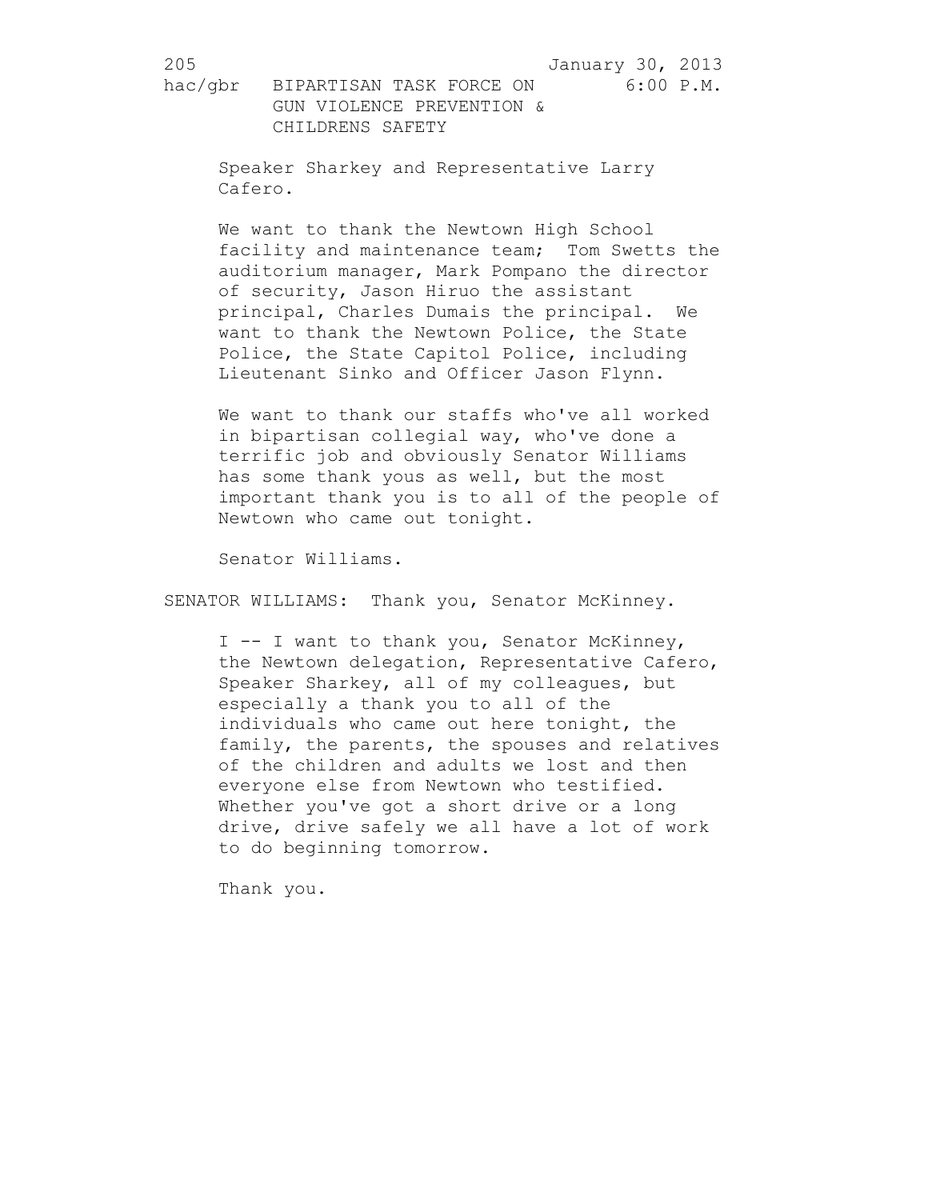Speaker Sharkey and Representative Larry Cafero.

We want to thank the Newtown High School facility and maintenance team; Tom Swetts the auditorium manager, Mark Pompano the director of security, Jason Hiruo the assistant principal, Charles Dumais the principal. We want to thank the Newtown Police, the State Police, the State Capitol Police, including Lieutenant Sinko and Officer Jason Flynn.

We want to thank our staffs who've all worked in bipartisan collegial way, who've done a terrific job and obviously Senator Williams has some thank yous as well, but the most important thank you is to all of the people of Newtown who came out tonight.

Senator Williams.

SENATOR WILLIAMS: Thank you, Senator McKinney.

I -- I want to thank you, Senator McKinney, the Newtown delegation, Representative Cafero, Speaker Sharkey, all of my colleagues, but especially a thank you to all of the individuals who came out here tonight, the family, the parents, the spouses and relatives of the children and adults we lost and then everyone else from Newtown who testified. Whether you've got a short drive or a long drive, drive safely we all have a lot of work to do beginning tomorrow.

Thank you.